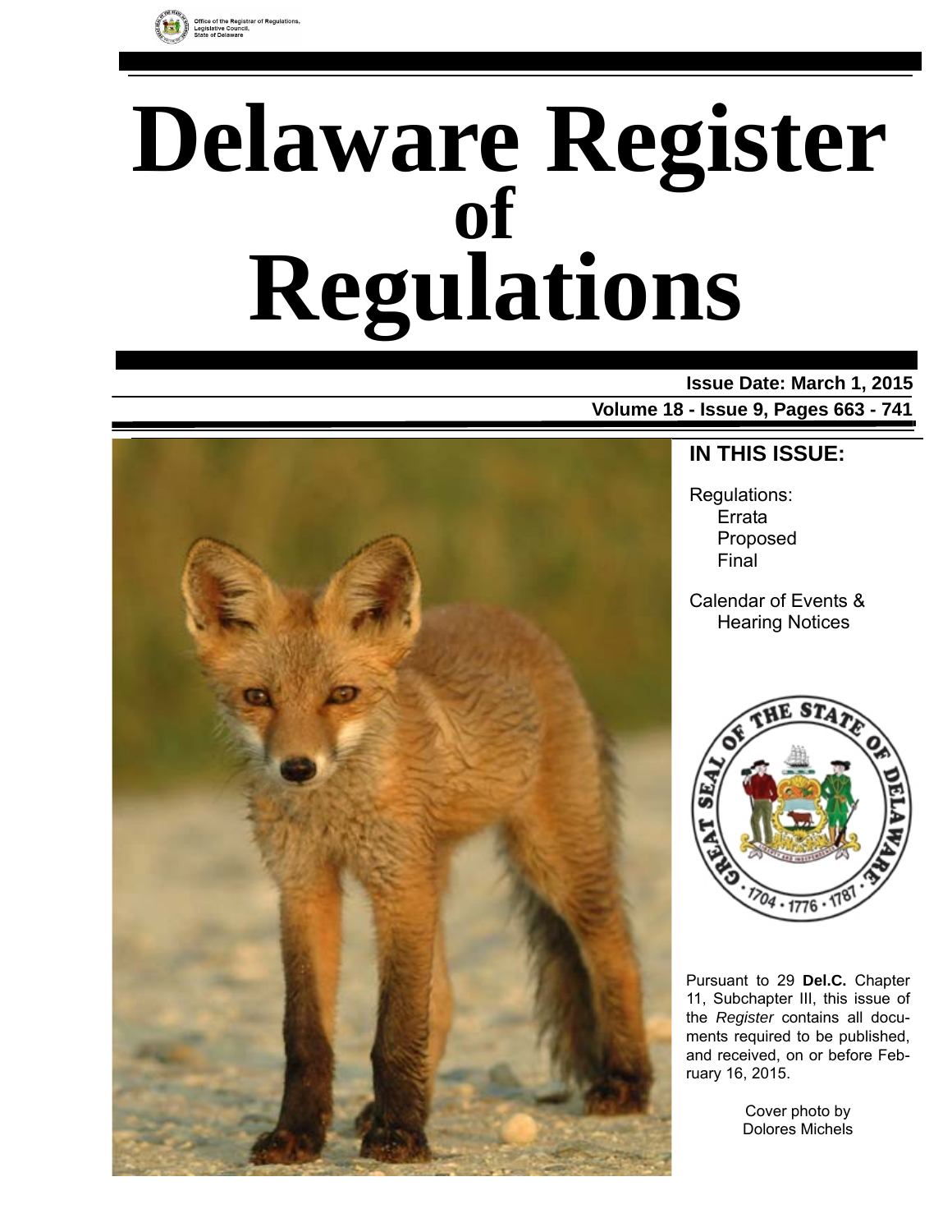Office of the Registrar of Regulations, Legislative Council, State of Delaware

# Delaware Register of Regulations

**Issue Date: March 1, 2015**

**Volume 18 - Issue 9, Pages 663 - 741**

## IN THIS ISSUE:

Regulations:
- Errata
- Proposed
- Final

Calendar of Events & Hearing Notices

Pursuant to 29 **Del.C.** Chapter 11, Subchapter III, this issue of the *Register* contains all documents required to be published, and received, on or before February 16, 2015.

Cover photo by Dolores Michels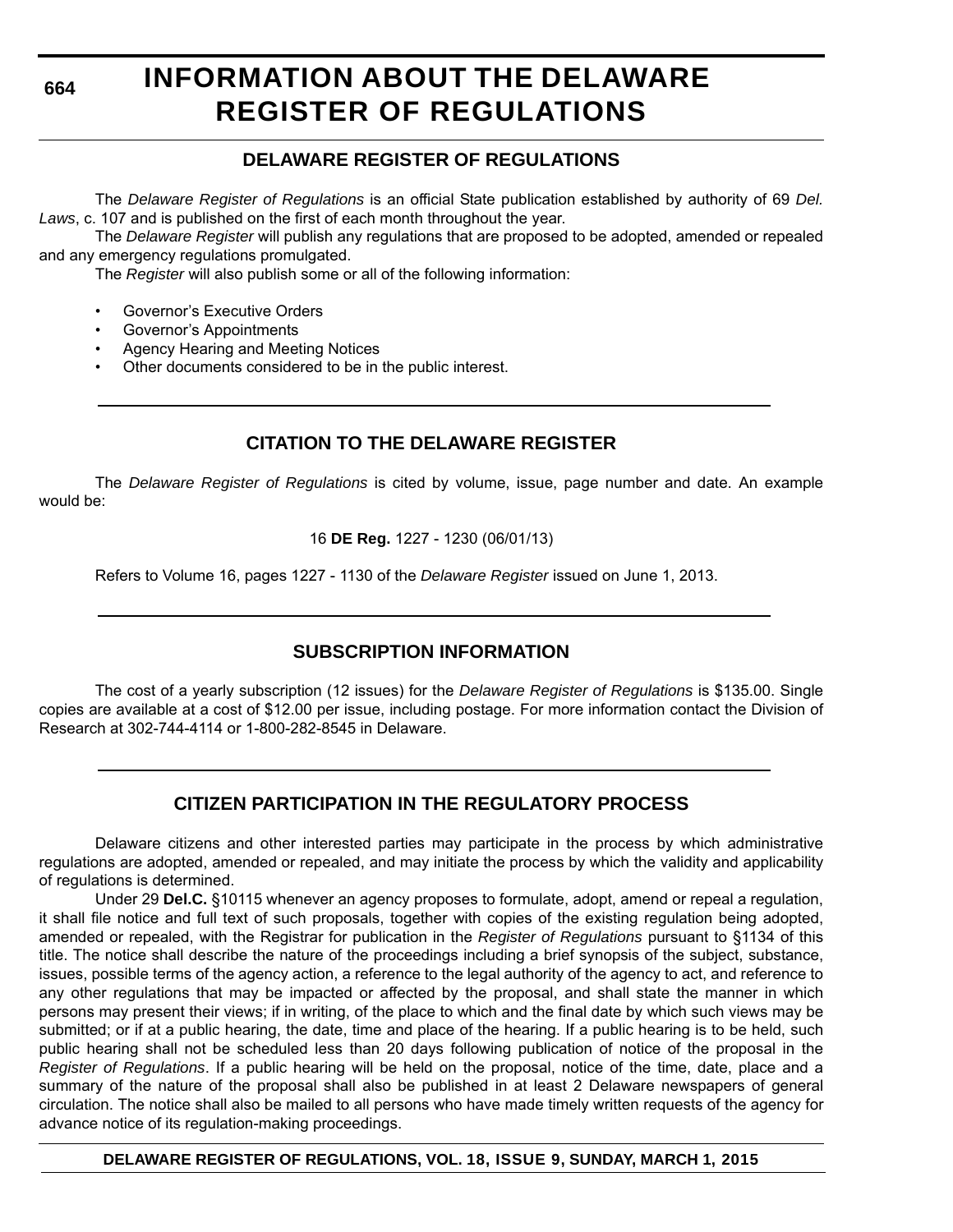# INFORMATION ABOUT THE DELAWARE REGISTER OF REGULATIONS

## DELAWARE REGISTER OF REGULATIONS

The *Delaware Register of Regulations* is an official State publication established by authority of 69 *Del. Laws*, c. 107 and is published on the first of each month throughout the year.

The *Delaware Register* will publish any regulations that are proposed to be adopted, amended or repealed and any emergency regulations promulgated.

The *Register* will also publish some or all of the following information:

- Governor's Executive Orders
- Governor's Appointments
- Agency Hearing and Meeting Notices
- Other documents considered to be in the public interest.

## CITATION TO THE DELAWARE REGISTER

The *Delaware Register of Regulations* is cited by volume, issue, page number and date. An example would be:

16 **DE Reg.** 1227 - 1230 (06/01/13)

Refers to Volume 16, pages 1227 - 1130 of the *Delaware Register* issued on June 1, 2013.

## SUBSCRIPTION INFORMATION

The cost of a yearly subscription (12 issues) for the *Delaware Register of Regulations* is $135.00. Single copies are available at a cost of $12.00 per issue, including postage. For more information contact the Division of Research at 302-744-4114 or 1-800-282-8545 in Delaware.

## CITIZEN PARTICIPATION IN THE REGULATORY PROCESS

Delaware citizens and other interested parties may participate in the process by which administrative regulations are adopted, amended or repealed, and may initiate the process by which the validity and applicability of regulations is determined.

Under 29 **Del.C.** §10115 whenever an agency proposes to formulate, adopt, amend or repeal a regulation, it shall file notice and full text of such proposals, together with copies of the existing regulation being adopted, amended or repealed, with the Registrar for publication in the *Register of Regulations* pursuant to §1134 of this title. The notice shall describe the nature of the proceedings including a brief synopsis of the subject, substance, issues, possible terms of the agency action, a reference to the legal authority of the agency to act, and reference to any other regulations that may be impacted or affected by the proposal, and shall state the manner in which persons may present their views; if in writing, of the place to which and the final date by which such views may be submitted; or if at a public hearing, the date, time and place of the hearing. If a public hearing is to be held, such public hearing shall not be scheduled less than 20 days following publication of notice of the proposal in the *Register of Regulations*. If a public hearing will be held on the proposal, notice of the time, date, place and a summary of the nature of the proposal shall also be published in at least 2 Delaware newspapers of general circulation. The notice shall also be mailed to all persons who have made timely written requests of the agency for advance notice of its regulation-making proceedings.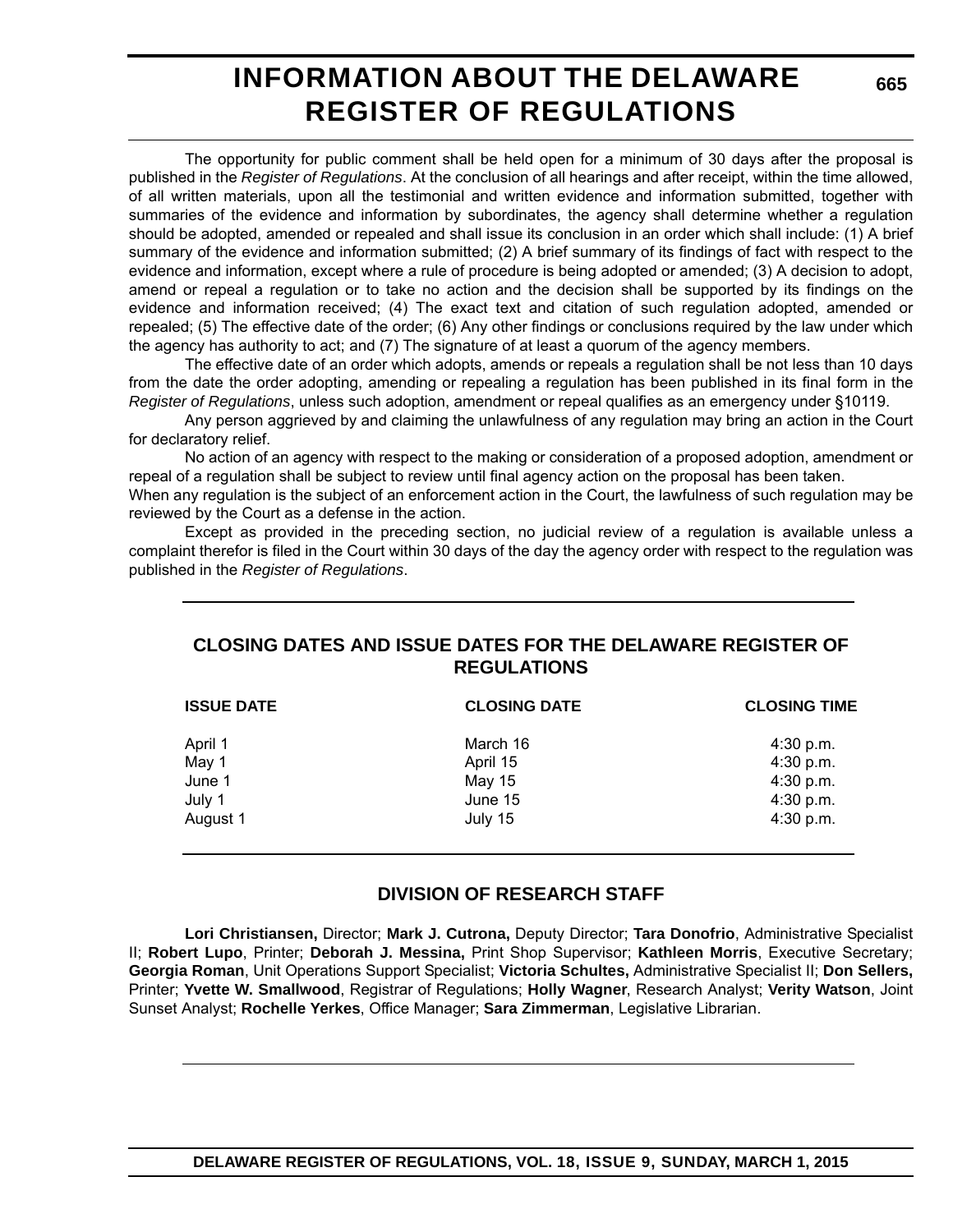# INFORMATION ABOUT THE DELAWARE REGISTER OF REGULATIONS

The opportunity for public comment shall be held open for a minimum of 30 days after the proposal is published in the *Register of Regulations*. At the conclusion of all hearings and after receipt, within the time allowed, of all written materials, upon all the testimonial and written evidence and information submitted, together with summaries of the evidence and information by subordinates, the agency shall determine whether a regulation should be adopted, amended or repealed and shall issue its conclusion in an order which shall include: (1) A brief summary of the evidence and information submitted; (2) A brief summary of its findings of fact with respect to the evidence and information, except where a rule of procedure is being adopted or amended; (3) A decision to adopt, amend or repeal a regulation or to take no action and the decision shall be supported by its findings on the evidence and information received; (4) The exact text and citation of such regulation adopted, amended or repealed; (5) The effective date of the order; (6) Any other findings or conclusions required by the law under which the agency has authority to act; and (7) The signature of at least a quorum of the agency members.

The effective date of an order which adopts, amends or repeals a regulation shall be not less than 10 days from the date the order adopting, amending or repealing a regulation has been published in its final form in the *Register of Regulations*, unless such adoption, amendment or repeal qualifies as an emergency under §10119.

Any person aggrieved by and claiming the unlawfulness of any regulation may bring an action in the Court for declaratory relief.

No action of an agency with respect to the making or consideration of a proposed adoption, amendment or repeal of a regulation shall be subject to review until final agency action on the proposal has been taken.

When any regulation is the subject of an enforcement action in the Court, the lawfulness of such regulation may be reviewed by the Court as a defense in the action.

Except as provided in the preceding section, no judicial review of a regulation is available unless a complaint therefor is filed in the Court within 30 days of the day the agency order with respect to the regulation was published in the *Register of Regulations*.

## CLOSING DATES AND ISSUE DATES FOR THE DELAWARE REGISTER OF REGULATIONS

| ISSUE DATE | CLOSING DATE | CLOSING TIME |
|---|---|---|
| April 1 | March 16 | 4:30 p.m. |
| May 1 | April 15 | 4:30 p.m. |
| June 1 | May 15 | 4:30 p.m. |
| July 1 | June 15 | 4:30 p.m. |
| August 1 | July 15 | 4:30 p.m. |

## DIVISION OF RESEARCH STAFF

**Lori Christiansen,** Director; **Mark J. Cutrona,** Deputy Director; **Tara Donofrio**, Administrative Specialist II; **Robert Lupo**, Printer; **Deborah J. Messina,** Print Shop Supervisor; **Kathleen Morris**, Executive Secretary; **Georgia Roman**, Unit Operations Support Specialist; **Victoria Schultes,** Administrative Specialist II; **Don Sellers,** Printer; **Yvette W. Smallwood**, Registrar of Regulations; **Holly Wagner**, Research Analyst; **Verity Watson**, Joint Sunset Analyst; **Rochelle Yerkes**, Office Manager; **Sara Zimmerman**, Legislative Librarian.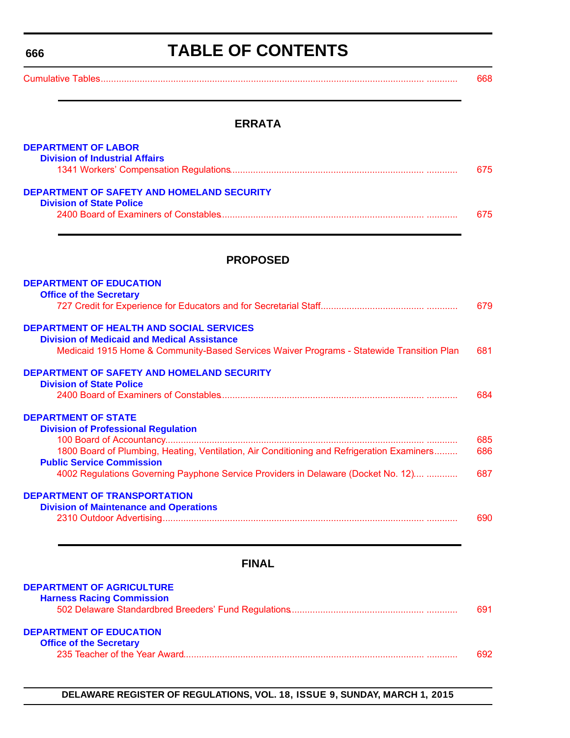# TABLE OF CONTENTS

Cumulative Tables .......... 668

## ERRATA

**DEPARTMENT OF LABOR**

**Division of Industrial Affairs**

1341 Workers' Compensation Regulations .......... 675

**DEPARTMENT OF SAFETY AND HOMELAND SECURITY**

**Division of State Police**

2400 Board of Examiners of Constables .......... 675

## PROPOSED

**DEPARTMENT OF EDUCATION**

**Office of the Secretary**

727 Credit for Experience for Educators and for Secretarial Staff .......... 679

**DEPARTMENT OF HEALTH AND SOCIAL SERVICES**

**Division of Medicaid and Medical Assistance**

Medicaid 1915 Home & Community-Based Services Waiver Programs - Statewide Transition Plan 681

**DEPARTMENT OF SAFETY AND HOMELAND SECURITY**

**Division of State Police**

2400 Board of Examiners of Constables .......... 684

**DEPARTMENT OF STATE**

**Division of Professional Regulation**

100 Board of Accountancy .......... 685

1800 Board of Plumbing, Heating, Ventilation, Air Conditioning and Refrigeration Examiners......... 686

**Public Service Commission**

4002 Regulations Governing Payphone Service Providers in Delaware (Docket No. 12).... .......... 687

**DEPARTMENT OF TRANSPORTATION**

**Division of Maintenance and Operations**

2310 Outdoor Advertising .......... 690

## FINAL

**DEPARTMENT OF AGRICULTURE**

**Harness Racing Commission**

502 Delaware Standardbred Breeders' Fund Regulations .......... 691

**DEPARTMENT OF EDUCATION**

**Office of the Secretary**

235 Teacher of the Year Award .......... 692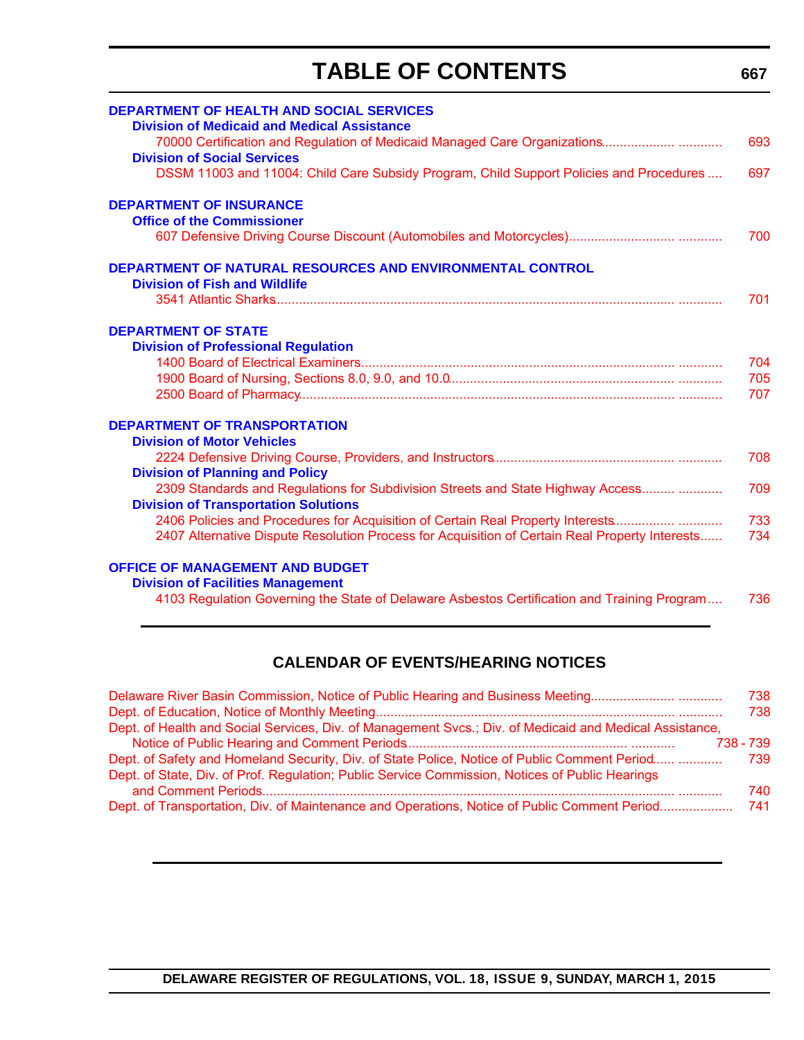# TABLE OF CONTENTS

**DEPARTMENT OF HEALTH AND SOCIAL SERVICES**

**Division of Medicaid and Medical Assistance**

70000 Certification and Regulation of Medicaid Managed Care Organizations .................. 693

**Division of Social Services**

DSSM 11003 and 11004: Child Care Subsidy Program, Child Support Policies and Procedures .... 697

**DEPARTMENT OF INSURANCE**

**Office of the Commissioner**

607 Defensive Driving Course Discount (Automobiles and Motorcycles) .................. 700

**DEPARTMENT OF NATURAL RESOURCES AND ENVIRONMENTAL CONTROL**

**Division of Fish and Wildlife**

3541 Atlantic Sharks .................. 701

**DEPARTMENT OF STATE**

**Division of Professional Regulation**

1400 Board of Electrical Examiners .................. 704

1900 Board of Nursing, Sections 8.0, 9.0, and 10.0 .................. 705

2500 Board of Pharmacy .................. 707

**DEPARTMENT OF TRANSPORTATION**

**Division of Motor Vehicles**

2224 Defensive Driving Course, Providers, and Instructors .................. 708

**Division of Planning and Policy**

2309 Standards and Regulations for Subdivision Streets and State Highway Access .................. 709

**Division of Transportation Solutions**

2406 Policies and Procedures for Acquisition of Certain Real Property Interests .................. 733

2407 Alternative Dispute Resolution Process for Acquisition of Certain Real Property Interests...... 734

**OFFICE OF MANAGEMENT AND BUDGET**

**Division of Facilities Management**

4103 Regulation Governing the State of Delaware Asbestos Certification and Training Program .... 736

## CALENDAR OF EVENTS/HEARING NOTICES

Delaware River Basin Commission, Notice of Public Hearing and Business Meeting .................. 738

Dept. of Education, Notice of Monthly Meeting .................. 738

Dept. of Health and Social Services, Div. of Management Svcs.; Div. of Medicaid and Medical Assistance, Notice of Public Hearing and Comment Periods .................. 738 - 739

Dept. of Safety and Homeland Security, Div. of State Police, Notice of Public Comment Period .................. 739

Dept. of State, Div. of Prof. Regulation; Public Service Commission, Notices of Public Hearings and Comment Periods .................. 740

Dept. of Transportation, Div. of Maintenance and Operations, Notice of Public Comment Period .................. 741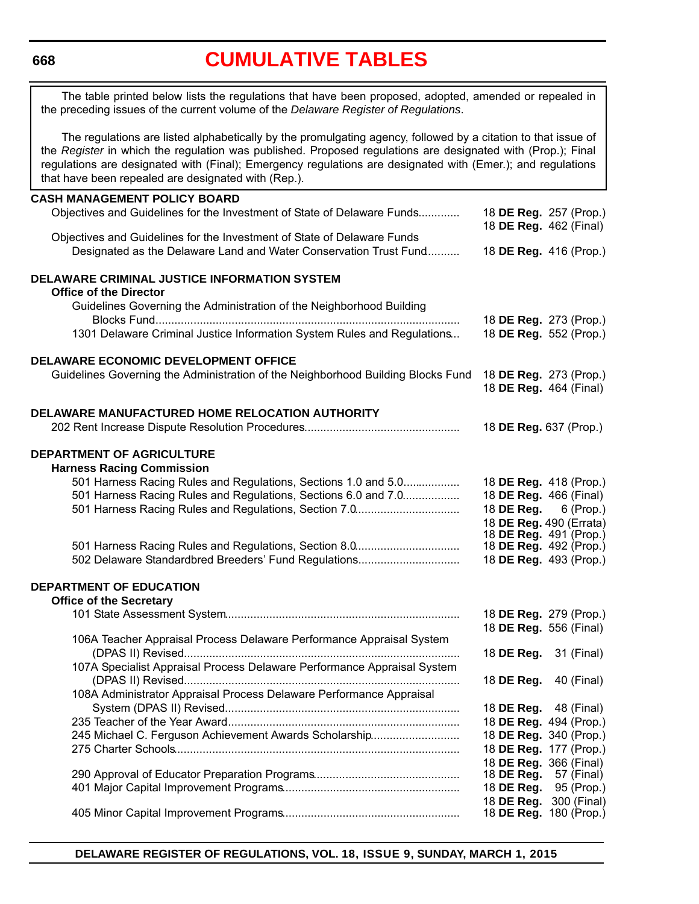# CUMULATIVE TABLES

The table printed below lists the regulations that have been proposed, adopted, amended or repealed in the preceding issues of the current volume of the *Delaware Register of Regulations*.

The regulations are listed alphabetically by the promulgating agency, followed by a citation to that issue of the *Register* in which the regulation was published. Proposed regulations are designated with (Prop.); Final regulations are designated with (Final); Emergency regulations are designated with (Emer.); and regulations that have been repealed are designated with (Rep.).

**CASH MANAGEMENT POLICY BOARD**

| Regulation | Citation |
|---|---|
| Objectives and Guidelines for the Investment of State of Delaware Funds | 18 **DE Reg.** 257 (Prop.)<br>18 **DE Reg.** 462 (Final) |
| Objectives and Guidelines for the Investment of State of Delaware Funds Designated as the Delaware Land and Water Conservation Trust Fund | 18 **DE Reg.** 416 (Prop.) |

**DELAWARE CRIMINAL JUSTICE INFORMATION SYSTEM**

**Office of the Director**

| Regulation | Citation |
|---|---|
| Guidelines Governing the Administration of the Neighborhood Building Blocks Fund | 18 **DE Reg.** 273 (Prop.) |
| 1301 Delaware Criminal Justice Information System Rules and Regulations | 18 **DE Reg.** 552 (Prop.) |

**DELAWARE ECONOMIC DEVELOPMENT OFFICE**

| Regulation | Citation |
|---|---|
| Guidelines Governing the Administration of the Neighborhood Building Blocks Fund | 18 **DE Reg.** 273 (Prop.)<br>18 **DE Reg.** 464 (Final) |

**DELAWARE MANUFACTURED HOME RELOCATION AUTHORITY**

| Regulation | Citation |
|---|---|
| 202 Rent Increase Dispute Resolution Procedures | 18 **DE Reg.** 637 (Prop.) |

**DEPARTMENT OF AGRICULTURE**

**Harness Racing Commission**

| Regulation | Citation |
|---|---|
| 501 Harness Racing Rules and Regulations, Sections 1.0 and 5.0 | 18 **DE Reg.** 418 (Prop.) |
| 501 Harness Racing Rules and Regulations, Sections 6.0 and 7.0 | 18 **DE Reg.** 466 (Final) |
| 501 Harness Racing Rules and Regulations, Section 7.0 | 18 **DE Reg.** 6 (Prop.)<br>18 **DE Reg.** 490 (Errata)<br>18 **DE Reg.** 491 (Prop.) |
| 501 Harness Racing Rules and Regulations, Section 8.0 | 18 **DE Reg.** 492 (Prop.) |
| 502 Delaware Standardbred Breeders' Fund Regulations | 18 **DE Reg.** 493 (Prop.) |

**DEPARTMENT OF EDUCATION**

**Office of the Secretary**

| Regulation | Citation |
|---|---|
| 101 State Assessment System | 18 **DE Reg.** 279 (Prop.)<br>18 **DE Reg.** 556 (Final) |
| 106A Teacher Appraisal Process Delaware Performance Appraisal System (DPAS II) Revised | 18 **DE Reg.** 31 (Final) |
| 107A Specialist Appraisal Process Delaware Performance Appraisal System (DPAS II) Revised | 18 **DE Reg.** 40 (Final) |
| 108A Administrator Appraisal Process Delaware Performance Appraisal System (DPAS II) Revised | 18 **DE Reg.** 48 (Final) |
| 235 Teacher of the Year Award | 18 **DE Reg.** 494 (Prop.) |
| 245 Michael C. Ferguson Achievement Awards Scholarship | 18 **DE Reg.** 340 (Prop.) |
| 275 Charter Schools | 18 **DE Reg.** 177 (Prop.)<br>18 **DE Reg.** 366 (Final) |
| 290 Approval of Educator Preparation Programs | 18 **DE Reg.** 57 (Final) |
| 401 Major Capital Improvement Programs | 18 **DE Reg.** 95 (Prop.)<br>18 **DE Reg.** 300 (Final) |
| 405 Minor Capital Improvement Programs | 18 **DE Reg.** 180 (Prop.) |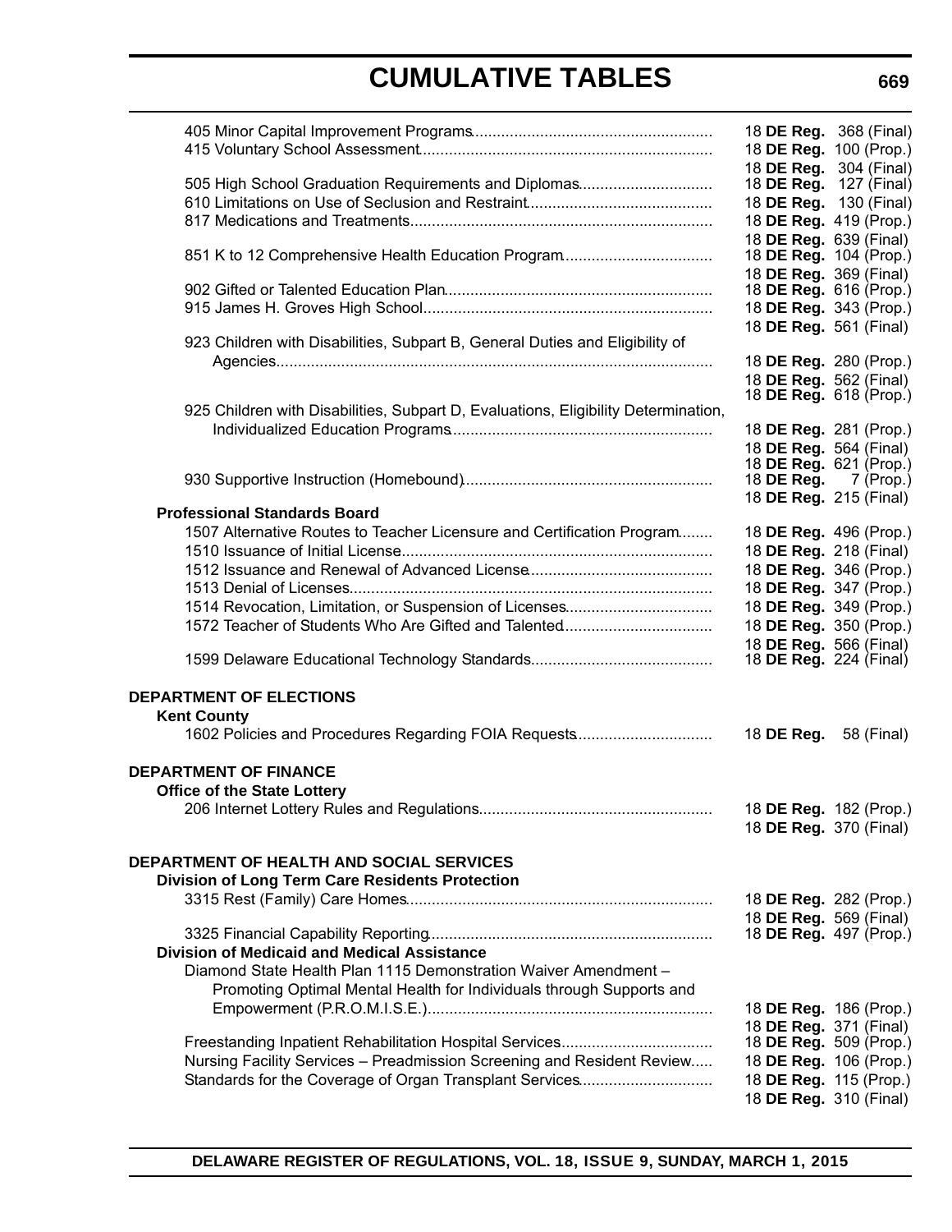# CUMULATIVE TABLES

| Regulation | Citation |
|---|---|
| 405 Minor Capital Improvement Programs | 18 **DE Reg.** 368 (Final) |
| 415 Voluntary School Assessment | 18 **DE Reg.** 100 (Prop.) |
| | 18 **DE Reg.** 304 (Final) |
| 505 High School Graduation Requirements and Diplomas | 18 **DE Reg.** 127 (Final) |
| 610 Limitations on Use of Seclusion and Restraint | 18 **DE Reg.** 130 (Final) |
| 817 Medications and Treatments | 18 **DE Reg.** 419 (Prop.) |
| | 18 **DE Reg.** 639 (Final) |
| 851 K to 12 Comprehensive Health Education Program | 18 **DE Reg.** 104 (Prop.) |
| | 18 **DE Reg.** 369 (Final) |
| 902 Gifted or Talented Education Plan | 18 **DE Reg.** 616 (Prop.) |
| 915 James H. Groves High School | 18 **DE Reg.** 343 (Prop.) |
| | 18 **DE Reg.** 561 (Final) |
| 923 Children with Disabilities, Subpart B, General Duties and Eligibility of Agencies | 18 **DE Reg.** 280 (Prop.) |
| | 18 **DE Reg.** 562 (Final) |
| | 18 **DE Reg.** 618 (Prop.) |
| 925 Children with Disabilities, Subpart D, Evaluations, Eligibility Determination, Individualized Education Programs | 18 **DE Reg.** 281 (Prop.) |
| | 18 **DE Reg.** 564 (Final) |
| | 18 **DE Reg.** 621 (Prop.) |
| 930 Supportive Instruction (Homebound) | 18 **DE Reg.** 7 (Prop.) |
| | 18 **DE Reg.** 215 (Final) |
| **Professional Standards Board** | |
| 1507 Alternative Routes to Teacher Licensure and Certification Program | 18 **DE Reg.** 496 (Prop.) |
| 1510 Issuance of Initial License | 18 **DE Reg.** 218 (Final) |
| 1512 Issuance and Renewal of Advanced License | 18 **DE Reg.** 346 (Prop.) |
| 1513 Denial of Licenses | 18 **DE Reg.** 347 (Prop.) |
| 1514 Revocation, Limitation, or Suspension of Licenses | 18 **DE Reg.** 349 (Prop.) |
| 1572 Teacher of Students Who Are Gifted and Talented | 18 **DE Reg.** 350 (Prop.) |
| | 18 **DE Reg.** 566 (Final) |
| 1599 Delaware Educational Technology Standards | 18 **DE Reg.** 224 (Final) |

## DEPARTMENT OF ELECTIONS

| Regulation | Citation |
|---|---|
| **Kent County** | |
| 1602 Policies and Procedures Regarding FOIA Requests | 18 **DE Reg.** 58 (Final) |

## DEPARTMENT OF FINANCE

| Regulation | Citation |
|---|---|
| **Office of the State Lottery** | |
| 206 Internet Lottery Rules and Regulations | 18 **DE Reg.** 182 (Prop.) |
| | 18 **DE Reg.** 370 (Final) |

## DEPARTMENT OF HEALTH AND SOCIAL SERVICES

| Regulation | Citation |
|---|---|
| **Division of Long Term Care Residents Protection** | |
| 3315 Rest (Family) Care Homes | 18 **DE Reg.** 282 (Prop.) |
| | 18 **DE Reg.** 569 (Final) |
| 3325 Financial Capability Reporting | 18 **DE Reg.** 497 (Prop.) |
| **Division of Medicaid and Medical Assistance** | |
| Diamond State Health Plan 1115 Demonstration Waiver Amendment – Promoting Optimal Mental Health for Individuals through Supports and Empowerment (P.R.O.M.I.S.E.) | 18 **DE Reg.** 186 (Prop.) |
| | 18 **DE Reg.** 371 (Final) |
| Freestanding Inpatient Rehabilitation Hospital Services | 18 **DE Reg.** 509 (Prop.) |
| Nursing Facility Services – Preadmission Screening and Resident Review | 18 **DE Reg.** 106 (Prop.) |
| Standards for the Coverage of Organ Transplant Services | 18 **DE Reg.** 115 (Prop.) |
| | 18 **DE Reg.** 310 (Final) |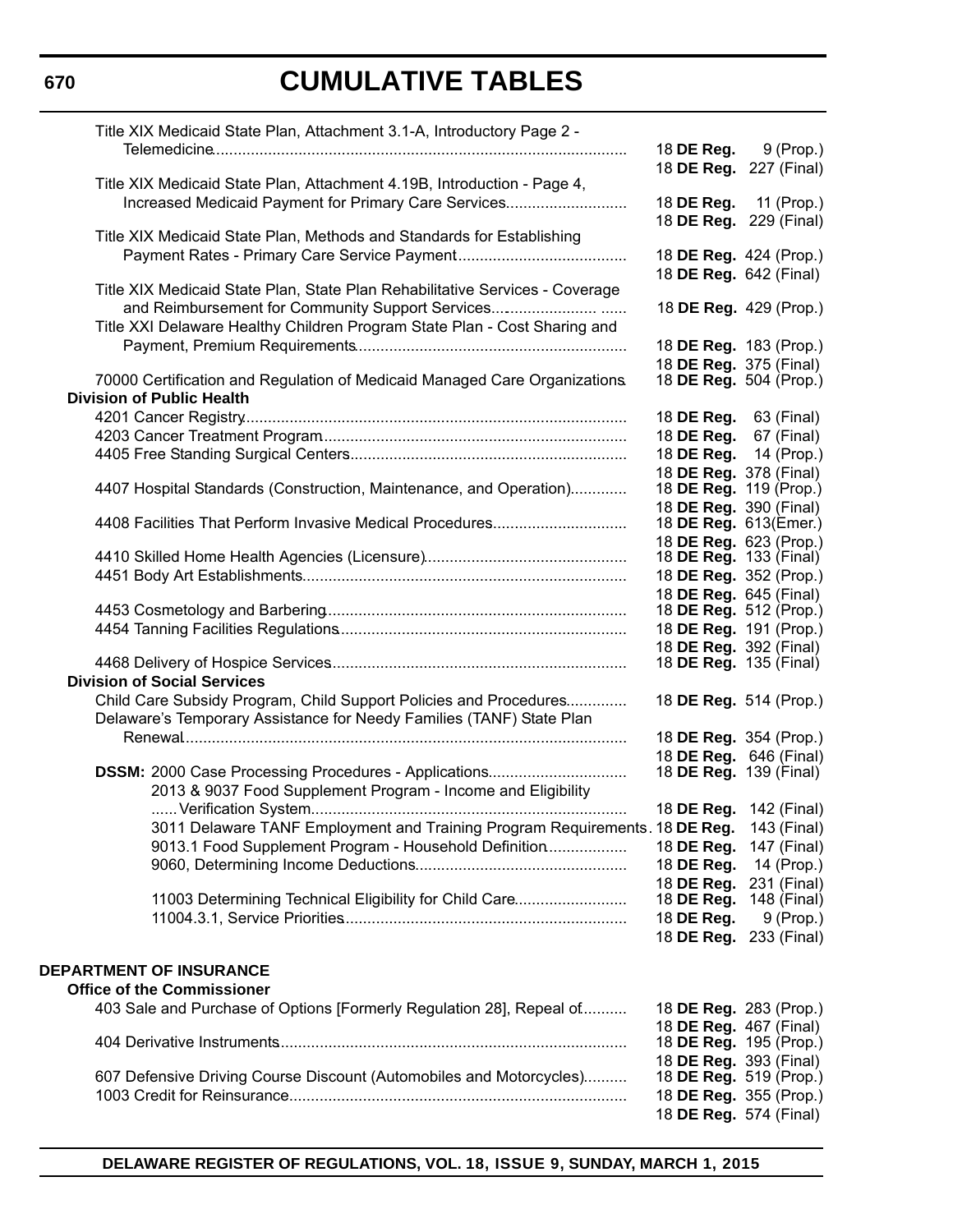# CUMULATIVE TABLES

| Regulation | Citation |
|---|---|
| Title XIX Medicaid State Plan, Attachment 3.1-A, Introductory Page 2 - Telemedicine | 18 **DE Reg.** 9 (Prop.) |
| | 18 **DE Reg.** 227 (Final) |
| Title XIX Medicaid State Plan, Attachment 4.19B, Introduction - Page 4, Increased Medicaid Payment for Primary Care Services | 18 **DE Reg.** 11 (Prop.) |
| | 18 **DE Reg.** 229 (Final) |
| Title XIX Medicaid State Plan, Methods and Standards for Establishing Payment Rates - Primary Care Service Payment | 18 **DE Reg.** 424 (Prop.) |
| | 18 **DE Reg.** 642 (Final) |
| Title XIX Medicaid State Plan, State Plan Rehabilitative Services - Coverage and Reimbursement for Community Support Services | 18 **DE Reg.** 429 (Prop.) |
| Title XXI Delaware Healthy Children Program State Plan - Cost Sharing and Payment, Premium Requirements | 18 **DE Reg.** 183 (Prop.) |
| | 18 **DE Reg.** 375 (Final) |
| 70000 Certification and Regulation of Medicaid Managed Care Organizations | 18 **DE Reg.** 504 (Prop.) |
| **Division of Public Health** | |
| 4201 Cancer Registry | 18 **DE Reg.** 63 (Final) |
| 4203 Cancer Treatment Program | 18 **DE Reg.** 67 (Final) |
| 4405 Free Standing Surgical Centers | 18 **DE Reg.** 14 (Prop.) |
| | 18 **DE Reg.** 378 (Final) |
| 4407 Hospital Standards (Construction, Maintenance, and Operation) | 18 **DE Reg.** 119 (Prop.) |
| | 18 **DE Reg.** 390 (Final) |
| 4408 Facilities That Perform Invasive Medical Procedures | 18 **DE Reg.** 613(Emer.) |
| | 18 **DE Reg.** 623 (Prop.) |
| 4410 Skilled Home Health Agencies (Licensure) | 18 **DE Reg.** 133 (Final) |
| 4451 Body Art Establishments | 18 **DE Reg.** 352 (Prop.) |
| | 18 **DE Reg.** 645 (Final) |
| 4453 Cosmetology and Barbering | 18 **DE Reg.** 512 (Prop.) |
| 4454 Tanning Facilities Regulations | 18 **DE Reg.** 191 (Prop.) |
| | 18 **DE Reg.** 392 (Final) |
| 4468 Delivery of Hospice Services | 18 **DE Reg.** 135 (Final) |
| **Division of Social Services** | |
| Child Care Subsidy Program, Child Support Policies and Procedures | 18 **DE Reg.** 514 (Prop.) |
| Delaware's Temporary Assistance for Needy Families (TANF) State Plan Renewal | 18 **DE Reg.** 354 (Prop.) |
| | 18 **DE Reg.** 646 (Final) |
| **DSSM:** 2000 Case Processing Procedures - Applications | 18 **DE Reg.** 139 (Final) |
| 2013 & 9037 Food Supplement Program - Income and Eligibility Verification System | 18 **DE Reg.** 142 (Final) |
| 3011 Delaware TANF Employment and Training Program Requirements | 18 **DE Reg.** 143 (Final) |
| 9013.1 Food Supplement Program - Household Definition | 18 **DE Reg.** 147 (Final) |
| 9060, Determining Income Deductions | 18 **DE Reg.** 14 (Prop.) |
| | 18 **DE Reg.** 231 (Final) |
| 11003 Determining Technical Eligibility for Child Care | 18 **DE Reg.** 148 (Final) |
| 11004.3.1, Service Priorities | 18 **DE Reg.** 9 (Prop.) |
| | 18 **DE Reg.** 233 (Final) |

## DEPARTMENT OF INSURANCE

| Regulation | Citation |
|---|---|
| **Office of the Commissioner** | |
| 403 Sale and Purchase of Options [Formerly Regulation 28], Repeal of | 18 **DE Reg.** 283 (Prop.) |
| | 18 **DE Reg.** 467 (Final) |
| 404 Derivative Instruments | 18 **DE Reg.** 195 (Prop.) |
| | 18 **DE Reg.** 393 (Final) |
| 607 Defensive Driving Course Discount (Automobiles and Motorcycles) | 18 **DE Reg.** 519 (Prop.) |
| 1003 Credit for Reinsurance | 18 **DE Reg.** 355 (Prop.) |
| | 18 **DE Reg.** 574 (Final) |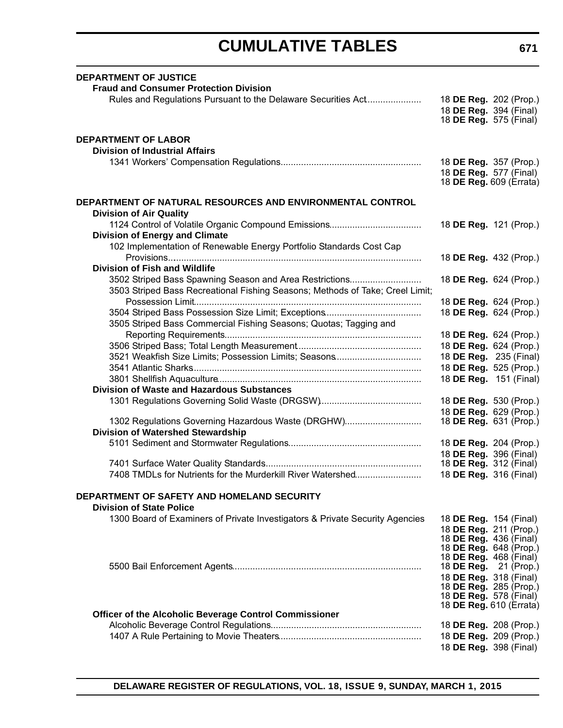# CUMULATIVE TABLES

**DEPARTMENT OF JUSTICE**

**Fraud and Consumer Protection Division**

| | |
|---|---|
| Rules and Regulations Pursuant to the Delaware Securities Act | 18 **DE Reg.** 202 (Prop.) |
| | 18 **DE Reg.** 394 (Final) |
| | 18 **DE Reg.** 575 (Final) |

**DEPARTMENT OF LABOR**

**Division of Industrial Affairs**

| | |
|---|---|
| 1341 Workers' Compensation Regulations | 18 **DE Reg.** 357 (Prop.) |
| | 18 **DE Reg.** 577 (Final) |
| | 18 **DE Reg.** 609 (Errata) |

**DEPARTMENT OF NATURAL RESOURCES AND ENVIRONMENTAL CONTROL**

**Division of Air Quality**

| | |
|---|---|
| 1124 Control of Volatile Organic Compound Emissions | 18 **DE Reg.** 121 (Prop.) |

**Division of Energy and Climate**

| | |
|---|---|
| 102 Implementation of Renewable Energy Portfolio Standards Cost Cap Provisions | 18 **DE Reg.** 432 (Prop.) |

**Division of Fish and Wildlife**

| | |
|---|---|
| 3502 Striped Bass Spawning Season and Area Restrictions | 18 **DE Reg.** 624 (Prop.) |
| 3503 Striped Bass Recreational Fishing Seasons; Methods of Take; Creel Limit; Possession Limit | 18 **DE Reg.** 624 (Prop.) |
| 3504 Striped Bass Possession Size Limit; Exceptions | 18 **DE Reg.** 624 (Prop.) |
| 3505 Striped Bass Commercial Fishing Seasons; Quotas; Tagging and Reporting Requirements | 18 **DE Reg.** 624 (Prop.) |
| 3506 Striped Bass; Total Length Measurement | 18 **DE Reg.** 624 (Prop.) |
| 3521 Weakfish Size Limits; Possession Limits; Seasons | 18 **DE Reg.** 235 (Final) |
| 3541 Atlantic Sharks | 18 **DE Reg.** 525 (Prop.) |
| 3801 Shellfish Aquaculture | 18 **DE Reg.** 151 (Final) |

**Division of Waste and Hazardous Substances**

| | |
|---|---|
| 1301 Regulations Governing Solid Waste (DRGSW) | 18 **DE Reg.** 530 (Prop.) |
| | 18 **DE Reg.** 629 (Prop.) |
| 1302 Regulations Governing Hazardous Waste (DRGHW) | 18 **DE Reg.** 631 (Prop.) |

**Division of Watershed Stewardship**

| | |
|---|---|
| 5101 Sediment and Stormwater Regulations | 18 **DE Reg.** 204 (Prop.) |
| | 18 **DE Reg.** 396 (Final) |
| 7401 Surface Water Quality Standards | 18 **DE Reg.** 312 (Final) |
| 7408 TMDLs for Nutrients for the Murderkill River Watershed | 18 **DE Reg.** 316 (Final) |

**DEPARTMENT OF SAFETY AND HOMELAND SECURITY**

**Division of State Police**

| | |
|---|---|
| 1300 Board of Examiners of Private Investigators & Private Security Agencies | 18 **DE Reg.** 154 (Final) |
| | 18 **DE Reg.** 211 (Prop.) |
| | 18 **DE Reg.** 436 (Final) |
| | 18 **DE Reg.** 648 (Prop.) |
| | 18 **DE Reg.** 468 (Final) |
| 5500 Bail Enforcement Agents | 18 **DE Reg.** 21 (Prop.) |
| | 18 **DE Reg.** 318 (Final) |
| | 18 **DE Reg.** 285 (Prop.) |
| | 18 **DE Reg.** 578 (Final) |
| | 18 **DE Reg.** 610 (Errata) |

**Officer of the Alcoholic Beverage Control Commissioner**

| | |
|---|---|
| Alcoholic Beverage Control Regulations | 18 **DE Reg.** 208 (Prop.) |
| 1407 A Rule Pertaining to Movie Theaters | 18 **DE Reg.** 209 (Prop.) |
| | 18 **DE Reg.** 398 (Final) |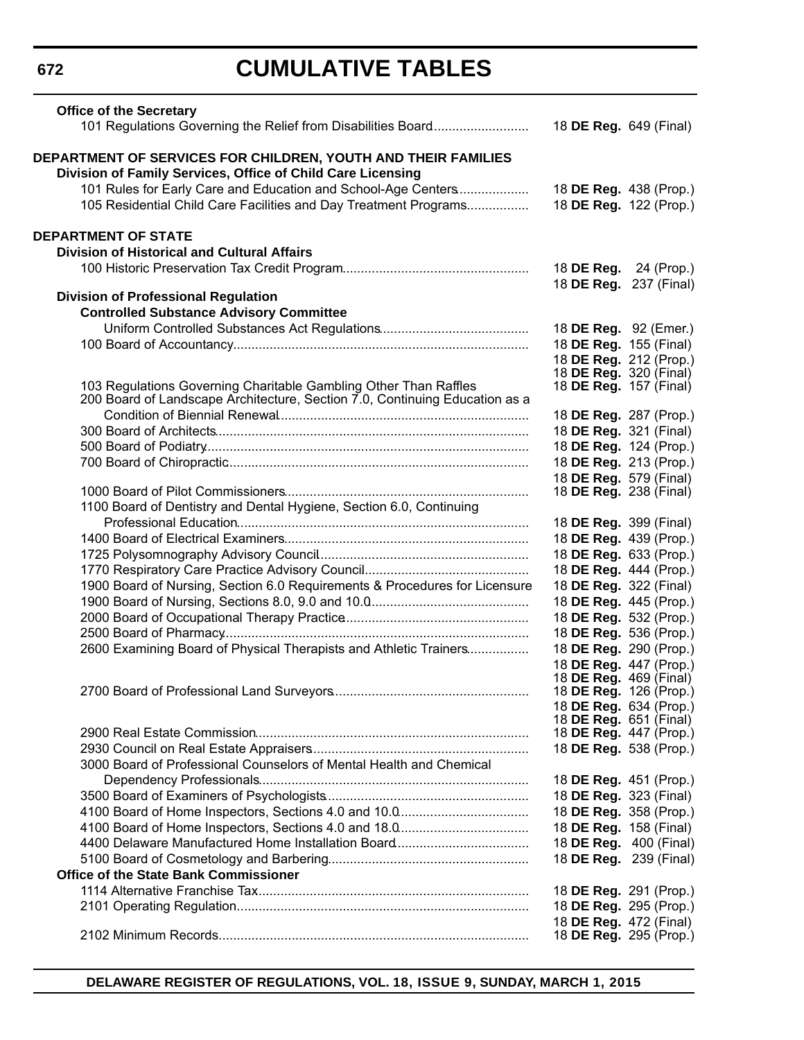# CUMULATIVE TABLES

**Office of the Secretary**

| | |
|---|---|
| 101 Regulations Governing the Relief from Disabilities Board | 18 **DE Reg.** 649 (Final) |

**DEPARTMENT OF SERVICES FOR CHILDREN, YOUTH AND THEIR FAMILIES**

**Division of Family Services, Office of Child Care Licensing**

| | |
|---|---|
| 101 Rules for Early Care and Education and School-Age Centers | 18 **DE Reg.** 438 (Prop.) |
| 105 Residential Child Care Facilities and Day Treatment Programs | 18 **DE Reg.** 122 (Prop.) |

**DEPARTMENT OF STATE**

**Division of Historical and Cultural Affairs**

| | |
|---|---|
| 100 Historic Preservation Tax Credit Program | 18 **DE Reg.** 24 (Prop.)<br>18 **DE Reg.** 237 (Final) |

**Division of Professional Regulation**

**Controlled Substance Advisory Committee**

| | |
|---|---|
| Uniform Controlled Substances Act Regulations | 18 **DE Reg.** 92 (Emer.) |
| 100 Board of Accountancy | 18 **DE Reg.** 155 (Final)<br>18 **DE Reg.** 212 (Prop.)<br>18 **DE Reg.** 320 (Final) |
| 103 Regulations Governing Charitable Gambling Other Than Raffles | 18 **DE Reg.** 157 (Final) |
| 200 Board of Landscape Architecture, Section 7.0, Continuing Education as a Condition of Biennial Renewal | 18 **DE Reg.** 287 (Prop.) |
| 300 Board of Architects | 18 **DE Reg.** 321 (Final) |
| 500 Board of Podiatry | 18 **DE Reg.** 124 (Prop.) |
| 700 Board of Chiropractic | 18 **DE Reg.** 213 (Prop.)<br>18 **DE Reg.** 579 (Final) |
| 1000 Board of Pilot Commissioners | 18 **DE Reg.** 238 (Final) |
| 1100 Board of Dentistry and Dental Hygiene, Section 6.0, Continuing Professional Education | 18 **DE Reg.** 399 (Final) |
| 1400 Board of Electrical Examiners | 18 **DE Reg.** 439 (Prop.) |
| 1725 Polysomnography Advisory Council | 18 **DE Reg.** 633 (Prop.) |
| 1770 Respiratory Care Practice Advisory Council | 18 **DE Reg.** 444 (Prop.) |
| 1900 Board of Nursing, Section 6.0 Requirements & Procedures for Licensure | 18 **DE Reg.** 322 (Final) |
| 1900 Board of Nursing, Sections 8.0, 9.0 and 10.0 | 18 **DE Reg.** 445 (Prop.) |
| 2000 Board of Occupational Therapy Practice | 18 **DE Reg.** 532 (Prop.) |
| 2500 Board of Pharmacy | 18 **DE Reg.** 536 (Prop.) |
| 2600 Examining Board of Physical Therapists and Athletic Trainers | 18 **DE Reg.** 290 (Prop.)<br>18 **DE Reg.** 447 (Prop.)<br>18 **DE Reg.** 469 (Final) |
| 2700 Board of Professional Land Surveyors | 18 **DE Reg.** 126 (Prop.)<br>18 **DE Reg.** 634 (Prop.)<br>18 **DE Reg.** 651 (Final) |
| 2900 Real Estate Commission | 18 **DE Reg.** 447 (Prop.) |
| 2930 Council on Real Estate Appraisers | 18 **DE Reg.** 538 (Prop.) |
| 3000 Board of Professional Counselors of Mental Health and Chemical Dependency Professionals | 18 **DE Reg.** 451 (Prop.) |
| 3500 Board of Examiners of Psychologists | 18 **DE Reg.** 323 (Final) |
| 4100 Board of Home Inspectors, Sections 4.0 and 10.0 | 18 **DE Reg.** 358 (Prop.) |
| 4100 Board of Home Inspectors, Sections 4.0 and 18.0 | 18 **DE Reg.** 158 (Final) |
| 4400 Delaware Manufactured Home Installation Board | 18 **DE Reg.** 400 (Final) |
| 5100 Board of Cosmetology and Barbering | 18 **DE Reg.** 239 (Final) |

**Office of the State Bank Commissioner**

| | |
|---|---|
| 1114 Alternative Franchise Tax | 18 **DE Reg.** 291 (Prop.) |
| 2101 Operating Regulation | 18 **DE Reg.** 295 (Prop.)<br>18 **DE Reg.** 472 (Final) |
| 2102 Minimum Records | 18 **DE Reg.** 295 (Prop.) |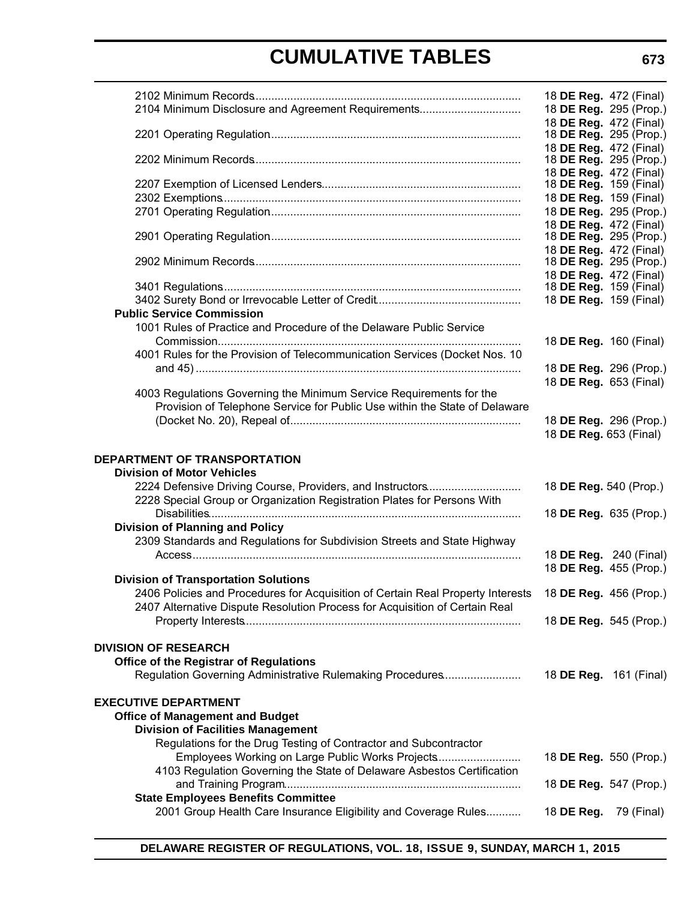| | |
|---|---|
| 2102 Minimum Records | 18 **DE Reg.** 472 (Final) |
| 2104 Minimum Disclosure and Agreement Requirements | 18 **DE Reg.** 295 (Prop.) |
| | 18 **DE Reg.** 472 (Final) |
| 2201 Operating Regulation | 18 **DE Reg.** 295 (Prop.) |
| | 18 **DE Reg.** 472 (Final) |
| 2202 Minimum Records | 18 **DE Reg.** 295 (Prop.) |
| | 18 **DE Reg.** 472 (Final) |
| 2207 Exemption of Licensed Lenders | 18 **DE Reg.** 159 (Final) |
| 2302 Exemptions | 18 **DE Reg.** 159 (Final) |
| 2701 Operating Regulation | 18 **DE Reg.** 295 (Prop.) |
| | 18 **DE Reg.** 472 (Final) |
| 2901 Operating Regulation | 18 **DE Reg.** 295 (Prop.) |
| | 18 **DE Reg.** 472 (Final) |
| 2902 Minimum Records | 18 **DE Reg.** 295 (Prop.) |
| | 18 **DE Reg.** 472 (Final) |
| 3401 Regulations | 18 **DE Reg.** 159 (Final) |
| 3402 Surety Bond or Irrevocable Letter of Credit | 18 **DE Reg.** 159 (Final) |

**Public Service Commission**

| | |
|---|---|
| 1001 Rules of Practice and Procedure of the Delaware Public Service Commission | 18 **DE Reg.** 160 (Final) |
| 4001 Rules for the Provision of Telecommunication Services (Docket Nos. 10 and 45) | 18 **DE Reg.** 296 (Prop.) |
| | 18 **DE Reg.** 653 (Final) |
| 4003 Regulations Governing the Minimum Service Requirements for the Provision of Telephone Service for Public Use within the State of Delaware (Docket No. 20), Repeal of | 18 **DE Reg.** 296 (Prop.) |
| | 18 **DE Reg.** 653 (Final) |

## DEPARTMENT OF TRANSPORTATION

**Division of Motor Vehicles**

| | |
|---|---|
| 2224 Defensive Driving Course, Providers, and Instructors | 18 **DE Reg.** 540 (Prop.) |
| 2228 Special Group or Organization Registration Plates for Persons With Disabilities | 18 **DE Reg.** 635 (Prop.) |

**Division of Planning and Policy**

| | |
|---|---|
| 2309 Standards and Regulations for Subdivision Streets and State Highway Access | 18 **DE Reg.** 240 (Final) |
| | 18 **DE Reg.** 455 (Prop.) |

**Division of Transportation Solutions**

| | |
|---|---|
| 2406 Policies and Procedures for Acquisition of Certain Real Property Interests | 18 **DE Reg.** 456 (Prop.) |
| 2407 Alternative Dispute Resolution Process for Acquisition of Certain Real Property Interests | 18 **DE Reg.** 545 (Prop.) |

## DIVISION OF RESEARCH

**Office of the Registrar of Regulations**

| | |
|---|---|
| Regulation Governing Administrative Rulemaking Procedures | 18 **DE Reg.** 161 (Final) |

## EXECUTIVE DEPARTMENT

**Office of Management and Budget**

**Division of Facilities Management**

| | |
|---|---|
| Regulations for the Drug Testing of Contractor and Subcontractor Employees Working on Large Public Works Projects | 18 **DE Reg.** 550 (Prop.) |
| 4103 Regulation Governing the State of Delaware Asbestos Certification and Training Program | 18 **DE Reg.** 547 (Prop.) |

**State Employees Benefits Committee**

| | |
|---|---|
| 2001 Group Health Care Insurance Eligibility and Coverage Rules | 18 **DE Reg.** 79 (Final) |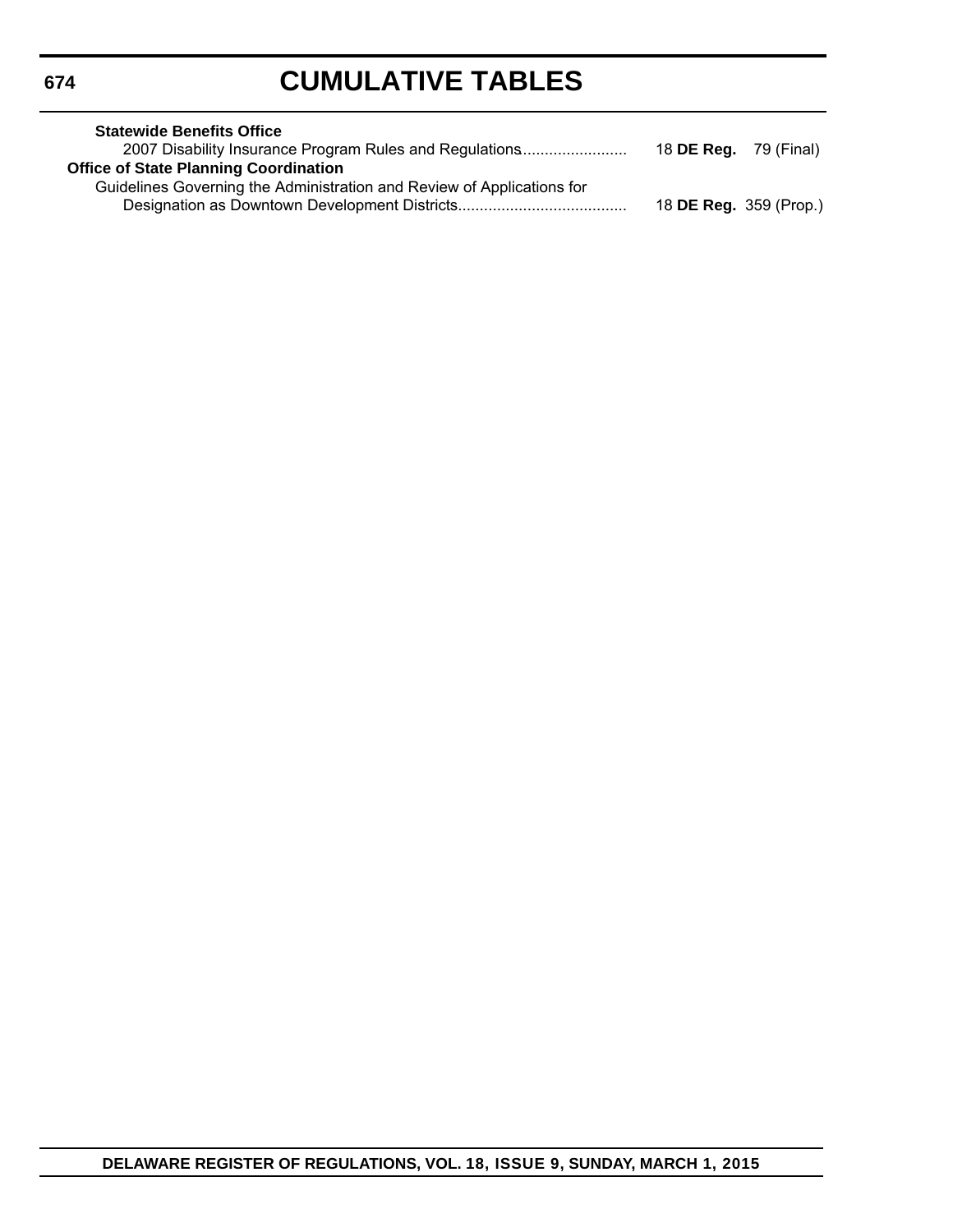**Statewide Benefits Office**

2007 Disability Insurance Program Rules and Regulations........................ 18 **DE Reg.** 79 (Final)

**Office of State Planning Coordination**

Guidelines Governing the Administration and Review of Applications for Designation as Downtown Development Districts...................................... 18 **DE Reg.** 359 (Prop.)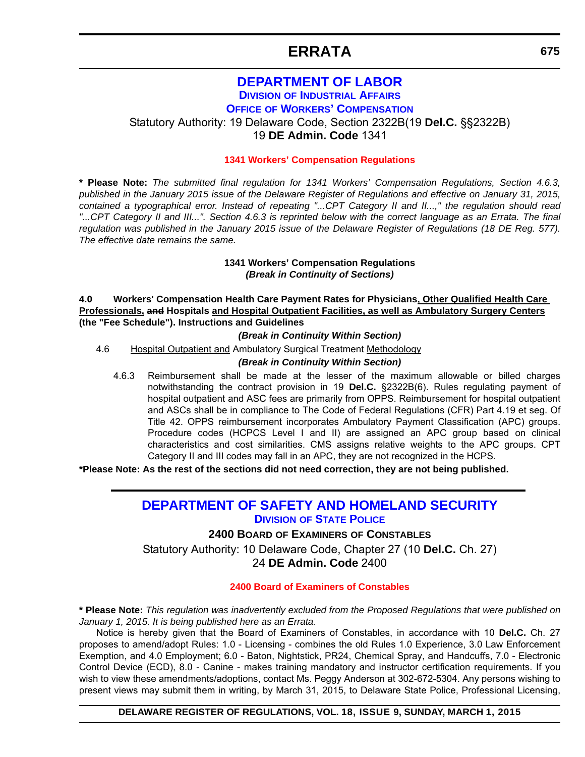# ERRATA

## DEPARTMENT OF LABOR

### DIVISION OF INDUSTRIAL AFFAIRS

### OFFICE OF WORKERS' COMPENSATION

Statutory Authority: 19 Delaware Code, Section 2322B(19 **Del.C.** §§2322B)
19 **DE Admin. Code** 1341

**1341 Workers' Compensation Regulations**

**\* Please Note:** *The submitted final regulation for 1341 Workers' Compensation Regulations, Section 4.6.3, published in the January 2015 issue of the Delaware Register of Regulations and effective on January 31, 2015, contained a typographical error. Instead of repeating "...CPT Category II and II...," the regulation should read "...CPT Category II and III...". Section 4.6.3 is reprinted below with the correct language as an Errata. The final regulation was published in the January 2015 issue of the Delaware Register of Regulations (18 DE Reg. 577). The effective date remains the same.*

**1341 Workers' Compensation Regulations**
***(Break in Continuity of Sections)***

**4.0 Workers' Compensation Health Care Payment Rates for Physicians<u>, Other Qualified Health Care Professionals,</u> ~~and~~ Hospitals <u>and Hospital Outpatient Facilities, as well as Ambulatory Surgery Centers</u> (the "Fee Schedule"). Instructions and Guidelines**

***(Break in Continuity Within Section)***

4.6 <u>Hospital Outpatient and</u> Ambulatory Surgical Treatment <u>Methodology</u>

***(Break in Continuity Within Section)***

4.6.3 Reimbursement shall be made at the lesser of the maximum allowable or billed charges notwithstanding the contract provision in 19 **Del.C.** §2322B(6). Rules regulating payment of hospital outpatient and ASC fees are primarily from OPPS. Reimbursement for hospital outpatient and ASCs shall be in compliance to The Code of Federal Regulations (CFR) Part 4.19 et seg. Of Title 42. OPPS reimbursement incorporates Ambulatory Payment Classification (APC) groups. Procedure codes (HCPCS Level I and II) are assigned an APC group based on clinical characteristics and cost similarities. CMS assigns relative weights to the APC groups. CPT Category II and III codes may fall in an APC, they are not recognized in the HCPS.

**\*Please Note: As the rest of the sections did not need correction, they are not being published.**

---

## DEPARTMENT OF SAFETY AND HOMELAND SECURITY

### DIVISION OF STATE POLICE

**2400 BOARD OF EXAMINERS OF CONSTABLES**

Statutory Authority: 10 Delaware Code, Chapter 27 (10 **Del.C.** Ch. 27)
24 **DE Admin. Code** 2400

**2400 Board of Examiners of Constables**

**\* Please Note:** *This regulation was inadvertently excluded from the Proposed Regulations that were published on January 1, 2015. It is being published here as an Errata.*

Notice is hereby given that the Board of Examiners of Constables, in accordance with 10 **Del.C.** Ch. 27 proposes to amend/adopt Rules: 1.0 - Licensing - combines the old Rules 1.0 Experience, 3.0 Law Enforcement Exemption, and 4.0 Employment; 6.0 - Baton, Nightstick, PR24, Chemical Spray, and Handcuffs, 7.0 - Electronic Control Device (ECD), 8.0 - Canine - makes training mandatory and instructor certification requirements. If you wish to view these amendments/adoptions, contact Ms. Peggy Anderson at 302-672-5304. Any persons wishing to present views may submit them in writing, by March 31, 2015, to Delaware State Police, Professional Licensing,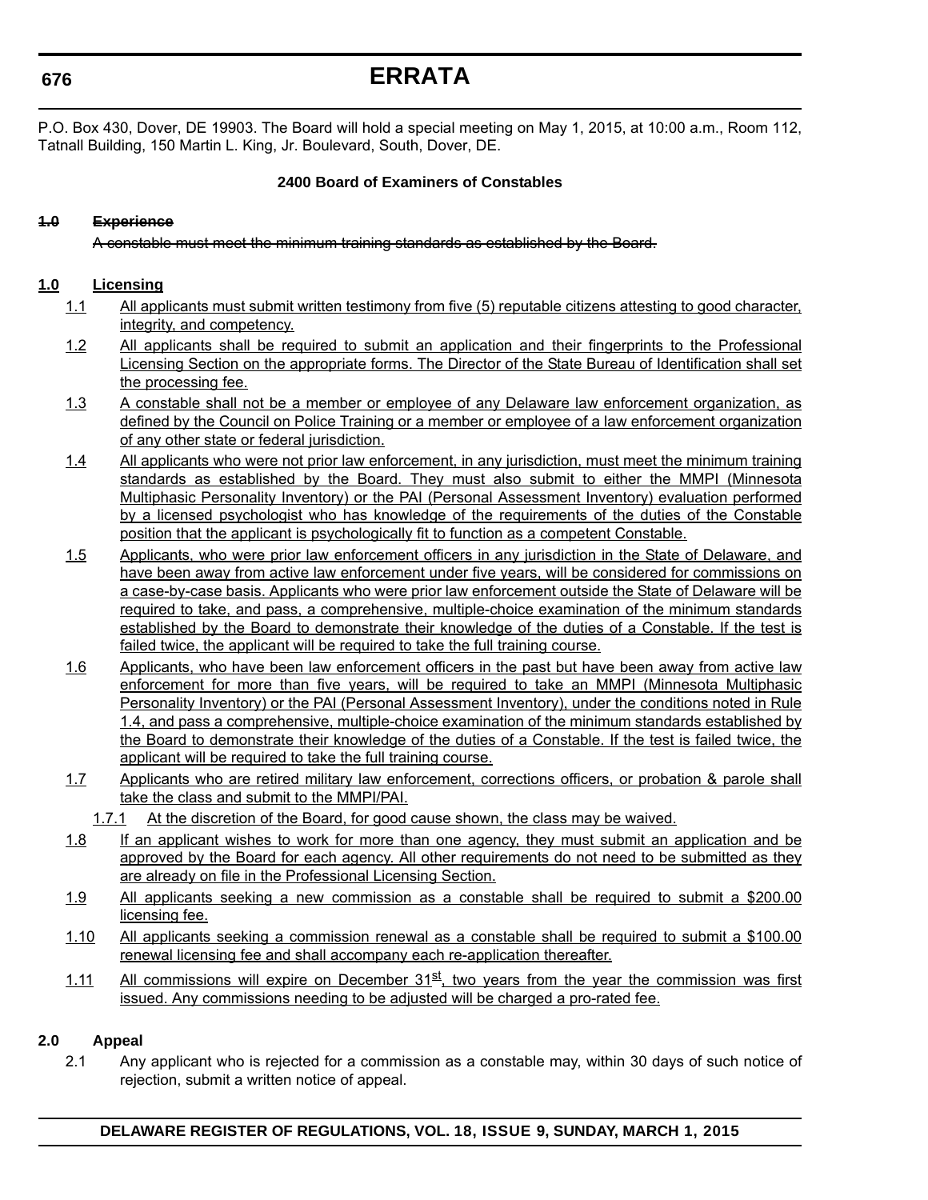P.O. Box 430, Dover, DE 19903. The Board will hold a special meeting on May 1, 2015, at 10:00 a.m., Room 112, Tatnall Building, 150 Martin L. King, Jr. Boulevard, South, Dover, DE.

**2400 Board of Examiners of Constables**

~~**1.0 Experience**~~

~~A constable must meet the minimum training standards as established by the Board.~~

**1.0 Licensing**

1.1 All applicants must submit written testimony from five (5) reputable citizens attesting to good character, integrity, and competency.

1.2 All applicants shall be required to submit an application and their fingerprints to the Professional Licensing Section on the appropriate forms. The Director of the State Bureau of Identification shall set the processing fee.

1.3 A constable shall not be a member or employee of any Delaware law enforcement organization, as defined by the Council on Police Training or a member or employee of a law enforcement organization of any other state or federal jurisdiction.

1.4 All applicants who were not prior law enforcement, in any jurisdiction, must meet the minimum training standards as established by the Board. They must also submit to either the MMPI (Minnesota Multiphasic Personality Inventory) or the PAI (Personal Assessment Inventory) evaluation performed by a licensed psychologist who has knowledge of the requirements of the duties of the Constable position that the applicant is psychologically fit to function as a competent Constable.

1.5 Applicants, who were prior law enforcement officers in any jurisdiction in the State of Delaware, and have been away from active law enforcement under five years, will be considered for commissions on a case-by-case basis. Applicants who were prior law enforcement outside the State of Delaware will be required to take, and pass, a comprehensive, multiple-choice examination of the minimum standards established by the Board to demonstrate their knowledge of the duties of a Constable. If the test is failed twice, the applicant will be required to take the full training course.

1.6 Applicants, who have been law enforcement officers in the past but have been away from active law enforcement for more than five years, will be required to take an MMPI (Minnesota Multiphasic Personality Inventory) or the PAI (Personal Assessment Inventory), under the conditions noted in Rule 1.4, and pass a comprehensive, multiple-choice examination of the minimum standards established by the Board to demonstrate their knowledge of the duties of a Constable. If the test is failed twice, the applicant will be required to take the full training course.

1.7 Applicants who are retired military law enforcement, corrections officers, or probation & parole shall take the class and submit to the MMPI/PAI.

1.7.1 At the discretion of the Board, for good cause shown, the class may be waived.

1.8 If an applicant wishes to work for more than one agency, they must submit an application and be approved by the Board for each agency. All other requirements do not need to be submitted as they are already on file in the Professional Licensing Section.

1.9 All applicants seeking a new commission as a constable shall be required to submit a $200.00 licensing fee.

1.10 All applicants seeking a commission renewal as a constable shall be required to submit a $100.00 renewal licensing fee and shall accompany each re-application thereafter.

1.11 All commissions will expire on December 31st, two years from the year the commission was first issued. Any commissions needing to be adjusted will be charged a pro-rated fee.

**2.0 Appeal**

2.1 Any applicant who is rejected for a commission as a constable may, within 30 days of such notice of rejection, submit a written notice of appeal.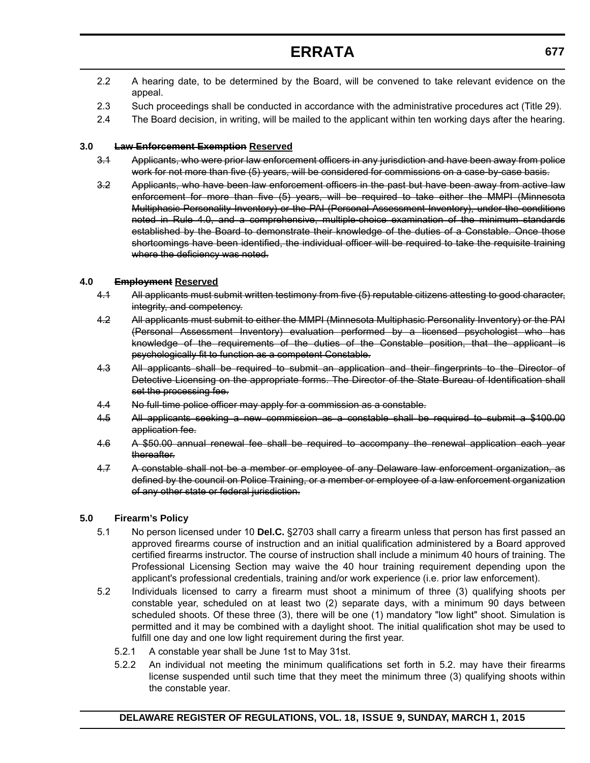2.2 A hearing date, to be determined by the Board, will be convened to take relevant evidence on the appeal.

2.3 Such proceedings shall be conducted in accordance with the administrative procedures act (Title 29).

2.4 The Board decision, in writing, will be mailed to the applicant within ten working days after the hearing.

**3.0 ~~Law Enforcement Exemption~~ Reserved**

~~3.1 Applicants, who were prior law enforcement officers in any jurisdiction and have been away from police work for not more than five (5) years, will be considered for commissions on a case-by-case basis.~~

~~3.2 Applicants, who have been law enforcement officers in the past but have been away from active law enforcement for more than five (5) years, will be required to take either the MMPI (Minnesota Multiphasic Personality Inventory) or the PAI (Personal Assessment Inventory), under the conditions noted in Rule 4.0, and a comprehensive, multiple-choice examination of the minimum standards established by the Board to demonstrate their knowledge of the duties of a Constable. Once those shortcomings have been identified, the individual officer will be required to take the requisite training where the deficiency was noted.~~

**4.0 ~~Employment~~ Reserved**

~~4.1 All applicants must submit written testimony from five (5) reputable citizens attesting to good character, integrity, and competency.~~

~~4.2 All applicants must submit to either the MMPI (Minnesota Multiphasic Personality Inventory) or the PAI (Personal Assessment Inventory) evaluation performed by a licensed psychologist who has knowledge of the requirements of the duties of the Constable position, that the applicant is psychologically fit to function as a competent Constable.~~

~~4.3 All applicants shall be required to submit an application and their fingerprints to the Director of Detective Licensing on the appropriate forms. The Director of the State Bureau of Identification shall set the processing fee.~~

~~4.4 No full-time police officer may apply for a commission as a constable.~~

~~4.5 All applicants seeking a new commission as a constable shall be required to submit a $100.00 application fee.~~

~~4.6 A $50.00 annual renewal fee shall be required to accompany the renewal application each year thereafter.~~

~~4.7 A constable shall not be a member or employee of any Delaware law enforcement organization, as defined by the council on Police Training, or a member or employee of a law enforcement organization of any other state or federal jurisdiction.~~

**5.0 Firearm's Policy**

5.1 No person licensed under 10 **Del.C.** §2703 shall carry a firearm unless that person has first passed an approved firearms course of instruction and an initial qualification administered by a Board approved certified firearms instructor. The course of instruction shall include a minimum 40 hours of training. The Professional Licensing Section may waive the 40 hour training requirement depending upon the applicant's professional credentials, training and/or work experience (i.e. prior law enforcement).

5.2 Individuals licensed to carry a firearm must shoot a minimum of three (3) qualifying shoots per constable year, scheduled on at least two (2) separate days, with a minimum 90 days between scheduled shoots. Of these three (3), there will be one (1) mandatory "low light" shoot. Simulation is permitted and it may be combined with a daylight shoot. The initial qualification shot may be used to fulfill one day and one low light requirement during the first year.

5.2.1 A constable year shall be June 1st to May 31st.

5.2.2 An individual not meeting the minimum qualifications set forth in 5.2. may have their firearms license suspended until such time that they meet the minimum three (3) qualifying shoots within the constable year.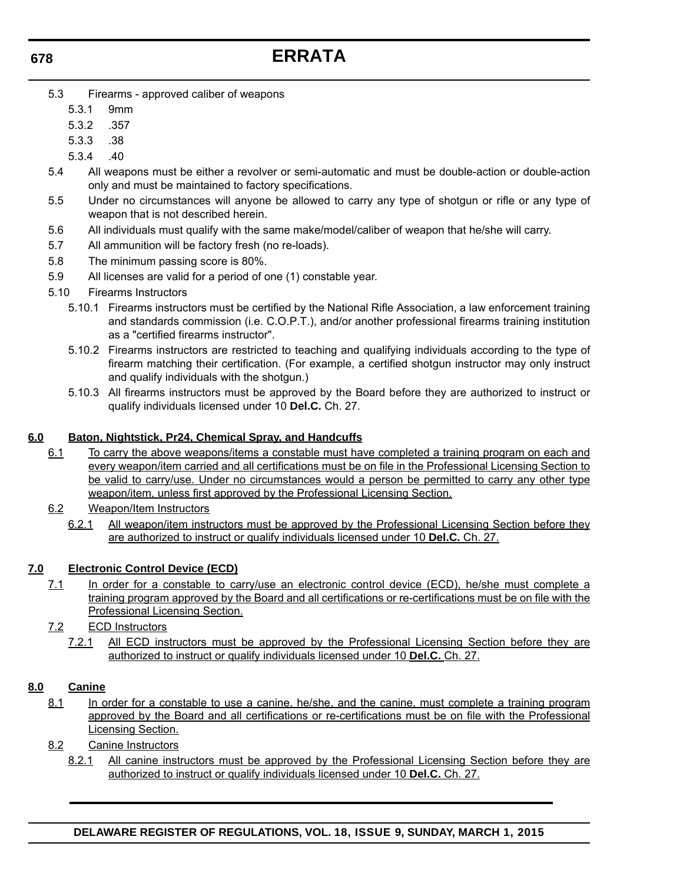5.3 Firearms - approved caliber of weapons

5.3.1 9mm

5.3.2 .357

5.3.3 .38

5.3.4 .40

5.4 All weapons must be either a revolver or semi-automatic and must be double-action or double-action only and must be maintained to factory specifications.

5.5 Under no circumstances will anyone be allowed to carry any type of shotgun or rifle or any type of weapon that is not described herein.

5.6 All individuals must qualify with the same make/model/caliber of weapon that he/she will carry.

5.7 All ammunition will be factory fresh (no re-loads).

5.8 The minimum passing score is 80%.

5.9 All licenses are valid for a period of one (1) constable year.

5.10 Firearms Instructors

5.10.1 Firearms instructors must be certified by the National Rifle Association, a law enforcement training and standards commission (i.e. C.O.P.T.), and/or another professional firearms training institution as a "certified firearms instructor".

5.10.2 Firearms instructors are restricted to teaching and qualifying individuals according to the type of firearm matching their certification. (For example, a certified shotgun instructor may only instruct and qualify individuals with the shotgun.)

5.10.3 All firearms instructors must be approved by the Board before they are authorized to instruct or qualify individuals licensed under 10 **Del.C.** Ch. 27.

**6.0 Baton, Nightstick, Pr24, Chemical Spray, and Handcuffs**

6.1 To carry the above weapons/items a constable must have completed a training program on each and every weapon/item carried and all certifications must be on file in the Professional Licensing Section to be valid to carry/use. Under no circumstances would a person be permitted to carry any other type weapon/item, unless first approved by the Professional Licensing Section.

6.2 Weapon/Item Instructors

6.2.1 All weapon/item instructors must be approved by the Professional Licensing Section before they are authorized to instruct or qualify individuals licensed under 10 **Del.C.** Ch. 27.

**7.0 Electronic Control Device (ECD)**

7.1 In order for a constable to carry/use an electronic control device (ECD), he/she must complete a training program approved by the Board and all certifications or re-certifications must be on file with the Professional Licensing Section.

7.2 ECD Instructors

7.2.1 All ECD instructors must be approved by the Professional Licensing Section before they are authorized to instruct or qualify individuals licensed under 10 **Del.C.** Ch. 27.

**8.0 Canine**

8.1 In order for a constable to use a canine, he/she, and the canine, must complete a training program approved by the Board and all certifications or re-certifications must be on file with the Professional Licensing Section.

8.2 Canine Instructors

8.2.1 All canine instructors must be approved by the Professional Licensing Section before they are authorized to instruct or qualify individuals licensed under 10 **Del.C.** Ch. 27.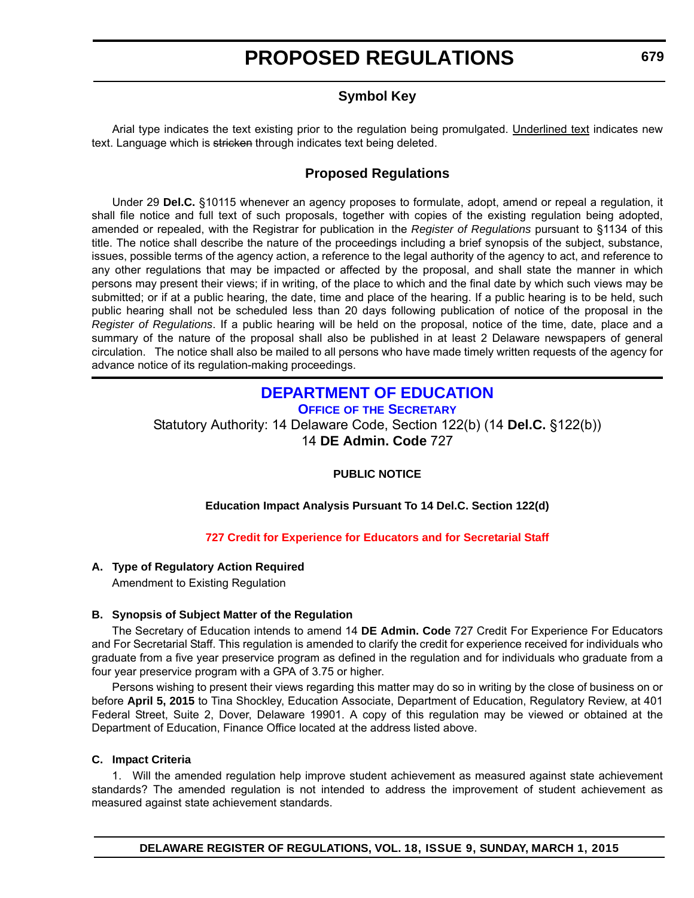# PROPOSED REGULATIONS

## Symbol Key

Arial type indicates the text existing prior to the regulation being promulgated. Underlined text indicates new text. Language which is ~~stricken~~ through indicates text being deleted.

## Proposed Regulations

Under 29 **Del.C.** §10115 whenever an agency proposes to formulate, adopt, amend or repeal a regulation, it shall file notice and full text of such proposals, together with copies of the existing regulation being adopted, amended or repealed, with the Registrar for publication in the *Register of Regulations* pursuant to §1134 of this title. The notice shall describe the nature of the proceedings including a brief synopsis of the subject, substance, issues, possible terms of the agency action, a reference to the legal authority of the agency to act, and reference to any other regulations that may be impacted or affected by the proposal, and shall state the manner in which persons may present their views; if in writing, of the place to which and the final date by which such views may be submitted; or if at a public hearing, the date, time and place of the hearing. If a public hearing is to be held, such public hearing shall not be scheduled less than 20 days following publication of notice of the proposal in the *Register of Regulations*. If a public hearing will be held on the proposal, notice of the time, date, place and a summary of the nature of the proposal shall also be published in at least 2 Delaware newspapers of general circulation. The notice shall also be mailed to all persons who have made timely written requests of the agency for advance notice of its regulation-making proceedings.

## DEPARTMENT OF EDUCATION

### OFFICE OF THE SECRETARY

Statutory Authority: 14 Delaware Code, Section 122(b) (14 **Del.C.** §122(b))
14 **DE Admin. Code** 727

**PUBLIC NOTICE**

**Education Impact Analysis Pursuant To 14 Del.C. Section 122(d)**

**727 Credit for Experience for Educators and for Secretarial Staff**

**A. Type of Regulatory Action Required**

Amendment to Existing Regulation

**B. Synopsis of Subject Matter of the Regulation**

The Secretary of Education intends to amend 14 **DE Admin. Code** 727 Credit For Experience For Educators and For Secretarial Staff. This regulation is amended to clarify the credit for experience received for individuals who graduate from a five year preservice program as defined in the regulation and for individuals who graduate from a four year preservice program with a GPA of 3.75 or higher.

Persons wishing to present their views regarding this matter may do so in writing by the close of business on or before **April 5, 2015** to Tina Shockley, Education Associate, Department of Education, Regulatory Review, at 401 Federal Street, Suite 2, Dover, Delaware 19901. A copy of this regulation may be viewed or obtained at the Department of Education, Finance Office located at the address listed above.

**C. Impact Criteria**

1. Will the amended regulation help improve student achievement as measured against state achievement standards? The amended regulation is not intended to address the improvement of student achievement as measured against state achievement standards.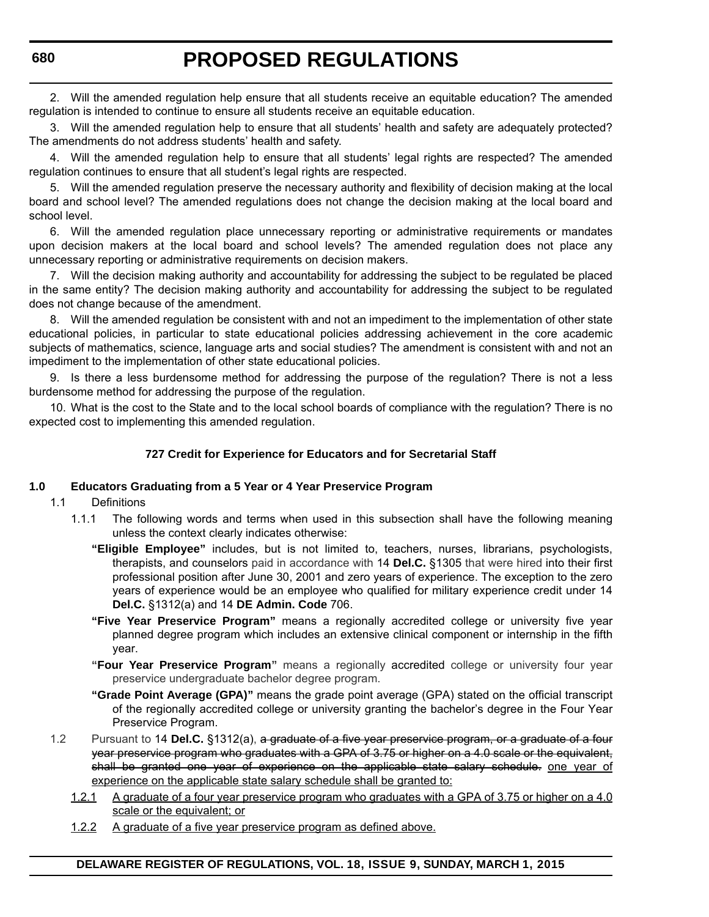2. Will the amended regulation help ensure that all students receive an equitable education? The amended regulation is intended to continue to ensure all students receive an equitable education.

3. Will the amended regulation help to ensure that all students' health and safety are adequately protected? The amendments do not address students' health and safety.

4. Will the amended regulation help to ensure that all students' legal rights are respected? The amended regulation continues to ensure that all student's legal rights are respected.

5. Will the amended regulation preserve the necessary authority and flexibility of decision making at the local board and school level? The amended regulations does not change the decision making at the local board and school level.

6. Will the amended regulation place unnecessary reporting or administrative requirements or mandates upon decision makers at the local board and school levels? The amended regulation does not place any unnecessary reporting or administrative requirements on decision makers.

7. Will the decision making authority and accountability for addressing the subject to be regulated be placed in the same entity? The decision making authority and accountability for addressing the subject to be regulated does not change because of the amendment.

8. Will the amended regulation be consistent with and not an impediment to the implementation of other state educational policies, in particular to state educational policies addressing achievement in the core academic subjects of mathematics, science, language arts and social studies? The amendment is consistent with and not an impediment to the implementation of other state educational policies.

9. Is there a less burdensome method for addressing the purpose of the regulation? There is not a less burdensome method for addressing the purpose of the regulation.

10. What is the cost to the State and to the local school boards of compliance with the regulation? There is no expected cost to implementing this amended regulation.

### 727 Credit for Experience for Educators and for Secretarial Staff

**1.0 Educators Graduating from a 5 Year or 4 Year Preservice Program**

1.1 Definitions

1.1.1 The following words and terms when used in this subsection shall have the following meaning unless the context clearly indicates otherwise:

**"Eligible Employee"** includes, but is not limited to, teachers, nurses, librarians, psychologists, therapists, and counselors paid in accordance with 14 **Del.C.** §1305 that were hired into their first professional position after June 30, 2001 and zero years of experience. The exception to the zero years of experience would be an employee who qualified for military experience credit under 14 **Del.C.** §1312(a) and 14 **DE Admin. Code** 706.

**"Five Year Preservice Program"** means a regionally accredited college or university five year planned degree program which includes an extensive clinical component or internship in the fifth year.

**"Four Year Preservice Program"** means a regionally accredited college or university four year preservice undergraduate bachelor degree program.

**"Grade Point Average (GPA)"** means the grade point average (GPA) stated on the official transcript of the regionally accredited college or university granting the bachelor's degree in the Four Year Preservice Program.

1.2 Pursuant to 14 **Del.C.** §1312(a), ~~a graduate of a five year preservice program, or a graduate of a four year preservice program who graduates with a GPA of 3.75 or higher on a 4.0 scale or the equivalent, shall be granted one year of experience on the applicable state salary schedule.~~ one year of experience on the applicable state salary schedule shall be granted to:

1.2.1 A graduate of a four year preservice program who graduates with a GPA of 3.75 or higher on a 4.0 scale or the equivalent; or

1.2.2 A graduate of a five year preservice program as defined above.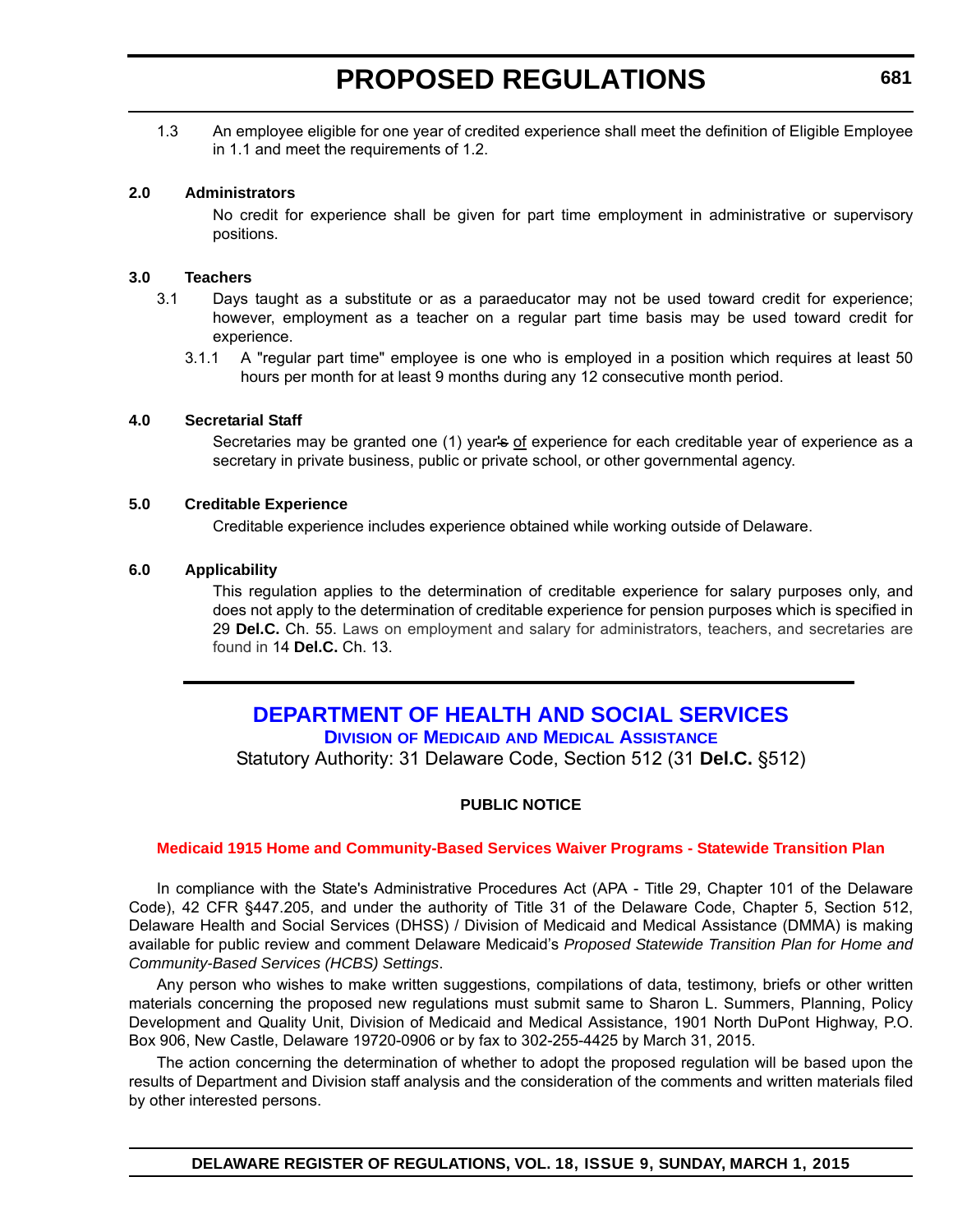1.3 An employee eligible for one year of credited experience shall meet the definition of Eligible Employee in 1.1 and meet the requirements of 1.2.

**2.0 Administrators**

No credit for experience shall be given for part time employment in administrative or supervisory positions.

**3.0 Teachers**

3.1 Days taught as a substitute or as a paraeducator may not be used toward credit for experience; however, employment as a teacher on a regular part time basis may be used toward credit for experience.

3.1.1 A "regular part time" employee is one who is employed in a position which requires at least 50 hours per month for at least 9 months during any 12 consecutive month period.

**4.0 Secretarial Staff**

Secretaries may be granted one (1) year~~'s~~ of experience for each creditable year of experience as a secretary in private business, public or private school, or other governmental agency.

**5.0 Creditable Experience**

Creditable experience includes experience obtained while working outside of Delaware.

**6.0 Applicability**

This regulation applies to the determination of creditable experience for salary purposes only, and does not apply to the determination of creditable experience for pension purposes which is specified in 29 **Del.C.** Ch. 55. Laws on employment and salary for administrators, teachers, and secretaries are found in 14 **Del.C.** Ch. 13.

---

## DEPARTMENT OF HEALTH AND SOCIAL SERVICES

### Division of Medicaid and Medical Assistance

Statutory Authority: 31 Delaware Code, Section 512 (31 **Del.C.** §512)

**PUBLIC NOTICE**

**Medicaid 1915 Home and Community-Based Services Waiver Programs - Statewide Transition Plan**

In compliance with the State's Administrative Procedures Act (APA - Title 29, Chapter 101 of the Delaware Code), 42 CFR §447.205, and under the authority of Title 31 of the Delaware Code, Chapter 5, Section 512, Delaware Health and Social Services (DHSS) / Division of Medicaid and Medical Assistance (DMMA) is making available for public review and comment Delaware Medicaid's *Proposed Statewide Transition Plan for Home and Community-Based Services (HCBS) Settings*.

Any person who wishes to make written suggestions, compilations of data, testimony, briefs or other written materials concerning the proposed new regulations must submit same to Sharon L. Summers, Planning, Policy Development and Quality Unit, Division of Medicaid and Medical Assistance, 1901 North DuPont Highway, P.O. Box 906, New Castle, Delaware 19720-0906 or by fax to 302-255-4425 by March 31, 2015.

The action concerning the determination of whether to adopt the proposed regulation will be based upon the results of Department and Division staff analysis and the consideration of the comments and written materials filed by other interested persons.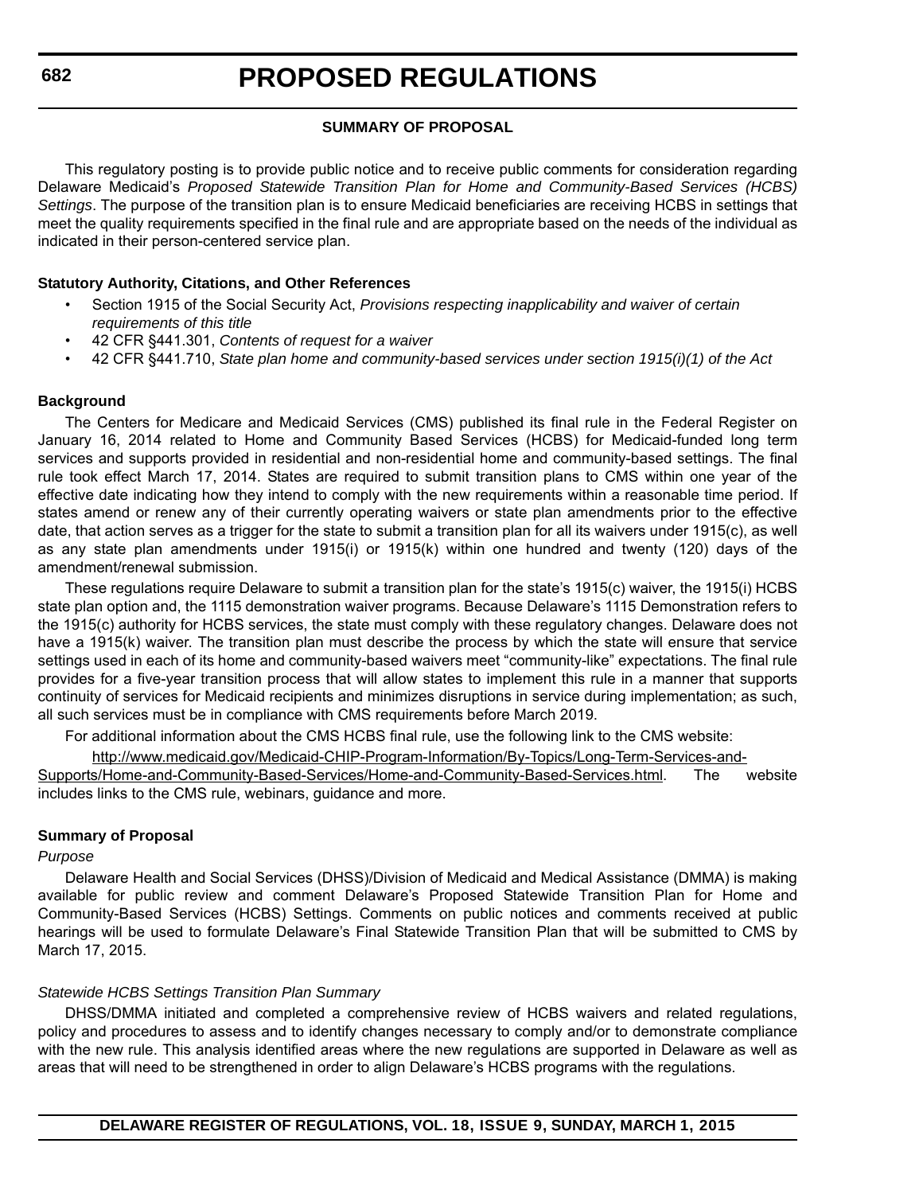### SUMMARY OF PROPOSAL

This regulatory posting is to provide public notice and to receive public comments for consideration regarding Delaware Medicaid's *Proposed Statewide Transition Plan for Home and Community-Based Services (HCBS) Settings*. The purpose of the transition plan is to ensure Medicaid beneficiaries are receiving HCBS in settings that meet the quality requirements specified in the final rule and are appropriate based on the needs of the individual as indicated in their person-centered service plan.

**Statutory Authority, Citations, and Other References**

- Section 1915 of the Social Security Act, *Provisions respecting inapplicability and waiver of certain requirements of this title*
- 42 CFR §441.301, *Contents of request for a waiver*
- 42 CFR §441.710, *State plan home and community-based services under section 1915(i)(1) of the Act*

**Background**

The Centers for Medicare and Medicaid Services (CMS) published its final rule in the Federal Register on January 16, 2014 related to Home and Community Based Services (HCBS) for Medicaid-funded long term services and supports provided in residential and non-residential home and community-based settings. The final rule took effect March 17, 2014. States are required to submit transition plans to CMS within one year of the effective date indicating how they intend to comply with the new requirements within a reasonable time period. If states amend or renew any of their currently operating waivers or state plan amendments prior to the effective date, that action serves as a trigger for the state to submit a transition plan for all its waivers under 1915(c), as well as any state plan amendments under 1915(i) or 1915(k) within one hundred and twenty (120) days of the amendment/renewal submission.

These regulations require Delaware to submit a transition plan for the state's 1915(c) waiver, the 1915(i) HCBS state plan option and, the 1115 demonstration waiver programs. Because Delaware's 1115 Demonstration refers to the 1915(c) authority for HCBS services, the state must comply with these regulatory changes. Delaware does not have a 1915(k) waiver. The transition plan must describe the process by which the state will ensure that service settings used in each of its home and community-based waivers meet "community-like" expectations. The final rule provides for a five-year transition process that will allow states to implement this rule in a manner that supports continuity of services for Medicaid recipients and minimizes disruptions in service during implementation; as such, all such services must be in compliance with CMS requirements before March 2019.

For additional information about the CMS HCBS final rule, use the following link to the CMS website: http://www.medicaid.gov/Medicaid-CHIP-Program-Information/By-Topics/Long-Term-Services-and-Supports/Home-and-Community-Based-Services/Home-and-Community-Based-Services.html. The website includes links to the CMS rule, webinars, guidance and more.

**Summary of Proposal**

*Purpose*

Delaware Health and Social Services (DHSS)/Division of Medicaid and Medical Assistance (DMMA) is making available for public review and comment Delaware's Proposed Statewide Transition Plan for Home and Community-Based Services (HCBS) Settings. Comments on public notices and comments received at public hearings will be used to formulate Delaware's Final Statewide Transition Plan that will be submitted to CMS by March 17, 2015.

*Statewide HCBS Settings Transition Plan Summary*

DHSS/DMMA initiated and completed a comprehensive review of HCBS waivers and related regulations, policy and procedures to assess and to identify changes necessary to comply and/or to demonstrate compliance with the new rule. This analysis identified areas where the new regulations are supported in Delaware as well as areas that will need to be strengthened in order to align Delaware's HCBS programs with the regulations.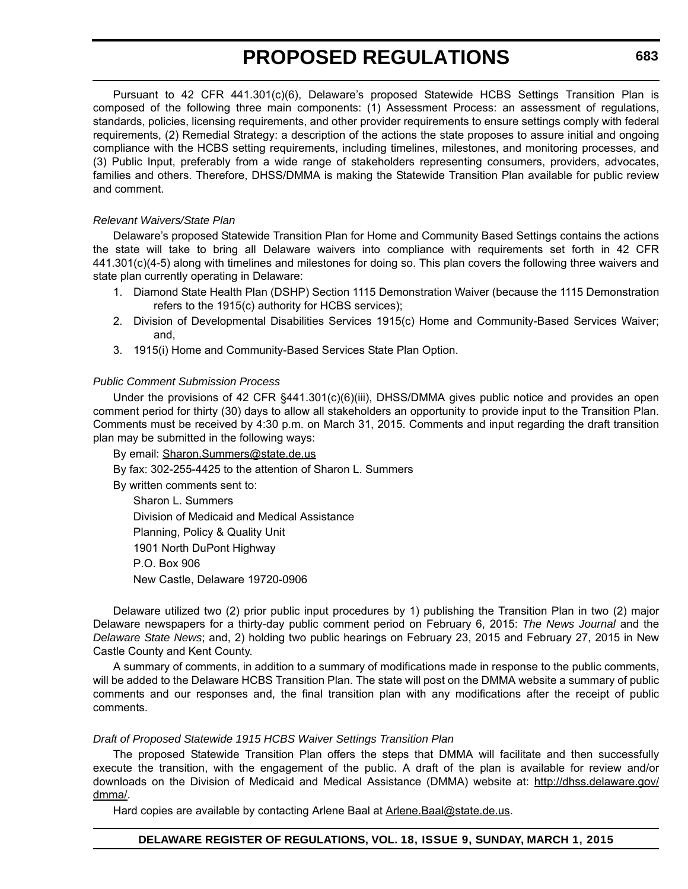Pursuant to 42 CFR 441.301(c)(6), Delaware's proposed Statewide HCBS Settings Transition Plan is composed of the following three main components: (1) Assessment Process: an assessment of regulations, standards, policies, licensing requirements, and other provider requirements to ensure settings comply with federal requirements, (2) Remedial Strategy: a description of the actions the state proposes to assure initial and ongoing compliance with the HCBS setting requirements, including timelines, milestones, and monitoring processes, and (3) Public Input, preferably from a wide range of stakeholders representing consumers, providers, advocates, families and others. Therefore, DHSS/DMMA is making the Statewide Transition Plan available for public review and comment.

*Relevant Waivers/State Plan*

Delaware's proposed Statewide Transition Plan for Home and Community Based Settings contains the actions the state will take to bring all Delaware waivers into compliance with requirements set forth in 42 CFR 441.301(c)(4-5) along with timelines and milestones for doing so. This plan covers the following three waivers and state plan currently operating in Delaware:

1. Diamond State Health Plan (DSHP) Section 1115 Demonstration Waiver (because the 1115 Demonstration refers to the 1915(c) authority for HCBS services);
2. Division of Developmental Disabilities Services 1915(c) Home and Community-Based Services Waiver; and,
3. 1915(i) Home and Community-Based Services State Plan Option.

*Public Comment Submission Process*

Under the provisions of 42 CFR §441.301(c)(6)(iii), DHSS/DMMA gives public notice and provides an open comment period for thirty (30) days to allow all stakeholders an opportunity to provide input to the Transition Plan. Comments must be received by 4:30 p.m. on March 31, 2015. Comments and input regarding the draft transition plan may be submitted in the following ways:

By email: Sharon.Summers@state.de.us

By fax: 302-255-4425 to the attention of Sharon L. Summers

By written comments sent to:

Sharon L. Summers
Division of Medicaid and Medical Assistance
Planning, Policy & Quality Unit
1901 North DuPont Highway
P.O. Box 906
New Castle, Delaware 19720-0906

Delaware utilized two (2) prior public input procedures by 1) publishing the Transition Plan in two (2) major Delaware newspapers for a thirty-day public comment period on February 6, 2015: *The News Journal* and the *Delaware State News*; and, 2) holding two public hearings on February 23, 2015 and February 27, 2015 in New Castle County and Kent County.

A summary of comments, in addition to a summary of modifications made in response to the public comments, will be added to the Delaware HCBS Transition Plan. The state will post on the DMMA website a summary of public comments and our responses and, the final transition plan with any modifications after the receipt of public comments.

*Draft of Proposed Statewide 1915 HCBS Waiver Settings Transition Plan*

The proposed Statewide Transition Plan offers the steps that DMMA will facilitate and then successfully execute the transition, with the engagement of the public. A draft of the plan is available for review and/or downloads on the Division of Medicaid and Medical Assistance (DMMA) website at: http://dhss.delaware.gov/dmma/.

Hard copies are available by contacting Arlene Baal at Arlene.Baal@state.de.us.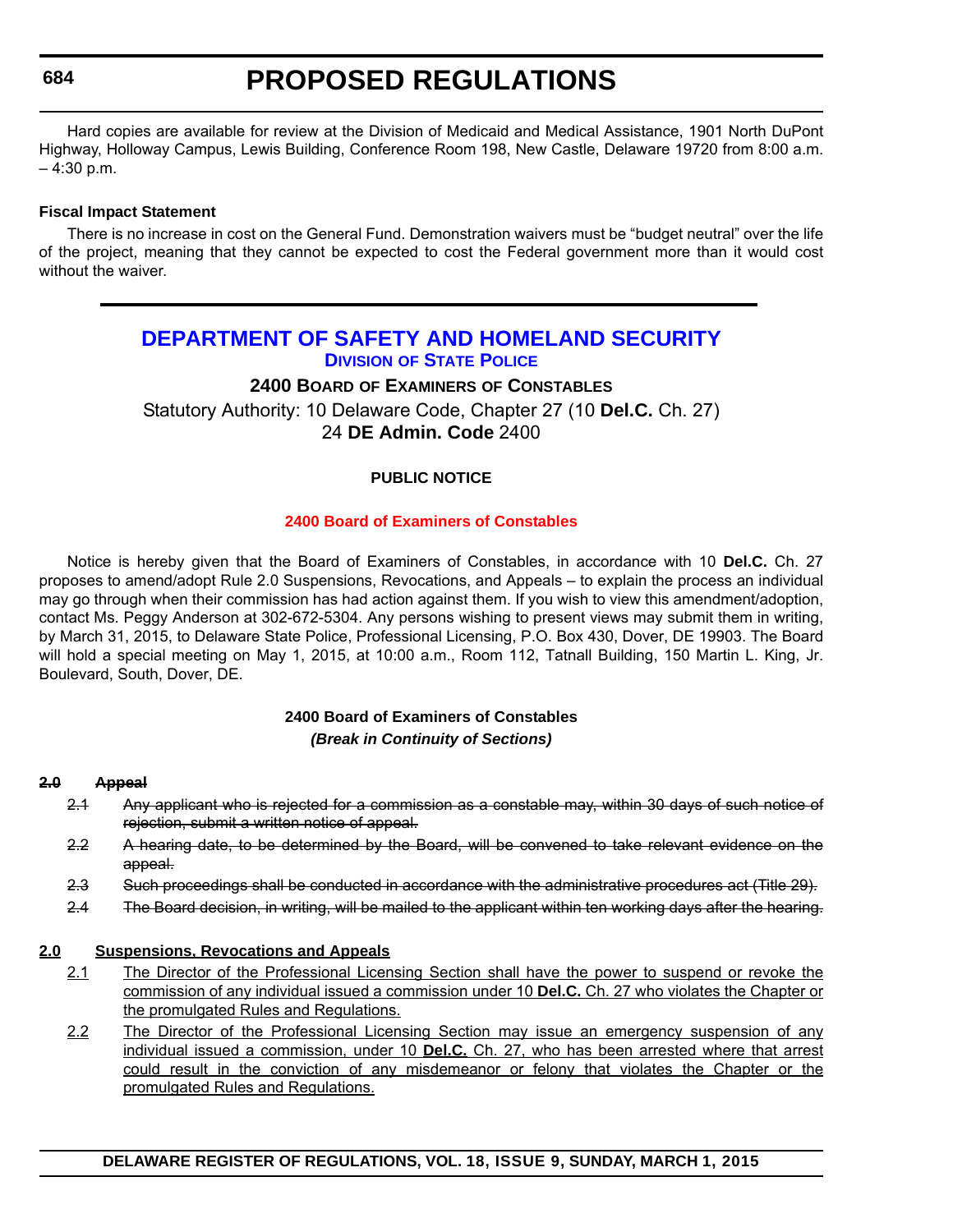Hard copies are available for review at the Division of Medicaid and Medical Assistance, 1901 North DuPont Highway, Holloway Campus, Lewis Building, Conference Room 198, New Castle, Delaware 19720 from 8:00 a.m. – 4:30 p.m.

**Fiscal Impact Statement**

There is no increase in cost on the General Fund. Demonstration waivers must be "budget neutral" over the life of the project, meaning that they cannot be expected to cost the Federal government more than it would cost without the waiver.

---

## DEPARTMENT OF SAFETY AND HOMELAND SECURITY

### DIVISION OF STATE POLICE

**2400 BOARD OF EXAMINERS OF CONSTABLES**

Statutory Authority: 10 Delaware Code, Chapter 27 (10 **Del.C.** Ch. 27)
24 **DE Admin. Code** 2400

**PUBLIC NOTICE**

**2400 Board of Examiners of Constables**

Notice is hereby given that the Board of Examiners of Constables, in accordance with 10 **Del.C.** Ch. 27 proposes to amend/adopt Rule 2.0 Suspensions, Revocations, and Appeals – to explain the process an individual may go through when their commission has had action against them. If you wish to view this amendment/adoption, contact Ms. Peggy Anderson at 302-672-5304. Any persons wishing to present views may submit them in writing, by March 31, 2015, to Delaware State Police, Professional Licensing, P.O. Box 430, Dover, DE 19903. The Board will hold a special meeting on May 1, 2015, at 10:00 a.m., Room 112, Tatnall Building, 150 Martin L. King, Jr. Boulevard, South, Dover, DE.

**2400 Board of Examiners of Constables**

***(Break in Continuity of Sections)***

~~**2.0 Appeal**~~

~~2.1 Any applicant who is rejected for a commission as a constable may, within 30 days of such notice of rejection, submit a written notice of appeal.~~

~~2.2 A hearing date, to be determined by the Board, will be convened to take relevant evidence on the appeal.~~

~~2.3 Such proceedings shall be conducted in accordance with the administrative procedures act (Title 29).~~

~~2.4 The Board decision, in writing, will be mailed to the applicant within ten working days after the hearing.~~

<u>**2.0 Suspensions, Revocations and Appeals**</u>

<u>2.1 The Director of the Professional Licensing Section shall have the power to suspend or revoke the commission of any individual issued a commission under 10 **Del.C.** Ch. 27 who violates the Chapter or the promulgated Rules and Regulations.</u>

<u>2.2 The Director of the Professional Licensing Section may issue an emergency suspension of any individual issued a commission, under 10 **Del.C.** Ch. 27, who has been arrested where that arrest could result in the conviction of any misdemeanor or felony that violates the Chapter or the promulgated Rules and Regulations.</u>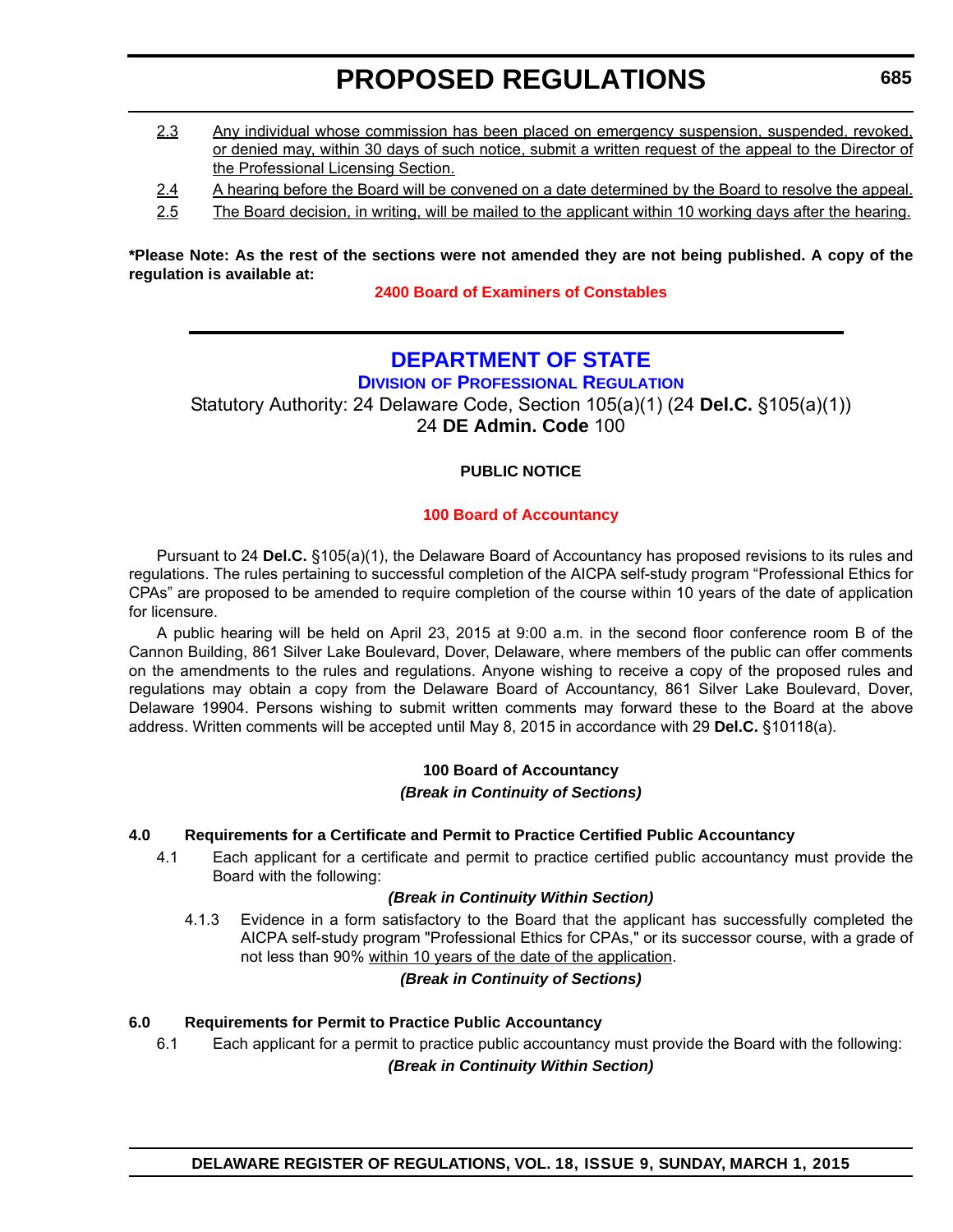2.3 Any individual whose commission has been placed on emergency suspension, suspended, revoked, or denied may, within 30 days of such notice, submit a written request of the appeal to the Director of the Professional Licensing Section.

2.4 A hearing before the Board will be convened on a date determined by the Board to resolve the appeal.

2.5 The Board decision, in writing, will be mailed to the applicant within 10 working days after the hearing.

**\*Please Note: As the rest of the sections were not amended they are not being published. A copy of the regulation is available at:**

**2400 Board of Examiners of Constables**

---

# DEPARTMENT OF STATE

## Division of Professional Regulation

Statutory Authority: 24 Delaware Code, Section 105(a)(1) (24 **Del.C.** §105(a)(1))
24 **DE Admin. Code** 100

**PUBLIC NOTICE**

**100 Board of Accountancy**

Pursuant to 24 **Del.C.** §105(a)(1), the Delaware Board of Accountancy has proposed revisions to its rules and regulations. The rules pertaining to successful completion of the AICPA self-study program "Professional Ethics for CPAs" are proposed to be amended to require completion of the course within 10 years of the date of application for licensure.

A public hearing will be held on April 23, 2015 at 9:00 a.m. in the second floor conference room B of the Cannon Building, 861 Silver Lake Boulevard, Dover, Delaware, where members of the public can offer comments on the amendments to the rules and regulations. Anyone wishing to receive a copy of the proposed rules and regulations may obtain a copy from the Delaware Board of Accountancy, 861 Silver Lake Boulevard, Dover, Delaware 19904. Persons wishing to submit written comments may forward these to the Board at the above address. Written comments will be accepted until May 8, 2015 in accordance with 29 **Del.C.** §10118(a).

**100 Board of Accountancy**

***(Break in Continuity of Sections)***

**4.0 Requirements for a Certificate and Permit to Practice Certified Public Accountancy**

4.1 Each applicant for a certificate and permit to practice certified public accountancy must provide the Board with the following:

***(Break in Continuity Within Section)***

4.1.3 Evidence in a form satisfactory to the Board that the applicant has successfully completed the AICPA self-study program "Professional Ethics for CPAs," or its successor course, with a grade of not less than 90% within 10 years of the date of the application.

***(Break in Continuity of Sections)***

**6.0 Requirements for Permit to Practice Public Accountancy**

6.1 Each applicant for a permit to practice public accountancy must provide the Board with the following:

***(Break in Continuity Within Section)***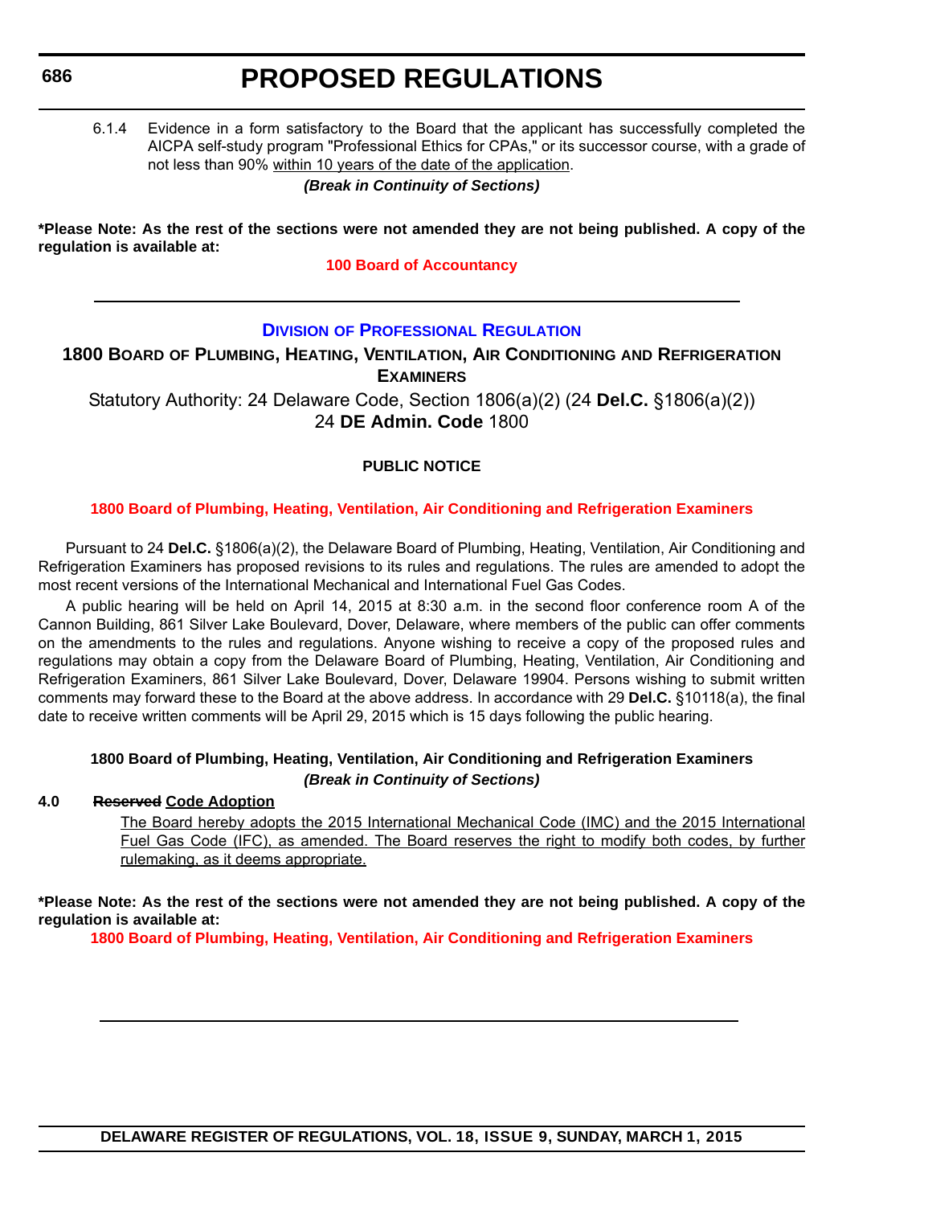6.1.4 Evidence in a form satisfactory to the Board that the applicant has successfully completed the AICPA self-study program "Professional Ethics for CPAs," or its successor course, with a grade of not less than 90% <u>within 10 years of the date of the application</u>.

***(Break in Continuity of Sections)***

**\*Please Note: As the rest of the sections were not amended they are not being published. A copy of the regulation is available at:**

**100 Board of Accountancy**

---

## DIVISION OF PROFESSIONAL REGULATION

### 1800 BOARD OF PLUMBING, HEATING, VENTILATION, AIR CONDITIONING AND REFRIGERATION EXAMINERS

Statutory Authority: 24 Delaware Code, Section 1806(a)(2) (24 **Del.C.** §1806(a)(2))
24 **DE Admin. Code** 1800

**PUBLIC NOTICE**

**1800 Board of Plumbing, Heating, Ventilation, Air Conditioning and Refrigeration Examiners**

Pursuant to 24 **Del.C.** §1806(a)(2), the Delaware Board of Plumbing, Heating, Ventilation, Air Conditioning and Refrigeration Examiners has proposed revisions to its rules and regulations. The rules are amended to adopt the most recent versions of the International Mechanical and International Fuel Gas Codes.

A public hearing will be held on April 14, 2015 at 8:30 a.m. in the second floor conference room A of the Cannon Building, 861 Silver Lake Boulevard, Dover, Delaware, where members of the public can offer comments on the amendments to the rules and regulations. Anyone wishing to receive a copy of the proposed rules and regulations may obtain a copy from the Delaware Board of Plumbing, Heating, Ventilation, Air Conditioning and Refrigeration Examiners, 861 Silver Lake Boulevard, Dover, Delaware 19904. Persons wishing to submit written comments may forward these to the Board at the above address. In accordance with 29 **Del.C.** §10118(a), the final date to receive written comments will be April 29, 2015 which is 15 days following the public hearing.

**1800 Board of Plumbing, Heating, Ventilation, Air Conditioning and Refrigeration Examiners**

***(Break in Continuity of Sections)***

**4.0 ~~Reserved~~ <u>Code Adoption</u>**

<u>The Board hereby adopts the 2015 International Mechanical Code (IMC) and the 2015 International Fuel Gas Code (IFC), as amended. The Board reserves the right to modify both codes, by further rulemaking, as it deems appropriate.</u>

**\*Please Note: As the rest of the sections were not amended they are not being published. A copy of the regulation is available at:**

**1800 Board of Plumbing, Heating, Ventilation, Air Conditioning and Refrigeration Examiners**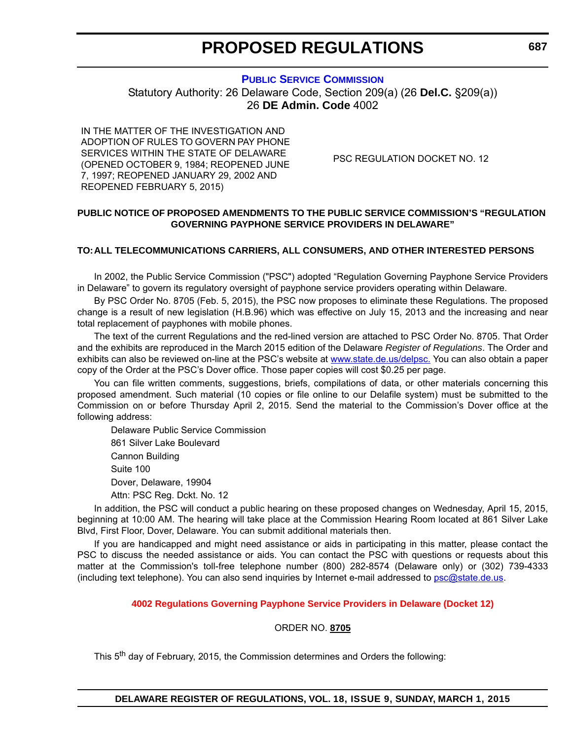# PROPOSED REGULATIONS

## PUBLIC SERVICE COMMISSION

Statutory Authority: 26 Delaware Code, Section 209(a) (26 **Del.C.** §209(a))
26 **DE Admin. Code** 4002

| | |
|---|---|
| IN THE MATTER OF THE INVESTIGATION AND ADOPTION OF RULES TO GOVERN PAY PHONE SERVICES WITHIN THE STATE OF DELAWARE (OPENED OCTOBER 9, 1984; REOPENED JUNE 7, 1997; REOPENED JANUARY 29, 2002 AND REOPENED FEBRUARY 5, 2015) | PSC REGULATION DOCKET NO. 12 |

**PUBLIC NOTICE OF PROPOSED AMENDMENTS TO THE PUBLIC SERVICE COMMISSION'S "REGULATION GOVERNING PAYPHONE SERVICE PROVIDERS IN DELAWARE"**

**TO: ALL TELECOMMUNICATIONS CARRIERS, ALL CONSUMERS, AND OTHER INTERESTED PERSONS**

In 2002, the Public Service Commission ("PSC") adopted "Regulation Governing Payphone Service Providers in Delaware" to govern its regulatory oversight of payphone service providers operating within Delaware.

By PSC Order No. 8705 (Feb. 5, 2015), the PSC now proposes to eliminate these Regulations. The proposed change is a result of new legislation (H.B.96) which was effective on July 15, 2013 and the increasing and near total replacement of payphones with mobile phones.

The text of the current Regulations and the red-lined version are attached to PSC Order No. 8705. That Order and the exhibits are reproduced in the March 2015 edition of the Delaware *Register of Regulations*. The Order and exhibits can also be reviewed on-line at the PSC's website at www.state.de.us/delpsc. You can also obtain a paper copy of the Order at the PSC's Dover office. Those paper copies will cost $0.25 per page.

You can file written comments, suggestions, briefs, compilations of data, or other materials concerning this proposed amendment. Such material (10 copies or file online to our Delafile system) must be submitted to the Commission on or before Thursday April 2, 2015. Send the material to the Commission's Dover office at the following address:

Delaware Public Service Commission
861 Silver Lake Boulevard
Cannon Building
Suite 100
Dover, Delaware, 19904
Attn: PSC Reg. Dckt. No. 12

In addition, the PSC will conduct a public hearing on these proposed changes on Wednesday, April 15, 2015, beginning at 10:00 AM. The hearing will take place at the Commission Hearing Room located at 861 Silver Lake Blvd, First Floor, Dover, Delaware. You can submit additional materials then.

If you are handicapped and might need assistance or aids in participating in this matter, please contact the PSC to discuss the needed assistance or aids. You can contact the PSC with questions or requests about this matter at the Commission's toll-free telephone number (800) 282-8574 (Delaware only) or (302) 739-4333 (including text telephone). You can also send inquiries by Internet e-mail addressed to psc@state.de.us.

**4002 Regulations Governing Payphone Service Providers in Delaware (Docket 12)**

ORDER NO. **8705**

This 5th day of February, 2015, the Commission determines and Orders the following: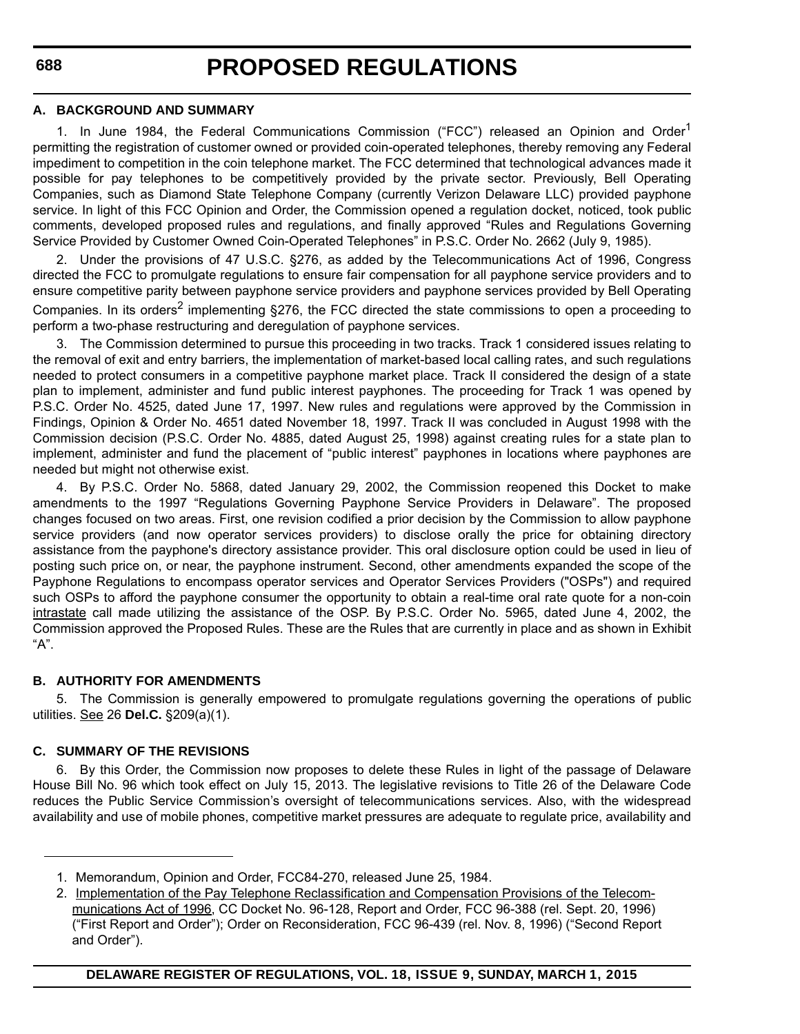### A. BACKGROUND AND SUMMARY

1. In June 1984, the Federal Communications Commission ("FCC") released an Opinion and Order[1] permitting the registration of customer owned or provided coin-operated telephones, thereby removing any Federal impediment to competition in the coin telephone market. The FCC determined that technological advances made it possible for pay telephones to be competitively provided by the private sector. Previously, Bell Operating Companies, such as Diamond State Telephone Company (currently Verizon Delaware LLC) provided payphone service. In light of this FCC Opinion and Order, the Commission opened a regulation docket, noticed, took public comments, developed proposed rules and regulations, and finally approved "Rules and Regulations Governing Service Provided by Customer Owned Coin-Operated Telephones" in P.S.C. Order No. 2662 (July 9, 1985).

2. Under the provisions of 47 U.S.C. §276, as added by the Telecommunications Act of 1996, Congress directed the FCC to promulgate regulations to ensure fair compensation for all payphone service providers and to ensure competitive parity between payphone service providers and payphone services provided by Bell Operating Companies. In its orders[2] implementing §276, the FCC directed the state commissions to open a proceeding to perform a two-phase restructuring and deregulation of payphone services.

3. The Commission determined to pursue this proceeding in two tracks. Track 1 considered issues relating to the removal of exit and entry barriers, the implementation of market-based local calling rates, and such regulations needed to protect consumers in a competitive payphone market place. Track II considered the design of a state plan to implement, administer and fund public interest payphones. The proceeding for Track 1 was opened by P.S.C. Order No. 4525, dated June 17, 1997. New rules and regulations were approved by the Commission in Findings, Opinion & Order No. 4651 dated November 18, 1997. Track II was concluded in August 1998 with the Commission decision (P.S.C. Order No. 4885, dated August 25, 1998) against creating rules for a state plan to implement, administer and fund the placement of "public interest" payphones in locations where payphones are needed but might not otherwise exist.

4. By P.S.C. Order No. 5868, dated January 29, 2002, the Commission reopened this Docket to make amendments to the 1997 "Regulations Governing Payphone Service Providers in Delaware". The proposed changes focused on two areas. First, one revision codified a prior decision by the Commission to allow payphone service providers (and now operator services providers) to disclose orally the price for obtaining directory assistance from the payphone's directory assistance provider. This oral disclosure option could be used in lieu of posting such price on, or near, the payphone instrument. Second, other amendments expanded the scope of the Payphone Regulations to encompass operator services and Operator Services Providers ("OSPs") and required such OSPs to afford the payphone consumer the opportunity to obtain a real-time oral rate quote for a non-coin intrastate call made utilizing the assistance of the OSP. By P.S.C. Order No. 5965, dated June 4, 2002, the Commission approved the Proposed Rules. These are the Rules that are currently in place and as shown in Exhibit "A".

### B. AUTHORITY FOR AMENDMENTS

5. The Commission is generally empowered to promulgate regulations governing the operations of public utilities. See 26 **Del.C.** §209(a)(1).

### C. SUMMARY OF THE REVISIONS

6. By this Order, the Commission now proposes to delete these Rules in light of the passage of Delaware House Bill No. 96 which took effect on July 15, 2013. The legislative revisions to Title 26 of the Delaware Code reduces the Public Service Commission's oversight of telecommunications services. Also, with the widespread availability and use of mobile phones, competitive market pressures are adequate to regulate price, availability and

---

1. Memorandum, Opinion and Order, FCC84-270, released June 25, 1984.

2. Implementation of the Pay Telephone Reclassification and Compensation Provisions of the Telecommunications Act of 1996, CC Docket No. 96-128, Report and Order, FCC 96-388 (rel. Sept. 20, 1996) ("First Report and Order"); Order on Reconsideration, FCC 96-439 (rel. Nov. 8, 1996) ("Second Report and Order").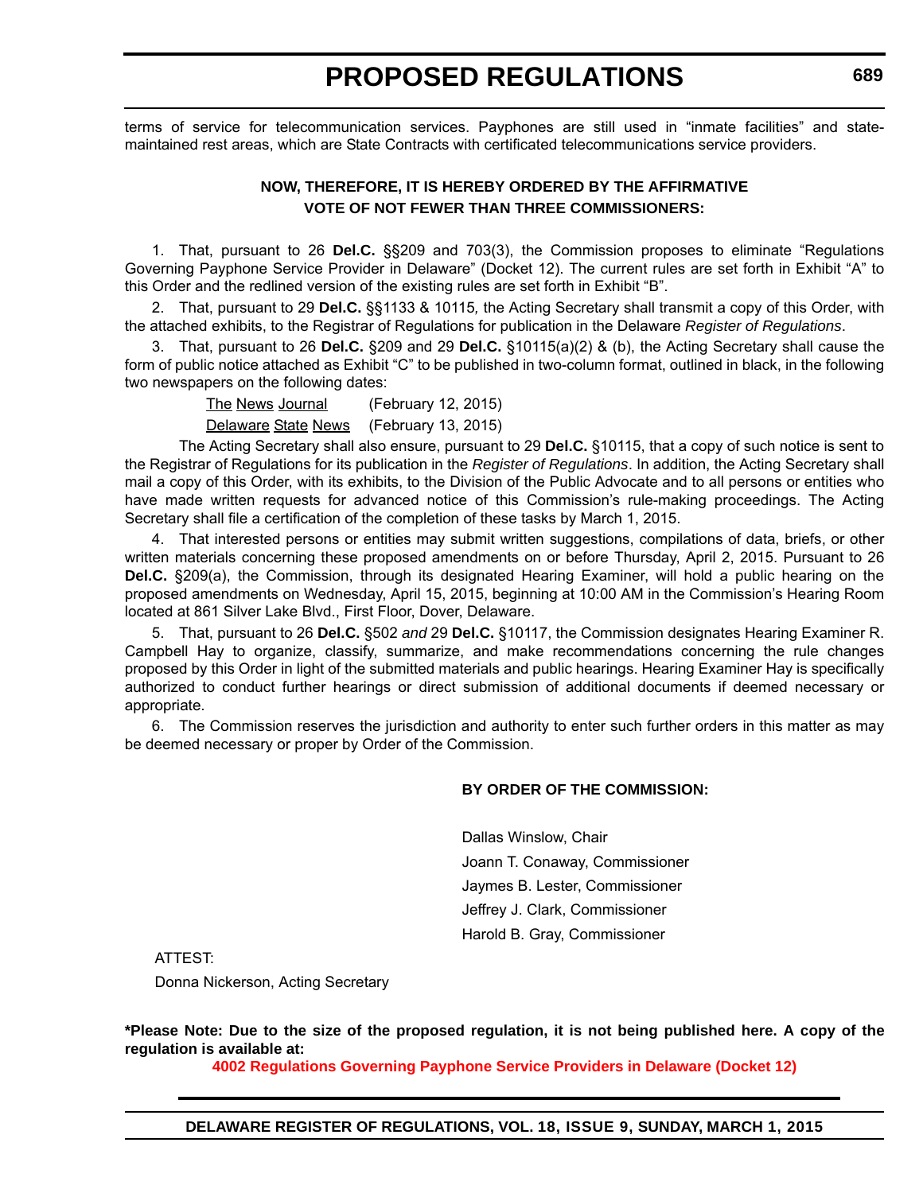terms of service for telecommunication services. Payphones are still used in "inmate facilities" and state-maintained rest areas, which are State Contracts with certificated telecommunications service providers.

**NOW, THEREFORE, IT IS HEREBY ORDERED BY THE AFFIRMATIVE VOTE OF NOT FEWER THAN THREE COMMISSIONERS:**

1. That, pursuant to 26 **Del.C.** §§209 and 703(3), the Commission proposes to eliminate "Regulations Governing Payphone Service Provider in Delaware" (Docket 12). The current rules are set forth in Exhibit "A" to this Order and the redlined version of the existing rules are set forth in Exhibit "B".

2. That, pursuant to 29 **Del.C.** §§1133 & 10115*,* the Acting Secretary shall transmit a copy of this Order, with the attached exhibits, to the Registrar of Regulations for publication in the Delaware *Register of Regulations*.

3. That, pursuant to 26 **Del.C.** §209 and 29 **Del.C.** §10115(a)(2) & (b), the Acting Secretary shall cause the form of public notice attached as Exhibit "C" to be published in two-column format, outlined in black, in the following two newspapers on the following dates:

<u>The News Journal</u> (February 12, 2015)

<u>Delaware State News</u> (February 13, 2015)

The Acting Secretary shall also ensure, pursuant to 29 **Del.C.** §10115, that a copy of such notice is sent to the Registrar of Regulations for its publication in the *Register of Regulations*. In addition, the Acting Secretary shall mail a copy of this Order, with its exhibits, to the Division of the Public Advocate and to all persons or entities who have made written requests for advanced notice of this Commission's rule-making proceedings. The Acting Secretary shall file a certification of the completion of these tasks by March 1, 2015.

4. That interested persons or entities may submit written suggestions, compilations of data, briefs, or other written materials concerning these proposed amendments on or before Thursday, April 2, 2015. Pursuant to 26 **Del.C.** §209(a), the Commission, through its designated Hearing Examiner, will hold a public hearing on the proposed amendments on Wednesday, April 15, 2015, beginning at 10:00 AM in the Commission's Hearing Room located at 861 Silver Lake Blvd., First Floor, Dover, Delaware.

5. That, pursuant to 26 **Del.C.** §502 *and* 29 **Del.C.** §10117, the Commission designates Hearing Examiner R. Campbell Hay to organize, classify, summarize, and make recommendations concerning the rule changes proposed by this Order in light of the submitted materials and public hearings. Hearing Examiner Hay is specifically authorized to conduct further hearings or direct submission of additional documents if deemed necessary or appropriate.

6. The Commission reserves the jurisdiction and authority to enter such further orders in this matter as may be deemed necessary or proper by Order of the Commission.

**BY ORDER OF THE COMMISSION:**

Dallas Winslow, Chair

Joann T. Conaway, Commissioner

Jaymes B. Lester, Commissioner

Jeffrey J. Clark, Commissioner

Harold B. Gray, Commissioner

ATTEST:

Donna Nickerson, Acting Secretary

**\*Please Note: Due to the size of the proposed regulation, it is not being published here. A copy of the regulation is available at:**

**4002 Regulations Governing Payphone Service Providers in Delaware (Docket 12)**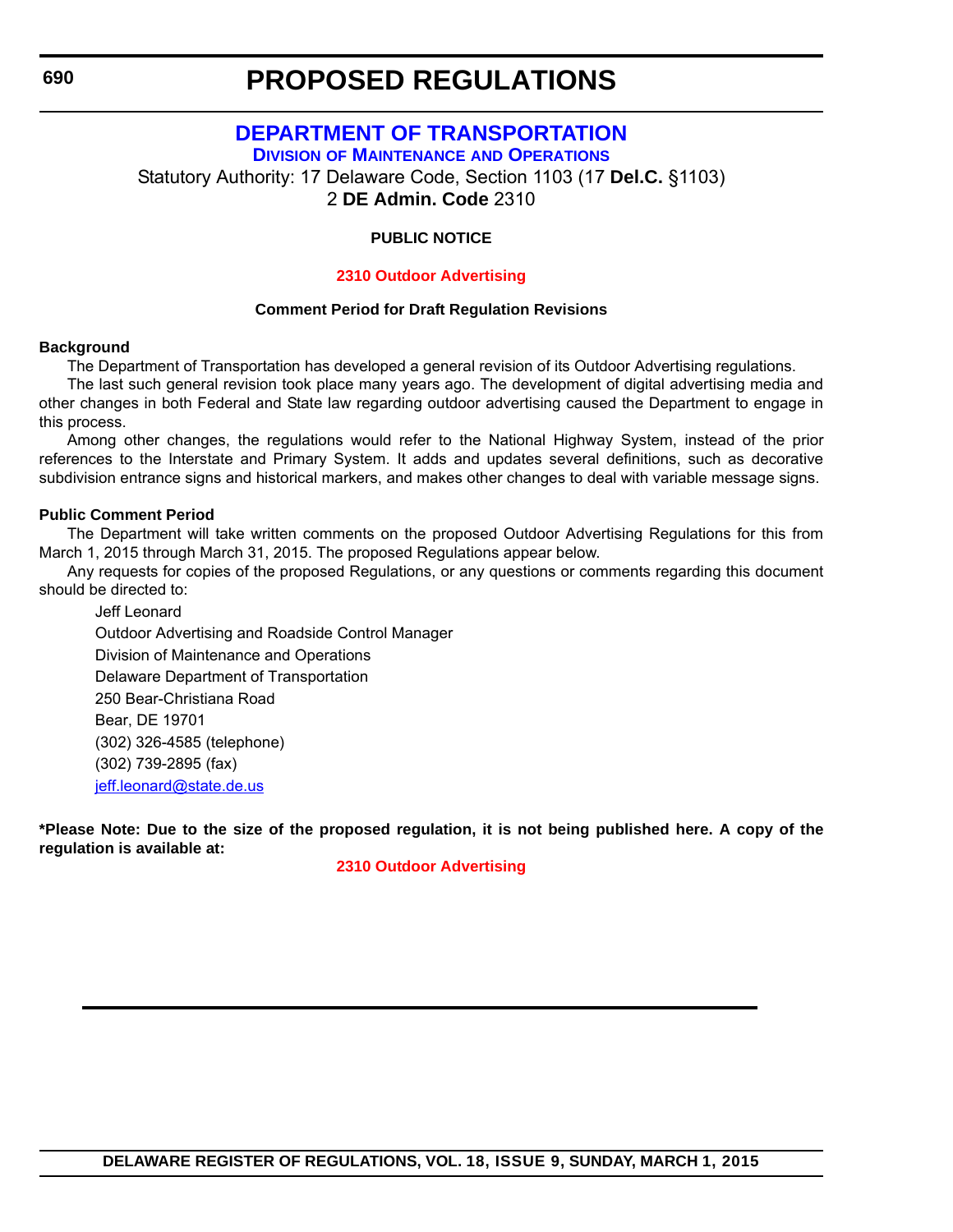# PROPOSED REGULATIONS

## DEPARTMENT OF TRANSPORTATION

### DIVISION OF MAINTENANCE AND OPERATIONS

Statutory Authority: 17 Delaware Code, Section 1103 (17 **Del.C.** §1103)
2 **DE Admin. Code** 2310

**PUBLIC NOTICE**

**2310 Outdoor Advertising**

**Comment Period for Draft Regulation Revisions**

**Background**

The Department of Transportation has developed a general revision of its Outdoor Advertising regulations.

The last such general revision took place many years ago. The development of digital advertising media and other changes in both Federal and State law regarding outdoor advertising caused the Department to engage in this process.

Among other changes, the regulations would refer to the National Highway System, instead of the prior references to the Interstate and Primary System. It adds and updates several definitions, such as decorative subdivision entrance signs and historical markers, and makes other changes to deal with variable message signs.

**Public Comment Period**

The Department will take written comments on the proposed Outdoor Advertising Regulations for this from March 1, 2015 through March 31, 2015. The proposed Regulations appear below.

Any requests for copies of the proposed Regulations, or any questions or comments regarding this document should be directed to:

Jeff Leonard
Outdoor Advertising and Roadside Control Manager
Division of Maintenance and Operations
Delaware Department of Transportation
250 Bear-Christiana Road
Bear, DE 19701
(302) 326-4585 (telephone)
(302) 739-2895 (fax)
jeff.leonard@state.de.us

**\*Please Note: Due to the size of the proposed regulation, it is not being published here. A copy of the regulation is available at:**

**2310 Outdoor Advertising**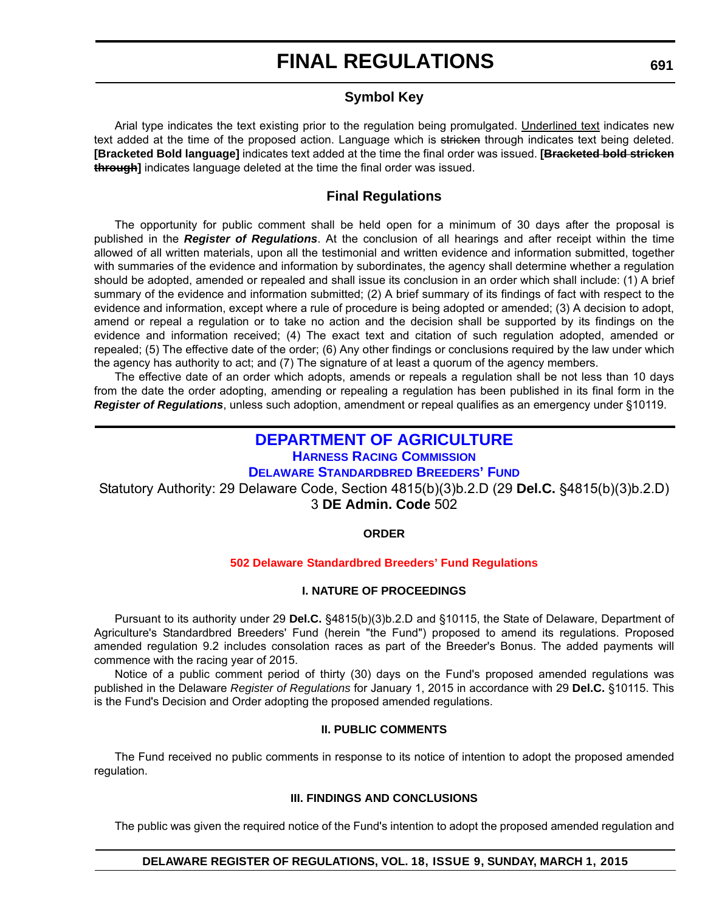# FINAL REGULATIONS

## Symbol Key

Arial type indicates the text existing prior to the regulation being promulgated. <u>Underlined text</u> indicates new text added at the time of the proposed action. Language which is ~~stricken~~ through indicates text being deleted. **[Bracketed Bold language]** indicates text added at the time the final order was issued. **[~~Bracketed bold stricken through~~]** indicates language deleted at the time the final order was issued.

## Final Regulations

The opportunity for public comment shall be held open for a minimum of 30 days after the proposal is published in the ***Register of Regulations***. At the conclusion of all hearings and after receipt within the time allowed of all written materials, upon all the testimonial and written evidence and information submitted, together with summaries of the evidence and information by subordinates, the agency shall determine whether a regulation should be adopted, amended or repealed and shall issue its conclusion in an order which shall include: (1) A brief summary of the evidence and information submitted; (2) A brief summary of its findings of fact with respect to the evidence and information, except where a rule of procedure is being adopted or amended; (3) A decision to adopt, amend or repeal a regulation or to take no action and the decision shall be supported by its findings on the evidence and information received; (4) The exact text and citation of such regulation adopted, amended or repealed; (5) The effective date of the order; (6) Any other findings or conclusions required by the law under which the agency has authority to act; and (7) The signature of at least a quorum of the agency members.

The effective date of an order which adopts, amends or repeals a regulation shall be not less than 10 days from the date the order adopting, amending or repealing a regulation has been published in its final form in the ***Register of Regulations***, unless such adoption, amendment or repeal qualifies as an emergency under §10119.

# DEPARTMENT OF AGRICULTURE

### HARNESS RACING COMMISSION

### DELAWARE STANDARDBRED BREEDERS' FUND

Statutory Authority: 29 Delaware Code, Section 4815(b)(3)b.2.D (29 **Del.C.** §4815(b)(3)b.2.D)
3 **DE Admin. Code** 502

**ORDER**

**502 Delaware Standardbred Breeders' Fund Regulations**

**I. NATURE OF PROCEEDINGS**

Pursuant to its authority under 29 **Del.C.** §4815(b)(3)b.2.D and §10115, the State of Delaware, Department of Agriculture's Standardbred Breeders' Fund (herein "the Fund") proposed to amend its regulations. Proposed amended regulation 9.2 includes consolation races as part of the Breeder's Bonus. The added payments will commence with the racing year of 2015.

Notice of a public comment period of thirty (30) days on the Fund's proposed amended regulations was published in the Delaware *Register of Regulations* for January 1, 2015 in accordance with 29 **Del.C.** §10115. This is the Fund's Decision and Order adopting the proposed amended regulations.

**II. PUBLIC COMMENTS**

The Fund received no public comments in response to its notice of intention to adopt the proposed amended regulation.

**III. FINDINGS AND CONCLUSIONS**

The public was given the required notice of the Fund's intention to adopt the proposed amended regulation and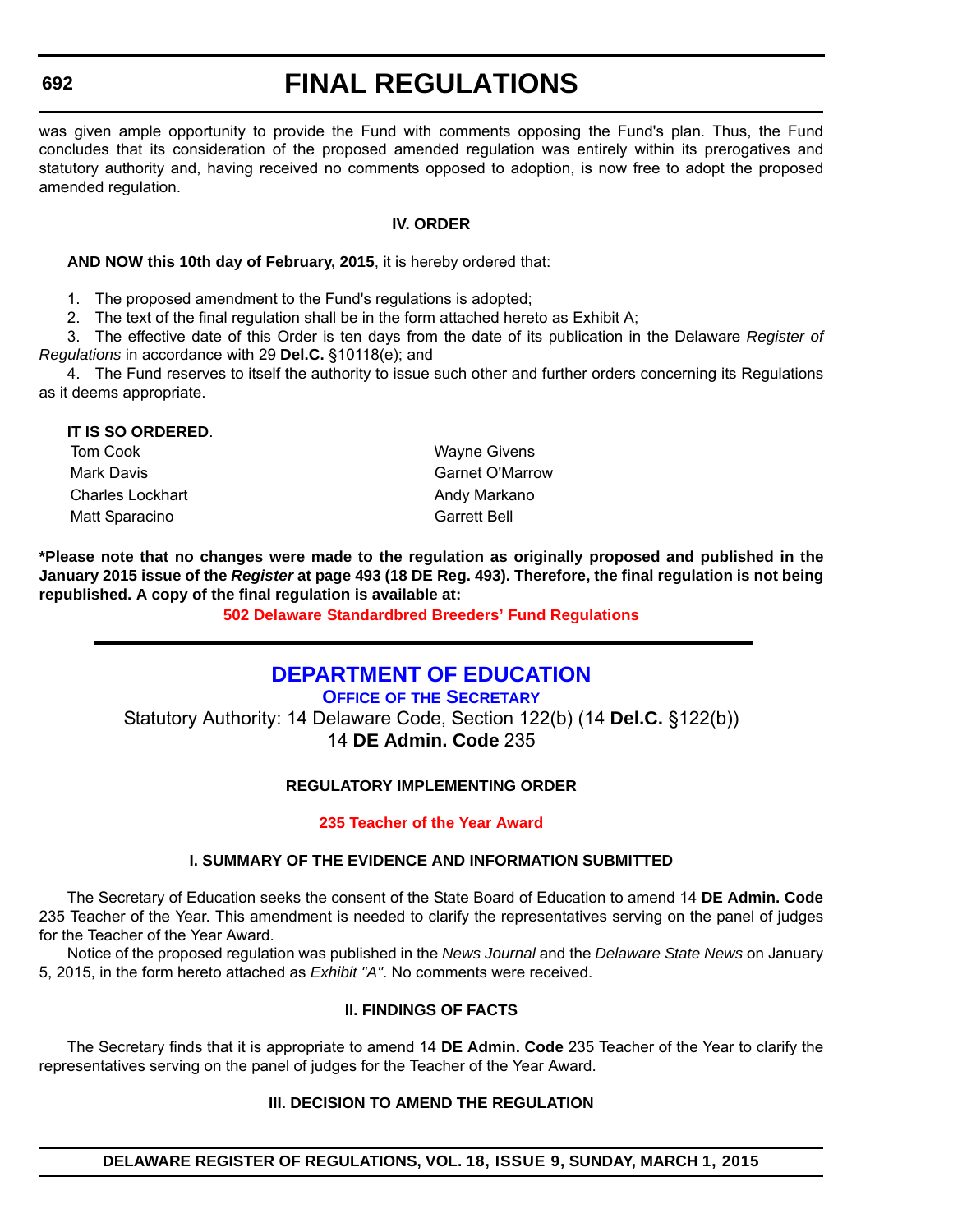was given ample opportunity to provide the Fund with comments opposing the Fund's plan. Thus, the Fund concludes that its consideration of the proposed amended regulation was entirely within its prerogatives and statutory authority and, having received no comments opposed to adoption, is now free to adopt the proposed amended regulation.

**IV. ORDER**

**AND NOW this 10th day of February, 2015**, it is hereby ordered that:

1. The proposed amendment to the Fund's regulations is adopted;
2. The text of the final regulation shall be in the form attached hereto as Exhibit A;
3. The effective date of this Order is ten days from the date of its publication in the Delaware *Register of Regulations* in accordance with 29 **Del.C.** §10118(e); and
4. The Fund reserves to itself the authority to issue such other and further orders concerning its Regulations as it deems appropriate.

**IT IS SO ORDERED**.

Tom Cook
Mark Davis
Charles Lockhart
Matt Sparacino
Wayne Givens
Garnet O'Marrow
Andy Markano
Garrett Bell

**\*Please note that no changes were made to the regulation as originally proposed and published in the January 2015 issue of the *Register* at page 493 (18 DE Reg. 493). Therefore, the final regulation is not being republished. A copy of the final regulation is available at:**

**502 Delaware Standardbred Breeders' Fund Regulations**

---

## DEPARTMENT OF EDUCATION

### Office of the Secretary

Statutory Authority: 14 Delaware Code, Section 122(b) (14 **Del.C.** §122(b))
14 **DE Admin. Code** 235

**REGULATORY IMPLEMENTING ORDER**

**235 Teacher of the Year Award**

**I. SUMMARY OF THE EVIDENCE AND INFORMATION SUBMITTED**

The Secretary of Education seeks the consent of the State Board of Education to amend 14 **DE Admin. Code** 235 Teacher of the Year. This amendment is needed to clarify the representatives serving on the panel of judges for the Teacher of the Year Award.

Notice of the proposed regulation was published in the *News Journal* and the *Delaware State News* on January 5, 2015, in the form hereto attached as *Exhibit "A"*. No comments were received.

**II. FINDINGS OF FACTS**

The Secretary finds that it is appropriate to amend 14 **DE Admin. Code** 235 Teacher of the Year to clarify the representatives serving on the panel of judges for the Teacher of the Year Award.

**III. DECISION TO AMEND THE REGULATION**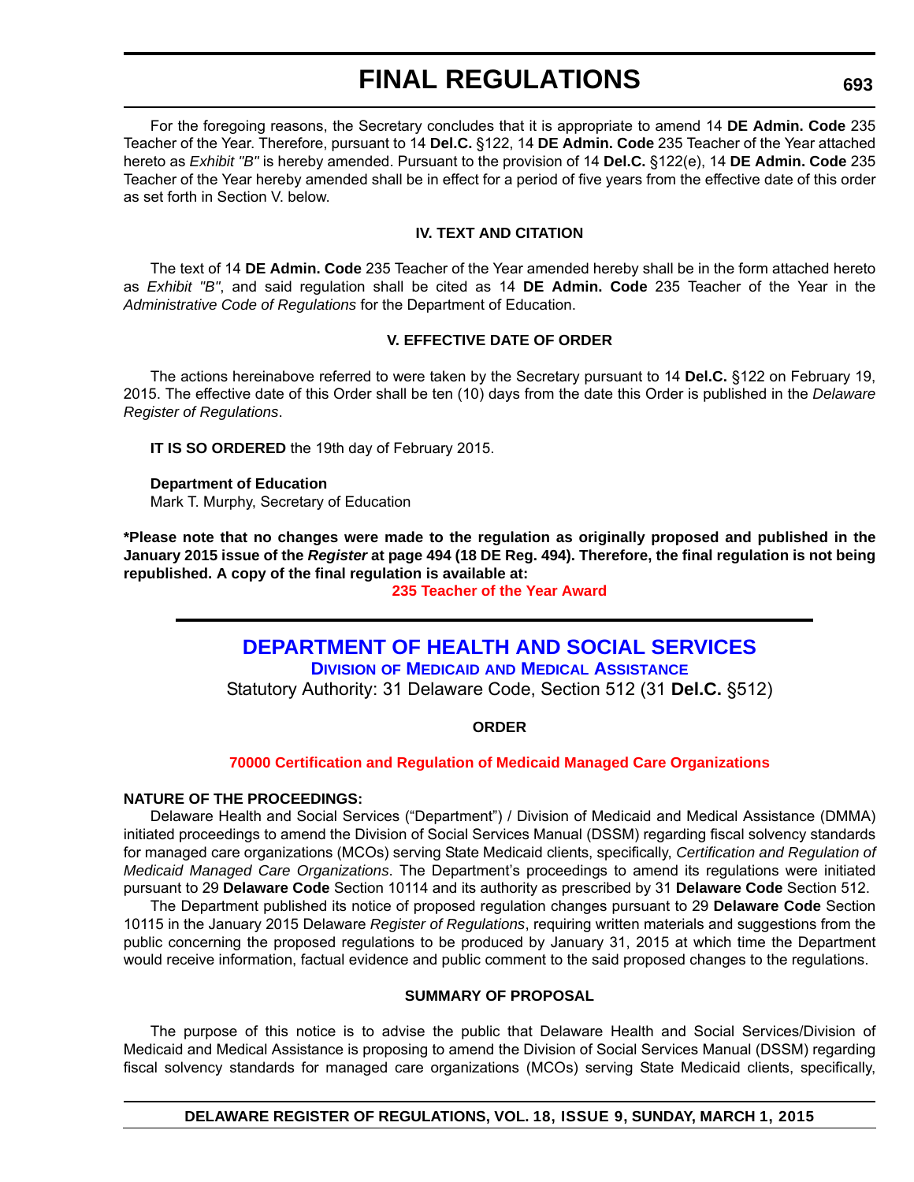For the foregoing reasons, the Secretary concludes that it is appropriate to amend 14 **DE Admin. Code** 235 Teacher of the Year. Therefore, pursuant to 14 **Del.C.** §122, 14 **DE Admin. Code** 235 Teacher of the Year attached hereto as *Exhibit "B"* is hereby amended. Pursuant to the provision of 14 **Del.C.** §122(e), 14 **DE Admin. Code** 235 Teacher of the Year hereby amended shall be in effect for a period of five years from the effective date of this order as set forth in Section V. below.

### IV. TEXT AND CITATION

The text of 14 **DE Admin. Code** 235 Teacher of the Year amended hereby shall be in the form attached hereto as *Exhibit "B"*, and said regulation shall be cited as 14 **DE Admin. Code** 235 Teacher of the Year in the *Administrative Code of Regulations* for the Department of Education.

### V. EFFECTIVE DATE OF ORDER

The actions hereinabove referred to were taken by the Secretary pursuant to 14 **Del.C.** §122 on February 19, 2015. The effective date of this Order shall be ten (10) days from the date this Order is published in the *Delaware Register of Regulations*.

**IT IS SO ORDERED** the 19th day of February 2015.

**Department of Education**
Mark T. Murphy, Secretary of Education

**\*Please note that no changes were made to the regulation as originally proposed and published in the January 2015 issue of the *Register* at page 494 (18 DE Reg. 494). Therefore, the final regulation is not being republished. A copy of the final regulation is available at:**

**235 Teacher of the Year Award**

---

## DEPARTMENT OF HEALTH AND SOCIAL SERVICES

### Division of Medicaid and Medical Assistance

Statutory Authority: 31 Delaware Code, Section 512 (31 **Del.C.** §512)

### ORDER

**70000 Certification and Regulation of Medicaid Managed Care Organizations**

**NATURE OF THE PROCEEDINGS:**

Delaware Health and Social Services ("Department") / Division of Medicaid and Medical Assistance (DMMA) initiated proceedings to amend the Division of Social Services Manual (DSSM) regarding fiscal solvency standards for managed care organizations (MCOs) serving State Medicaid clients, specifically, *Certification and Regulation of Medicaid Managed Care Organizations*. The Department's proceedings to amend its regulations were initiated pursuant to 29 **Delaware Code** Section 10114 and its authority as prescribed by 31 **Delaware Code** Section 512.

The Department published its notice of proposed regulation changes pursuant to 29 **Delaware Code** Section 10115 in the January 2015 Delaware *Register of Regulations*, requiring written materials and suggestions from the public concerning the proposed regulations to be produced by January 31, 2015 at which time the Department would receive information, factual evidence and public comment to the said proposed changes to the regulations.

### SUMMARY OF PROPOSAL

The purpose of this notice is to advise the public that Delaware Health and Social Services/Division of Medicaid and Medical Assistance is proposing to amend the Division of Social Services Manual (DSSM) regarding fiscal solvency standards for managed care organizations (MCOs) serving State Medicaid clients, specifically,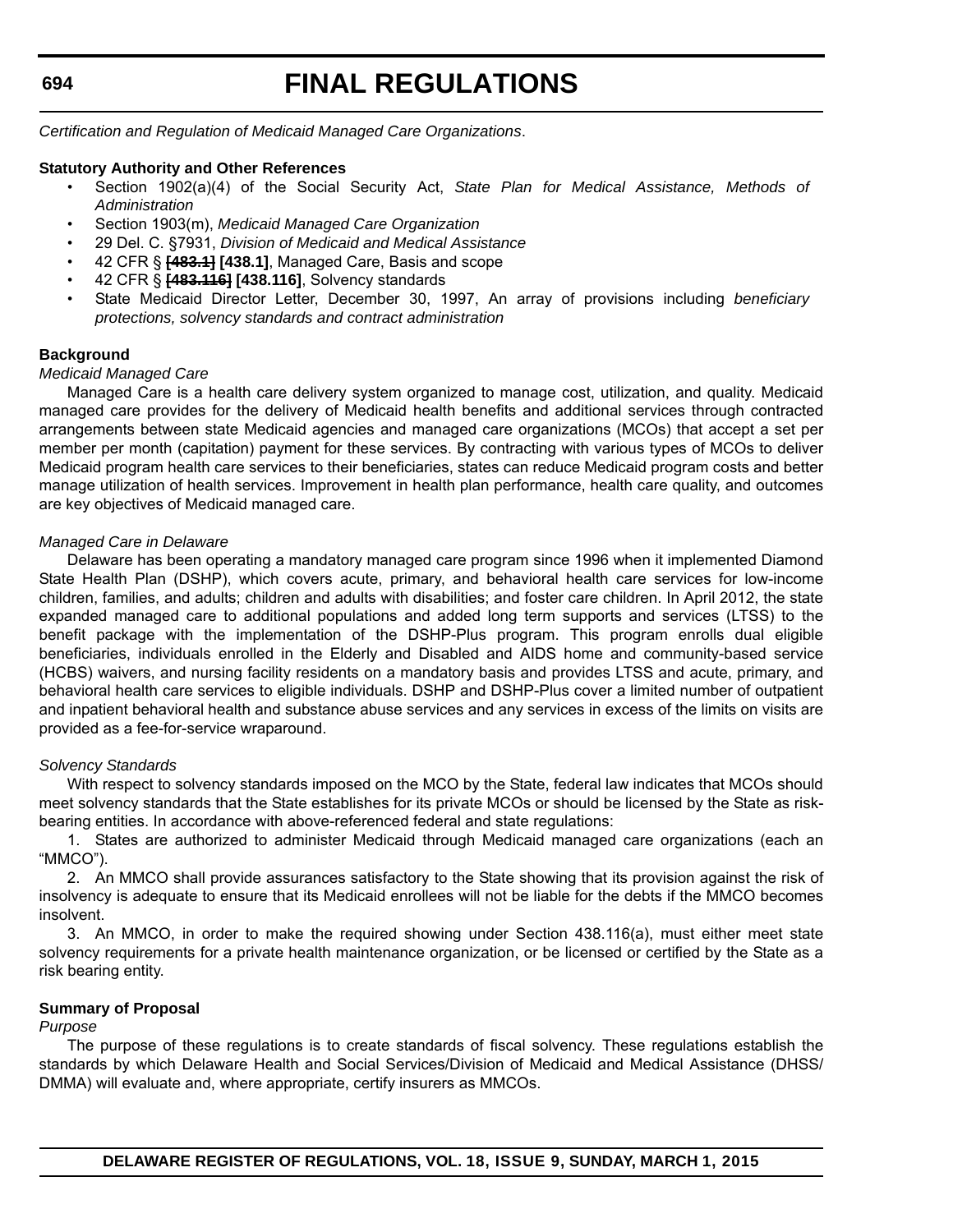*Certification and Regulation of Medicaid Managed Care Organizations*.

**Statutory Authority and Other References**

- Section 1902(a)(4) of the Social Security Act, *State Plan for Medical Assistance, Methods of Administration*
- Section 1903(m), *Medicaid Managed Care Organization*
- 29 Del. C. §7931, *Division of Medicaid and Medical Assistance*
- 42 CFR § ~~[483.1]~~ **[438.1]**, Managed Care, Basis and scope
- 42 CFR § ~~[483.116]~~ **[438.116]**, Solvency standards
- State Medicaid Director Letter, December 30, 1997, An array of provisions including *beneficiary protections, solvency standards and contract administration*

**Background**

*Medicaid Managed Care*

Managed Care is a health care delivery system organized to manage cost, utilization, and quality. Medicaid managed care provides for the delivery of Medicaid health benefits and additional services through contracted arrangements between state Medicaid agencies and managed care organizations (MCOs) that accept a set per member per month (capitation) payment for these services. By contracting with various types of MCOs to deliver Medicaid program health care services to their beneficiaries, states can reduce Medicaid program costs and better manage utilization of health services. Improvement in health plan performance, health care quality, and outcomes are key objectives of Medicaid managed care.

*Managed Care in Delaware*

Delaware has been operating a mandatory managed care program since 1996 when it implemented Diamond State Health Plan (DSHP), which covers acute, primary, and behavioral health care services for low-income children, families, and adults; children and adults with disabilities; and foster care children. In April 2012, the state expanded managed care to additional populations and added long term supports and services (LTSS) to the benefit package with the implementation of the DSHP-Plus program. This program enrolls dual eligible beneficiaries, individuals enrolled in the Elderly and Disabled and AIDS home and community-based service (HCBS) waivers, and nursing facility residents on a mandatory basis and provides LTSS and acute, primary, and behavioral health care services to eligible individuals. DSHP and DSHP-Plus cover a limited number of outpatient and inpatient behavioral health and substance abuse services and any services in excess of the limits on visits are provided as a fee-for-service wraparound.

*Solvency Standards*

With respect to solvency standards imposed on the MCO by the State, federal law indicates that MCOs should meet solvency standards that the State establishes for its private MCOs or should be licensed by the State as risk-bearing entities. In accordance with above-referenced federal and state regulations:

1. States are authorized to administer Medicaid through Medicaid managed care organizations (each an "MMCO").

2. An MMCO shall provide assurances satisfactory to the State showing that its provision against the risk of insolvency is adequate to ensure that its Medicaid enrollees will not be liable for the debts if the MMCO becomes insolvent.

3. An MMCO, in order to make the required showing under Section 438.116(a), must either meet state solvency requirements for a private health maintenance organization, or be licensed or certified by the State as a risk bearing entity.

**Summary of Proposal**

*Purpose*

The purpose of these regulations is to create standards of fiscal solvency. These regulations establish the standards by which Delaware Health and Social Services/Division of Medicaid and Medical Assistance (DHSS/DMMA) will evaluate and, where appropriate, certify insurers as MMCOs.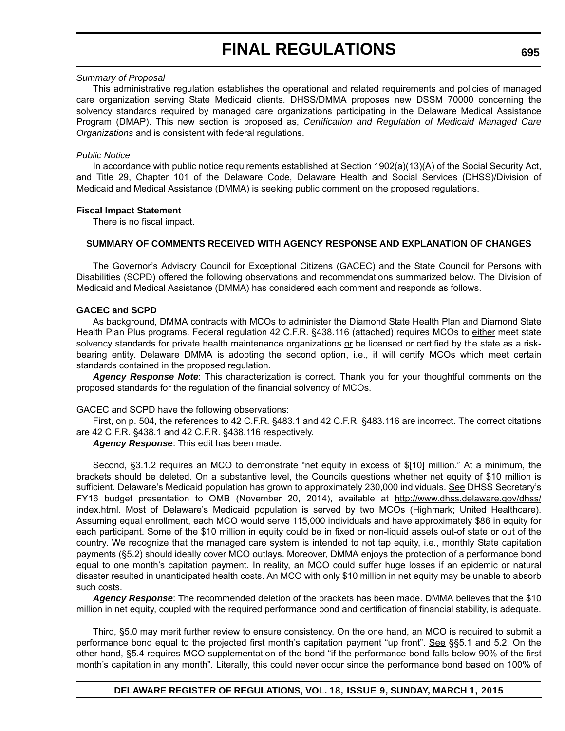*Summary of Proposal*

This administrative regulation establishes the operational and related requirements and policies of managed care organization serving State Medicaid clients. DHSS/DMMA proposes new DSSM 70000 concerning the solvency standards required by managed care organizations participating in the Delaware Medical Assistance Program (DMAP). This new section is proposed as, *Certification and Regulation of Medicaid Managed Care Organizations* and is consistent with federal regulations.

*Public Notice*

In accordance with public notice requirements established at Section 1902(a)(13)(A) of the Social Security Act, and Title 29, Chapter 101 of the Delaware Code, Delaware Health and Social Services (DHSS)/Division of Medicaid and Medical Assistance (DMMA) is seeking public comment on the proposed regulations.

**Fiscal Impact Statement**

There is no fiscal impact.

**SUMMARY OF COMMENTS RECEIVED WITH AGENCY RESPONSE AND EXPLANATION OF CHANGES**

The Governor's Advisory Council for Exceptional Citizens (GACEC) and the State Council for Persons with Disabilities (SCPD) offered the following observations and recommendations summarized below. The Division of Medicaid and Medical Assistance (DMMA) has considered each comment and responds as follows.

**GACEC and SCPD**

As background, DMMA contracts with MCOs to administer the Diamond State Health Plan and Diamond State Health Plan Plus programs. Federal regulation 42 C.F.R. §438.116 (attached) requires MCOs to either meet state solvency standards for private health maintenance organizations or be licensed or certified by the state as a risk-bearing entity. Delaware DMMA is adopting the second option, i.e., it will certify MCOs which meet certain standards contained in the proposed regulation.

***Agency Response Note***: This characterization is correct. Thank you for your thoughtful comments on the proposed standards for the regulation of the financial solvency of MCOs.

GACEC and SCPD have the following observations:

First, on p. 504, the references to 42 C.F.R. §483.1 and 42 C.F.R. §483.116 are incorrect. The correct citations are 42 C.F.R. §438.1 and 42 C.F.R. §438.116 respectively.

***Agency Response***: This edit has been made.

Second, §3.1.2 requires an MCO to demonstrate "net equity in excess of $[10] million." At a minimum, the brackets should be deleted. On a substantive level, the Councils questions whether net equity of $10 million is sufficient. Delaware's Medicaid population has grown to approximately 230,000 individuals. See DHSS Secretary's FY16 budget presentation to OMB (November 20, 2014), available at http://www.dhss.delaware.gov/dhss/index.html. Most of Delaware's Medicaid population is served by two MCOs (Highmark; United Healthcare). Assuming equal enrollment, each MCO would serve 115,000 individuals and have approximately $86 in equity for each participant. Some of the $10 million in equity could be in fixed or non-liquid assets out-of state or out of the country. We recognize that the managed care system is intended to not tap equity, i.e., monthly State capitation payments (§5.2) should ideally cover MCO outlays. Moreover, DMMA enjoys the protection of a performance bond equal to one month's capitation payment. In reality, an MCO could suffer huge losses if an epidemic or natural disaster resulted in unanticipated health costs. An MCO with only $10 million in net equity may be unable to absorb such costs.

***Agency Response***: The recommended deletion of the brackets has been made. DMMA believes that the $10 million in net equity, coupled with the required performance bond and certification of financial stability, is adequate.

Third, §5.0 may merit further review to ensure consistency. On the one hand, an MCO is required to submit a performance bond equal to the projected first month's capitation payment "up front". See §§5.1 and 5.2. On the other hand, §5.4 requires MCO supplementation of the bond "if the performance bond falls below 90% of the first month's capitation in any month". Literally, this could never occur since the performance bond based on 100% of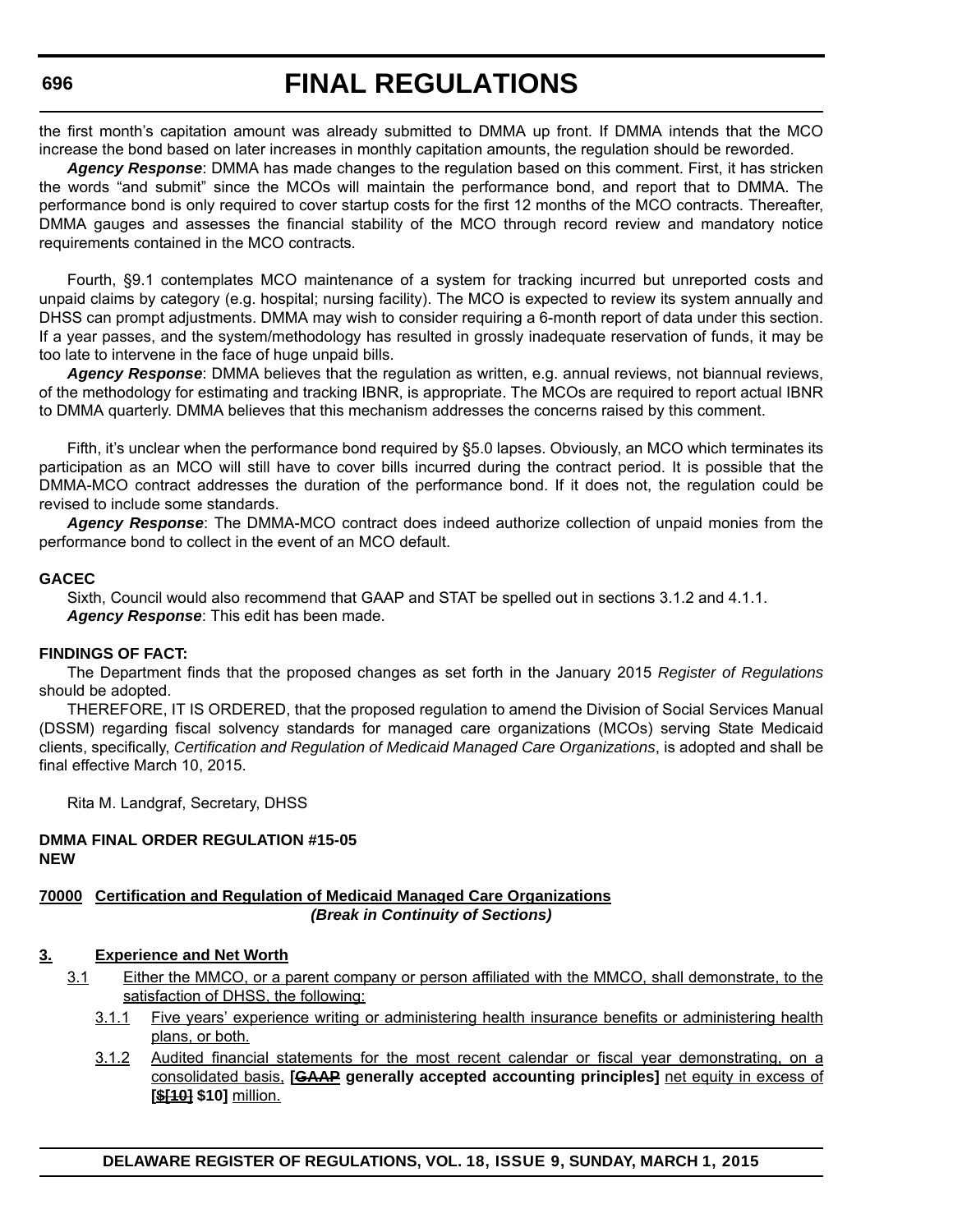the first month's capitation amount was already submitted to DMMA up front. If DMMA intends that the MCO increase the bond based on later increases in monthly capitation amounts, the regulation should be reworded.

***Agency Response***: DMMA has made changes to the regulation based on this comment. First, it has stricken the words "and submit" since the MCOs will maintain the performance bond, and report that to DMMA. The performance bond is only required to cover startup costs for the first 12 months of the MCO contracts. Thereafter, DMMA gauges and assesses the financial stability of the MCO through record review and mandatory notice requirements contained in the MCO contracts.

Fourth, §9.1 contemplates MCO maintenance of a system for tracking incurred but unreported costs and unpaid claims by category (e.g. hospital; nursing facility). The MCO is expected to review its system annually and DHSS can prompt adjustments. DMMA may wish to consider requiring a 6-month report of data under this section. If a year passes, and the system/methodology has resulted in grossly inadequate reservation of funds, it may be too late to intervene in the face of huge unpaid bills.

***Agency Response***: DMMA believes that the regulation as written, e.g. annual reviews, not biannual reviews, of the methodology for estimating and tracking IBNR, is appropriate. The MCOs are required to report actual IBNR to DMMA quarterly. DMMA believes that this mechanism addresses the concerns raised by this comment.

Fifth, it's unclear when the performance bond required by §5.0 lapses. Obviously, an MCO which terminates its participation as an MCO will still have to cover bills incurred during the contract period. It is possible that the DMMA-MCO contract addresses the duration of the performance bond. If it does not, the regulation could be revised to include some standards.

***Agency Response***: The DMMA-MCO contract does indeed authorize collection of unpaid monies from the performance bond to collect in the event of an MCO default.

**GACEC**

Sixth, Council would also recommend that GAAP and STAT be spelled out in sections 3.1.2 and 4.1.1.

***Agency Response***: This edit has been made.

**FINDINGS OF FACT:**

The Department finds that the proposed changes as set forth in the January 2015 *Register of Regulations* should be adopted.

THEREFORE, IT IS ORDERED, that the proposed regulation to amend the Division of Social Services Manual (DSSM) regarding fiscal solvency standards for managed care organizations (MCOs) serving State Medicaid clients, specifically, *Certification and Regulation of Medicaid Managed Care Organizations*, is adopted and shall be final effective March 10, 2015.

Rita M. Landgraf, Secretary, DHSS

**DMMA FINAL ORDER REGULATION #15-05**
**NEW**

**70000 Certification and Regulation of Medicaid Managed Care Organizations**

***(Break in Continuity of Sections)***

**3. Experience and Net Worth**

3.1 Either the MMCO, or a parent company or person affiliated with the MMCO, shall demonstrate, to the satisfaction of DHSS, the following:

3.1.1 Five years' experience writing or administering health insurance benefits or administering health plans, or both.

3.1.2 Audited financial statements for the most recent calendar or fiscal year demonstrating, on a consolidated basis, **[~~GAAP~~ generally accepted accounting principles]** net equity in excess of **[~~$[10]~~ $10]** million.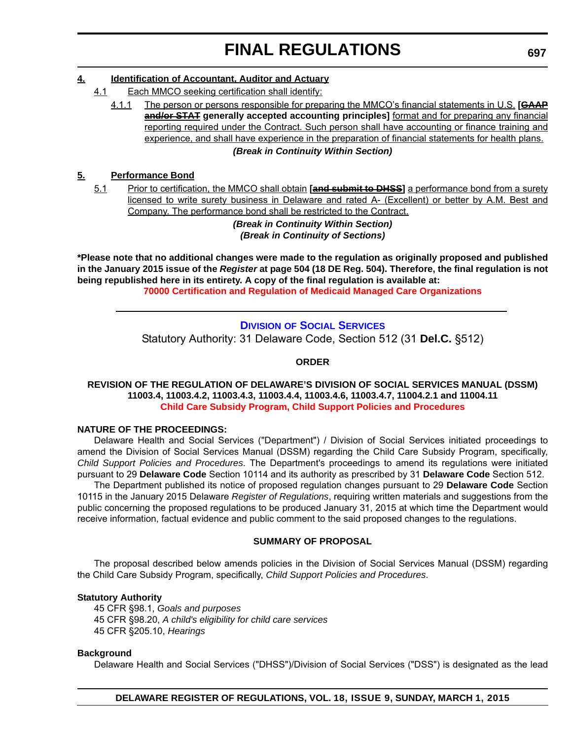**4. Identification of Accountant, Auditor and Actuary**

4.1 Each MMCO seeking certification shall identify:

4.1.1 The person or persons responsible for preparing the MMCO's financial statements in U.S. **[~~GAAP and/or STAT~~ generally accepted accounting principles]** format and for preparing any financial reporting required under the Contract. Such person shall have accounting or finance training and experience, and shall have experience in the preparation of financial statements for health plans.

***(Break in Continuity Within Section)***

**5. Performance Bond**

5.1 Prior to certification, the MMCO shall obtain **[~~and submit to DHSS~~]** a performance bond from a surety licensed to write surety business in Delaware and rated A- (Excellent) or better by A.M. Best and Company. The performance bond shall be restricted to the Contract.

***(Break in Continuity Within Section)***
***(Break in Continuity of Sections)***

**\*Please note that no additional changes were made to the regulation as originally proposed and published in the January 2015 issue of the *Register* at page 504 (18 DE Reg. 504). Therefore, the final regulation is not being republished here in its entirety. A copy of the final regulation is available at:**

**70000 Certification and Regulation of Medicaid Managed Care Organizations**

---

## Division of Social Services

Statutory Authority: 31 Delaware Code, Section 512 (31 **Del.C.** §512)

**ORDER**

**REVISION OF THE REGULATION OF DELAWARE'S DIVISION OF SOCIAL SERVICES MANUAL (DSSM) 11003.4, 11003.4.2, 11003.4.3, 11003.4.4, 11003.4.6, 11003.4.7, 11004.2.1 and 11004.11**

**Child Care Subsidy Program, Child Support Policies and Procedures**

**NATURE OF THE PROCEEDINGS:**

Delaware Health and Social Services ("Department") / Division of Social Services initiated proceedings to amend the Division of Social Services Manual (DSSM) regarding the Child Care Subsidy Program, specifically, *Child Support Policies and Procedures*. The Department's proceedings to amend its regulations were initiated pursuant to 29 **Delaware Code** Section 10114 and its authority as prescribed by 31 **Delaware Code** Section 512.

The Department published its notice of proposed regulation changes pursuant to 29 **Delaware Code** Section 10115 in the January 2015 Delaware *Register of Regulations*, requiring written materials and suggestions from the public concerning the proposed regulations to be produced January 31, 2015 at which time the Department would receive information, factual evidence and public comment to the said proposed changes to the regulations.

**SUMMARY OF PROPOSAL**

The proposal described below amends policies in the Division of Social Services Manual (DSSM) regarding the Child Care Subsidy Program, specifically, *Child Support Policies and Procedures*.

**Statutory Authority**

45 CFR §98.1, *Goals and purposes*
45 CFR §98.20, *A child's eligibility for child care services*
45 CFR §205.10, *Hearings*

**Background**

Delaware Health and Social Services ("DHSS")/Division of Social Services ("DSS") is designated as the lead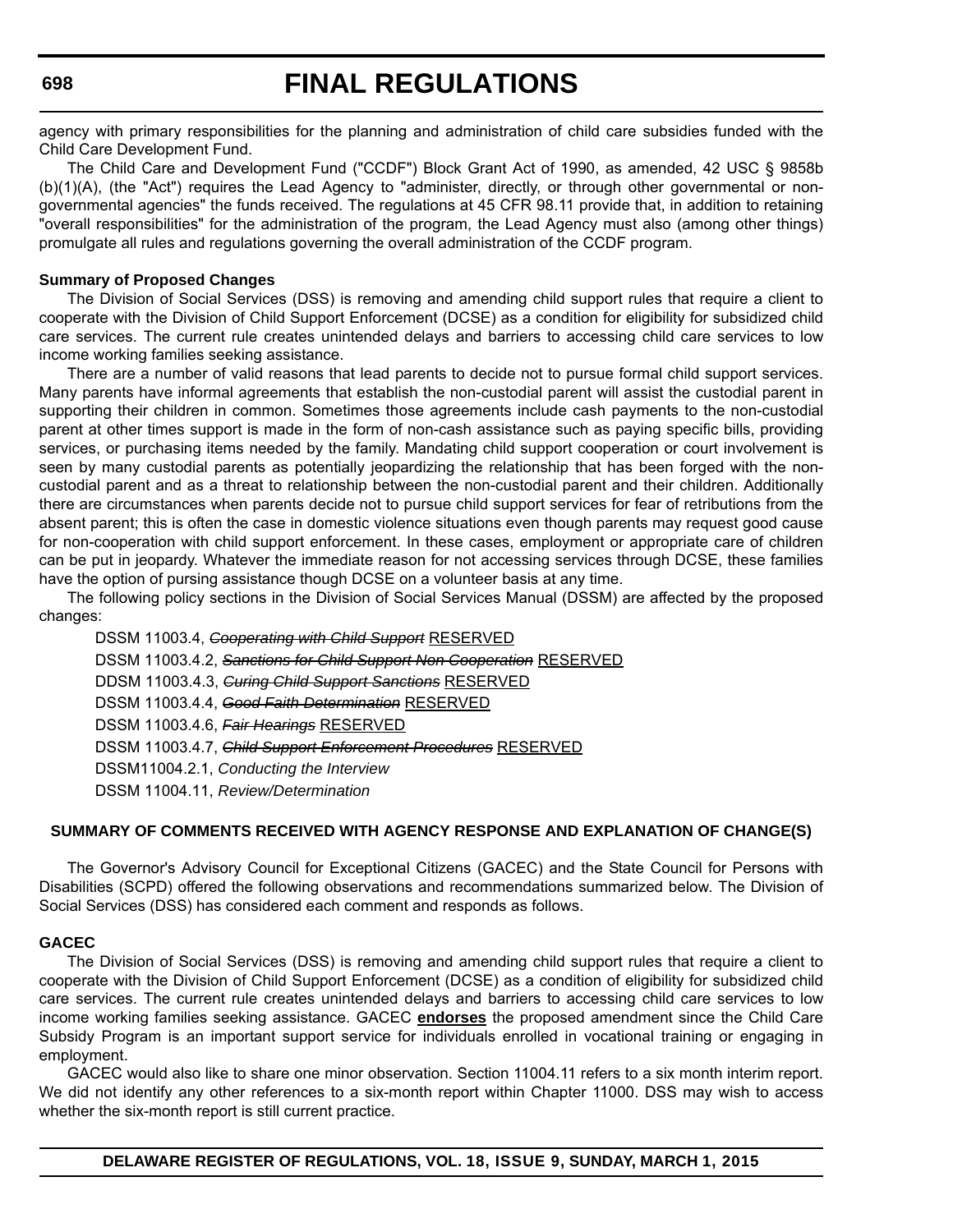agency with primary responsibilities for the planning and administration of child care subsidies funded with the Child Care Development Fund.

The Child Care and Development Fund ("CCDF") Block Grant Act of 1990, as amended, 42 USC § 9858b (b)(1)(A), (the "Act") requires the Lead Agency to "administer, directly, or through other governmental or non-governmental agencies" the funds received. The regulations at 45 CFR 98.11 provide that, in addition to retaining "overall responsibilities" for the administration of the program, the Lead Agency must also (among other things) promulgate all rules and regulations governing the overall administration of the CCDF program.

**Summary of Proposed Changes**

The Division of Social Services (DSS) is removing and amending child support rules that require a client to cooperate with the Division of Child Support Enforcement (DCSE) as a condition for eligibility for subsidized child care services. The current rule creates unintended delays and barriers to accessing child care services to low income working families seeking assistance.

There are a number of valid reasons that lead parents to decide not to pursue formal child support services. Many parents have informal agreements that establish the non-custodial parent will assist the custodial parent in supporting their children in common. Sometimes those agreements include cash payments to the non-custodial parent at other times support is made in the form of non-cash assistance such as paying specific bills, providing services, or purchasing items needed by the family. Mandating child support cooperation or court involvement is seen by many custodial parents as potentially jeopardizing the relationship that has been forged with the non-custodial parent and as a threat to relationship between the non-custodial parent and their children. Additionally there are circumstances when parents decide not to pursue child support services for fear of retributions from the absent parent; this is often the case in domestic violence situations even though parents may request good cause for non-cooperation with child support enforcement. In these cases, employment or appropriate care of children can be put in jeopardy. Whatever the immediate reason for not accessing services through DCSE, these families have the option of pursing assistance though DCSE on a volunteer basis at any time.

The following policy sections in the Division of Social Services Manual (DSSM) are affected by the proposed changes:

DSSM 11003.4, ~~*Cooperating with Child Support*~~ <u>RESERVED</u>

DSSM 11003.4.2, ~~*Sanctions for Child Support Non-Cooperation*~~ <u>RESERVED</u>

DDSM 11003.4.3, ~~*Curing Child Support Sanctions*~~ <u>RESERVED</u>

DSSM 11003.4.4, ~~*Good Faith Determination*~~ <u>RESERVED</u>

DSSM 11003.4.6, ~~*Fair Hearings*~~ <u>RESERVED</u>

DSSM 11003.4.7, ~~*Child Support Enforcement Procedures*~~ <u>RESERVED</u>

DSSM11004.2.1, *Conducting the Interview*

DSSM 11004.11, *Review/Determination*

**SUMMARY OF COMMENTS RECEIVED WITH AGENCY RESPONSE AND EXPLANATION OF CHANGE(S)**

The Governor's Advisory Council for Exceptional Citizens (GACEC) and the State Council for Persons with Disabilities (SCPD) offered the following observations and recommendations summarized below. The Division of Social Services (DSS) has considered each comment and responds as follows.

**GACEC**

The Division of Social Services (DSS) is removing and amending child support rules that require a client to cooperate with the Division of Child Support Enforcement (DCSE) as a condition of eligibility for subsidized child care services. The current rule creates unintended delays and barriers to accessing child care services to low income working families seeking assistance. GACEC <u>**endorses**</u> the proposed amendment since the Child Care Subsidy Program is an important support service for individuals enrolled in vocational training or engaging in employment.

GACEC would also like to share one minor observation. Section 11004.11 refers to a six month interim report. We did not identify any other references to a six-month report within Chapter 11000. DSS may wish to access whether the six-month report is still current practice.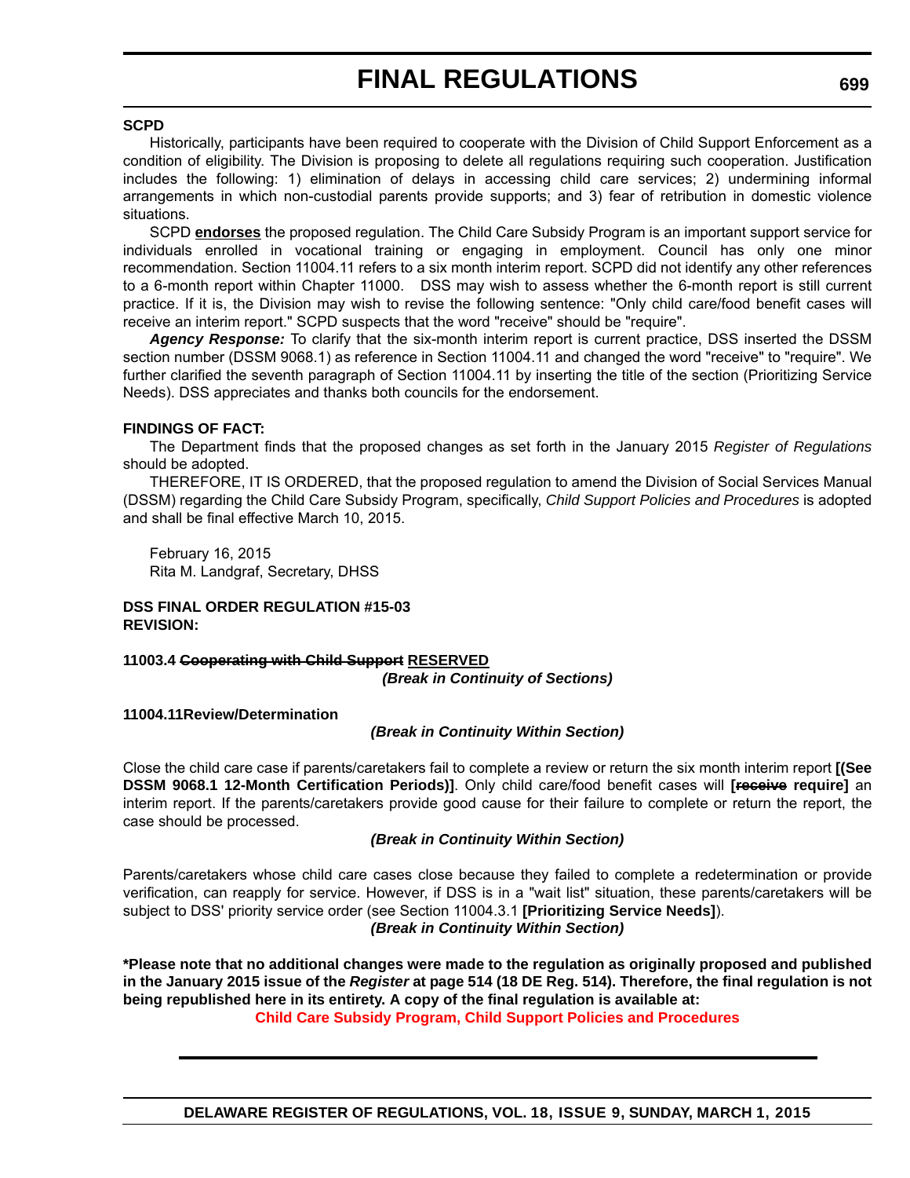**SCPD**

Historically, participants have been required to cooperate with the Division of Child Support Enforcement as a condition of eligibility. The Division is proposing to delete all regulations requiring such cooperation. Justification includes the following: 1) elimination of delays in accessing child care services; 2) undermining informal arrangements in which non-custodial parents provide supports; and 3) fear of retribution in domestic violence situations.

SCPD **endorses** the proposed regulation. The Child Care Subsidy Program is an important support service for individuals enrolled in vocational training or engaging in employment. Council has only one minor recommendation. Section 11004.11 refers to a six month interim report. SCPD did not identify any other references to a 6-month report within Chapter 11000. DSS may wish to assess whether the 6-month report is still current practice. If it is, the Division may wish to revise the following sentence: "Only child care/food benefit cases will receive an interim report." SCPD suspects that the word "receive" should be "require".

***Agency Response:*** To clarify that the six-month interim report is current practice, DSS inserted the DSSM section number (DSSM 9068.1) as reference in Section 11004.11 and changed the word "receive" to "require". We further clarified the seventh paragraph of Section 11004.11 by inserting the title of the section (Prioritizing Service Needs). DSS appreciates and thanks both councils for the endorsement.

**FINDINGS OF FACT:**

The Department finds that the proposed changes as set forth in the January 2015 *Register of Regulations* should be adopted.

THEREFORE, IT IS ORDERED, that the proposed regulation to amend the Division of Social Services Manual (DSSM) regarding the Child Care Subsidy Program, specifically, *Child Support Policies and Procedures* is adopted and shall be final effective March 10, 2015.

February 16, 2015
Rita M. Landgraf, Secretary, DHSS

**DSS FINAL ORDER REGULATION #15-03**
**REVISION:**

**11003.4 ~~Cooperating with Child Support~~ RESERVED**

***(Break in Continuity of Sections)***

**11004.11Review/Determination**

***(Break in Continuity Within Section)***

Close the child care case if parents/caretakers fail to complete a review or return the six month interim report **[(See DSSM 9068.1 12-Month Certification Periods)]**. Only child care/food benefit cases will **[~~receive~~ require]** an interim report. If the parents/caretakers provide good cause for their failure to complete or return the report, the case should be processed.

***(Break in Continuity Within Section)***

Parents/caretakers whose child care cases close because they failed to complete a redetermination or provide verification, can reapply for service. However, if DSS is in a "wait list" situation, these parents/caretakers will be subject to DSS' priority service order (see Section 11004.3.1 **[Prioritizing Service Needs]**).

***(Break in Continuity Within Section)***

**\*Please note that no additional changes were made to the regulation as originally proposed and published in the January 2015 issue of the *Register* at page 514 (18 DE Reg. 514). Therefore, the final regulation is not being republished here in its entirety. A copy of the final regulation is available at:**

**Child Care Subsidy Program, Child Support Policies and Procedures**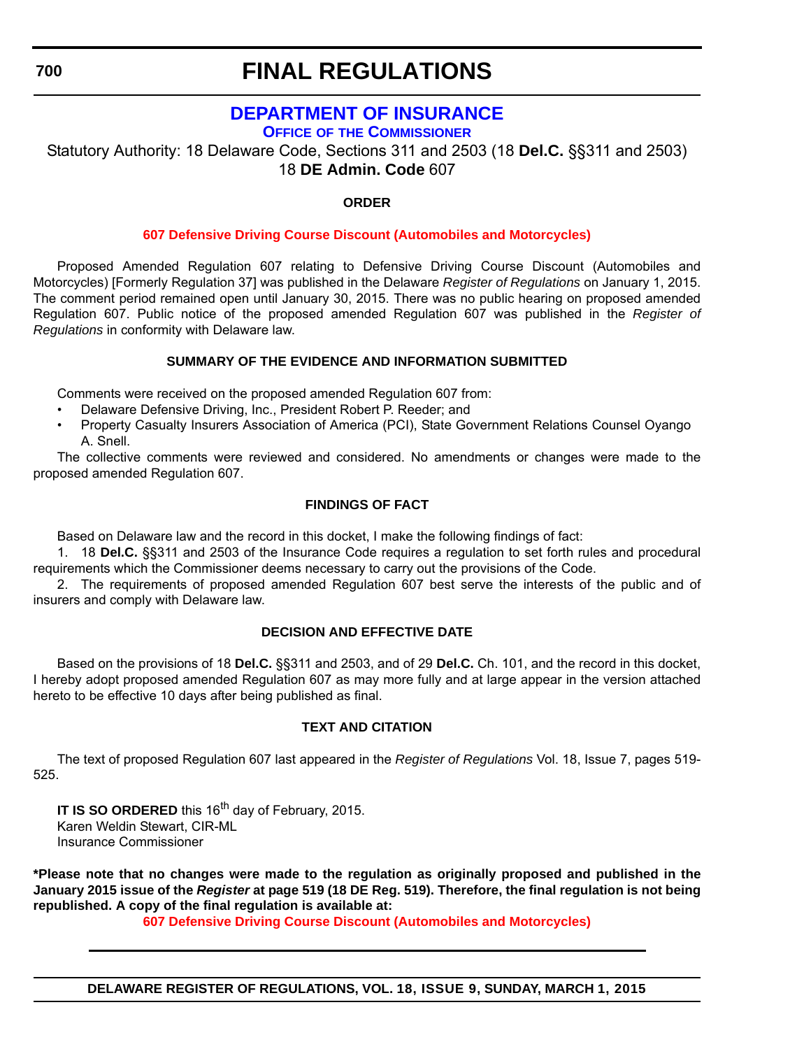# FINAL REGULATIONS

## DEPARTMENT OF INSURANCE

### OFFICE OF THE COMMISSIONER

Statutory Authority: 18 Delaware Code, Sections 311 and 2503 (18 **Del.C.** §§311 and 2503)
18 **DE Admin. Code** 607

**ORDER**

**607 Defensive Driving Course Discount (Automobiles and Motorcycles)**

Proposed Amended Regulation 607 relating to Defensive Driving Course Discount (Automobiles and Motorcycles) [Formerly Regulation 37] was published in the Delaware *Register of Regulations* on January 1, 2015. The comment period remained open until January 30, 2015. There was no public hearing on proposed amended Regulation 607. Public notice of the proposed amended Regulation 607 was published in the *Register of Regulations* in conformity with Delaware law.

**SUMMARY OF THE EVIDENCE AND INFORMATION SUBMITTED**

Comments were received on the proposed amended Regulation 607 from:

- Delaware Defensive Driving, Inc., President Robert P. Reeder; and
- Property Casualty Insurers Association of America (PCI), State Government Relations Counsel Oyango A. Snell.

The collective comments were reviewed and considered. No amendments or changes were made to the proposed amended Regulation 607.

**FINDINGS OF FACT**

Based on Delaware law and the record in this docket, I make the following findings of fact:

1. 18 **Del.C.** §§311 and 2503 of the Insurance Code requires a regulation to set forth rules and procedural requirements which the Commissioner deems necessary to carry out the provisions of the Code.

2. The requirements of proposed amended Regulation 607 best serve the interests of the public and of insurers and comply with Delaware law.

**DECISION AND EFFECTIVE DATE**

Based on the provisions of 18 **Del.C.** §§311 and 2503, and of 29 **Del.C.** Ch. 101, and the record in this docket, I hereby adopt proposed amended Regulation 607 as may more fully and at large appear in the version attached hereto to be effective 10 days after being published as final.

**TEXT AND CITATION**

The text of proposed Regulation 607 last appeared in the *Register of Regulations* Vol. 18, Issue 7, pages 519-525.

**IT IS SO ORDERED** this 16th day of February, 2015.
Karen Weldin Stewart, CIR-ML
Insurance Commissioner

**\*Please note that no changes were made to the regulation as originally proposed and published in the January 2015 issue of the *Register* at page 519 (18 DE Reg. 519). Therefore, the final regulation is not being republished. A copy of the final regulation is available at:**

**607 Defensive Driving Course Discount (Automobiles and Motorcycles)**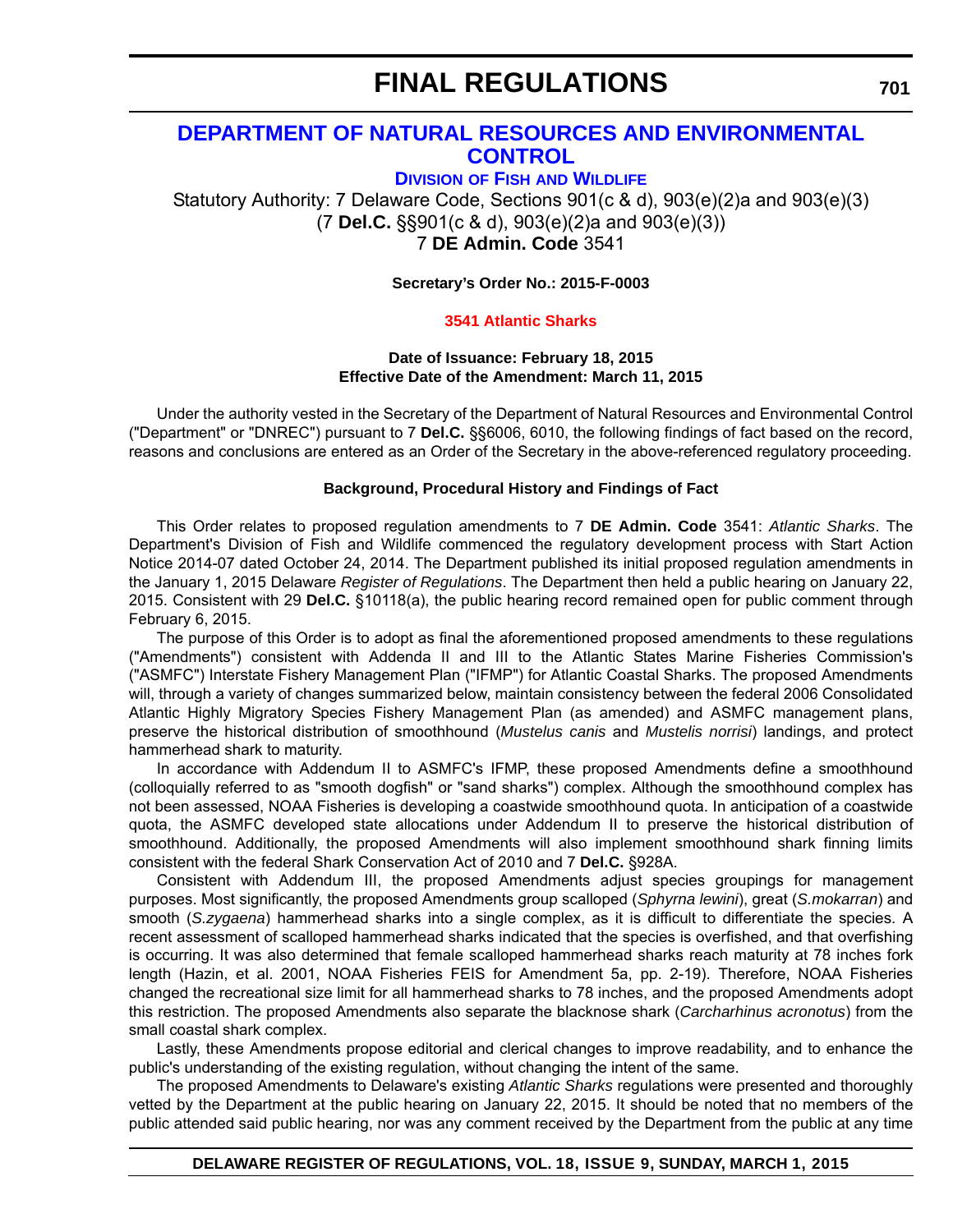# FINAL REGULATIONS

## DEPARTMENT OF NATURAL RESOURCES AND ENVIRONMENTAL CONTROL

### DIVISION OF FISH AND WILDLIFE

Statutory Authority: 7 Delaware Code, Sections 901(c & d), 903(e)(2)a and 903(e)(3)
(7 **Del.C.** §§901(c & d), 903(e)(2)a and 903(e)(3))
7 **DE Admin. Code** 3541

**Secretary's Order No.: 2015-F-0003**

**3541 Atlantic Sharks**

**Date of Issuance: February 18, 2015**
**Effective Date of the Amendment: March 11, 2015**

Under the authority vested in the Secretary of the Department of Natural Resources and Environmental Control ("Department" or "DNREC") pursuant to 7 **Del.C.** §§6006, 6010, the following findings of fact based on the record, reasons and conclusions are entered as an Order of the Secretary in the above-referenced regulatory proceeding.

**Background, Procedural History and Findings of Fact**

This Order relates to proposed regulation amendments to 7 **DE Admin. Code** 3541: *Atlantic Sharks*. The Department's Division of Fish and Wildlife commenced the regulatory development process with Start Action Notice 2014-07 dated October 24, 2014. The Department published its initial proposed regulation amendments in the January 1, 2015 Delaware *Register of Regulations*. The Department then held a public hearing on January 22, 2015. Consistent with 29 **Del.C.** §10118(a), the public hearing record remained open for public comment through February 6, 2015.

The purpose of this Order is to adopt as final the aforementioned proposed amendments to these regulations ("Amendments") consistent with Addenda II and III to the Atlantic States Marine Fisheries Commission's ("ASMFC") Interstate Fishery Management Plan ("IFMP") for Atlantic Coastal Sharks. The proposed Amendments will, through a variety of changes summarized below, maintain consistency between the federal 2006 Consolidated Atlantic Highly Migratory Species Fishery Management Plan (as amended) and ASMFC management plans, preserve the historical distribution of smoothhound (*Mustelus canis* and *Mustelis norrisi*) landings, and protect hammerhead shark to maturity.

In accordance with Addendum II to ASMFC's IFMP, these proposed Amendments define a smoothhound (colloquially referred to as "smooth dogfish" or "sand sharks") complex. Although the smoothhound complex has not been assessed, NOAA Fisheries is developing a coastwide smoothhound quota. In anticipation of a coastwide quota, the ASMFC developed state allocations under Addendum II to preserve the historical distribution of smoothhound. Additionally, the proposed Amendments will also implement smoothhound shark finning limits consistent with the federal Shark Conservation Act of 2010 and 7 **Del.C.** §928A.

Consistent with Addendum III, the proposed Amendments adjust species groupings for management purposes. Most significantly, the proposed Amendments group scalloped (*Sphyrna lewini*), great (*S.mokarran*) and smooth (*S.zygaena*) hammerhead sharks into a single complex, as it is difficult to differentiate the species. A recent assessment of scalloped hammerhead sharks indicated that the species is overfished, and that overfishing is occurring. It was also determined that female scalloped hammerhead sharks reach maturity at 78 inches fork length (Hazin, et al. 2001, NOAA Fisheries FEIS for Amendment 5a, pp. 2-19). Therefore, NOAA Fisheries changed the recreational size limit for all hammerhead sharks to 78 inches, and the proposed Amendments adopt this restriction. The proposed Amendments also separate the blacknose shark (*Carcharhinus acronotus*) from the small coastal shark complex.

Lastly, these Amendments propose editorial and clerical changes to improve readability, and to enhance the public's understanding of the existing regulation, without changing the intent of the same.

The proposed Amendments to Delaware's existing *Atlantic Sharks* regulations were presented and thoroughly vetted by the Department at the public hearing on January 22, 2015. It should be noted that no members of the public attended said public hearing, nor was any comment received by the Department from the public at any time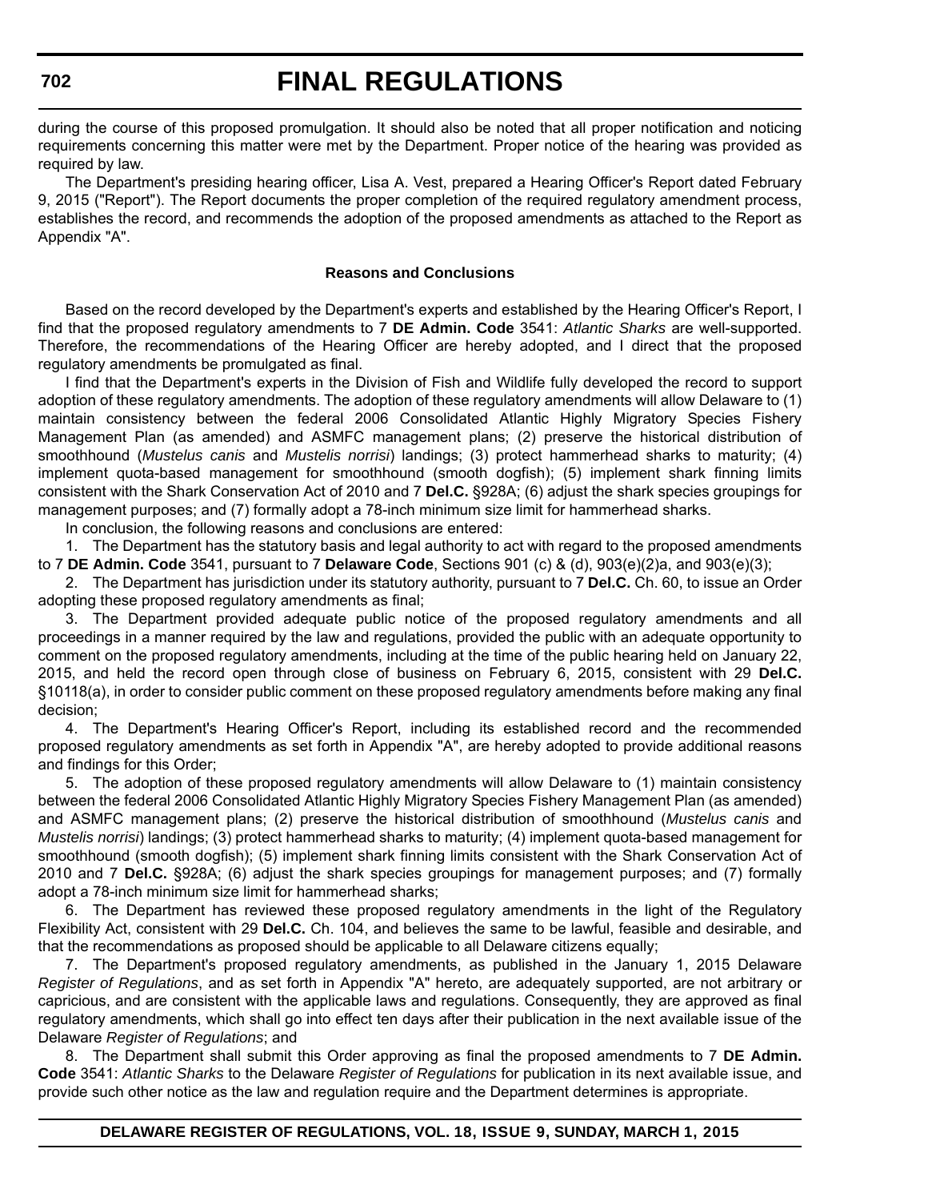during the course of this proposed promulgation. It should also be noted that all proper notification and noticing requirements concerning this matter were met by the Department. Proper notice of the hearing was provided as required by law.

The Department's presiding hearing officer, Lisa A. Vest, prepared a Hearing Officer's Report dated February 9, 2015 ("Report"). The Report documents the proper completion of the required regulatory amendment process, establishes the record, and recommends the adoption of the proposed amendments as attached to the Report as Appendix "A".

### Reasons and Conclusions

Based on the record developed by the Department's experts and established by the Hearing Officer's Report, I find that the proposed regulatory amendments to 7 **DE Admin. Code** 3541: *Atlantic Sharks* are well-supported. Therefore, the recommendations of the Hearing Officer are hereby adopted, and I direct that the proposed regulatory amendments be promulgated as final.

I find that the Department's experts in the Division of Fish and Wildlife fully developed the record to support adoption of these regulatory amendments. The adoption of these regulatory amendments will allow Delaware to (1) maintain consistency between the federal 2006 Consolidated Atlantic Highly Migratory Species Fishery Management Plan (as amended) and ASMFC management plans; (2) preserve the historical distribution of smoothhound (*Mustelus canis* and *Mustelis norrisi*) landings; (3) protect hammerhead sharks to maturity; (4) implement quota-based management for smoothhound (smooth dogfish); (5) implement shark finning limits consistent with the Shark Conservation Act of 2010 and 7 **Del.C.** §928A; (6) adjust the shark species groupings for management purposes; and (7) formally adopt a 78-inch minimum size limit for hammerhead sharks.

In conclusion, the following reasons and conclusions are entered:

1. The Department has the statutory basis and legal authority to act with regard to the proposed amendments to 7 **DE Admin. Code** 3541, pursuant to 7 **Delaware Code**, Sections 901 (c) & (d), 903(e)(2)a, and 903(e)(3);

2. The Department has jurisdiction under its statutory authority, pursuant to 7 **Del.C.** Ch. 60, to issue an Order adopting these proposed regulatory amendments as final;

3. The Department provided adequate public notice of the proposed regulatory amendments and all proceedings in a manner required by the law and regulations, provided the public with an adequate opportunity to comment on the proposed regulatory amendments, including at the time of the public hearing held on January 22, 2015, and held the record open through close of business on February 6, 2015, consistent with 29 **Del.C.** §10118(a), in order to consider public comment on these proposed regulatory amendments before making any final decision;

4. The Department's Hearing Officer's Report, including its established record and the recommended proposed regulatory amendments as set forth in Appendix "A", are hereby adopted to provide additional reasons and findings for this Order;

5. The adoption of these proposed regulatory amendments will allow Delaware to (1) maintain consistency between the federal 2006 Consolidated Atlantic Highly Migratory Species Fishery Management Plan (as amended) and ASMFC management plans; (2) preserve the historical distribution of smoothhound (*Mustelus canis* and *Mustelis norrisi*) landings; (3) protect hammerhead sharks to maturity; (4) implement quota-based management for smoothhound (smooth dogfish); (5) implement shark finning limits consistent with the Shark Conservation Act of 2010 and 7 **Del.C.** §928A; (6) adjust the shark species groupings for management purposes; and (7) formally adopt a 78-inch minimum size limit for hammerhead sharks;

6. The Department has reviewed these proposed regulatory amendments in the light of the Regulatory Flexibility Act, consistent with 29 **Del.C.** Ch. 104, and believes the same to be lawful, feasible and desirable, and that the recommendations as proposed should be applicable to all Delaware citizens equally;

7. The Department's proposed regulatory amendments, as published in the January 1, 2015 Delaware *Register of Regulations*, and as set forth in Appendix "A" hereto, are adequately supported, are not arbitrary or capricious, and are consistent with the applicable laws and regulations. Consequently, they are approved as final regulatory amendments, which shall go into effect ten days after their publication in the next available issue of the Delaware *Register of Regulations*; and

8. The Department shall submit this Order approving as final the proposed amendments to 7 **DE Admin. Code** 3541: *Atlantic Sharks* to the Delaware *Register of Regulations* for publication in its next available issue, and provide such other notice as the law and regulation require and the Department determines is appropriate.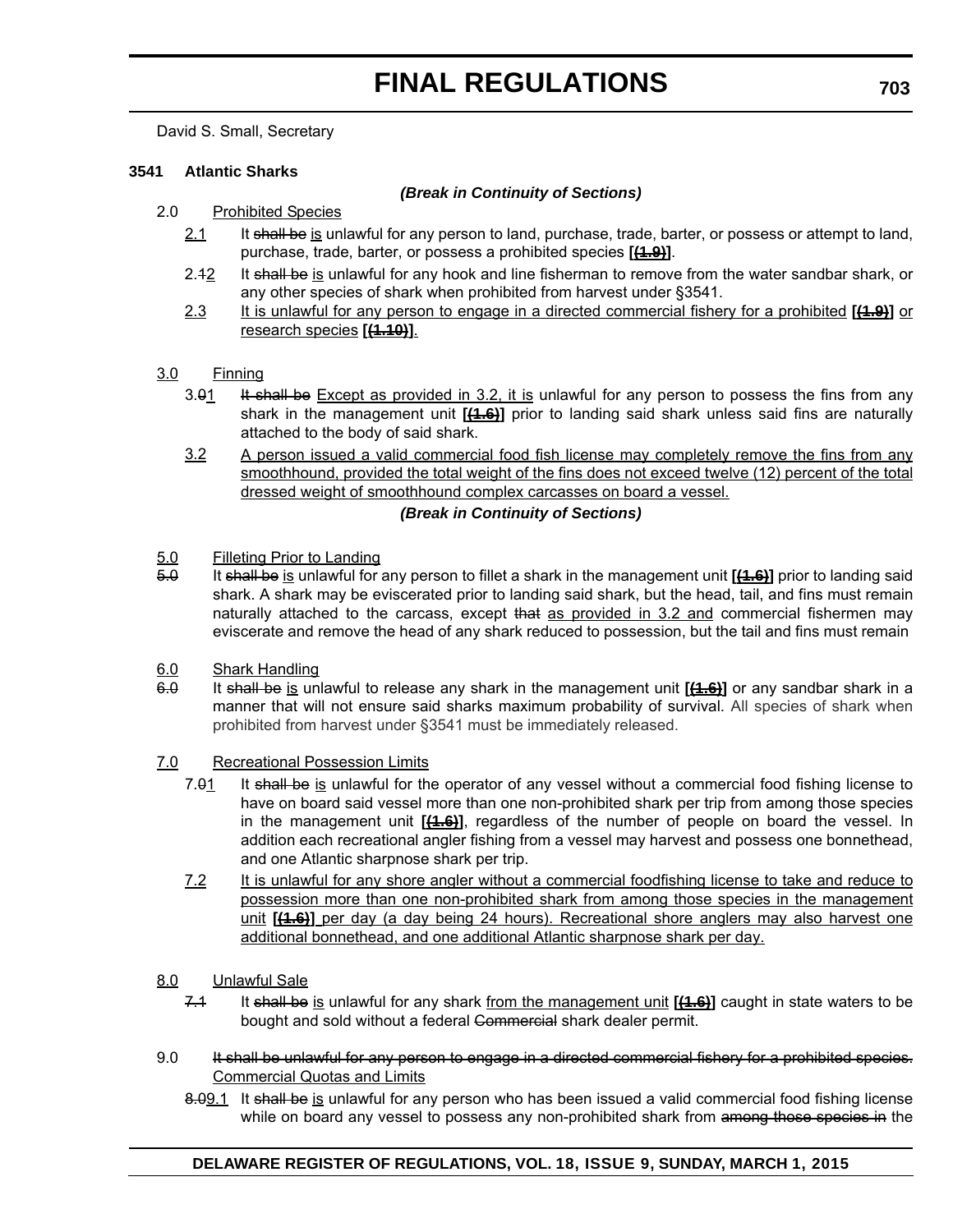David S. Small, Secretary

**3541 Atlantic Sharks**

***(Break in Continuity of Sections)***

2.0 Prohibited Species

2.1 It ~~shall be~~ is unlawful for any person to land, purchase, trade, barter, or possess or attempt to land, purchase, trade, barter, or possess a prohibited species **[~~(1.9)~~]**.

2.~~1~~2 It ~~shall be~~ is unlawful for any hook and line fisherman to remove from the water sandbar shark, or any other species of shark when prohibited from harvest under §3541.

2.3 It is unlawful for any person to engage in a directed commercial fishery for a prohibited **[~~(1.9)~~]** or research species **[~~(1.10)~~]**.

3.0 Finning

3.~~0~~1 ~~It shall be~~ Except as provided in 3.2, it is unlawful for any person to possess the fins from any shark in the management unit **[~~(1.6)~~]** prior to landing said shark unless said fins are naturally attached to the body of said shark.

3.2 A person issued a valid commercial food fish license may completely remove the fins from any smoothhound, provided the total weight of the fins does not exceed twelve (12) percent of the total dressed weight of smoothhound complex carcasses on board a vessel.

***(Break in Continuity of Sections)***

5.0 Filleting Prior to Landing

~~5.0~~ It ~~shall be~~ is unlawful for any person to fillet a shark in the management unit **[~~(1.6)~~]** prior to landing said shark. A shark may be eviscerated prior to landing said shark, but the head, tail, and fins must remain naturally attached to the carcass, except ~~that~~ as provided in 3.2 and commercial fishermen may eviscerate and remove the head of any shark reduced to possession, but the tail and fins must remain

6.0 Shark Handling

~~6.0~~ It ~~shall be~~ is unlawful to release any shark in the management unit **[~~(1.6)~~]** or any sandbar shark in a manner that will not ensure said sharks maximum probability of survival. All species of shark when prohibited from harvest under §3541 must be immediately released.

7.0 Recreational Possession Limits

7.~~0~~1 It ~~shall be~~ is unlawful for the operator of any vessel without a commercial food fishing license to have on board said vessel more than one non-prohibited shark per trip from among those species in the management unit **[~~(1.6)~~]**, regardless of the number of people on board the vessel. In addition each recreational angler fishing from a vessel may harvest and possess one bonnethead, and one Atlantic sharpnose shark per trip.

7.2 It is unlawful for any shore angler without a commercial foodfishing license to take and reduce to possession more than one non-prohibited shark from among those species in the management unit **[~~(1.6)~~]** per day (a day being 24 hours). Recreational shore anglers may also harvest one additional bonnethead, and one additional Atlantic sharpnose shark per day.

8.0 Unlawful Sale

~~7.1~~ It ~~shall be~~ is unlawful for any shark from the management unit **[~~(1.6)~~]** caught in state waters to be bought and sold without a federal ~~Commercial~~ shark dealer permit.

9.0 ~~It shall be unlawful for any person to engage in a directed commercial fishery for a prohibited species.~~ Commercial Quotas and Limits

~~8.0~~9.1 It ~~shall be~~ is unlawful for any person who has been issued a valid commercial food fishing license while on board any vessel to possess any non-prohibited shark from ~~among those species in~~ the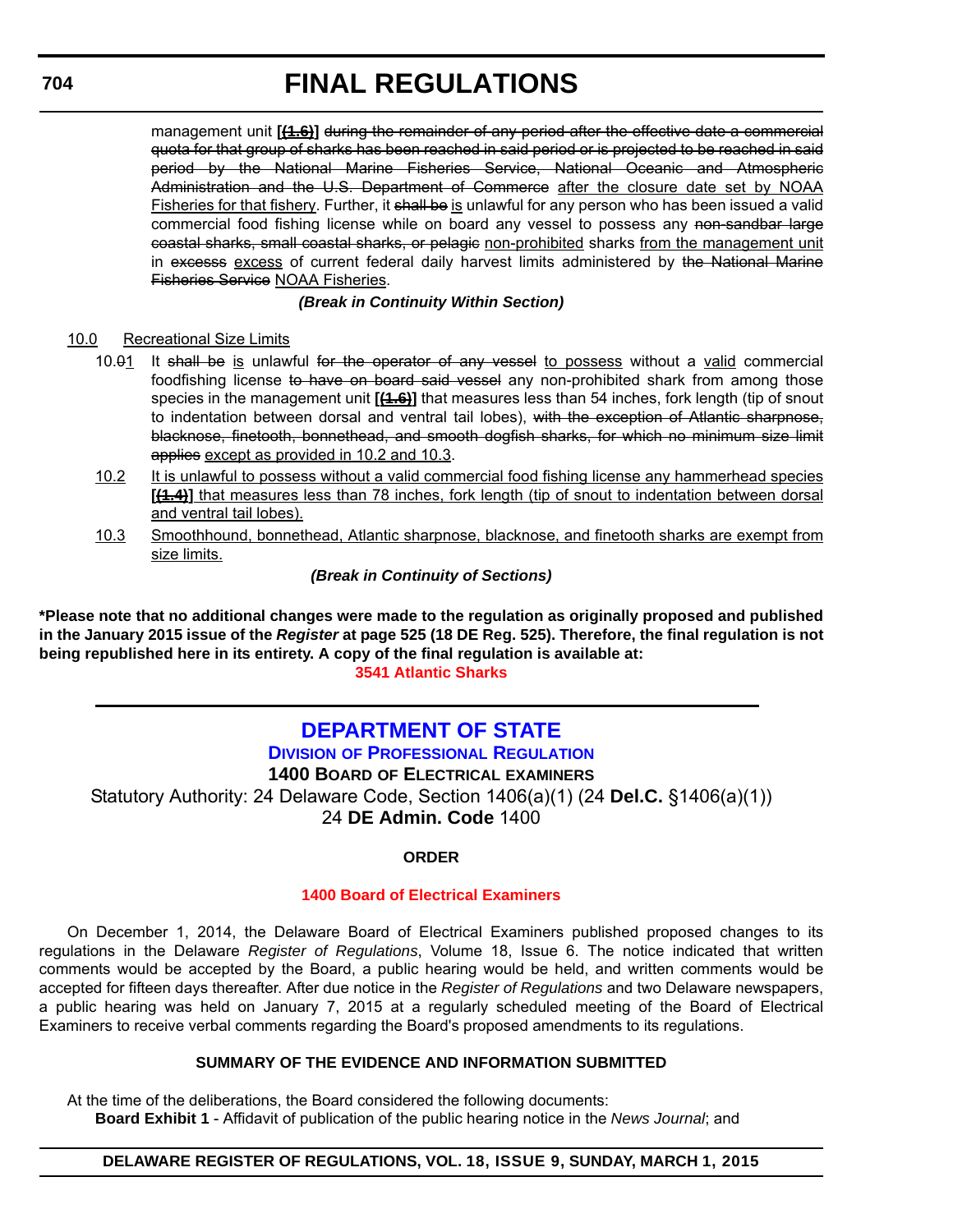management unit **[(1.6)]** ~~during the remainder of any period after the effective date a commercial quota for that group of sharks has been reached in said period or is projected to be reached in said period by the National Marine Fisheries Service, National Oceanic and Atmospheric Administration and the U.S. Department of Commerce~~ <u>after the closure date set by NOAA Fisheries for that fishery</u>. Further, it ~~shall be~~ <u>is</u> unlawful for any person who has been issued a valid commercial food fishing license while on board any vessel to possess any ~~non-sandbar large coastal sharks, small coastal sharks, or pelagic~~ <u>non-prohibited</u> sharks <u>from the management unit</u> in ~~excesss~~ <u>excess</u> of current federal daily harvest limits administered by ~~the National Marine Fisheries Service~~ <u>NOAA Fisheries</u>.

***(Break in Continuity Within Section)***

<u>10.0</u> <u>Recreational Size Limits</u>

10.~~0~~<u>1</u> It ~~shall be~~ <u>is</u> unlawful ~~for the operator of any vessel~~ <u>to possess</u> without a <u>valid</u> commercial foodfishing license ~~to have on board said vessel~~ any non-prohibited shark from among those species in the management unit **[(1.6)]** that measures less than 54 inches, fork length (tip of snout to indentation between dorsal and ventral tail lobes), ~~with the exception of Atlantic sharpnose, blacknose, finetooth, bonnethead, and smooth dogfish sharks, for which no minimum size limit applies~~ <u>except as provided in 10.2 and 10.3</u>.

<u>10.2</u> <u>It is unlawful to possess without a valid commercial food fishing license any hammerhead species</u> **[(1.4)]** <u>that measures less than 78 inches, fork length (tip of snout to indentation between dorsal and ventral tail lobes).</u>

<u>10.3</u> <u>Smoothhound, bonnethead, Atlantic sharpnose, blacknose, and finetooth sharks are exempt from size limits.</u>

***(Break in Continuity of Sections)***

**\*Please note that no additional changes were made to the regulation as originally proposed and published in the January 2015 issue of the *Register* at page 525 (18 DE Reg. 525). Therefore, the final regulation is not being republished here in its entirety. A copy of the final regulation is available at:**

**3541 Atlantic Sharks**

---

# DEPARTMENT OF STATE

## DIVISION OF PROFESSIONAL REGULATION

### 1400 BOARD OF ELECTRICAL EXAMINERS

Statutory Authority: 24 Delaware Code, Section 1406(a)(1) (24 **Del.C.** §1406(a)(1))
24 **DE Admin. Code** 1400

**ORDER**

**1400 Board of Electrical Examiners**

On December 1, 2014, the Delaware Board of Electrical Examiners published proposed changes to its regulations in the Delaware *Register of Regulations*, Volume 18, Issue 6. The notice indicated that written comments would be accepted by the Board, a public hearing would be held, and written comments would be accepted for fifteen days thereafter. After due notice in the *Register of Regulations* and two Delaware newspapers, a public hearing was held on January 7, 2015 at a regularly scheduled meeting of the Board of Electrical Examiners to receive verbal comments regarding the Board's proposed amendments to its regulations.

**SUMMARY OF THE EVIDENCE AND INFORMATION SUBMITTED**

At the time of the deliberations, the Board considered the following documents:

**Board Exhibit 1** - Affidavit of publication of the public hearing notice in the *News Journal*; and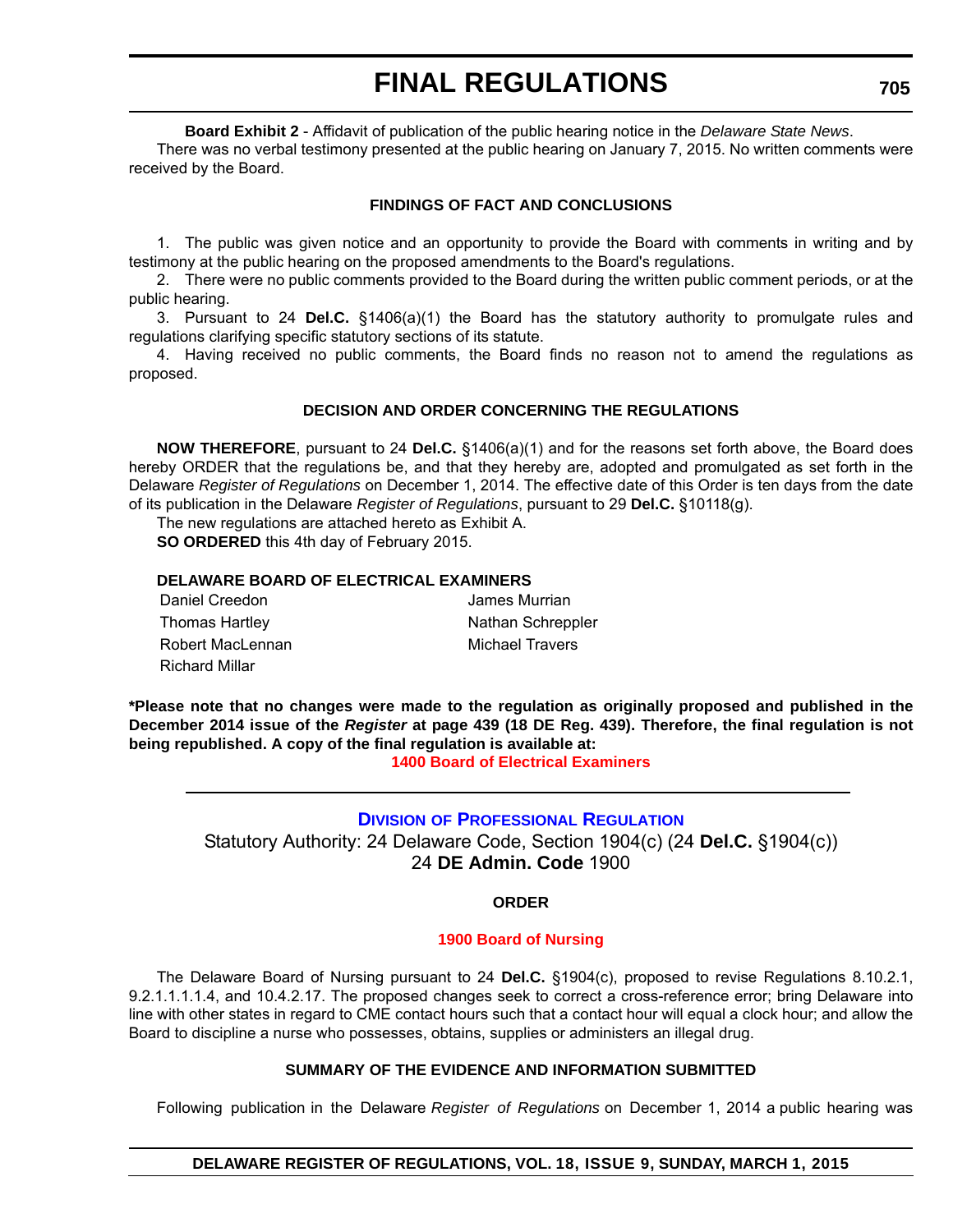**Board Exhibit 2** - Affidavit of publication of the public hearing notice in the *Delaware State News*.

There was no verbal testimony presented at the public hearing on January 7, 2015. No written comments were received by the Board.

### FINDINGS OF FACT AND CONCLUSIONS

1. The public was given notice and an opportunity to provide the Board with comments in writing and by testimony at the public hearing on the proposed amendments to the Board's regulations.

2. There were no public comments provided to the Board during the written public comment periods, or at the public hearing.

3. Pursuant to 24 **Del.C.** §1406(a)(1) the Board has the statutory authority to promulgate rules and regulations clarifying specific statutory sections of its statute.

4. Having received no public comments, the Board finds no reason not to amend the regulations as proposed.

### DECISION AND ORDER CONCERNING THE REGULATIONS

**NOW THEREFORE**, pursuant to 24 **Del.C.** §1406(a)(1) and for the reasons set forth above, the Board does hereby ORDER that the regulations be, and that they hereby are, adopted and promulgated as set forth in the Delaware *Register of Regulations* on December 1, 2014. The effective date of this Order is ten days from the date of its publication in the Delaware *Register of Regulations*, pursuant to 29 **Del.C.** §10118(g).

The new regulations are attached hereto as Exhibit A.

**SO ORDERED** this 4th day of February 2015.

**DELAWARE BOARD OF ELECTRICAL EXAMINERS**

Daniel Creedon
Thomas Hartley
Robert MacLennan
Richard Millar
James Murrian
Nathan Schreppler
Michael Travers

**\*Please note that no changes were made to the regulation as originally proposed and published in the December 2014 issue of the *Register* at page 439 (18 DE Reg. 439). Therefore, the final regulation is not being republished. A copy of the final regulation is available at:**

**1400 Board of Electrical Examiners**

---

## DIVISION OF PROFESSIONAL REGULATION

Statutory Authority: 24 Delaware Code, Section 1904(c) (24 **Del.C.** §1904(c))
24 **DE Admin. Code** 1900

### ORDER

### 1900 Board of Nursing

The Delaware Board of Nursing pursuant to 24 **Del.C.** §1904(c), proposed to revise Regulations 8.10.2.1, 9.2.1.1.1.1.4, and 10.4.2.17. The proposed changes seek to correct a cross-reference error; bring Delaware into line with other states in regard to CME contact hours such that a contact hour will equal a clock hour; and allow the Board to discipline a nurse who possesses, obtains, supplies or administers an illegal drug.

### SUMMARY OF THE EVIDENCE AND INFORMATION SUBMITTED

Following publication in the Delaware *Register of Regulations* on December 1, 2014 a public hearing was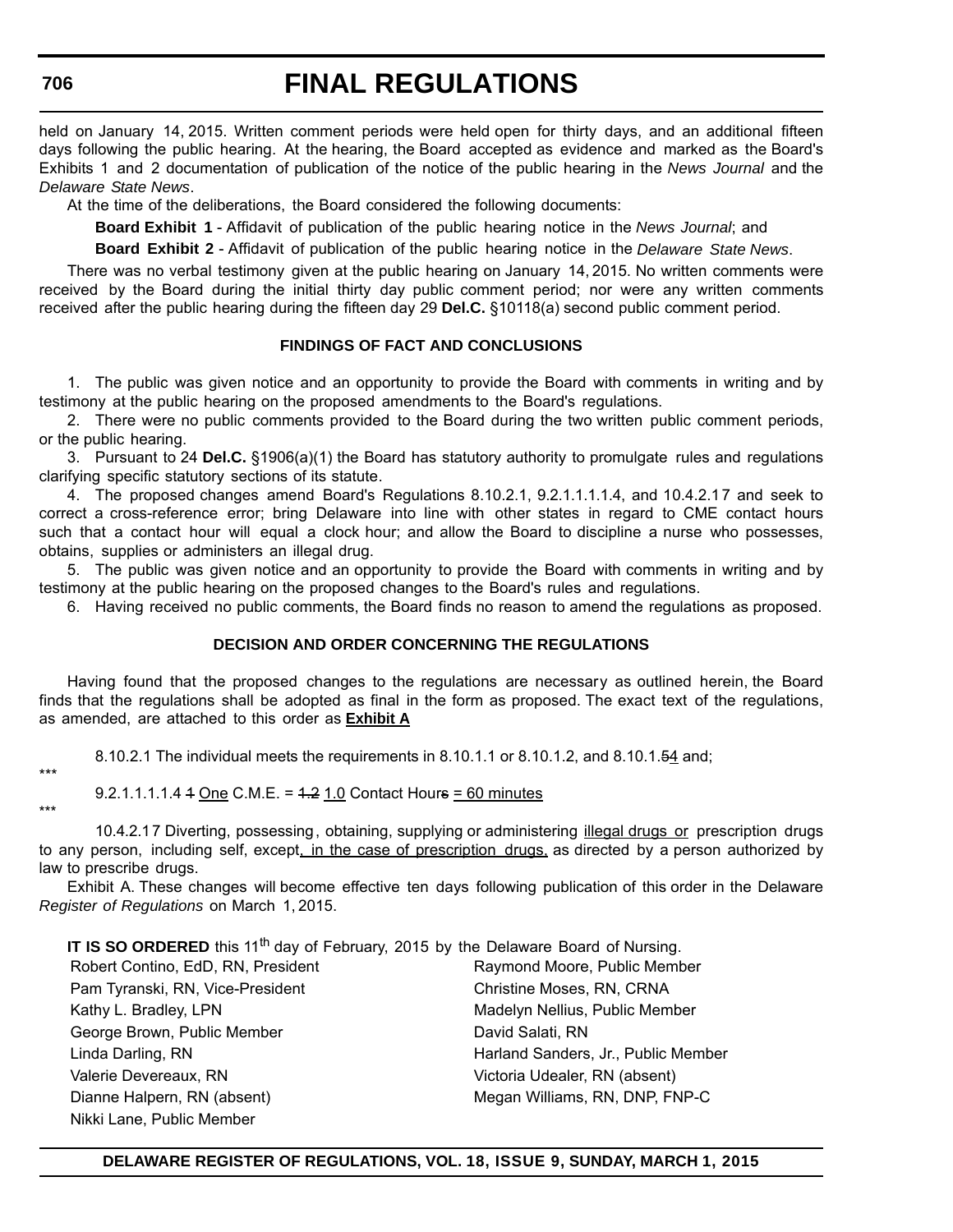held on January 14, 2015. Written comment periods were held open for thirty days, and an additional fifteen days following the public hearing. At the hearing, the Board accepted as evidence and marked as the Board's Exhibits 1 and 2 documentation of publication of the notice of the public hearing in the *News Journal* and the *Delaware State News*.

At the time of the deliberations, the Board considered the following documents:

**Board Exhibit 1** - Affidavit of publication of the public hearing notice in the *News Journal*; and

**Board Exhibit 2** - Affidavit of publication of the public hearing notice in the *Delaware State News*.

There was no verbal testimony given at the public hearing on January 14, 2015. No written comments were received by the Board during the initial thirty day public comment period; nor were any written comments received after the public hearing during the fifteen day 29 **Del.C.** §10118(a) second public comment period.

### FINDINGS OF FACT AND CONCLUSIONS

1. The public was given notice and an opportunity to provide the Board with comments in writing and by testimony at the public hearing on the proposed amendments to the Board's regulations.

2. There were no public comments provided to the Board during the two written public comment periods, or the public hearing.

3. Pursuant to 24 **Del.C.** §1906(a)(1) the Board has statutory authority to promulgate rules and regulations clarifying specific statutory sections of its statute.

4. The proposed changes amend Board's Regulations 8.10.2.1, 9.2.1.1.1.1.4, and 10.4.2.17 and seek to correct a cross-reference error; bring Delaware into line with other states in regard to CME contact hours such that a contact hour will equal a clock hour; and allow the Board to discipline a nurse who possesses, obtains, supplies or administers an illegal drug.

5. The public was given notice and an opportunity to provide the Board with comments in writing and by testimony at the public hearing on the proposed changes to the Board's rules and regulations.

6. Having received no public comments, the Board finds no reason to amend the regulations as proposed.

### DECISION AND ORDER CONCERNING THE REGULATIONS

Having found that the proposed changes to the regulations are necessary as outlined herein, the Board finds that the regulations shall be adopted as final in the form as proposed. The exact text of the regulations, as amended, are attached to this order as **Exhibit A**

8.10.2.1 The individual meets the requirements in 8.10.1.1 or 8.10.1.2, and 8.10.1.~~5~~4 and;

***

9.2.1.1.1.1.4 ~~1~~ One C.M.E. = ~~1.2~~ 1.0 Contact Hour~~s~~ = 60 minutes

***

10.4.2.17 Diverting, possessing, obtaining, supplying or administering illegal drugs or prescription drugs to any person, including self, except, in the case of prescription drugs, as directed by a person authorized by law to prescribe drugs.

Exhibit A. These changes will become effective ten days following publication of this order in the Delaware *Register of Regulations* on March 1, 2015.

**IT IS SO ORDERED** this 11th day of February, 2015 by the Delaware Board of Nursing.

Robert Contino, EdD, RN, President
Pam Tyranski, RN, Vice-President
Kathy L. Bradley, LPN
George Brown, Public Member
Linda Darling, RN
Valerie Devereaux, RN
Dianne Halpern, RN (absent)
Nikki Lane, Public Member
Raymond Moore, Public Member
Christine Moses, RN, CRNA
Madelyn Nellius, Public Member
David Salati, RN
Harland Sanders, Jr., Public Member
Victoria Udealer, RN (absent)
Megan Williams, RN, DNP, FNP-C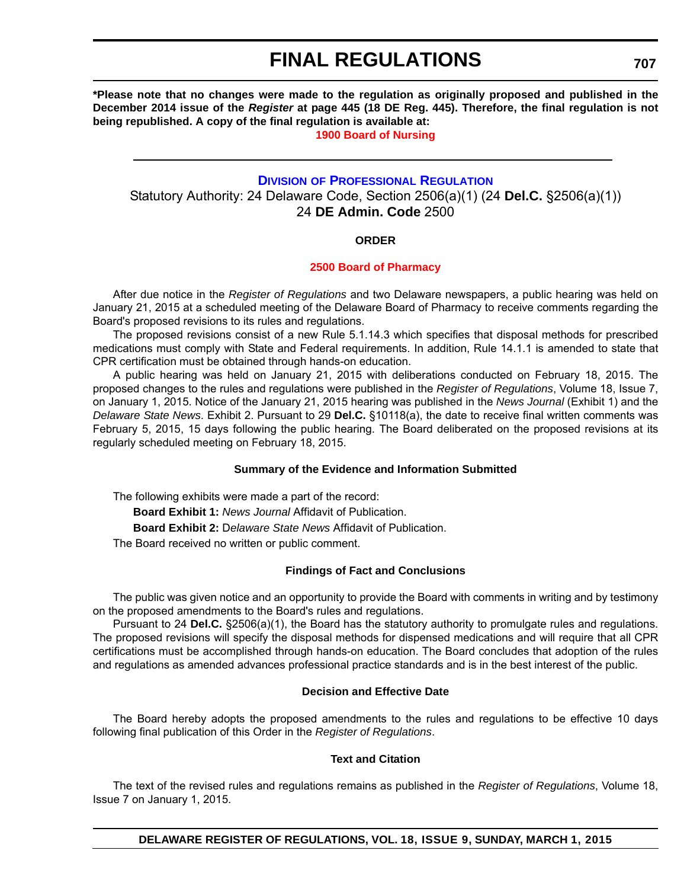**\*Please note that no changes were made to the regulation as originally proposed and published in the December 2014 issue of the *Register* at page 445 (18 DE Reg. 445). Therefore, the final regulation is not being republished. A copy of the final regulation is available at:**

**1900 Board of Nursing**

---

## Division of Professional Regulation

Statutory Authority: 24 Delaware Code, Section 2506(a)(1) (24 **Del.C.** §2506(a)(1))
24 **DE Admin. Code** 2500

### ORDER

### 2500 Board of Pharmacy

After due notice in the *Register of Regulations* and two Delaware newspapers, a public hearing was held on January 21, 2015 at a scheduled meeting of the Delaware Board of Pharmacy to receive comments regarding the Board's proposed revisions to its rules and regulations.

The proposed revisions consist of a new Rule 5.1.14.3 which specifies that disposal methods for prescribed medications must comply with State and Federal requirements. In addition, Rule 14.1.1 is amended to state that CPR certification must be obtained through hands-on education.

A public hearing was held on January 21, 2015 with deliberations conducted on February 18, 2015. The proposed changes to the rules and regulations were published in the *Register of Regulations*, Volume 18, Issue 7, on January 1, 2015. Notice of the January 21, 2015 hearing was published in the *News Journal* (Exhibit 1) and the *Delaware State News*. Exhibit 2. Pursuant to 29 **Del.C.** §10118(a), the date to receive final written comments was February 5, 2015, 15 days following the public hearing. The Board deliberated on the proposed revisions at its regularly scheduled meeting on February 18, 2015.

### Summary of the Evidence and Information Submitted

The following exhibits were made a part of the record:

**Board Exhibit 1:** *News Journal* Affidavit of Publication.

**Board Exhibit 2:** D*elaware State News* Affidavit of Publication.

The Board received no written or public comment.

### Findings of Fact and Conclusions

The public was given notice and an opportunity to provide the Board with comments in writing and by testimony on the proposed amendments to the Board's rules and regulations.

Pursuant to 24 **Del.C.** §2506(a)(1), the Board has the statutory authority to promulgate rules and regulations. The proposed revisions will specify the disposal methods for dispensed medications and will require that all CPR certifications must be accomplished through hands-on education. The Board concludes that adoption of the rules and regulations as amended advances professional practice standards and is in the best interest of the public.

### Decision and Effective Date

The Board hereby adopts the proposed amendments to the rules and regulations to be effective 10 days following final publication of this Order in the *Register of Regulations*.

### Text and Citation

The text of the revised rules and regulations remains as published in the *Register of Regulations*, Volume 18, Issue 7 on January 1, 2015.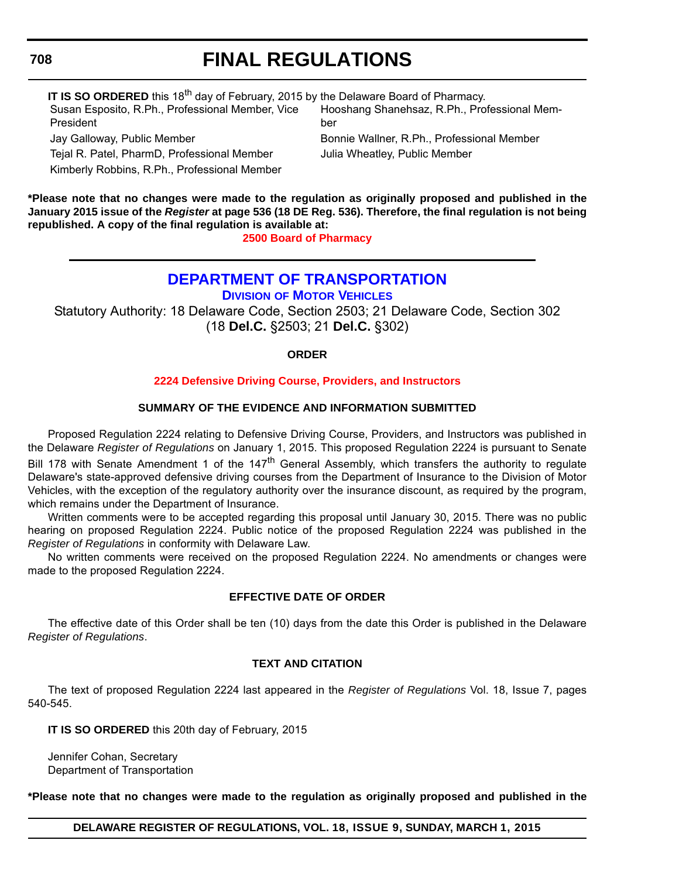**IT IS SO ORDERED** this 18th day of February, 2015 by the Delaware Board of Pharmacy.

Susan Esposito, R.Ph., Professional Member, Vice President
Jay Galloway, Public Member
Tejal R. Patel, PharmD, Professional Member
Kimberly Robbins, R.Ph., Professional Member
Hooshang Shanehsaz, R.Ph., Professional Member
Bonnie Wallner, R.Ph., Professional Member
Julia Wheatley, Public Member

**\*Please note that no changes were made to the regulation as originally proposed and published in the January 2015 issue of the *Register* at page 536 (18 DE Reg. 536). Therefore, the final regulation is not being republished. A copy of the final regulation is available at:**

**2500 Board of Pharmacy**

---

# DEPARTMENT OF TRANSPORTATION

## Division of Motor Vehicles

Statutory Authority: 18 Delaware Code, Section 2503; 21 Delaware Code, Section 302 (18 **Del.C.** §2503; 21 **Del.C.** §302)

**ORDER**

**2224 Defensive Driving Course, Providers, and Instructors**

**SUMMARY OF THE EVIDENCE AND INFORMATION SUBMITTED**

Proposed Regulation 2224 relating to Defensive Driving Course, Providers, and Instructors was published in the Delaware *Register of Regulations* on January 1, 2015. This proposed Regulation 2224 is pursuant to Senate Bill 178 with Senate Amendment 1 of the 147th General Assembly, which transfers the authority to regulate Delaware's state-approved defensive driving courses from the Department of Insurance to the Division of Motor Vehicles, with the exception of the regulatory authority over the insurance discount, as required by the program, which remains under the Department of Insurance.

Written comments were to be accepted regarding this proposal until January 30, 2015. There was no public hearing on proposed Regulation 2224. Public notice of the proposed Regulation 2224 was published in the *Register of Regulations* in conformity with Delaware Law.

No written comments were received on the proposed Regulation 2224. No amendments or changes were made to the proposed Regulation 2224.

**EFFECTIVE DATE OF ORDER**

The effective date of this Order shall be ten (10) days from the date this Order is published in the Delaware *Register of Regulations*.

**TEXT AND CITATION**

The text of proposed Regulation 2224 last appeared in the *Register of Regulations* Vol. 18, Issue 7, pages 540-545.

**IT IS SO ORDERED** this 20th day of February, 2015

Jennifer Cohan, Secretary
Department of Transportation

**\*Please note that no changes were made to the regulation as originally proposed and published in the**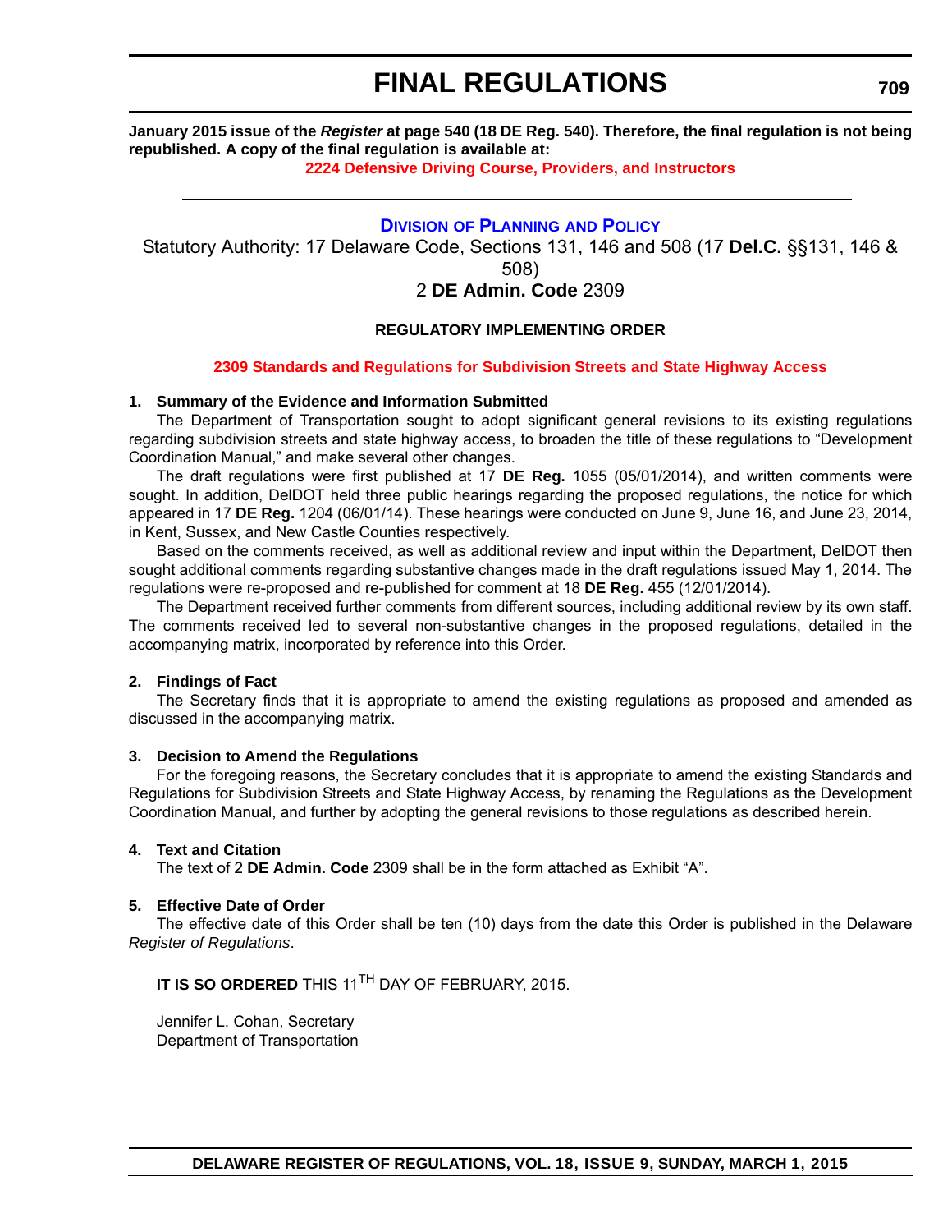**January 2015 issue of the *Register* at page 540 (18 DE Reg. 540). Therefore, the final regulation is not being republished. A copy of the final regulation is available at:**

**2224 Defensive Driving Course, Providers, and Instructors**

---

## Division of Planning and Policy

Statutory Authority: 17 Delaware Code, Sections 131, 146 and 508 (17 **Del.C.** §§131, 146 & 508)

2 **DE Admin. Code** 2309

### REGULATORY IMPLEMENTING ORDER

**2309 Standards and Regulations for Subdivision Streets and State Highway Access**

**1. Summary of the Evidence and Information Submitted**

The Department of Transportation sought to adopt significant general revisions to its existing regulations regarding subdivision streets and state highway access, to broaden the title of these regulations to "Development Coordination Manual," and make several other changes.

The draft regulations were first published at 17 **DE Reg.** 1055 (05/01/2014), and written comments were sought. In addition, DelDOT held three public hearings regarding the proposed regulations, the notice for which appeared in 17 **DE Reg.** 1204 (06/01/14). These hearings were conducted on June 9, June 16, and June 23, 2014, in Kent, Sussex, and New Castle Counties respectively.

Based on the comments received, as well as additional review and input within the Department, DelDOT then sought additional comments regarding substantive changes made in the draft regulations issued May 1, 2014. The regulations were re-proposed and re-published for comment at 18 **DE Reg.** 455 (12/01/2014).

The Department received further comments from different sources, including additional review by its own staff. The comments received led to several non-substantive changes in the proposed regulations, detailed in the accompanying matrix, incorporated by reference into this Order.

**2. Findings of Fact**

The Secretary finds that it is appropriate to amend the existing regulations as proposed and amended as discussed in the accompanying matrix.

**3. Decision to Amend the Regulations**

For the foregoing reasons, the Secretary concludes that it is appropriate to amend the existing Standards and Regulations for Subdivision Streets and State Highway Access, by renaming the Regulations as the Development Coordination Manual, and further by adopting the general revisions to those regulations as described herein.

**4. Text and Citation**

The text of 2 **DE Admin. Code** 2309 shall be in the form attached as Exhibit "A".

**5. Effective Date of Order**

The effective date of this Order shall be ten (10) days from the date this Order is published in the Delaware *Register of Regulations*.

**IT IS SO ORDERED** THIS 11TH DAY OF FEBRUARY, 2015.

Jennifer L. Cohan, Secretary
Department of Transportation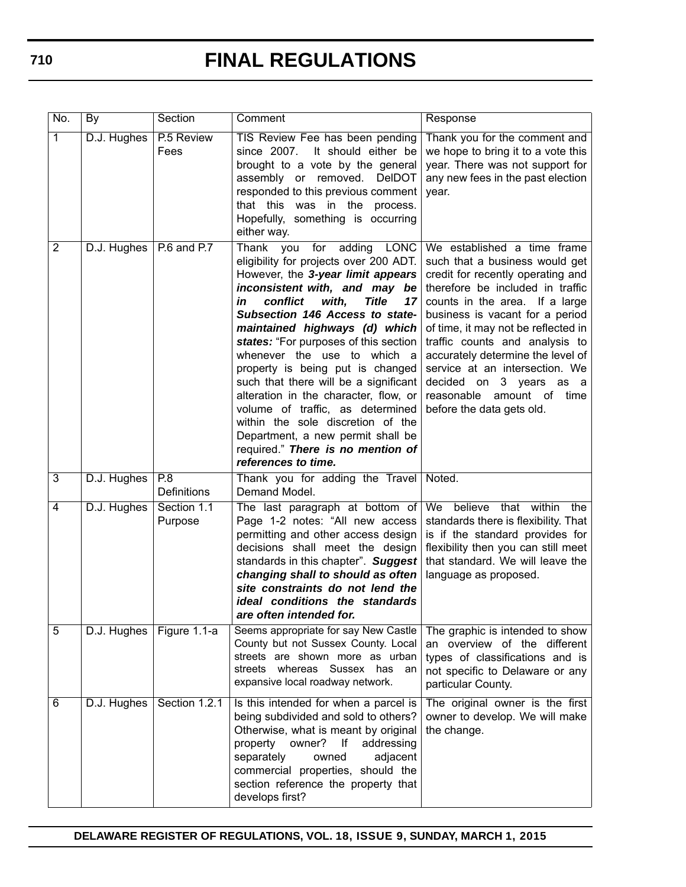| No. | By | Section | Comment | Response |
|---|---|---|---|---|
| 1 | D.J. Hughes | P.5 Review Fees | TIS Review Fee has been pending since 2007. It should either be brought to a vote by the general assembly or removed. DelDOT responded to this previous comment that this was in the process. Hopefully, something is occurring either way. | Thank you for the comment and we hope to bring it to a vote this year. There was not support for any new fees in the past election year. |
| 2 | D.J. Hughes | P.6 and P.7 | Thank you for adding LONC eligibility for projects over 200 ADT. However, the ***3-year limit appears inconsistent with, and may be in conflict with, Title 17 Subsection 146 Access to state-maintained highways (d) which states:*** "For purposes of this section whenever the use to which a property is being put is changed such that there will be a significant alteration in the character, flow, or volume of traffic, as determined within the sole discretion of the Department, a new permit shall be required." ***There is no mention of references to time.*** | We established a time frame such that a business would get credit for recently operating and therefore be included in traffic counts in the area. If a large business is vacant for a period of time, it may not be reflected in traffic counts and analysis to accurately determine the level of service at an intersection. We decided on 3 years as a reasonable amount of time before the data gets old. |
| 3 | D.J. Hughes | P.8 Definitions | Thank you for adding the Travel Demand Model. | Noted. |
| 4 | D.J. Hughes | Section 1.1 Purpose | The last paragraph at bottom of Page 1-2 notes: "All new access permitting and other access design decisions shall meet the design standards in this chapter". ***Suggest changing shall to should as often site constraints do not lend the ideal conditions the standards are often intended for.*** | We believe that within the standards there is flexibility. That is if the standard provides for flexibility then you can still meet that standard. We will leave the language as proposed. |
| 5 | D.J. Hughes | Figure 1.1-a | Seems appropriate for say New Castle County but not Sussex County. Local streets are shown more as urban streets whereas Sussex has an expansive local roadway network. | The graphic is intended to show an overview of the different types of classifications and is not specific to Delaware or any particular County. |
| 6 | D.J. Hughes | Section 1.2.1 | Is this intended for when a parcel is being subdivided and sold to others? Otherwise, what is meant by original property owner? If addressing separately owned adjacent commercial properties, should the section reference the property that develops first? | The original owner is the first owner to develop. We will make the change. |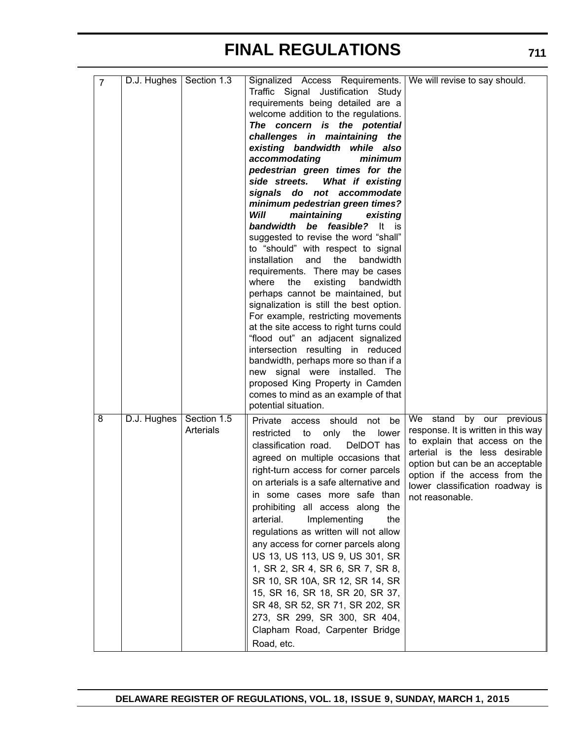| 7 | D.J. Hughes | Section 1.3 | Signalized Access Requirements. Traffic Signal Justification Study requirements being detailed are a welcome addition to the regulations. ***The concern is the potential challenges in maintaining the existing bandwidth while also accommodating minimum pedestrian green times for the side streets. What if existing signals do not accommodate minimum pedestrian green times? Will maintaining existing bandwidth be feasible?*** It is suggested to revise the word "shall" to "should" with respect to signal installation and the bandwidth requirements. There may be cases where the existing bandwidth perhaps cannot be maintained, but signalization is still the best option. For example, restricting movements at the site access to right turns could "flood out" an adjacent signalized intersection resulting in reduced bandwidth, perhaps more so than if a new signal were installed. The proposed King Property in Camden comes to mind as an example of that potential situation. | We will revise to say should. |
|---|---|---|---|---|
| 8 | D.J. Hughes | Section 1.5 Arterials | Private access should not be restricted to only the lower classification road. DelDOT has agreed on multiple occasions that right-turn access for corner parcels on arterials is a safe alternative and in some cases more safe than prohibiting all access along the arterial. Implementing the regulations as written will not allow any access for corner parcels along US 13, US 113, US 9, US 301, SR 1, SR 2, SR 4, SR 6, SR 7, SR 8, SR 10, SR 10A, SR 12, SR 14, SR 15, SR 16, SR 18, SR 20, SR 37, SR 48, SR 52, SR 71, SR 202, SR 273, SR 299, SR 300, SR 404, Clapham Road, Carpenter Bridge Road, etc. | We stand by our previous response. It is written in this way to explain that access on the arterial is the less desirable option but can be an acceptable option if the access from the lower classification roadway is not reasonable. |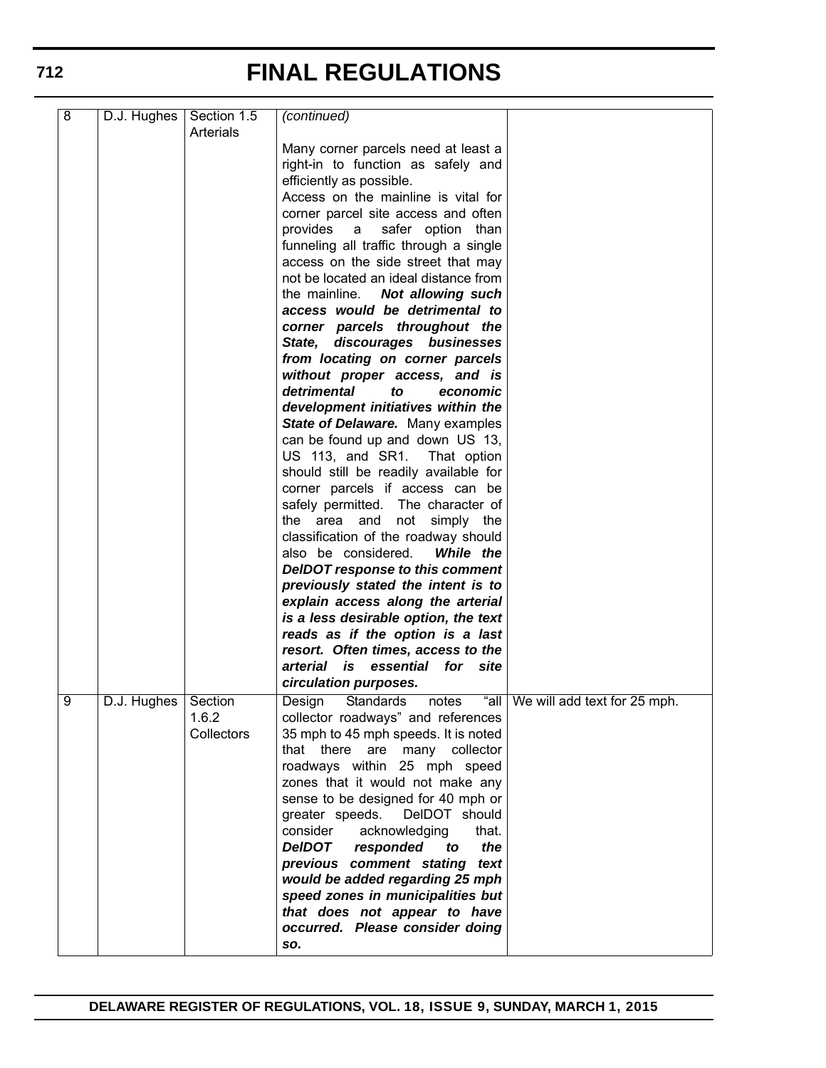# FINAL REGULATIONS

| 8 | D.J. Hughes | Section 1.5 Arterials | *(continued)*<br><br>Many corner parcels need at least a right-in to function as safely and efficiently as possible.<br>Access on the mainline is vital for corner parcel site access and often provides a safer option than funneling all traffic through a single access on the side street that may not be located an ideal distance from the mainline. ***Not allowing such access would be detrimental to corner parcels throughout the State, discourages businesses from locating on corner parcels without proper access, and is detrimental to economic development initiatives within the State of Delaware.*** Many examples can be found up and down US 13, US 113, and SR1. That option should still be readily available for corner parcels if access can be safely permitted. The character of the area and not simply the classification of the roadway should also be considered. ***While the DelDOT response to this comment previously stated the intent is to explain access along the arterial is a less desirable option, the text reads as if the option is a last resort. Often times, access to the arterial is essential for site circulation purposes.*** | |
|---|---|---|---|---|
| 9 | D.J. Hughes | Section 1.6.2 Collectors | Design Standards notes "all collector roadways" and references 35 mph to 45 mph speeds. It is noted that there are many collector roadways within 25 mph speed zones that it would not make any sense to be designed for 40 mph or greater speeds. DelDOT should consider acknowledging that. ***DelDOT responded to the previous comment stating text would be added regarding 25 mph speed zones in municipalities but that does not appear to have occurred. Please consider doing so.*** | We will add text for 25 mph. |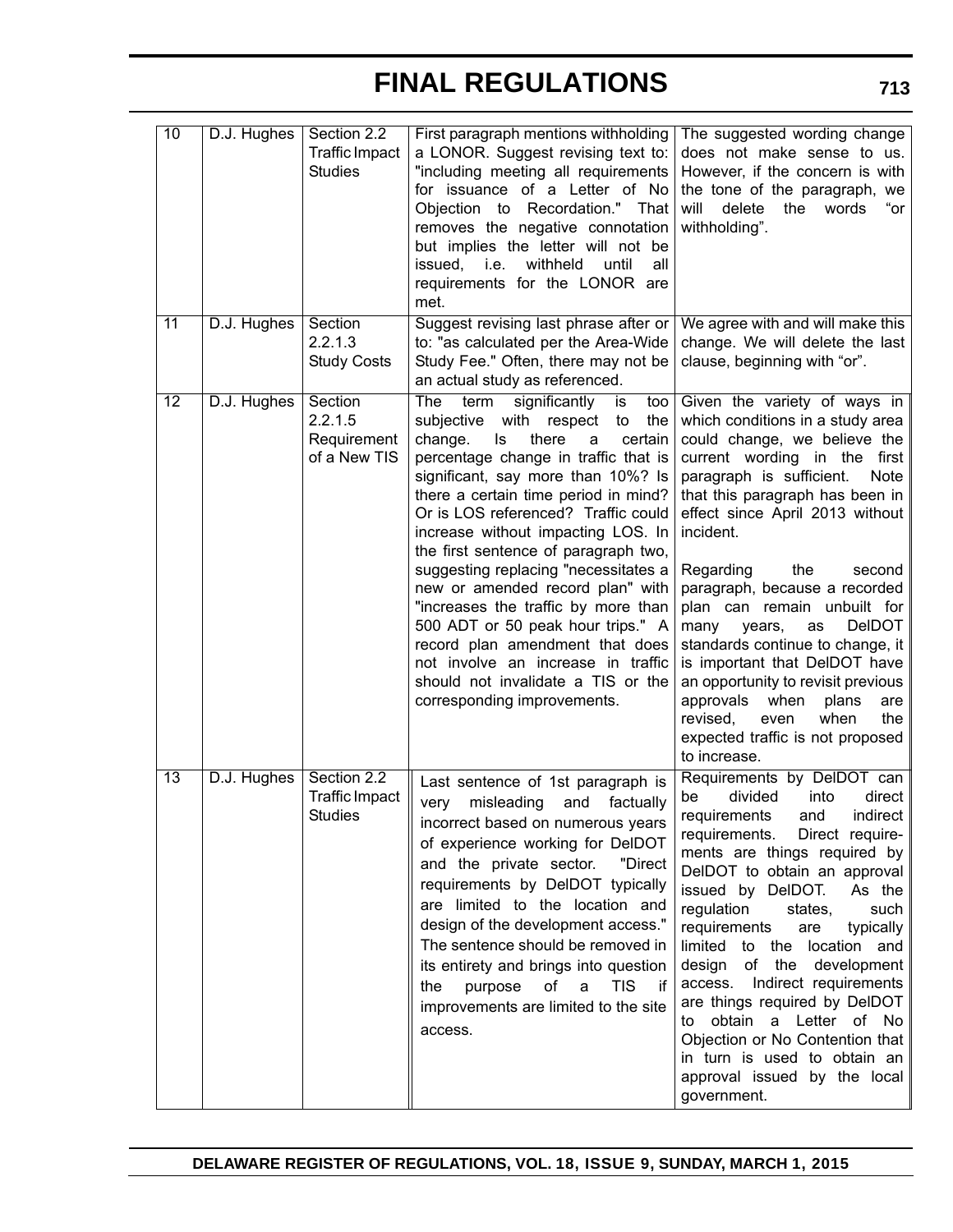| 10 | D.J. Hughes | Section 2.2 Traffic Impact Studies | First paragraph mentions withholding a LONOR. Suggest revising text to: "including meeting all requirements for issuance of a Letter of No Objection to Recordation." That removes the negative connotation but implies the letter will not be issued, i.e. withheld until all requirements for the LONOR are met. | The suggested wording change does not make sense to us. However, if the concern is with the tone of the paragraph, we will delete the words "or withholding". |
|---|---|---|---|---|
| 11 | D.J. Hughes | Section 2.2.1.3 Study Costs | Suggest revising last phrase after or to: "as calculated per the Area-Wide Study Fee." Often, there may not be an actual study as referenced. | We agree with and will make this change. We will delete the last clause, beginning with "or". |
| 12 | D.J. Hughes | Section 2.2.1.5 Requirement of a New TIS | The term significantly is too subjective with respect to the change. Is there a certain percentage change in traffic that is significant, say more than 10%? Is there a certain time period in mind? Or is LOS referenced? Traffic could increase without impacting LOS. In the first sentence of paragraph two, suggesting replacing "necessitates a new or amended record plan" with "increases the traffic by more than 500 ADT or 50 peak hour trips." A record plan amendment that does not involve an increase in traffic should not invalidate a TIS or the corresponding improvements. | Given the variety of ways in which conditions in a study area could change, we believe the current wording in the first paragraph is sufficient. Note that this paragraph has been in effect since April 2013 without incident.<br><br>Regarding the second paragraph, because a recorded plan can remain unbuilt for many years, as DelDOT standards continue to change, it is important that DelDOT have an opportunity to revisit previous approvals when plans are revised, even when the expected traffic is not proposed to increase. |
| 13 | D.J. Hughes | Section 2.2 Traffic Impact Studies | Last sentence of 1st paragraph is very misleading and factually incorrect based on numerous years of experience working for DelDOT and the private sector. "Direct requirements by DelDOT typically are limited to the location and design of the development access." The sentence should be removed in its entirety and brings into question the purpose of a TIS if improvements are limited to the site access. | Requirements by DelDOT can be divided into direct requirements and indirect requirements. Direct requirements are things required by DelDOT to obtain an approval issued by DelDOT. As the regulation states, such requirements are typically limited to the location and design of the development access. Indirect requirements are things required by DelDOT to obtain a Letter of No Objection or No Contention that in turn is used to obtain an approval issued by the local government. |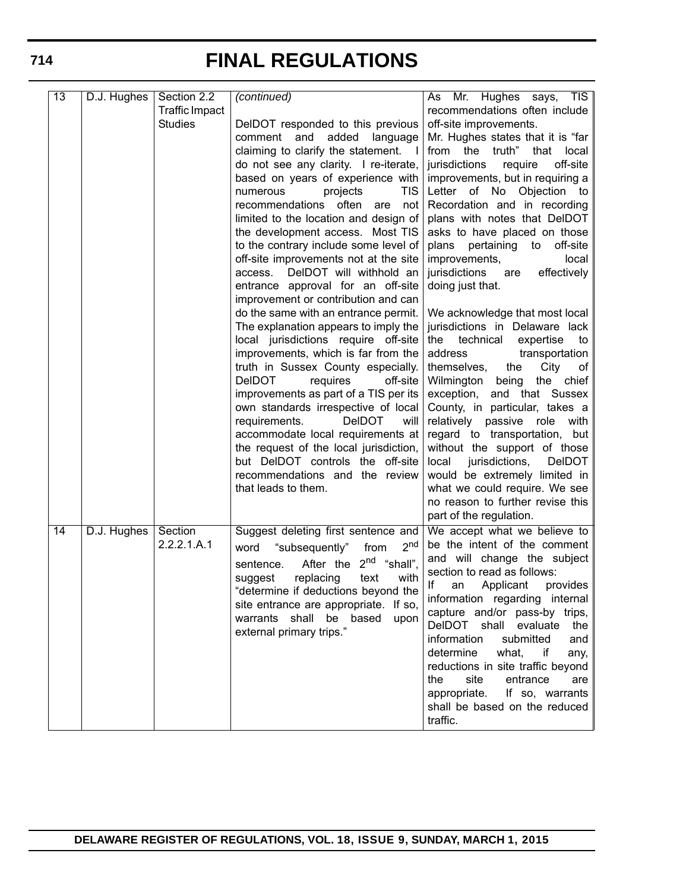# FINAL REGULATIONS

| | | | | |
|---|---|---|---|---|
| 13 | D.J. Hughes | Section 2.2 Traffic Impact Studies | *(continued)*<br><br>DelDOT responded to this previous comment and added language claiming to clarify the statement. I do not see any clarity. I re-iterate, based on years of experience with numerous projects TIS recommendations often are not limited to the location and design of the development access. Most TIS to the contrary include some level of off-site improvements not at the site access. DelDOT will withhold an entrance approval for an off-site improvement or contribution and can do the same with an entrance permit. The explanation appears to imply the local jurisdictions require off-site improvements, which is far from the truth in Sussex County especially. DelDOT requires off-site improvements as part of a TIS per its own standards irrespective of local requirements. DelDOT will accommodate local requirements at the request of the local jurisdiction, but DelDOT controls the off-site recommendations and the review that leads to them. | As Mr. Hughes says, TIS recommendations often include off-site improvements.<br>Mr. Hughes states that it is "far from the truth" that local jurisdictions require off-site improvements, but in requiring a Letter of No Objection to Recordation and in recording plans with notes that DelDOT asks to have placed on those plans pertaining to off-site improvements, local jurisdictions are effectively doing just that.<br><br>We acknowledge that most local jurisdictions in Delaware lack the technical expertise to address transportation themselves, the City of Wilmington being the chief exception, and that Sussex County, in particular, takes a relatively passive role with regard to transportation, but without the support of those local jurisdictions, DelDOT would be extremely limited in what we could require. We see no reason to further revise this part of the regulation. |
| 14 | D.J. Hughes | Section 2.2.2.1.A.1 | Suggest deleting first sentence and word "subsequently" from 2nd sentence. After the 2nd "shall", suggest replacing text with "determine if deductions beyond the site entrance are appropriate. If so, warrants shall be based upon external primary trips." | We accept what we believe to be the intent of the comment and will change the subject section to read as follows:<br>If an Applicant provides information regarding internal capture and/or pass-by trips, DelDOT shall evaluate the information submitted and determine what, if any, reductions in site traffic beyond the site entrance are appropriate. If so, warrants shall be based on the reduced traffic. |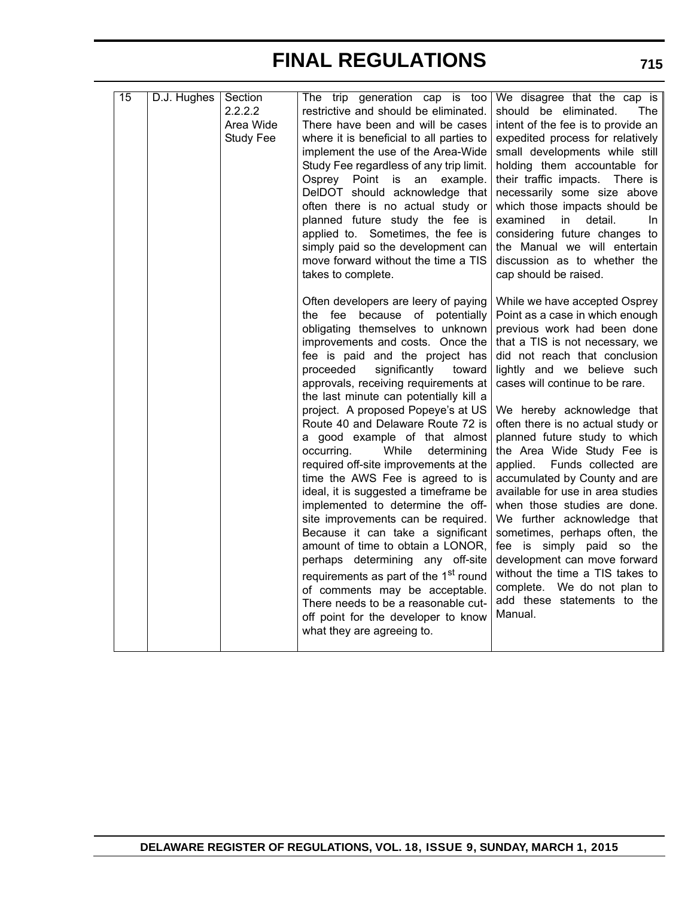| 15 | D.J. Hughes | Section 2.2.2.2 Area Wide Study Fee | The trip generation cap is too restrictive and should be eliminated. There have been and will be cases where it is beneficial to all parties to implement the use of the Area-Wide Study Fee regardless of any trip limit. Osprey Point is an example. DelDOT should acknowledge that often there is no actual study or planned future study the fee is applied to. Sometimes, the fee is simply paid so the development can move forward without the time a TIS takes to complete.<br><br>Often developers are leery of paying the fee because of potentially obligating themselves to unknown improvements and costs. Once the fee is paid and the project has proceeded significantly toward approvals, receiving requirements at the last minute can potentially kill a project. A proposed Popeye's at US Route 40 and Delaware Route 72 is a good example of that almost occurring. While determining required off-site improvements at the time the AWS Fee is agreed to is ideal, it is suggested a timeframe be implemented to determine the off-site improvements can be required. Because it can take a significant amount of time to obtain a LONOR, perhaps determining any off-site requirements as part of the 1st round of comments may be acceptable. There needs to be a reasonable cut-off point for the developer to know what they are agreeing to. | We disagree that the cap is should be eliminated. The intent of the fee is to provide an expedited process for relatively small developments while still holding them accountable for their traffic impacts. There is necessarily some size above which those impacts should be examined in detail. In considering future changes to the Manual we will entertain discussion as to whether the cap should be raised.<br><br>While we have accepted Osprey Point as a case in which enough previous work had been done that a TIS is not necessary, we did not reach that conclusion lightly and we believe such cases will continue to be rare.<br><br>We hereby acknowledge that often there is no actual study or planned future study to which the Area Wide Study Fee is applied. Funds collected are accumulated by County and are available for use in area studies when those studies are done. We further acknowledge that sometimes, perhaps often, the fee is simply paid so the development can move forward without the time a TIS takes to complete. We do not plan to add these statements to the Manual. |
|---|---|---|---|---|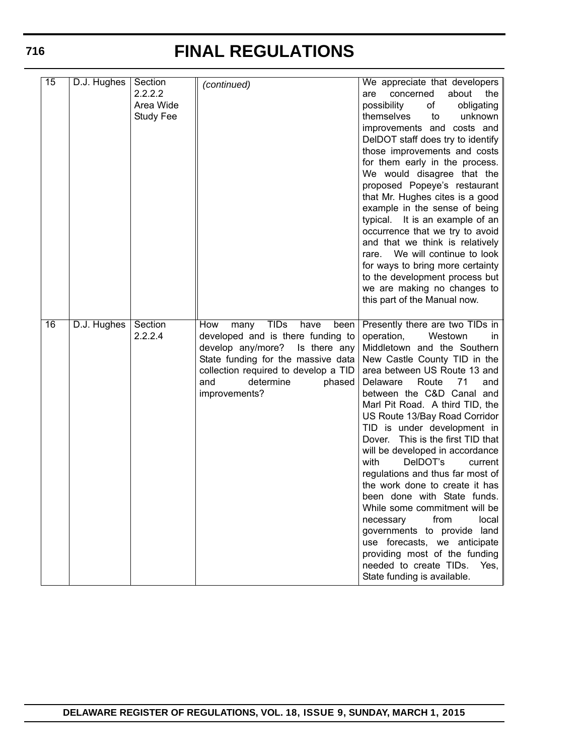# FINAL REGULATIONS

| | | | | |
|---|---|---|---|---|
| 15 | D.J. Hughes | Section 2.2.2.2 Area Wide Study Fee | *(continued)* | We appreciate that developers are concerned about the possibility of obligating themselves to unknown improvements and costs and DelDOT staff does try to identify those improvements and costs for them early in the process. We would disagree that the proposed Popeye's restaurant that Mr. Hughes cites is a good example in the sense of being typical. It is an example of an occurrence that we try to avoid and that we think is relatively rare. We will continue to look for ways to bring more certainty to the development process but we are making no changes to this part of the Manual now. |
| 16 | D.J. Hughes | Section 2.2.2.4 | How many TIDs have been developed and is there funding to develop any/more? Is there any State funding for the massive data collection required to develop a TID and determine phased improvements? | Presently there are two TIDs in operation, Westown in Middletown and the Southern New Castle County TID in the area between US Route 13 and Delaware Route 71 and between the C&D Canal and Marl Pit Road. A third TID, the US Route 13/Bay Road Corridor TID is under development in Dover. This is the first TID that will be developed in accordance with DelDOT's current regulations and thus far most of the work done to create it has been done with State funds. While some commitment will be necessary from local governments to provide land use forecasts, we anticipate providing most of the funding needed to create TIDs. Yes, State funding is available. |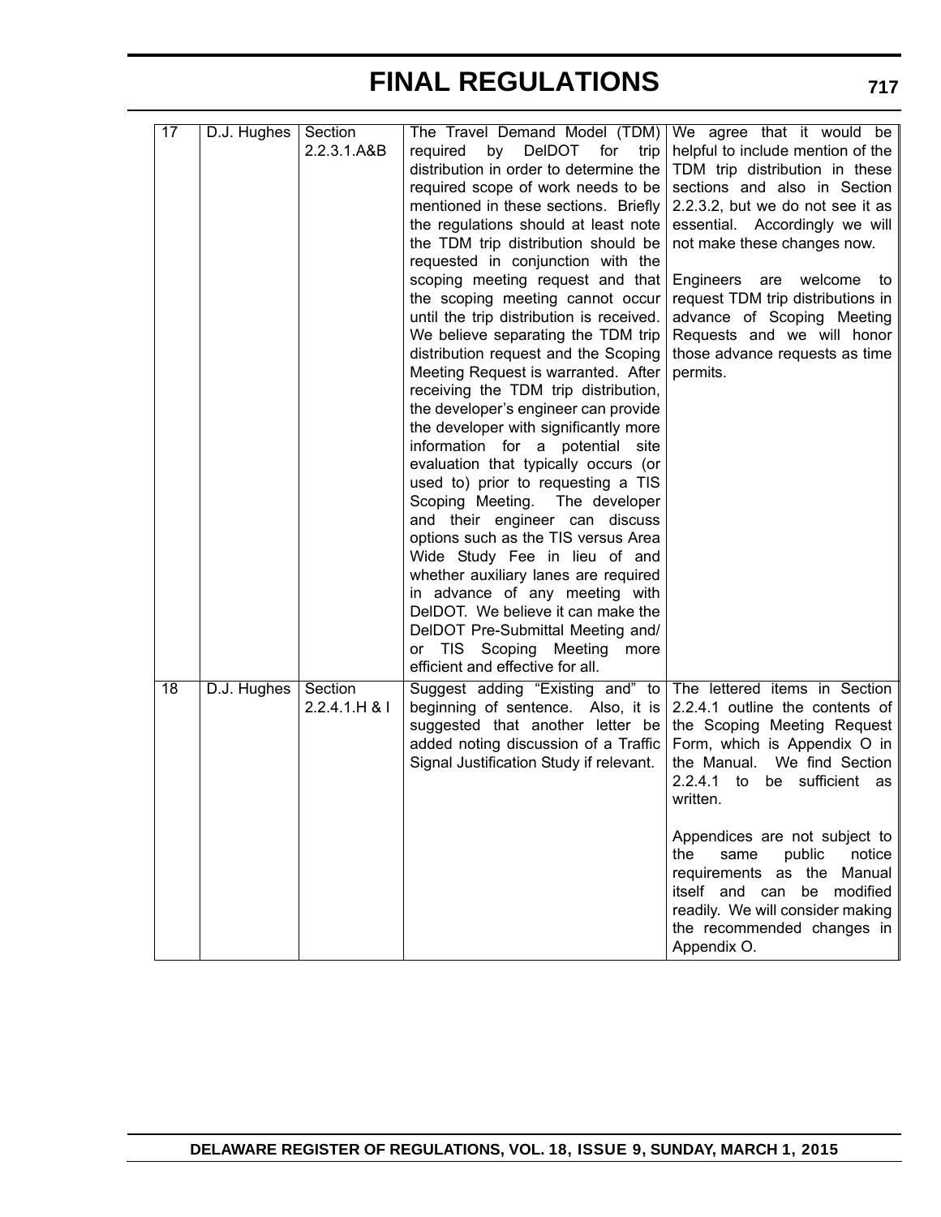# FINAL REGULATIONS

| 17 | D.J. Hughes | Section 2.2.3.1.A&B | The Travel Demand Model (TDM) required by DelDOT for trip distribution in order to determine the required scope of work needs to be mentioned in these sections. Briefly the regulations should at least note the TDM trip distribution should be requested in conjunction with the scoping meeting request and that the scoping meeting cannot occur until the trip distribution is received. We believe separating the TDM trip distribution request and the Scoping Meeting Request is warranted. After receiving the TDM trip distribution, the developer's engineer can provide the developer with significantly more information for a potential site evaluation that typically occurs (or used to) prior to requesting a TIS Scoping Meeting. The developer and their engineer can discuss options such as the TIS versus Area Wide Study Fee in lieu of and whether auxiliary lanes are required in advance of any meeting with DelDOT. We believe it can make the DelDOT Pre-Submittal Meeting and/ or TIS Scoping Meeting more efficient and effective for all. | We agree that it would be helpful to include mention of the TDM trip distribution in these sections and also in Section 2.2.3.2, but we do not see it as essential. Accordingly we will not make these changes now.<br><br>Engineers are welcome to request TDM trip distributions in advance of Scoping Meeting Requests and we will honor those advance requests as time permits. |
|---|---|---|---|---|
| 18 | D.J. Hughes | Section 2.2.4.1.H & I | Suggest adding "Existing and" to beginning of sentence. Also, it is suggested that another letter be added noting discussion of a Traffic Signal Justification Study if relevant. | The lettered items in Section 2.2.4.1 outline the contents of the Scoping Meeting Request Form, which is Appendix O in the Manual. We find Section 2.2.4.1 to be sufficient as written.<br><br>Appendices are not subject to the same public notice requirements as the Manual itself and can be modified readily. We will consider making the recommended changes in Appendix O. |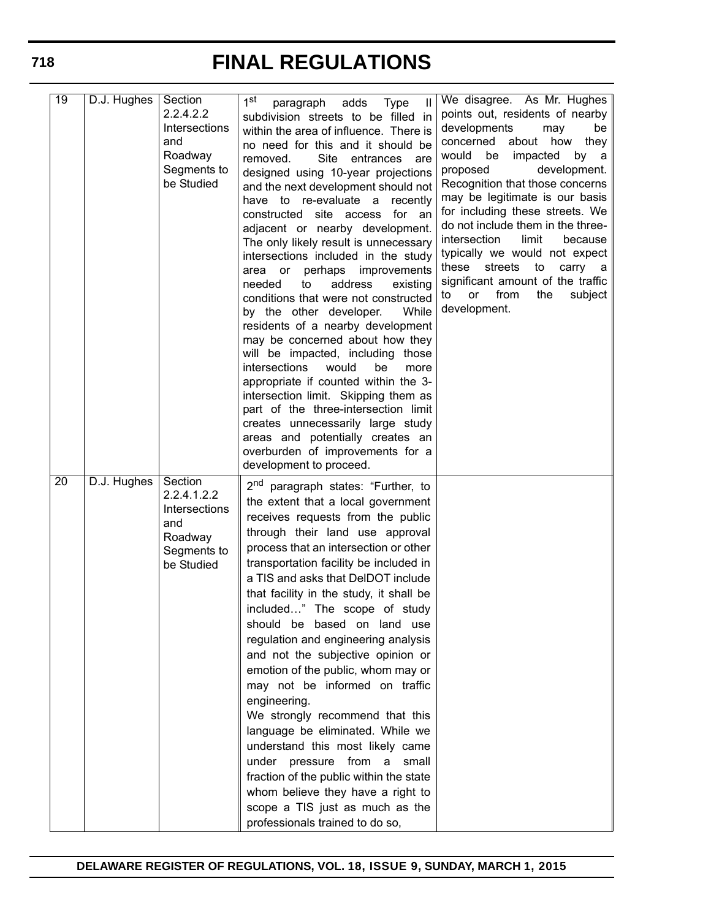| 19 | D.J. Hughes | Section 2.2.4.2.2 Intersections and Roadway Segments to be Studied | 1st paragraph adds Type II subdivision streets to be filled in within the area of influence. There is no need for this and it should be removed. Site entrances are designed using 10-year projections and the next development should not have to re-evaluate a recently constructed site access for an adjacent or nearby development. The only likely result is unnecessary intersections included in the study area or perhaps improvements needed to address existing conditions that were not constructed by the other developer. While residents of a nearby development may be concerned about how they will be impacted, including those intersections would be more appropriate if counted within the 3-intersection limit. Skipping them as part of the three-intersection limit creates unnecessarily large study areas and potentially creates an overburden of improvements for a development to proceed. | We disagree. As Mr. Hughes points out, residents of nearby developments may be concerned about how they would be impacted by a proposed development. Recognition that those concerns may be legitimate is our basis for including these streets. We do not include them in the three-intersection limit because typically we would not expect these streets to carry a significant amount of the traffic to or from the subject development. |
|---|---|---|---|---|
| 20 | D.J. Hughes | Section 2.2.4.1.2.2 Intersections and Roadway Segments to be Studied | 2nd paragraph states: "Further, to the extent that a local government receives requests from the public through their land use approval process that an intersection or other transportation facility be included in a TIS and asks that DelDOT include that facility in the study, it shall be included…" The scope of study should be based on land use regulation and engineering analysis and not the subjective opinion or emotion of the public, whom may or may not be informed on traffic engineering.<br>We strongly recommend that this language be eliminated. While we understand this most likely came under pressure from a small fraction of the public within the state whom believe they have a right to scope a TIS just as much as the professionals trained to do so, | |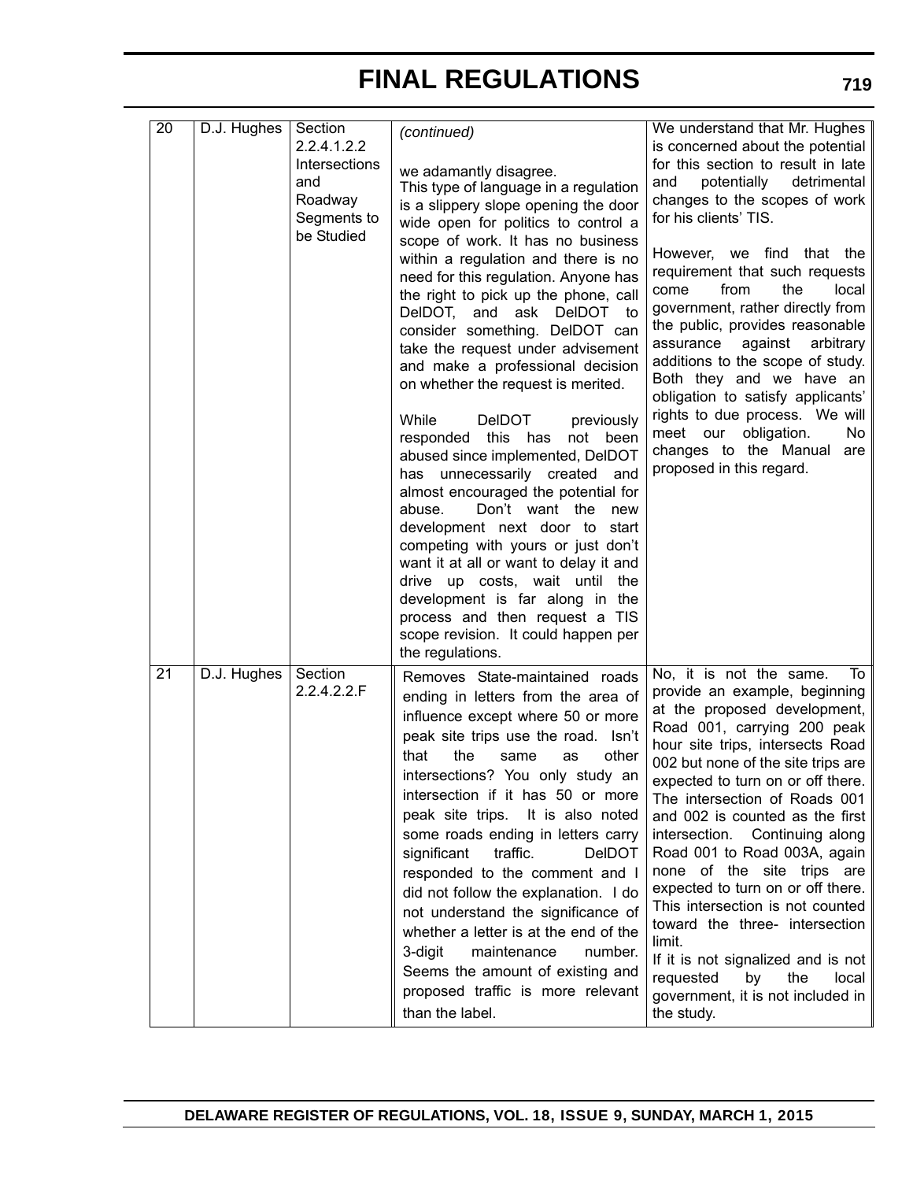| 20 | D.J. Hughes | Section 2.2.4.1.2.2 Intersections and Roadway Segments to be Studied | *(continued)*<br><br>we adamantly disagree.<br>This type of language in a regulation is a slippery slope opening the door wide open for politics to control a scope of work. It has no business within a regulation and there is no need for this regulation. Anyone has the right to pick up the phone, call DelDOT, and ask DelDOT to consider something. DelDOT can take the request under advisement and make a professional decision on whether the request is merited.<br><br>While DelDOT previously responded this has not been abused since implemented, DelDOT has unnecessarily created and almost encouraged the potential for abuse. Don't want the new development next door to start competing with yours or just don't want it at all or want to delay it and drive up costs, wait until the development is far along in the process and then request a TIS scope revision. It could happen per the regulations. | We understand that Mr. Hughes is concerned about the potential for this section to result in late and potentially detrimental changes to the scopes of work for his clients' TIS.<br><br>However, we find that the requirement that such requests come from the local government, rather directly from the public, provides reasonable assurance against arbitrary additions to the scope of study. Both they and we have an obligation to satisfy applicants' rights to due process. We will meet our obligation. No changes to the Manual are proposed in this regard. |
|---|---|---|---|---|
| 21 | D.J. Hughes | Section 2.2.4.2.2.F | Removes State-maintained roads ending in letters from the area of influence except where 50 or more peak site trips use the road. Isn't that the same as other intersections? You only study an intersection if it has 50 or more peak site trips. It is also noted some roads ending in letters carry significant traffic. DelDOT responded to the comment and I did not follow the explanation. I do not understand the significance of whether a letter is at the end of the 3-digit maintenance number. Seems the amount of existing and proposed traffic is more relevant than the label. | No, it is not the same. To provide an example, beginning at the proposed development, Road 001, carrying 200 peak hour site trips, intersects Road 002 but none of the site trips are expected to turn on or off there. The intersection of Roads 001 and 002 is counted as the first intersection. Continuing along Road 001 to Road 003A, again none of the site trips are expected to turn on or off there. This intersection is not counted toward the three- intersection limit.<br>If it is not signalized and is not requested by the local government, it is not included in the study. |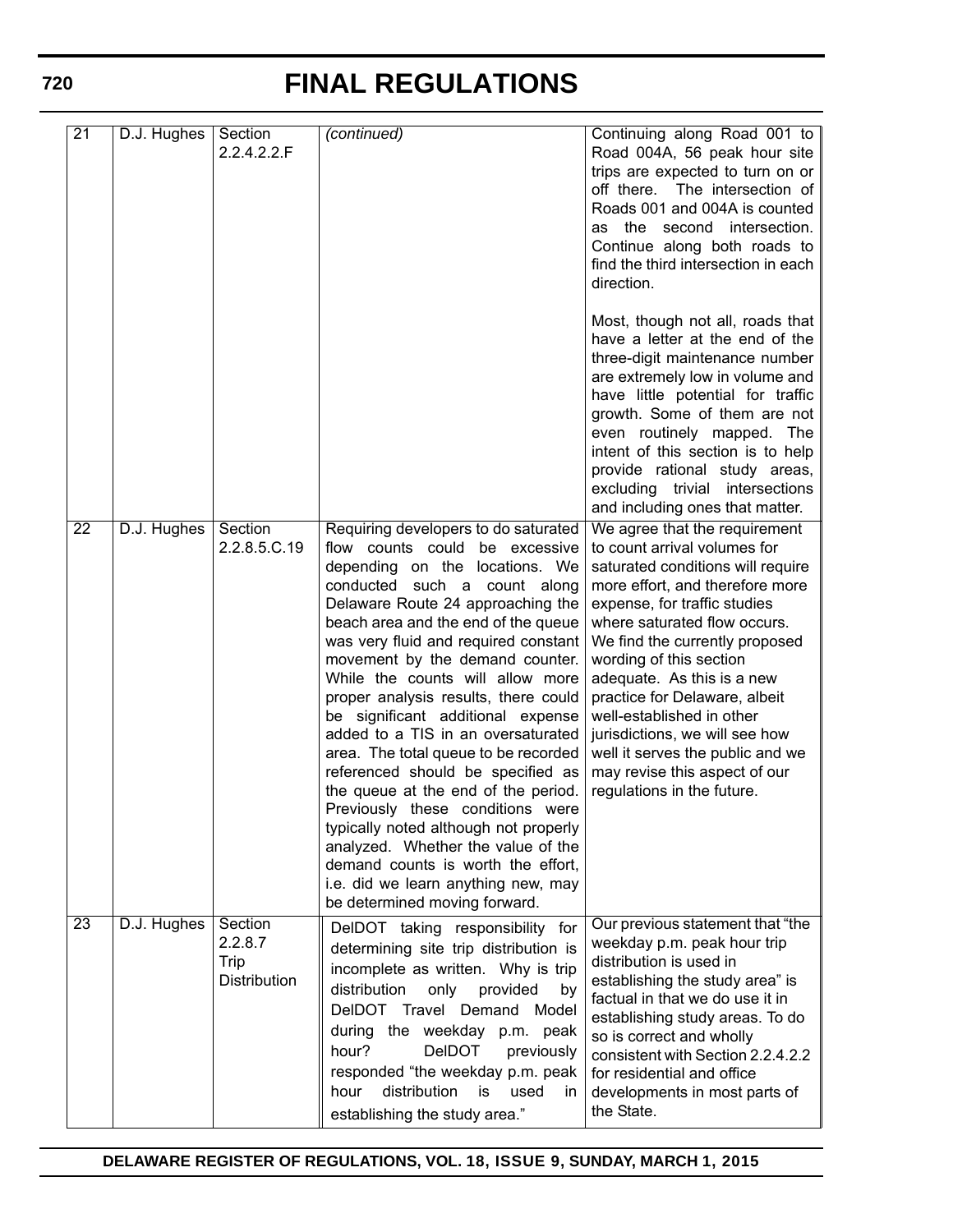| | | | | |
|---|---|---|---|---|
| 21 | D.J. Hughes | Section 2.2.4.2.2.F | *(continued)* | Continuing along Road 001 to Road 004A, 56 peak hour site trips are expected to turn on or off there. The intersection of Roads 001 and 004A is counted as the second intersection. Continue along both roads to find the third intersection in each direction.<br><br>Most, though not all, roads that have a letter at the end of the three-digit maintenance number are extremely low in volume and have little potential for traffic growth. Some of them are not even routinely mapped. The intent of this section is to help provide rational study areas, excluding trivial intersections and including ones that matter. |
| 22 | D.J. Hughes | Section 2.2.8.5.C.19 | Requiring developers to do saturated flow counts could be excessive depending on the locations. We conducted such a count along Delaware Route 24 approaching the beach area and the end of the queue was very fluid and required constant movement by the demand counter. While the counts will allow more proper analysis results, there could be significant additional expense added to a TIS in an oversaturated area. The total queue to be recorded referenced should be specified as the queue at the end of the period. Previously these conditions were typically noted although not properly analyzed. Whether the value of the demand counts is worth the effort, i.e. did we learn anything new, may be determined moving forward. | We agree that the requirement to count arrival volumes for saturated conditions will require more effort, and therefore more expense, for traffic studies where saturated flow occurs. We find the currently proposed wording of this section adequate. As this is a new practice for Delaware, albeit well-established in other jurisdictions, we will see how well it serves the public and we may revise this aspect of our regulations in the future. |
| 23 | D.J. Hughes | Section 2.2.8.7 Trip Distribution | DelDOT taking responsibility for determining site trip distribution is incomplete as written. Why is trip distribution only provided by DelDOT Travel Demand Model during the weekday p.m. peak hour? DelDOT previously responded "the weekday p.m. peak hour distribution is used in establishing the study area." | Our previous statement that "the weekday p.m. peak hour trip distribution is used in establishing the study area" is factual in that we do use it in establishing study areas. To do so is correct and wholly consistent with Section 2.2.4.2.2 for residential and office developments in most parts of the State. |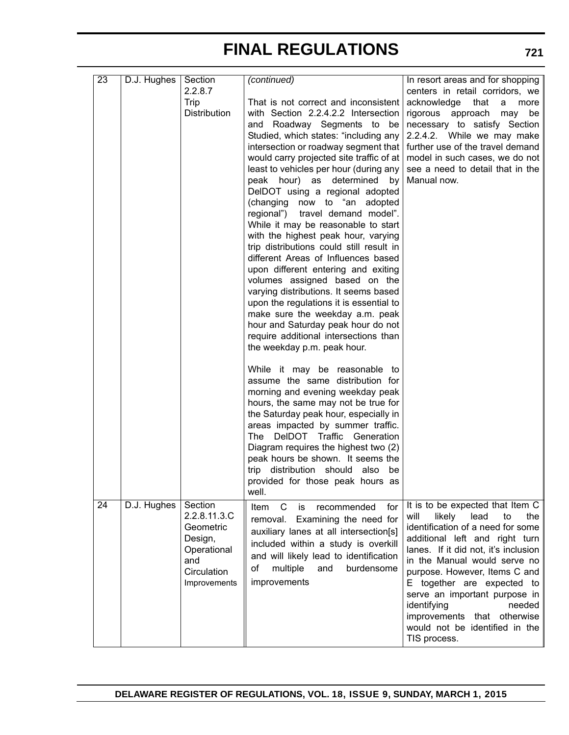# FINAL REGULATIONS

| | | | | |
|---|---|---|---|---|
| 23 | D.J. Hughes | Section 2.2.8.7 Trip Distribution | *(continued)*<br><br>That is not correct and inconsistent with Section 2.2.4.2.2 Intersection and Roadway Segments to be Studied, which states: "including any intersection or roadway segment that would carry projected site traffic of at least to vehicles per hour (during any peak hour) as determined by DelDOT using a regional adopted (changing now to "an adopted regional") travel demand model". While it may be reasonable to start with the highest peak hour, varying trip distributions could still result in different Areas of Influences based upon different entering and exiting volumes assigned based on the varying distributions. It seems based upon the regulations it is essential to make sure the weekday a.m. peak hour and Saturday peak hour do not require additional intersections than the weekday p.m. peak hour.<br><br>While it may be reasonable to assume the same distribution for morning and evening weekday peak hours, the same may not be true for the Saturday peak hour, especially in areas impacted by summer traffic. The DelDOT Traffic Generation Diagram requires the highest two (2) peak hours be shown. It seems the trip distribution should also be provided for those peak hours as well. | In resort areas and for shopping centers in retail corridors, we acknowledge that a more rigorous approach may be necessary to satisfy Section 2.2.4.2. While we may make further use of the travel demand model in such cases, we do not see a need to detail that in the Manual now. |
| 24 | D.J. Hughes | Section 2.2.8.11.3.C Geometric Design, Operational and Circulation Improvements | Item C is recommended for removal. Examining the need for auxiliary lanes at all intersection[s] included within a study is overkill and will likely lead to identification of multiple and burdensome improvements | It is to be expected that Item C will likely lead to the identification of a need for some additional left and right turn lanes. If it did not, it's inclusion in the Manual would serve no purpose. However, Items C and E together are expected to serve an important purpose in identifying needed improvements that otherwise would not be identified in the TIS process. |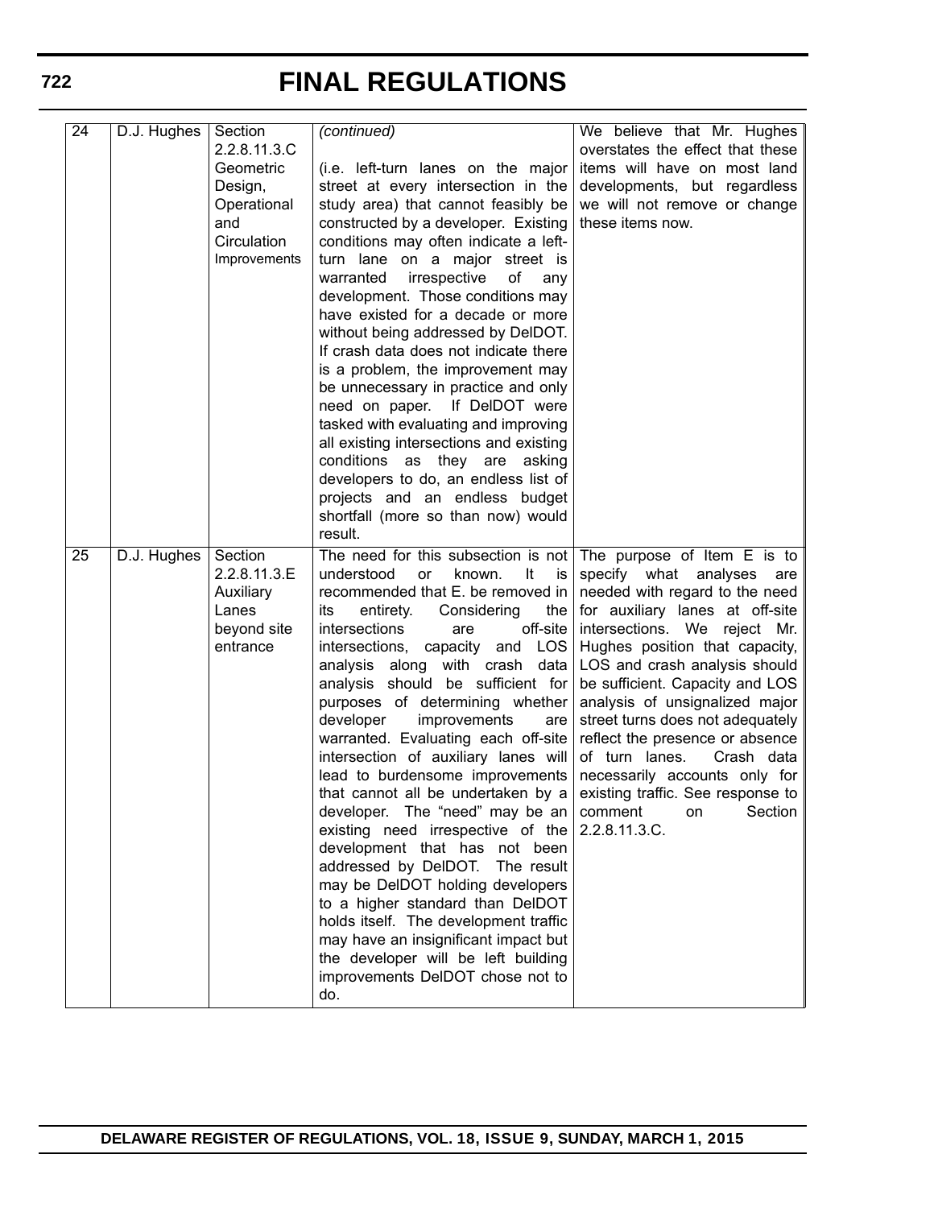| 24 | D.J. Hughes | Section 2.2.8.11.3.C Geometric Design, Operational and Circulation Improvements | *(continued)*<br><br>(i.e. left-turn lanes on the major street at every intersection in the study area) that cannot feasibly be constructed by a developer. Existing conditions may often indicate a left-turn lane on a major street is warranted irrespective of any development. Those conditions may have existed for a decade or more without being addressed by DelDOT. If crash data does not indicate there is a problem, the improvement may be unnecessary in practice and only need on paper. If DelDOT were tasked with evaluating and improving all existing intersections and existing conditions as they are asking developers to do, an endless list of projects and an endless budget shortfall (more so than now) would result. | We believe that Mr. Hughes overstates the effect that these items will have on most land developments, but regardless we will not remove or change these items now. |
|---|---|---|---|---|
| 25 | D.J. Hughes | Section 2.2.8.11.3.E Auxiliary Lanes beyond site entrance | The need for this subsection is not understood or known. It is recommended that E. be removed in its entirety. Considering the intersections are off-site intersections, capacity and LOS analysis along with crash data analysis should be sufficient for purposes of determining whether developer improvements are warranted. Evaluating each off-site intersection of auxiliary lanes will lead to burdensome improvements that cannot all be undertaken by a developer. The "need" may be an existing need irrespective of the development that has not been addressed by DelDOT. The result may be DelDOT holding developers to a higher standard than DelDOT holds itself. The development traffic may have an insignificant impact but the developer will be left building improvements DelDOT chose not to do. | The purpose of Item E is to specify what analyses are needed with regard to the need for auxiliary lanes at off-site intersections. We reject Mr. Hughes position that capacity, LOS and crash analysis should be sufficient. Capacity and LOS analysis of unsignalized major street turns does not adequately reflect the presence or absence of turn lanes. Crash data necessarily accounts only for existing traffic. See response to comment on Section 2.2.8.11.3.C. |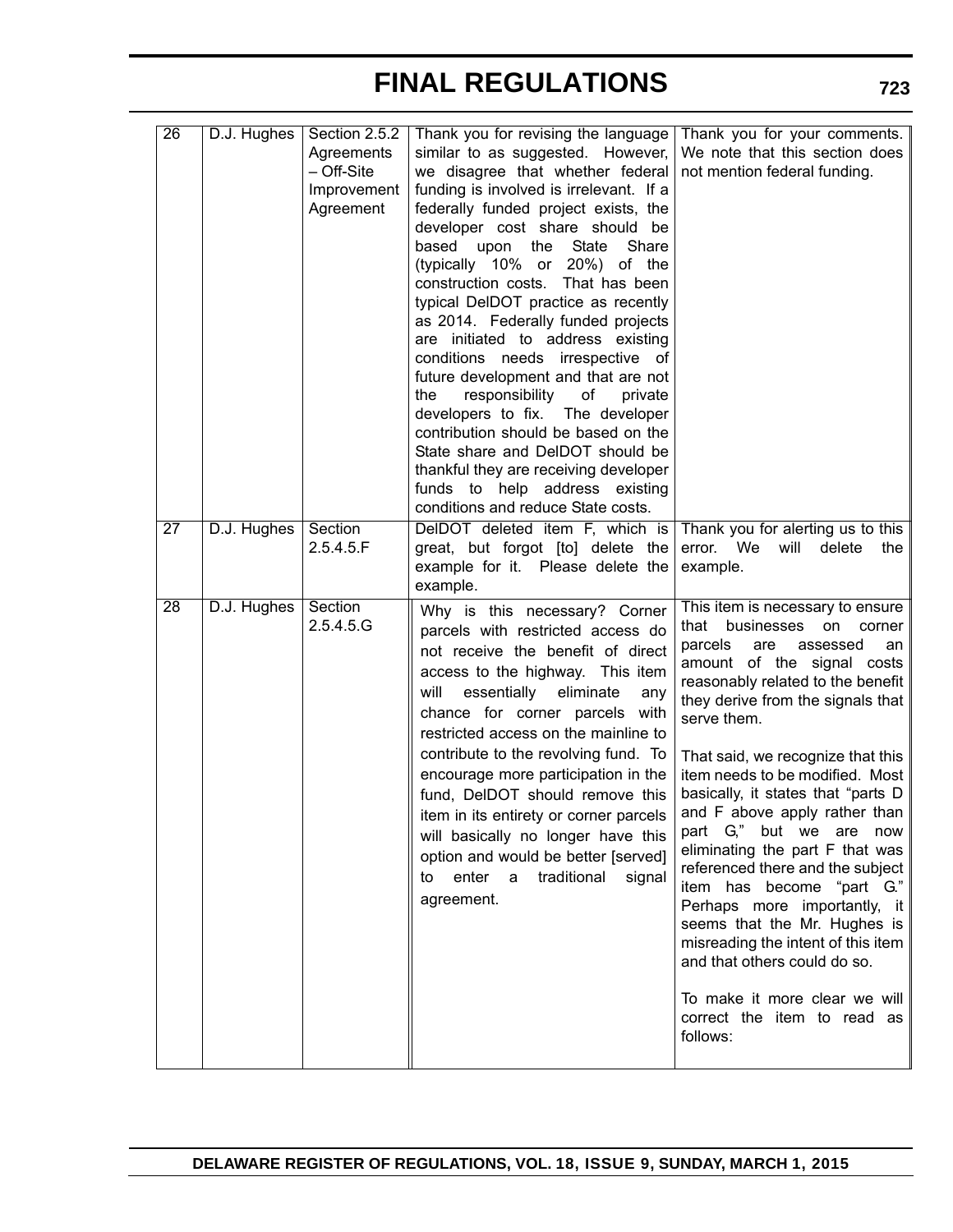| 26 | D.J. Hughes | Section 2.5.2 Agreements – Off-Site Improvement Agreement | Thank you for revising the language similar to as suggested. However, we disagree that whether federal funding is involved is irrelevant. If a federally funded project exists, the developer cost share should be based upon the State Share (typically 10% or 20%) of the construction costs. That has been typical DelDOT practice as recently as 2014. Federally funded projects are initiated to address existing conditions needs irrespective of future development and that are not the responsibility of private developers to fix. The developer contribution should be based on the State share and DelDOT should be thankful they are receiving developer funds to help address existing conditions and reduce State costs. | Thank you for your comments. We note that this section does not mention federal funding. |
|---|---|---|---|---|
| 27 | D.J. Hughes | Section 2.5.4.5.F | DelDOT deleted item F, which is great, but forgot [to] delete the example for it. Please delete the example. | Thank you for alerting us to this error. We will delete the example. |
| 28 | D.J. Hughes | Section 2.5.4.5.G | Why is this necessary? Corner parcels with restricted access do not receive the benefit of direct access to the highway. This item will essentially eliminate any chance for corner parcels with restricted access on the mainline to contribute to the revolving fund. To encourage more participation in the fund, DelDOT should remove this item in its entirety or corner parcels will basically no longer have this option and would be better [served] to enter a traditional signal agreement. | This item is necessary to ensure that businesses on corner parcels are assessed an amount of the signal costs reasonably related to the benefit they derive from the signals that serve them.<br><br>That said, we recognize that this item needs to be modified. Most basically, it states that "parts D and F above apply rather than part G," but we are now eliminating the part F that was referenced there and the subject item has become "part G." Perhaps more importantly, it seems that the Mr. Hughes is misreading the intent of this item and that others could do so.<br><br>To make it more clear we will correct the item to read as follows: |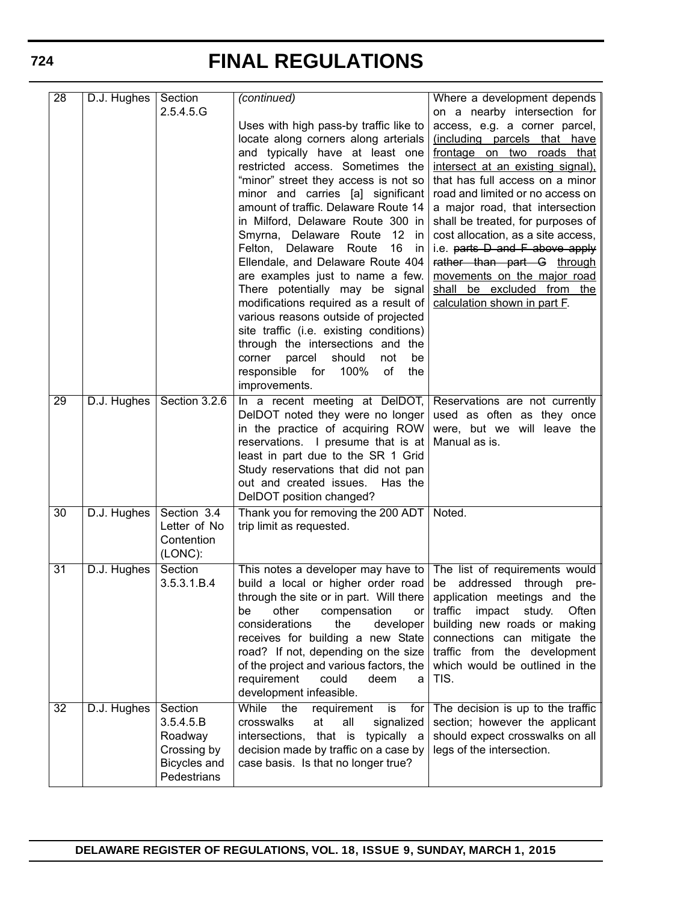# FINAL REGULATIONS

| 28 | D.J. Hughes | Section 2.5.4.5.G | *(continued)*<br><br>Uses with high pass-by traffic like to locate along corners along arterials and typically have at least one restricted access. Sometimes the "minor" street they access is not so minor and carries [a] significant amount of traffic. Delaware Route 14 in Milford, Delaware Route 300 in Smyrna, Delaware Route 12 in Felton, Delaware Route 16 in Ellendale, and Delaware Route 404 are examples just to name a few. There potentially may be signal modifications required as a result of various reasons outside of projected site traffic (i.e. existing conditions) through the intersections and the corner parcel should not be responsible for 100% of the improvements. | Where a development depends on a nearby intersection for access, e.g. a corner parcel, <u>(including parcels that have frontage on two roads that intersect at an existing signal),</u> that has full access on a minor road and limited or no access on a major road, that intersection shall be treated, for purposes of cost allocation, as a site access, i.e. ~~parts D and F above apply rather than part G~~ <u>through movements on the major road shall be excluded from the calculation shown in part F</u>. |
|---|---|---|---|---|
| 29 | D.J. Hughes | Section 3.2.6 | In a recent meeting at DelDOT, DelDOT noted they were no longer in the practice of acquiring ROW reservations. I presume that is at least in part due to the SR 1 Grid Study reservations that did not pan out and created issues. Has the DelDOT position changed? | Reservations are not currently used as often as they once were, but we will leave the Manual as is. |
| 30 | D.J. Hughes | Section 3.4 Letter of No Contention (LONC): | Thank you for removing the 200 ADT trip limit as requested. | Noted. |
| 31 | D.J. Hughes | Section 3.5.3.1.B.4 | This notes a developer may have to build a local or higher order road through the site or in part. Will there be other compensation or considerations the developer receives for building a new State road? If not, depending on the size of the project and various factors, the requirement could deem a development infeasible. | The list of requirements would be addressed through pre-application meetings and the traffic impact study. Often building new roads or making connections can mitigate the traffic from the development which would be outlined in the TIS. |
| 32 | D.J. Hughes | Section 3.5.4.5.B Roadway Crossing by Bicycles and Pedestrians | While the requirement is for crosswalks at all signalized intersections, that is typically a decision made by traffic on a case by case basis. Is that no longer true? | The decision is up to the traffic section; however the applicant should expect crosswalks on all legs of the intersection. |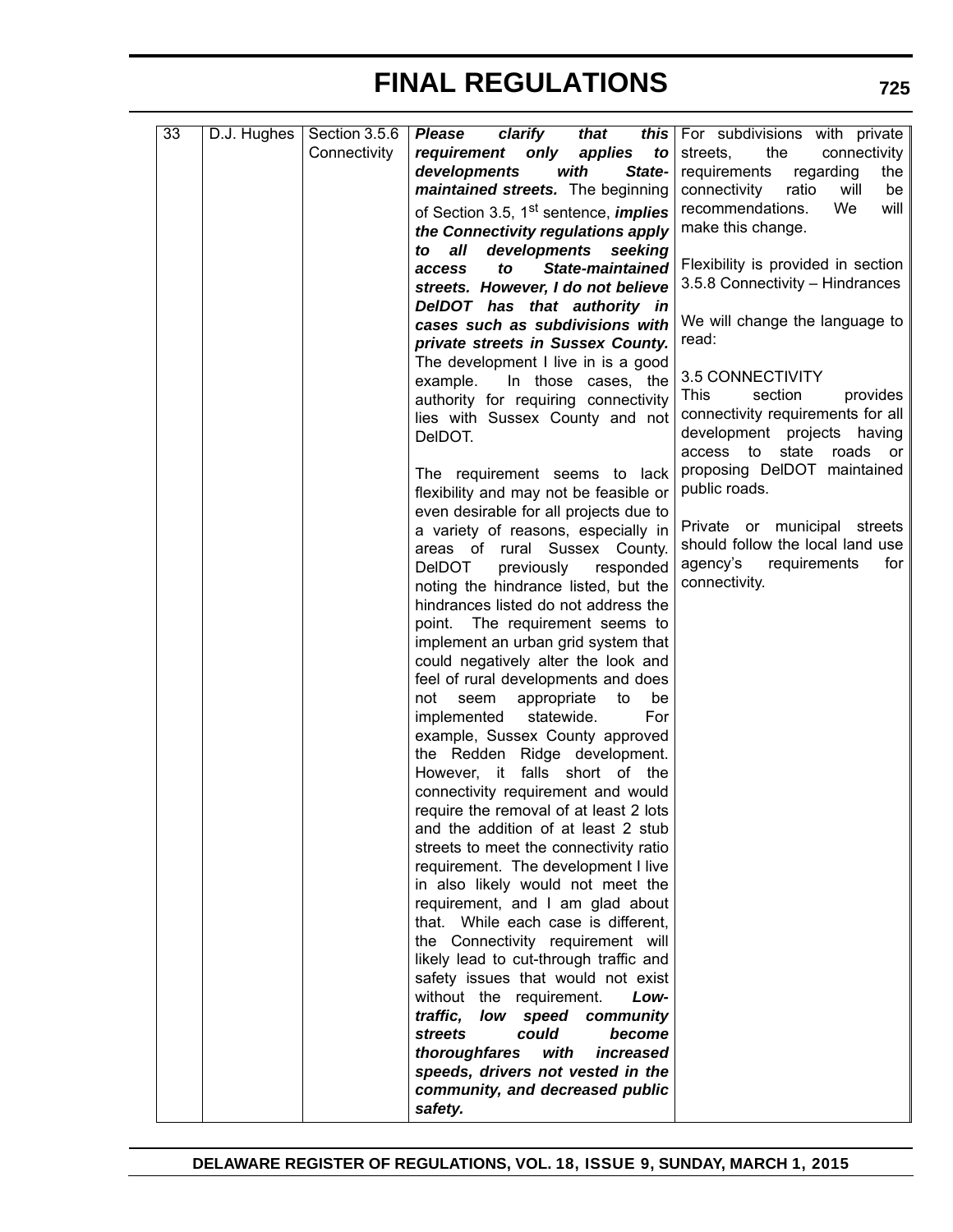# FINAL REGULATIONS

| | | | | |
|---|---|---|---|---|
| 33 | D.J. Hughes | Section 3.5.6 Connectivity | ***Please clarify that this requirement only applies to developments with State-maintained streets.*** The beginning of Section 3.5, 1st sentence, ***implies the Connectivity regulations apply to all developments seeking access to State-maintained streets. However, I do not believe DelDOT has that authority in cases such as subdivisions with private streets in Sussex County.*** The development I live in is a good example. In those cases, the authority for requiring connectivity lies with Sussex County and not DelDOT.<br><br>The requirement seems to lack flexibility and may not be feasible or even desirable for all projects due to a variety of reasons, especially in areas of rural Sussex County. DelDOT previously responded noting the hindrance listed, but the hindrances listed do not address the point. The requirement seems to implement an urban grid system that could negatively alter the look and feel of rural developments and does not seem appropriate to be implemented statewide. For example, Sussex County approved the Redden Ridge development. However, it falls short of the connectivity requirement and would require the removal of at least 2 lots and the addition of at least 2 stub streets to meet the connectivity ratio requirement. The development I live in also likely would not meet the requirement, and I am glad about that. While each case is different, the Connectivity requirement will likely lead to cut-through traffic and safety issues that would not exist without the requirement. ***Low-traffic, low speed community streets could become thoroughfares with increased speeds, drivers not vested in the community, and decreased public safety.*** | For subdivisions with private streets, the connectivity requirements regarding the connectivity ratio will be recommendations. We will make this change.<br><br>Flexibility is provided in section 3.5.8 Connectivity – Hindrances<br><br>We will change the language to read:<br><br>3.5 CONNECTIVITY<br>This section provides connectivity requirements for all development projects having access to state roads or proposing DelDOT maintained public roads.<br><br>Private or municipal streets should follow the local land use agency's requirements for connectivity. |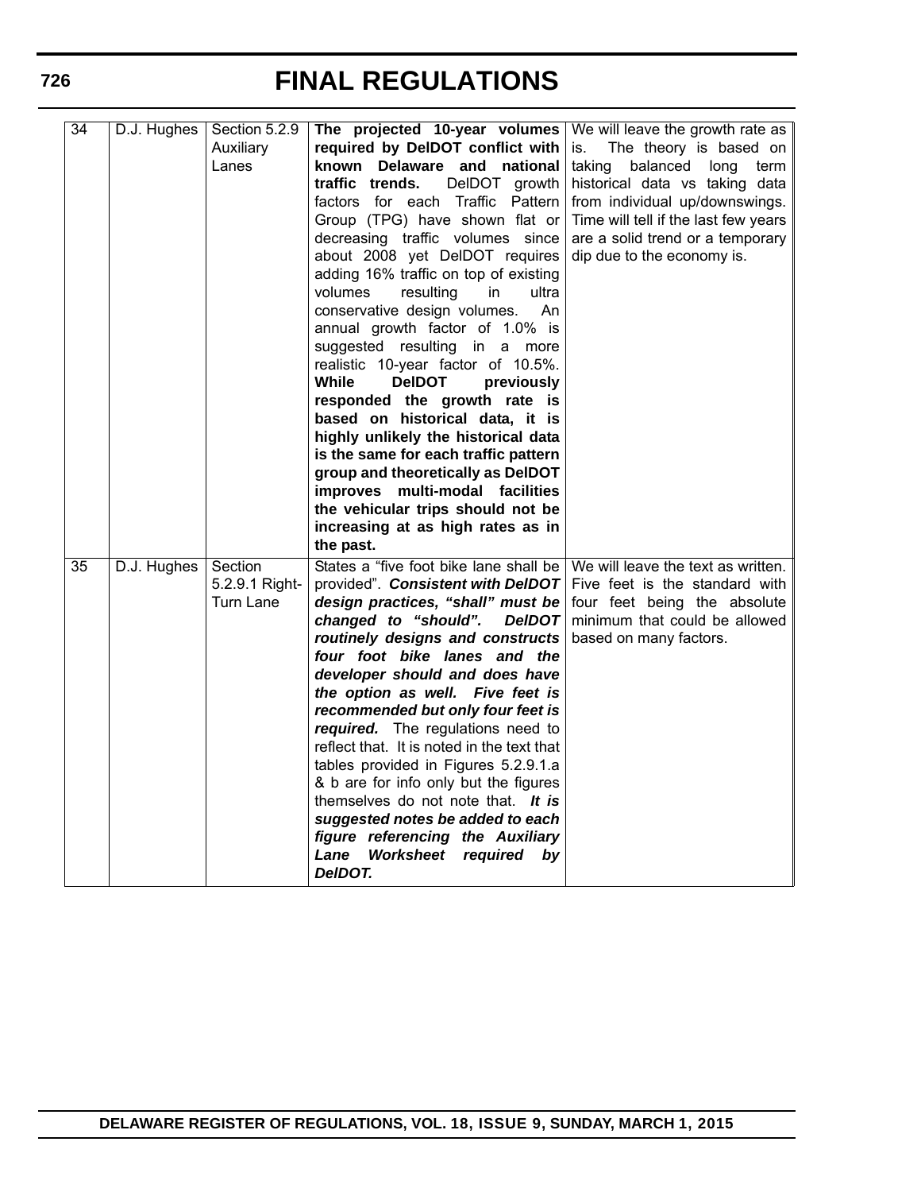# FINAL REGULATIONS

| | | | | |
|---|---|---|---|---|
| 34 | D.J. Hughes | Section 5.2.9 Auxiliary Lanes | **The projected 10-year volumes required by DelDOT conflict with known Delaware and national traffic trends.** DelDOT growth factors for each Traffic Pattern Group (TPG) have shown flat or decreasing traffic volumes since about 2008 yet DelDOT requires adding 16% traffic on top of existing volumes resulting in ultra conservative design volumes. An annual growth factor of 1.0% is suggested resulting in a more realistic 10-year factor of 10.5%. **While DelDOT previously responded the growth rate is based on historical data, it is highly unlikely the historical data is the same for each traffic pattern group and theoretically as DelDOT improves multi-modal facilities the vehicular trips should not be increasing at as high rates as in the past.** | We will leave the growth rate as is. The theory is based on taking balanced long term historical data vs taking data from individual up/downswings. Time will tell if the last few years are a solid trend or a temporary dip due to the economy is. |
| 35 | D.J. Hughes | Section 5.2.9.1 Right-Turn Lane | States a "five foot bike lane shall be provided". ***Consistent with DelDOT design practices, "shall" must be changed to "should". DelDOT routinely designs and constructs four foot bike lanes and the developer should and does have the option as well. Five feet is recommended but only four feet is required.*** The regulations need to reflect that. It is noted in the text that tables provided in Figures 5.2.9.1.a & b are for info only but the figures themselves do not note that. ***It is suggested notes be added to each figure referencing the Auxiliary Lane Worksheet required by DelDOT.*** | We will leave the text as written. Five feet is the standard with four feet being the absolute minimum that could be allowed based on many factors. |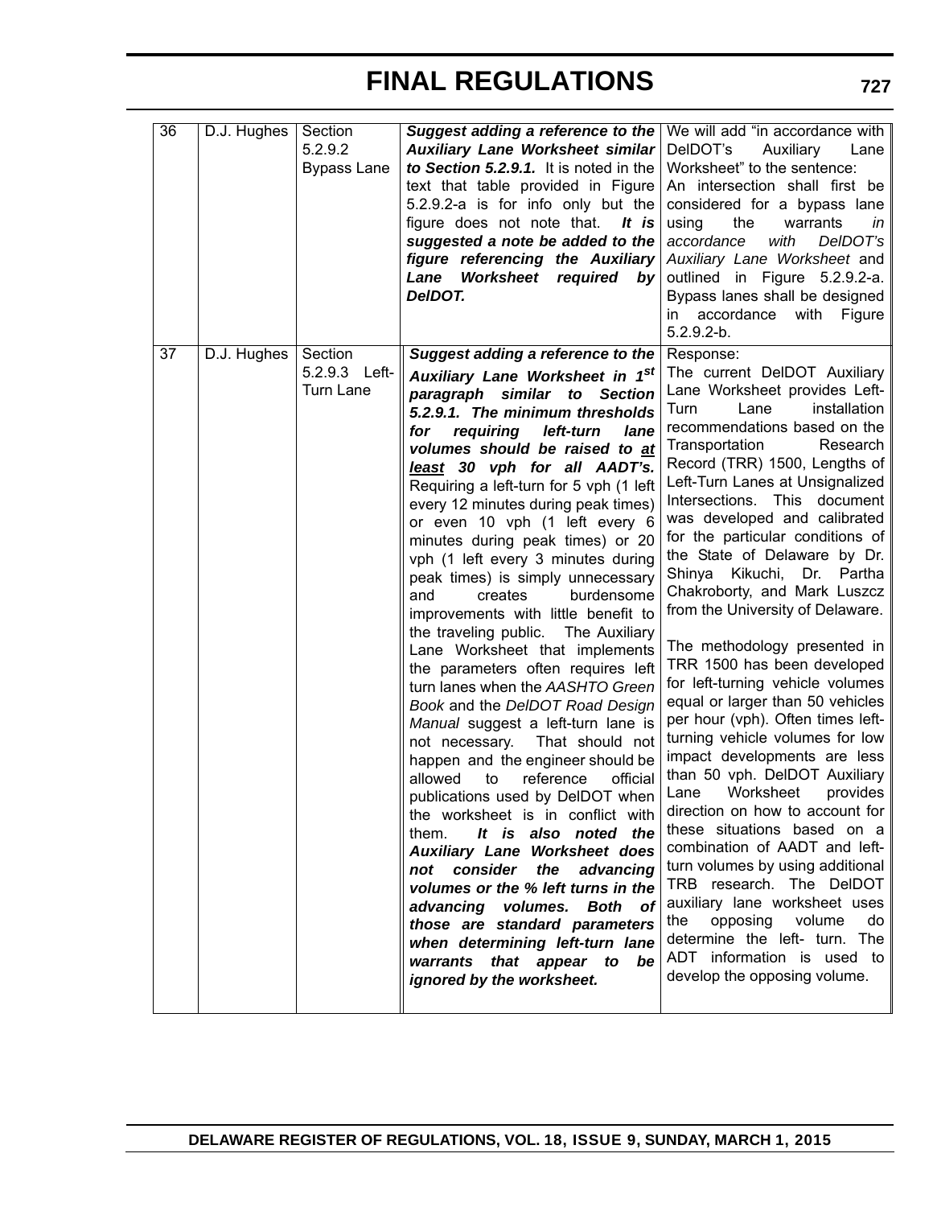| 36 | D.J. Hughes | Section 5.2.9.2 Bypass Lane | ***Suggest adding a reference to the Auxiliary Lane Worksheet similar to Section 5.2.9.1.*** It is noted in the text that table provided in Figure 5.2.9.2-a is for info only but the figure does not note that. ***It is suggested a note be added to the figure referencing the Auxiliary Lane Worksheet required by DelDOT.*** | We will add "in accordance with DelDOT's Auxiliary Lane Worksheet" to the sentence: An intersection shall first be considered for a bypass lane using the warrants *in accordance with DelDOT's Auxiliary Lane Worksheet* and outlined in Figure 5.2.9.2-a. Bypass lanes shall be designed in accordance with Figure 5.2.9.2-b. |
|---|---|---|---|---|
| 37 | D.J. Hughes | Section 5.2.9.3 Left-Turn Lane | ***Suggest adding a reference to the Auxiliary Lane Worksheet in 1st paragraph similar to Section 5.2.9.1. The minimum thresholds for requiring left-turn lane volumes should be raised to <u>at least</u> 30 vph for all AADT's.*** Requiring a left-turn for 5 vph (1 left every 12 minutes during peak times) or even 10 vph (1 left every 6 minutes during peak times) or 20 vph (1 left every 3 minutes during peak times) is simply unnecessary and creates burdensome improvements with little benefit to the traveling public. The Auxiliary Lane Worksheet that implements the parameters often requires left turn lanes when the *AASHTO Green Book* and the *DelDOT Road Design Manual* suggest a left-turn lane is not necessary. That should not happen and the engineer should be allowed to reference official publications used by DelDOT when the worksheet is in conflict with them. ***It is also noted the Auxiliary Lane Worksheet does not consider the advancing volumes or the % left turns in the advancing volumes. Both of those are standard parameters when determining left-turn lane warrants that appear to be ignored by the worksheet.*** | Response:<br>The current DelDOT Auxiliary Lane Worksheet provides Left-Turn Lane installation recommendations based on the Transportation Research Record (TRR) 1500, Lengths of Left-Turn Lanes at Unsignalized Intersections. This document was developed and calibrated for the particular conditions of the State of Delaware by Dr. Shinya Kikuchi, Dr. Partha Chakroborty, and Mark Luszcz from the University of Delaware.<br><br>The methodology presented in TRR 1500 has been developed for left-turning vehicle volumes equal or larger than 50 vehicles per hour (vph). Often times left-turning vehicle volumes for low impact developments are less than 50 vph. DelDOT Auxiliary Lane Worksheet provides direction on how to account for these situations based on a combination of AADT and left-turn volumes by using additional TRB research. The DelDOT auxiliary lane worksheet uses the opposing volume do determine the left- turn. The ADT information is used to develop the opposing volume. |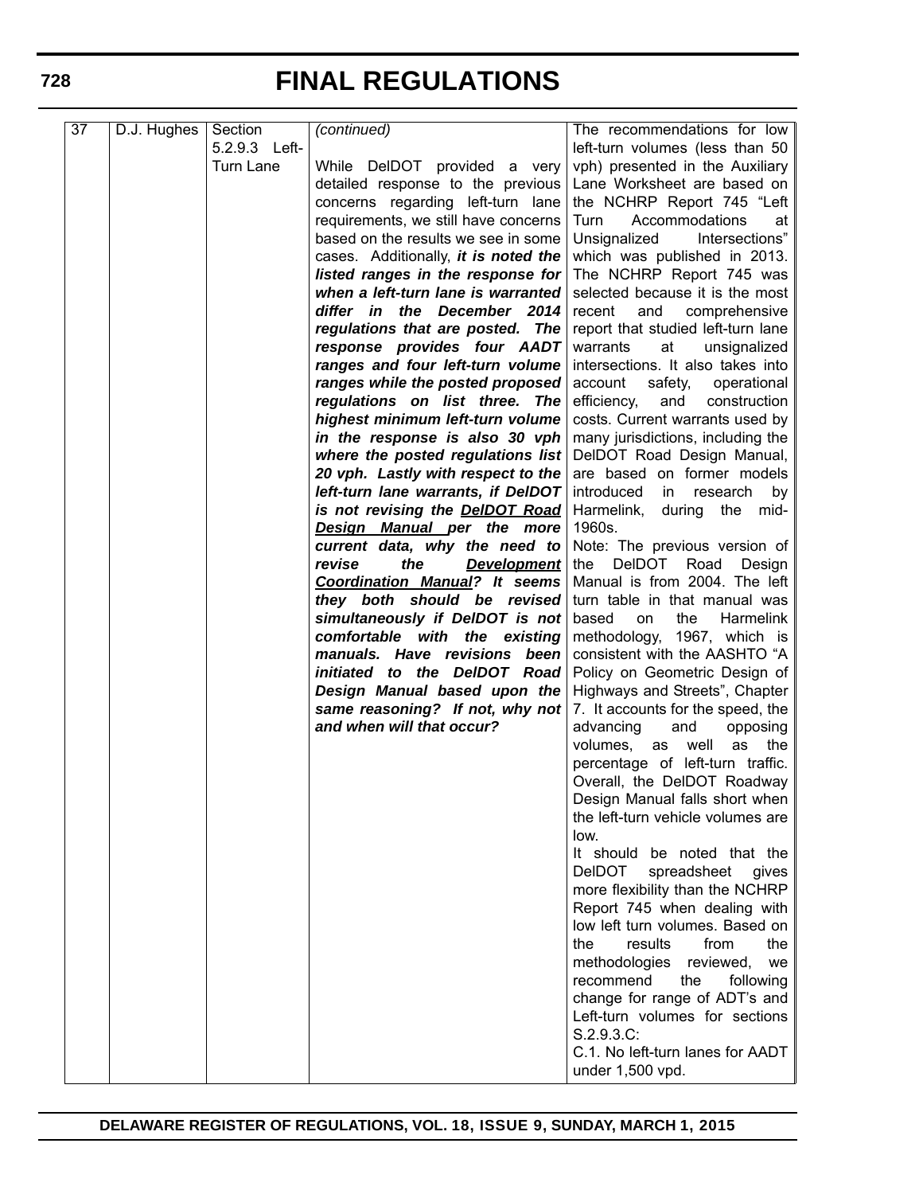# FINAL REGULATIONS

| 37 | D.J. Hughes | Section 5.2.9.3 Left-Turn Lane | *(continued)*<br><br>While DelDOT provided a very detailed response to the previous concerns regarding left-turn lane requirements, we still have concerns based on the results we see in some cases. Additionally, ***it is noted the listed ranges in the response for when a left-turn lane is warranted differ in the December 2014 regulations that are posted. The response provides four AADT ranges and four left-turn volume ranges while the posted proposed regulations on list three. The highest minimum left-turn volume in the response is also 30 vph where the posted regulations list 20 vph. Lastly with respect to the left-turn lane warrants, if DelDOT is not revising the <u>DelDOT Road Design Manual</u> per the more current data, why the need to revise the <u>Development Coordination Manual</u>? It seems they both should be revised simultaneously if DelDOT is not comfortable with the existing manuals. Have revisions been initiated to the DelDOT Road Design Manual based upon the same reasoning? If not, why not and when will that occur?*** | The recommendations for low left-turn volumes (less than 50 vph) presented in the Auxiliary Lane Worksheet are based on the NCHRP Report 745 "Left Turn Accommodations at Unsignalized Intersections" which was published in 2013. The NCHRP Report 745 was selected because it is the most recent and comprehensive report that studied left-turn lane warrants at unsignalized intersections. It also takes into account safety, operational efficiency, and construction costs. Current warrants used by many jurisdictions, including the DelDOT Road Design Manual, are based on former models introduced in research by Harmelink, during the mid-1960s.<br>Note: The previous version of the DelDOT Road Design Manual is from 2004. The left turn table in that manual was based on the Harmelink methodology, 1967, which is consistent with the AASHTO "A Policy on Geometric Design of Highways and Streets", Chapter 7. It accounts for the speed, the advancing and opposing volumes, as well as the percentage of left-turn traffic. Overall, the DelDOT Roadway Design Manual falls short when the left-turn vehicle volumes are low.<br>It should be noted that the DelDOT spreadsheet gives more flexibility than the NCHRP Report 745 when dealing with low left turn volumes. Based on the results from the methodologies reviewed, we recommend the following change for range of ADT's and Left-turn volumes for sections S.2.9.3.C:<br>C.1. No left-turn lanes for AADT under 1,500 vpd. |
|---|---|---|---|---|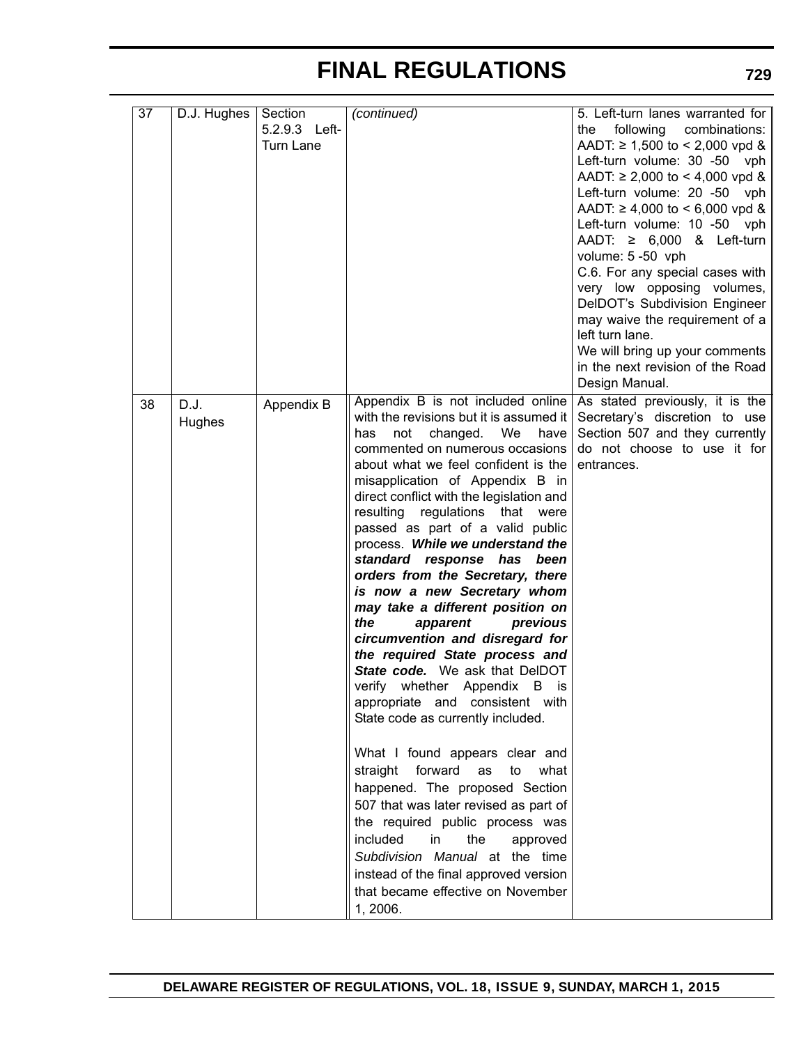| 37 | D.J. Hughes | Section 5.2.9.3 Left-Turn Lane | *(continued)* | 5. Left-turn lanes warranted for the following combinations: AADT: ≥ 1,500 to < 2,000 vpd & Left-turn volume: 30 -50 vph AADT: ≥ 2,000 to < 4,000 vpd & Left-turn volume: 20 -50 vph AADT: ≥ 4,000 to < 6,000 vpd & Left-turn volume: 10 -50 vph AADT: ≥ 6,000 & Left-turn volume: 5 -50 vph<br>C.6. For any special cases with very low opposing volumes, DelDOT's Subdivision Engineer may waive the requirement of a left turn lane.<br>We will bring up your comments in the next revision of the Road Design Manual. |
|---|---|---|---|---|
| 38 | D.J. Hughes | Appendix B | Appendix B is not included online with the revisions but it is assumed it has not changed. We have commented on numerous occasions about what we feel confident is the misapplication of Appendix B in direct conflict with the legislation and resulting regulations that were passed as part of a valid public process. ***While we understand the standard response has been orders from the Secretary, there is now a new Secretary whom may take a different position on the apparent previous circumvention and disregard for the required State process and State code.*** We ask that DelDOT verify whether Appendix B is appropriate and consistent with State code as currently included.<br><br>What I found appears clear and straight forward as to what happened. The proposed Section 507 that was later revised as part of the required public process was included in the approved *Subdivision Manual* at the time instead of the final approved version that became effective on November 1, 2006. | As stated previously, it is the Secretary's discretion to use Section 507 and they currently do not choose to use it for entrances. |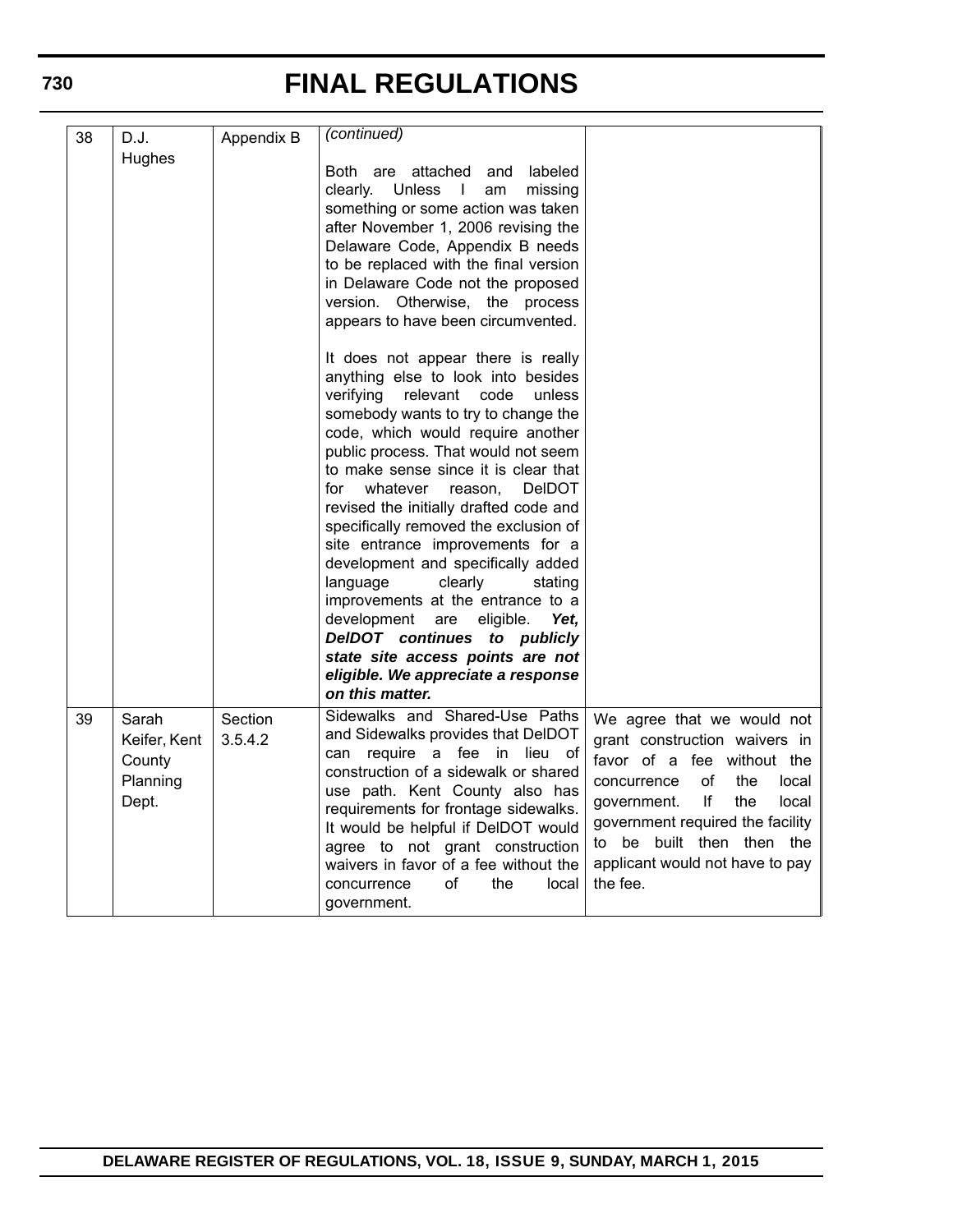| 38 | D.J. Hughes | Appendix B | *(continued)*<br><br>Both are attached and labeled clearly. Unless I am missing something or some action was taken after November 1, 2006 revising the Delaware Code, Appendix B needs to be replaced with the final version in Delaware Code not the proposed version. Otherwise, the process appears to have been circumvented.<br><br>It does not appear there is really anything else to look into besides verifying relevant code unless somebody wants to try to change the code, which would require another public process. That would not seem to make sense since it is clear that for whatever reason, DelDOT revised the initially drafted code and specifically removed the exclusion of site entrance improvements for a development and specifically added language clearly stating improvements at the entrance to a development are eligible. ***Yet, DelDOT continues to publicly state site access points are not eligible. We appreciate a response on this matter.*** | |
|---|---|---|---|---|
| 39 | Sarah Keifer, Kent County Planning Dept. | Section 3.5.4.2 | Sidewalks and Shared-Use Paths and Sidewalks provides that DelDOT can require a fee in lieu of construction of a sidewalk or shared use path. Kent County also has requirements for frontage sidewalks. It would be helpful if DelDOT would agree to not grant construction waivers in favor of a fee without the concurrence of the local government. | We agree that we would not grant construction waivers in favor of a fee without the concurrence of the local government. If the local government required the facility to be built then then the applicant would not have to pay the fee. |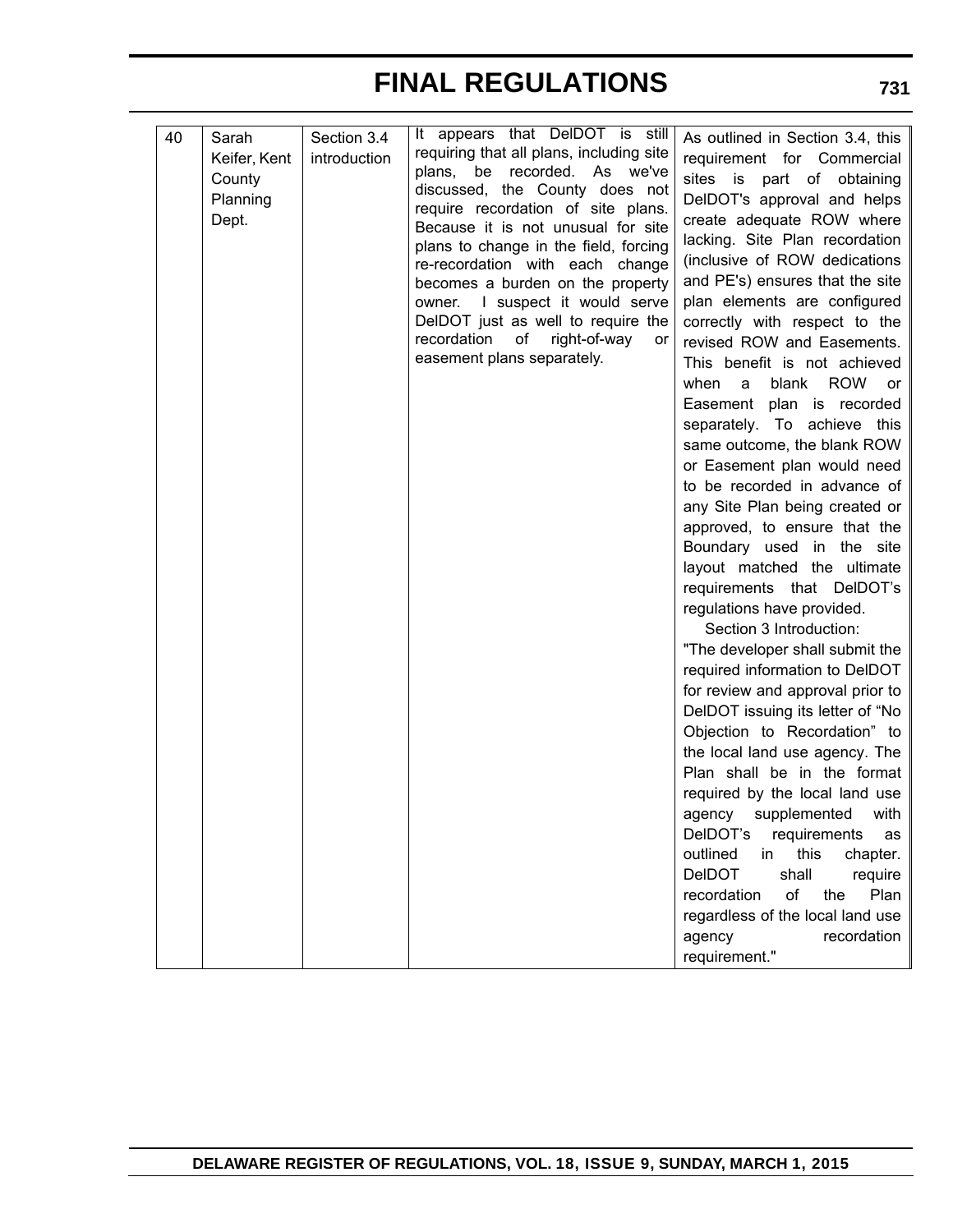| 40 | Sarah Keifer, Kent County Planning Dept. | Section 3.4 introduction | It appears that DelDOT is still requiring that all plans, including site plans, be recorded. As we've discussed, the County does not require recordation of site plans. Because it is not unusual for site plans to change in the field, forcing re-recordation with each change becomes a burden on the property owner. I suspect it would serve DelDOT just as well to require the recordation of right-of-way or easement plans separately. | As outlined in Section 3.4, this requirement for Commercial sites is part of obtaining DelDOT's approval and helps create adequate ROW where lacking. Site Plan recordation (inclusive of ROW dedications and PE's) ensures that the site plan elements are configured correctly with respect to the revised ROW and Easements. This benefit is not achieved when a blank ROW or Easement plan is recorded separately. To achieve this same outcome, the blank ROW or Easement plan would need to be recorded in advance of any Site Plan being created or approved, to ensure that the Boundary used in the site layout matched the ultimate requirements that DelDOT's regulations have provided.<br>Section 3 Introduction:<br>"The developer shall submit the required information to DelDOT for review and approval prior to DelDOT issuing its letter of "No Objection to Recordation" to the local land use agency. The Plan shall be in the format required by the local land use agency supplemented with DelDOT's requirements as outlined in this chapter. DelDOT shall require recordation of the Plan regardless of the local land use agency recordation requirement." |
|---|---|---|---|---|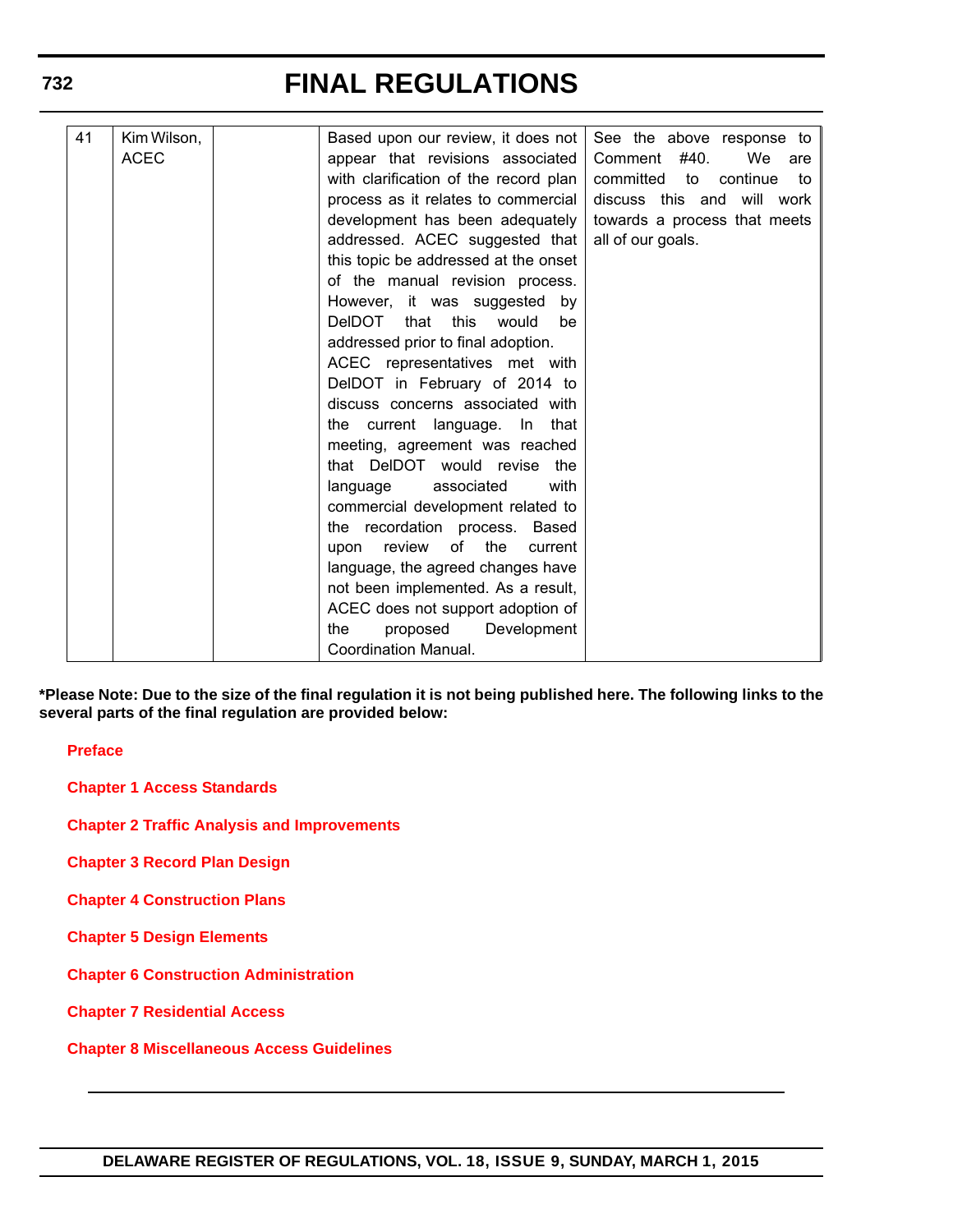| 41 | Kim Wilson, ACEC | | Based upon our review, it does not appear that revisions associated with clarification of the record plan process as it relates to commercial development has been adequately addressed. ACEC suggested that this topic be addressed at the onset of the manual revision process. However, it was suggested by DelDOT that this would be addressed prior to final adoption. ACEC representatives met with DelDOT in February of 2014 to discuss concerns associated with the current language. In that meeting, agreement was reached that DelDOT would revise the language associated with commercial development related to the recordation process. Based upon review of the current language, the agreed changes have not been implemented. As a result, ACEC does not support adoption of the proposed Development Coordination Manual. | See the above response to Comment #40. We are committed to continue to discuss this and will work towards a process that meets all of our goals. |
|---|---|---|---|---|

**\*Please Note: Due to the size of the final regulation it is not being published here. The following links to the several parts of the final regulation are provided below:**

**Preface**

**Chapter 1 Access Standards**

**Chapter 2 Traffic Analysis and Improvements**

**Chapter 3 Record Plan Design**

**Chapter 4 Construction Plans**

**Chapter 5 Design Elements**

**Chapter 6 Construction Administration**

**Chapter 7 Residential Access**

**Chapter 8 Miscellaneous Access Guidelines**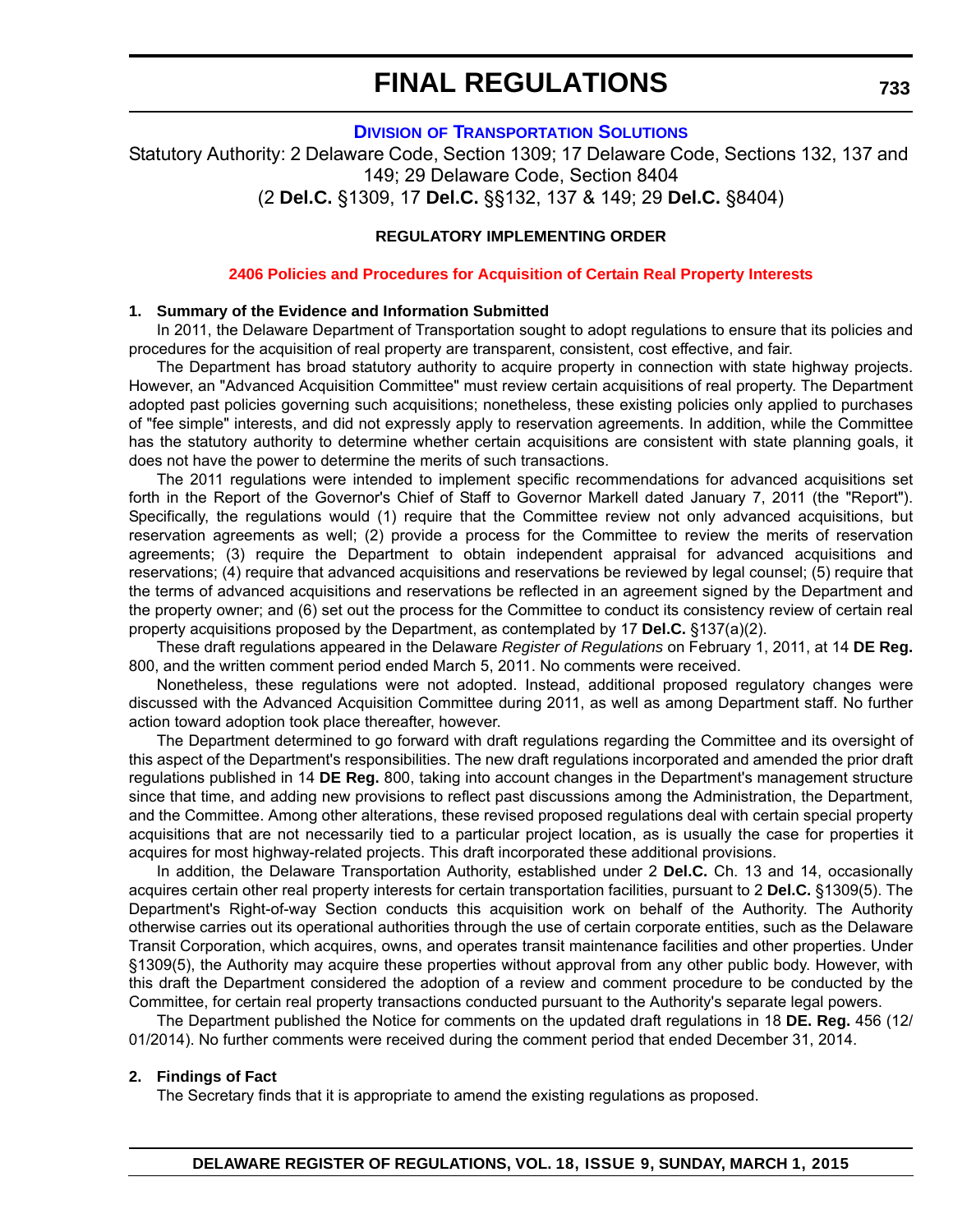# FINAL REGULATIONS

## Division of Transportation Solutions

Statutory Authority: 2 Delaware Code, Section 1309; 17 Delaware Code, Sections 132, 137 and 149; 29 Delaware Code, Section 8404
(2 **Del.C.** §1309, 17 **Del.C.** §§132, 137 & 149; 29 **Del.C.** §8404)

**REGULATORY IMPLEMENTING ORDER**

**2406 Policies and Procedures for Acquisition of Certain Real Property Interests**

**1. Summary of the Evidence and Information Submitted**

In 2011, the Delaware Department of Transportation sought to adopt regulations to ensure that its policies and procedures for the acquisition of real property are transparent, consistent, cost effective, and fair.

The Department has broad statutory authority to acquire property in connection with state highway projects. However, an "Advanced Acquisition Committee" must review certain acquisitions of real property. The Department adopted past policies governing such acquisitions; nonetheless, these existing policies only applied to purchases of "fee simple" interests, and did not expressly apply to reservation agreements. In addition, while the Committee has the statutory authority to determine whether certain acquisitions are consistent with state planning goals, it does not have the power to determine the merits of such transactions.

The 2011 regulations were intended to implement specific recommendations for advanced acquisitions set forth in the Report of the Governor's Chief of Staff to Governor Markell dated January 7, 2011 (the "Report"). Specifically, the regulations would (1) require that the Committee review not only advanced acquisitions, but reservation agreements as well; (2) provide a process for the Committee to review the merits of reservation agreements; (3) require the Department to obtain independent appraisal for advanced acquisitions and reservations; (4) require that advanced acquisitions and reservations be reviewed by legal counsel; (5) require that the terms of advanced acquisitions and reservations be reflected in an agreement signed by the Department and the property owner; and (6) set out the process for the Committee to conduct its consistency review of certain real property acquisitions proposed by the Department, as contemplated by 17 **Del.C.** §137(a)(2).

These draft regulations appeared in the Delaware *Register of Regulations* on February 1, 2011, at 14 **DE Reg.** 800, and the written comment period ended March 5, 2011. No comments were received.

Nonetheless, these regulations were not adopted. Instead, additional proposed regulatory changes were discussed with the Advanced Acquisition Committee during 2011, as well as among Department staff. No further action toward adoption took place thereafter, however.

The Department determined to go forward with draft regulations regarding the Committee and its oversight of this aspect of the Department's responsibilities. The new draft regulations incorporated and amended the prior draft regulations published in 14 **DE Reg.** 800, taking into account changes in the Department's management structure since that time, and adding new provisions to reflect past discussions among the Administration, the Department, and the Committee. Among other alterations, these revised proposed regulations deal with certain special property acquisitions that are not necessarily tied to a particular project location, as is usually the case for properties it acquires for most highway-related projects. This draft incorporated these additional provisions.

In addition, the Delaware Transportation Authority, established under 2 **Del.C.** Ch. 13 and 14, occasionally acquires certain other real property interests for certain transportation facilities, pursuant to 2 **Del.C.** §1309(5). The Department's Right-of-way Section conducts this acquisition work on behalf of the Authority. The Authority otherwise carries out its operational authorities through the use of certain corporate entities, such as the Delaware Transit Corporation, which acquires, owns, and operates transit maintenance facilities and other properties. Under §1309(5), the Authority may acquire these properties without approval from any other public body. However, with this draft the Department considered the adoption of a review and comment procedure to be conducted by the Committee, for certain real property transactions conducted pursuant to the Authority's separate legal powers.

The Department published the Notice for comments on the updated draft regulations in 18 **DE. Reg.** 456 (12/01/2014). No further comments were received during the comment period that ended December 31, 2014.

**2. Findings of Fact**

The Secretary finds that it is appropriate to amend the existing regulations as proposed.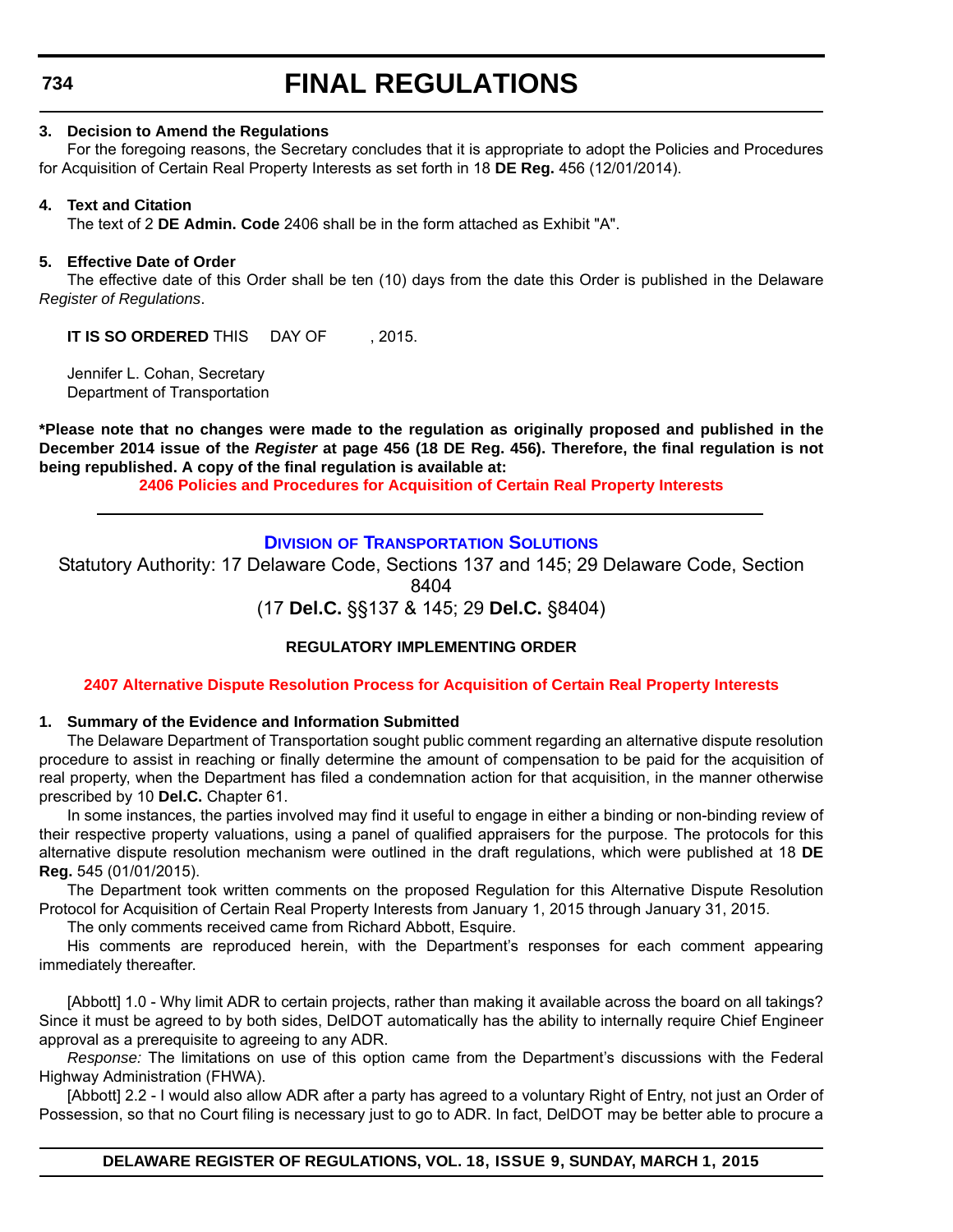**3. Decision to Amend the Regulations**

For the foregoing reasons, the Secretary concludes that it is appropriate to adopt the Policies and Procedures for Acquisition of Certain Real Property Interests as set forth in 18 **DE Reg.** 456 (12/01/2014).

**4. Text and Citation**

The text of 2 **DE Admin. Code** 2406 shall be in the form attached as Exhibit "A".

**5. Effective Date of Order**

The effective date of this Order shall be ten (10) days from the date this Order is published in the Delaware *Register of Regulations*.

**IT IS SO ORDERED** THIS DAY OF , 2015.

Jennifer L. Cohan, Secretary
Department of Transportation

**\*Please note that no changes were made to the regulation as originally proposed and published in the December 2014 issue of the *Register* at page 456 (18 DE Reg. 456). Therefore, the final regulation is not being republished. A copy of the final regulation is available at:**

**2406 Policies and Procedures for Acquisition of Certain Real Property Interests**

---

## Division of Transportation Solutions

Statutory Authority: 17 Delaware Code, Sections 137 and 145; 29 Delaware Code, Section 8404
(17 **Del.C.** §§137 & 145; 29 **Del.C.** §8404)

**REGULATORY IMPLEMENTING ORDER**

**2407 Alternative Dispute Resolution Process for Acquisition of Certain Real Property Interests**

**1. Summary of the Evidence and Information Submitted**

The Delaware Department of Transportation sought public comment regarding an alternative dispute resolution procedure to assist in reaching or finally determine the amount of compensation to be paid for the acquisition of real property, when the Department has filed a condemnation action for that acquisition, in the manner otherwise prescribed by 10 **Del.C.** Chapter 61.

In some instances, the parties involved may find it useful to engage in either a binding or non-binding review of their respective property valuations, using a panel of qualified appraisers for the purpose. The protocols for this alternative dispute resolution mechanism were outlined in the draft regulations, which were published at 18 **DE Reg.** 545 (01/01/2015).

The Department took written comments on the proposed Regulation for this Alternative Dispute Resolution Protocol for Acquisition of Certain Real Property Interests from January 1, 2015 through January 31, 2015.

The only comments received came from Richard Abbott, Esquire.

His comments are reproduced herein, with the Department's responses for each comment appearing immediately thereafter.

[Abbott] 1.0 - Why limit ADR to certain projects, rather than making it available across the board on all takings? Since it must be agreed to by both sides, DelDOT automatically has the ability to internally require Chief Engineer approval as a prerequisite to agreeing to any ADR.

*Response:* The limitations on use of this option came from the Department's discussions with the Federal Highway Administration (FHWA).

[Abbott] 2.2 - I would also allow ADR after a party has agreed to a voluntary Right of Entry, not just an Order of Possession, so that no Court filing is necessary just to go to ADR. In fact, DelDOT may be better able to procure a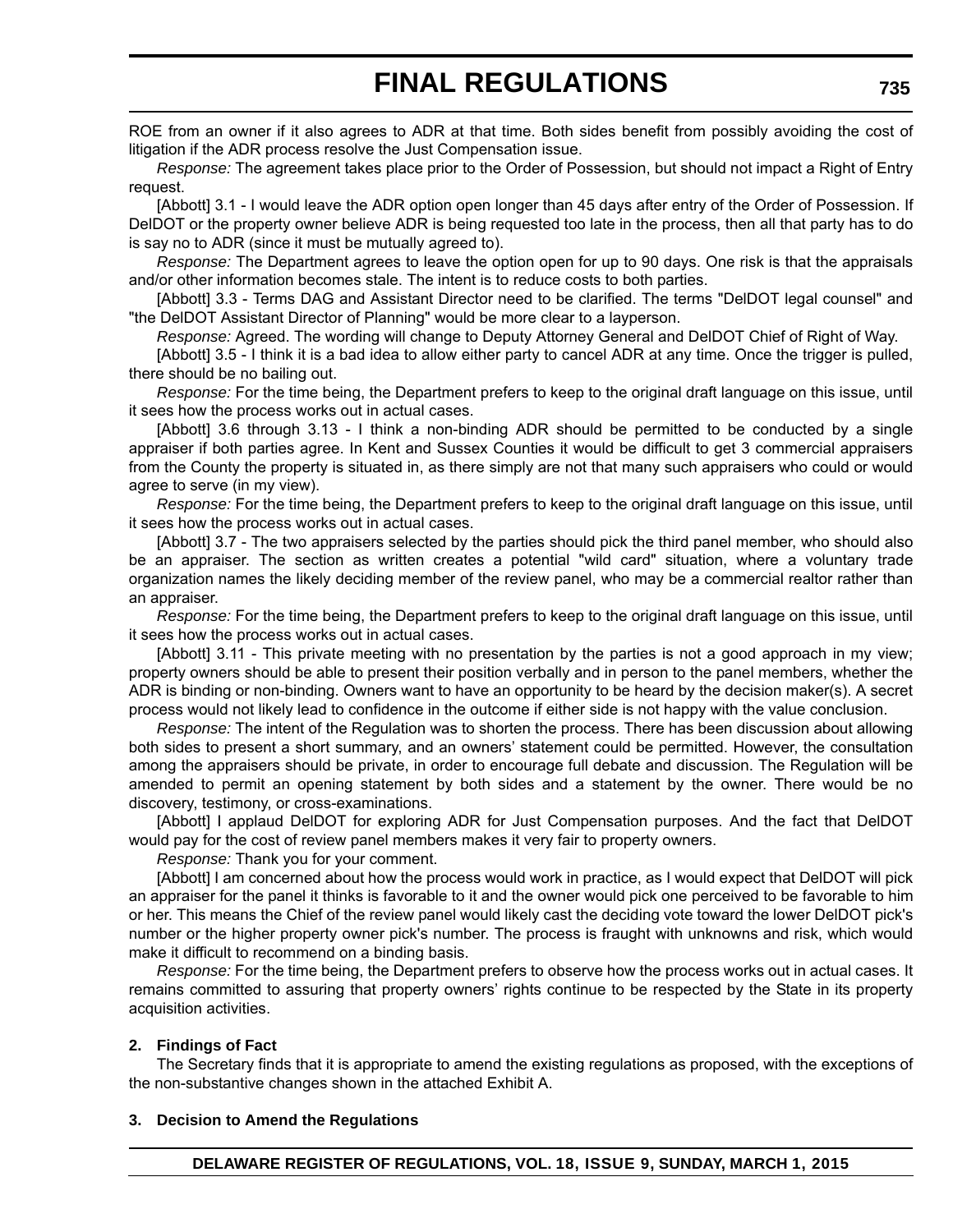ROE from an owner if it also agrees to ADR at that time. Both sides benefit from possibly avoiding the cost of litigation if the ADR process resolve the Just Compensation issue.

*Response:* The agreement takes place prior to the Order of Possession, but should not impact a Right of Entry request.

[Abbott] 3.1 - I would leave the ADR option open longer than 45 days after entry of the Order of Possession. If DelDOT or the property owner believe ADR is being requested too late in the process, then all that party has to do is say no to ADR (since it must be mutually agreed to).

*Response:* The Department agrees to leave the option open for up to 90 days. One risk is that the appraisals and/or other information becomes stale. The intent is to reduce costs to both parties.

[Abbott] 3.3 - Terms DAG and Assistant Director need to be clarified. The terms "DelDOT legal counsel" and "the DelDOT Assistant Director of Planning" would be more clear to a layperson.

*Response:* Agreed. The wording will change to Deputy Attorney General and DelDOT Chief of Right of Way.

[Abbott] 3.5 - I think it is a bad idea to allow either party to cancel ADR at any time. Once the trigger is pulled, there should be no bailing out.

*Response:* For the time being, the Department prefers to keep to the original draft language on this issue, until it sees how the process works out in actual cases.

[Abbott] 3.6 through 3.13 - I think a non-binding ADR should be permitted to be conducted by a single appraiser if both parties agree. In Kent and Sussex Counties it would be difficult to get 3 commercial appraisers from the County the property is situated in, as there simply are not that many such appraisers who could or would agree to serve (in my view).

*Response:* For the time being, the Department prefers to keep to the original draft language on this issue, until it sees how the process works out in actual cases.

[Abbott] 3.7 - The two appraisers selected by the parties should pick the third panel member, who should also be an appraiser. The section as written creates a potential "wild card" situation, where a voluntary trade organization names the likely deciding member of the review panel, who may be a commercial realtor rather than an appraiser.

*Response:* For the time being, the Department prefers to keep to the original draft language on this issue, until it sees how the process works out in actual cases.

[Abbott] 3.11 - This private meeting with no presentation by the parties is not a good approach in my view; property owners should be able to present their position verbally and in person to the panel members, whether the ADR is binding or non-binding. Owners want to have an opportunity to be heard by the decision maker(s). A secret process would not likely lead to confidence in the outcome if either side is not happy with the value conclusion.

*Response:* The intent of the Regulation was to shorten the process. There has been discussion about allowing both sides to present a short summary, and an owners' statement could be permitted. However, the consultation among the appraisers should be private, in order to encourage full debate and discussion. The Regulation will be amended to permit an opening statement by both sides and a statement by the owner. There would be no discovery, testimony, or cross-examinations.

[Abbott] I applaud DelDOT for exploring ADR for Just Compensation purposes. And the fact that DelDOT would pay for the cost of review panel members makes it very fair to property owners.

*Response:* Thank you for your comment.

[Abbott] I am concerned about how the process would work in practice, as I would expect that DelDOT will pick an appraiser for the panel it thinks is favorable to it and the owner would pick one perceived to be favorable to him or her. This means the Chief of the review panel would likely cast the deciding vote toward the lower DelDOT pick's number or the higher property owner pick's number. The process is fraught with unknowns and risk, which would make it difficult to recommend on a binding basis.

*Response:* For the time being, the Department prefers to observe how the process works out in actual cases. It remains committed to assuring that property owners' rights continue to be respected by the State in its property acquisition activities.

**2. Findings of Fact**

The Secretary finds that it is appropriate to amend the existing regulations as proposed, with the exceptions of the non-substantive changes shown in the attached Exhibit A.

**3. Decision to Amend the Regulations**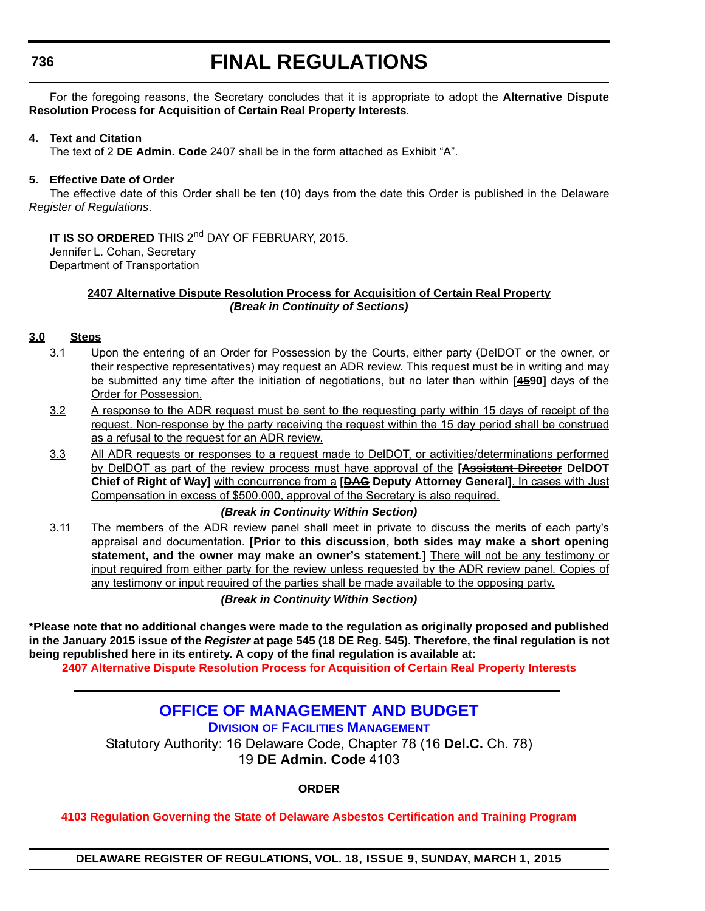For the foregoing reasons, the Secretary concludes that it is appropriate to adopt the **Alternative Dispute Resolution Process for Acquisition of Certain Real Property Interests**.

**4. Text and Citation**

The text of 2 **DE Admin. Code** 2407 shall be in the form attached as Exhibit "A".

**5. Effective Date of Order**

The effective date of this Order shall be ten (10) days from the date this Order is published in the Delaware *Register of Regulations*.

**IT IS SO ORDERED** THIS 2nd DAY OF FEBRUARY, 2015.
Jennifer L. Cohan, Secretary
Department of Transportation

**2407 Alternative Dispute Resolution Process for Acquisition of Certain Real Property**

***(Break in Continuity of Sections)***

**3.0 Steps**

3.1 Upon the entering of an Order for Possession by the Courts, either party (DelDOT or the owner, or their respective representatives) may request an ADR review. This request must be in writing and may be submitted any time after the initiation of negotiations, but no later than within **[~~45~~90]** days of the Order for Possession.

3.2 A response to the ADR request must be sent to the requesting party within 15 days of receipt of the request. Non-response by the party receiving the request within the 15 day period shall be construed as a refusal to the request for an ADR review.

3.3 All ADR requests or responses to a request made to DelDOT, or activities/determinations performed by DelDOT as part of the review process must have approval of the **[~~Assistant Director~~ DelDOT Chief of Right of Way]** with concurrence from a **[~~DAG~~ Deputy Attorney General]**. In cases with Just Compensation in excess of $500,000, approval of the Secretary is also required.

***(Break in Continuity Within Section)***

3.11 The members of the ADR review panel shall meet in private to discuss the merits of each party's appraisal and documentation. **[Prior to this discussion, both sides may make a short opening statement, and the owner may make an owner's statement.]** There will not be any testimony or input required from either party for the review unless requested by the ADR review panel. Copies of any testimony or input required of the parties shall be made available to the opposing party.

***(Break in Continuity Within Section)***

**\*Please note that no additional changes were made to the regulation as originally proposed and published in the January 2015 issue of the *Register* at page 545 (18 DE Reg. 545). Therefore, the final regulation is not being republished here in its entirety. A copy of the final regulation is available at:**

**2407 Alternative Dispute Resolution Process for Acquisition of Certain Real Property Interests**

---

## OFFICE OF MANAGEMENT AND BUDGET

### Division of Facilities Management

Statutory Authority: 16 Delaware Code, Chapter 78 (16 **Del.C.** Ch. 78)
19 **DE Admin. Code** 4103

**ORDER**

**4103 Regulation Governing the State of Delaware Asbestos Certification and Training Program**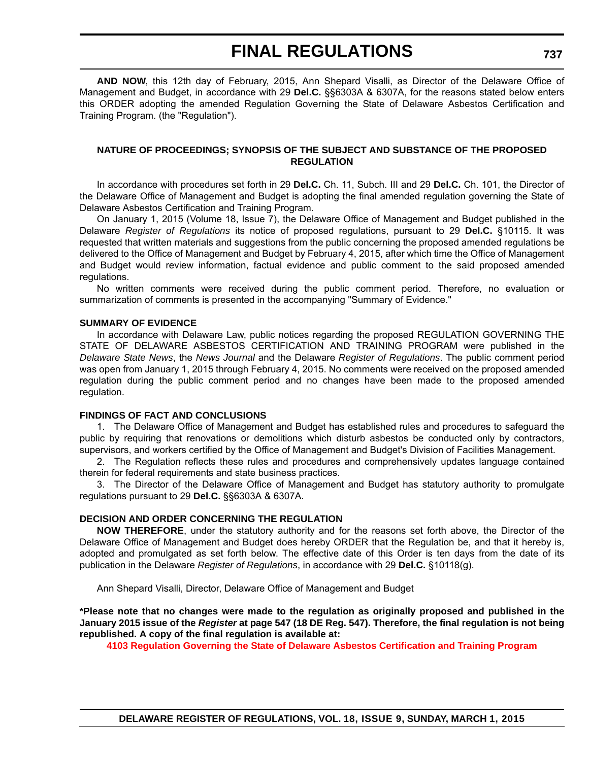**AND NOW**, this 12th day of February, 2015, Ann Shepard Visalli, as Director of the Delaware Office of Management and Budget, in accordance with 29 **Del.C.** §§6303A & 6307A, for the reasons stated below enters this ORDER adopting the amended Regulation Governing the State of Delaware Asbestos Certification and Training Program. (the "Regulation").

**NATURE OF PROCEEDINGS; SYNOPSIS OF THE SUBJECT AND SUBSTANCE OF THE PROPOSED REGULATION**

In accordance with procedures set forth in 29 **Del.C.** Ch. 11, Subch. III and 29 **Del.C.** Ch. 101, the Director of the Delaware Office of Management and Budget is adopting the final amended regulation governing the State of Delaware Asbestos Certification and Training Program.

On January 1, 2015 (Volume 18, Issue 7), the Delaware Office of Management and Budget published in the Delaware *Register of Regulations* its notice of proposed regulations, pursuant to 29 **Del.C.** §10115. It was requested that written materials and suggestions from the public concerning the proposed amended regulations be delivered to the Office of Management and Budget by February 4, 2015, after which time the Office of Management and Budget would review information, factual evidence and public comment to the said proposed amended regulations.

No written comments were received during the public comment period. Therefore, no evaluation or summarization of comments is presented in the accompanying "Summary of Evidence."

**SUMMARY OF EVIDENCE**

In accordance with Delaware Law, public notices regarding the proposed REGULATION GOVERNING THE STATE OF DELAWARE ASBESTOS CERTIFICATION AND TRAINING PROGRAM were published in the *Delaware State News*, the *News Journal* and the Delaware *Register of Regulations*. The public comment period was open from January 1, 2015 through February 4, 2015. No comments were received on the proposed amended regulation during the public comment period and no changes have been made to the proposed amended regulation.

**FINDINGS OF FACT AND CONCLUSIONS**

1. The Delaware Office of Management and Budget has established rules and procedures to safeguard the public by requiring that renovations or demolitions which disturb asbestos be conducted only by contractors, supervisors, and workers certified by the Office of Management and Budget's Division of Facilities Management.

2. The Regulation reflects these rules and procedures and comprehensively updates language contained therein for federal requirements and state business practices.

3. The Director of the Delaware Office of Management and Budget has statutory authority to promulgate regulations pursuant to 29 **Del.C.** §§6303A & 6307A.

**DECISION AND ORDER CONCERNING THE REGULATION**

**NOW THEREFORE**, under the statutory authority and for the reasons set forth above, the Director of the Delaware Office of Management and Budget does hereby ORDER that the Regulation be, and that it hereby is, adopted and promulgated as set forth below. The effective date of this Order is ten days from the date of its publication in the Delaware *Register of Regulations*, in accordance with 29 **Del.C.** §10118(g).

Ann Shepard Visalli, Director, Delaware Office of Management and Budget

**\*Please note that no changes were made to the regulation as originally proposed and published in the January 2015 issue of the *Register* at page 547 (18 DE Reg. 547). Therefore, the final regulation is not being republished. A copy of the final regulation is available at:**

**4103 Regulation Governing the State of Delaware Asbestos Certification and Training Program**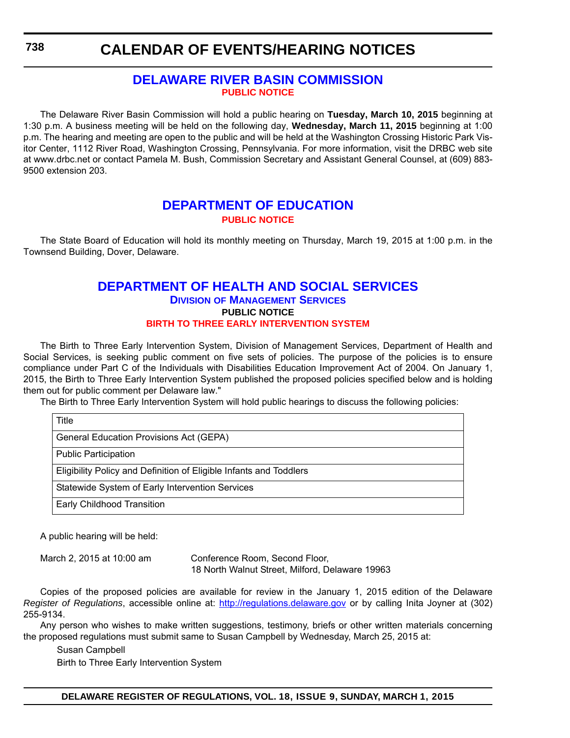# CALENDAR OF EVENTS/HEARING NOTICES

## DELAWARE RIVER BASIN COMMISSION

**PUBLIC NOTICE**

The Delaware River Basin Commission will hold a public hearing on **Tuesday, March 10, 2015** beginning at 1:30 p.m. A business meeting will be held on the following day, **Wednesday, March 11, 2015** beginning at 1:00 p.m. The hearing and meeting are open to the public and will be held at the Washington Crossing Historic Park Visitor Center, 1112 River Road, Washington Crossing, Pennsylvania. For more information, visit the DRBC web site at www.drbc.net or contact Pamela M. Bush, Commission Secretary and Assistant General Counsel, at (609) 883-9500 extension 203.

## DEPARTMENT OF EDUCATION

**PUBLIC NOTICE**

The State Board of Education will hold its monthly meeting on Thursday, March 19, 2015 at 1:00 p.m. in the Townsend Building, Dover, Delaware.

## DEPARTMENT OF HEALTH AND SOCIAL SERVICES

### Division of Management Services

**PUBLIC NOTICE**

**BIRTH TO THREE EARLY INTERVENTION SYSTEM**

The Birth to Three Early Intervention System, Division of Management Services, Department of Health and Social Services, is seeking public comment on five sets of policies. The purpose of the policies is to ensure compliance under Part C of the Individuals with Disabilities Education Improvement Act of 2004. On January 1, 2015, the Birth to Three Early Intervention System published the proposed policies specified below and is holding them out for public comment per Delaware law."

The Birth to Three Early Intervention System will hold public hearings to discuss the following policies:

| Title |
|---|
| General Education Provisions Act (GEPA) |
| Public Participation |
| Eligibility Policy and Definition of Eligible Infants and Toddlers |
| Statewide System of Early Intervention Services |
| Early Childhood Transition |

A public hearing will be held:

March 2, 2015 at 10:00 am — Conference Room, Second Floor, 18 North Walnut Street, Milford, Delaware 19963

Copies of the proposed policies are available for review in the January 1, 2015 edition of the Delaware *Register of Regulations*, accessible online at: http://regulations.delaware.gov or by calling Inita Joyner at (302) 255-9134.

Any person who wishes to make written suggestions, testimony, briefs or other written materials concerning the proposed regulations must submit same to Susan Campbell by Wednesday, March 25, 2015 at:

Susan Campbell
Birth to Three Early Intervention System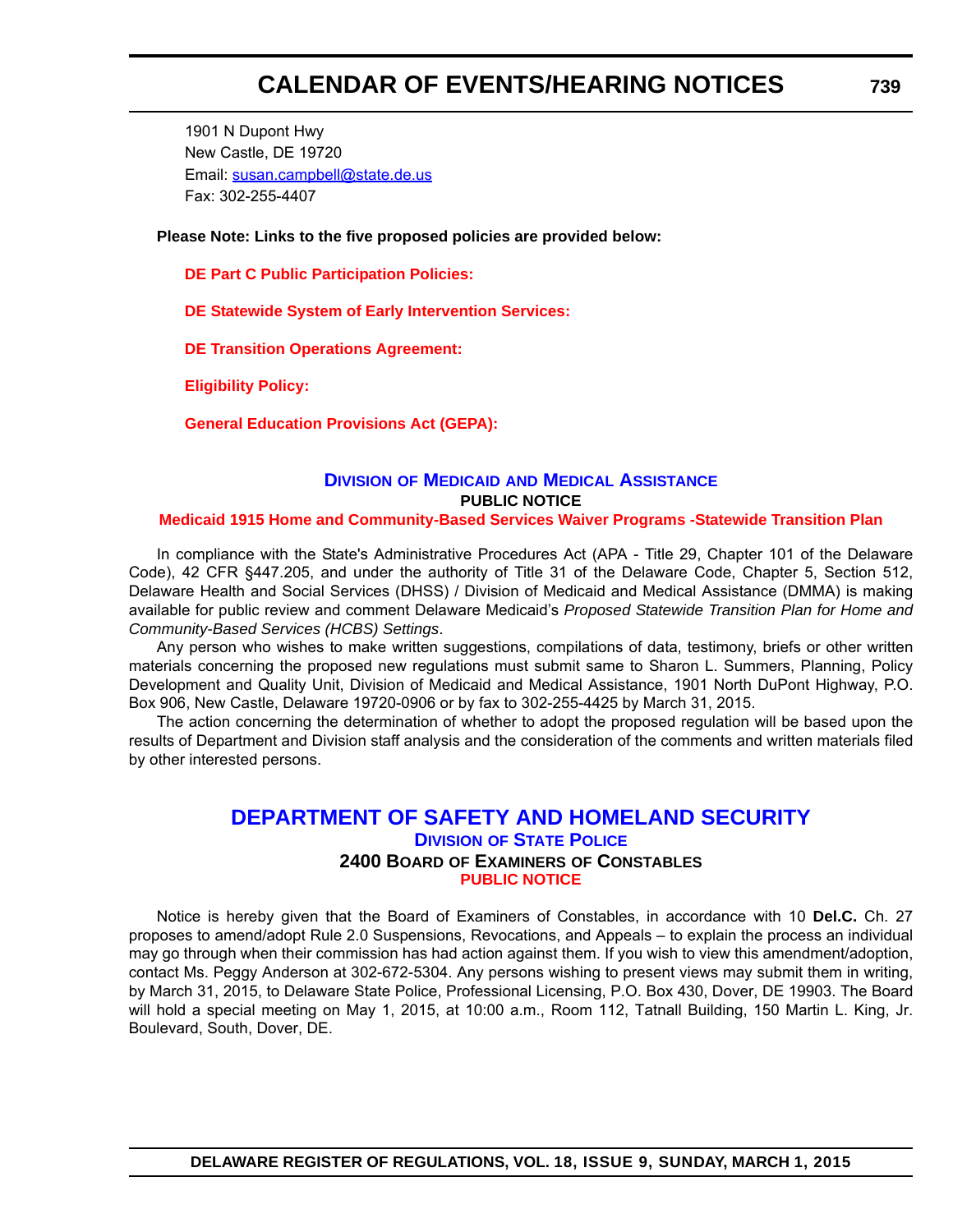1901 N Dupont Hwy
New Castle, DE 19720
Email: susan.campbell@state.de.us
Fax: 302-255-4407

**Please Note: Links to the five proposed policies are provided below:**

**DE Part C Public Participation Policies:**

**DE Statewide System of Early Intervention Services:**

**DE Transition Operations Agreement:**

**Eligibility Policy:**

**General Education Provisions Act (GEPA):**

## DIVISION OF MEDICAID AND MEDICAL ASSISTANCE

**PUBLIC NOTICE**

**Medicaid 1915 Home and Community-Based Services Waiver Programs -Statewide Transition Plan**

In compliance with the State's Administrative Procedures Act (APA - Title 29, Chapter 101 of the Delaware Code), 42 CFR §447.205, and under the authority of Title 31 of the Delaware Code, Chapter 5, Section 512, Delaware Health and Social Services (DHSS) / Division of Medicaid and Medical Assistance (DMMA) is making available for public review and comment Delaware Medicaid's *Proposed Statewide Transition Plan for Home and Community-Based Services (HCBS) Settings*.

Any person who wishes to make written suggestions, compilations of data, testimony, briefs or other written materials concerning the proposed new regulations must submit same to Sharon L. Summers, Planning, Policy Development and Quality Unit, Division of Medicaid and Medical Assistance, 1901 North DuPont Highway, P.O. Box 906, New Castle, Delaware 19720-0906 or by fax to 302-255-4425 by March 31, 2015.

The action concerning the determination of whether to adopt the proposed regulation will be based upon the results of Department and Division staff analysis and the consideration of the comments and written materials filed by other interested persons.

# DEPARTMENT OF SAFETY AND HOMELAND SECURITY

## DIVISION OF STATE POLICE

### 2400 BOARD OF EXAMINERS OF CONSTABLES

**PUBLIC NOTICE**

Notice is hereby given that the Board of Examiners of Constables, in accordance with 10 **Del.C.** Ch. 27 proposes to amend/adopt Rule 2.0 Suspensions, Revocations, and Appeals – to explain the process an individual may go through when their commission has had action against them. If you wish to view this amendment/adoption, contact Ms. Peggy Anderson at 302-672-5304. Any persons wishing to present views may submit them in writing, by March 31, 2015, to Delaware State Police, Professional Licensing, P.O. Box 430, Dover, DE 19903. The Board will hold a special meeting on May 1, 2015, at 10:00 a.m., Room 112, Tatnall Building, 150 Martin L. King, Jr. Boulevard, South, Dover, DE.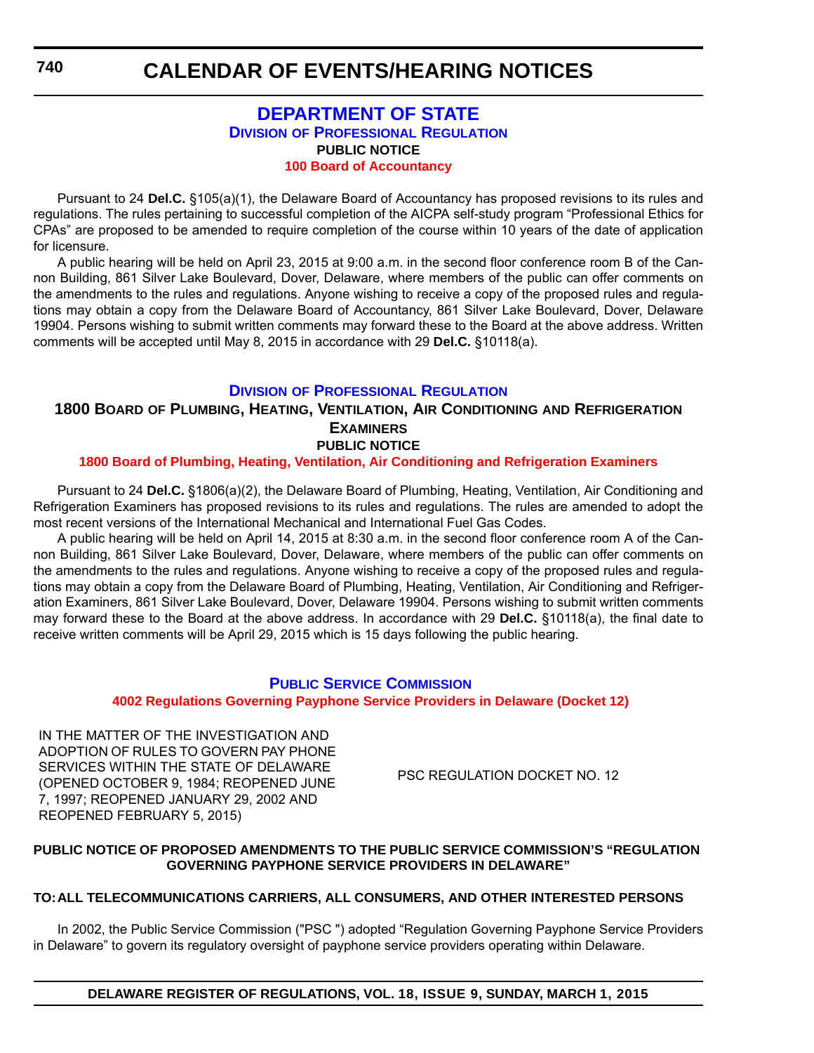# CALENDAR OF EVENTS/HEARING NOTICES

## DEPARTMENT OF STATE

### Division of Professional Regulation

**PUBLIC NOTICE**

**100 Board of Accountancy**

Pursuant to 24 **Del.C.** §105(a)(1), the Delaware Board of Accountancy has proposed revisions to its rules and regulations. The rules pertaining to successful completion of the AICPA self-study program "Professional Ethics for CPAs" are proposed to be amended to require completion of the course within 10 years of the date of application for licensure.

A public hearing will be held on April 23, 2015 at 9:00 a.m. in the second floor conference room B of the Cannon Building, 861 Silver Lake Boulevard, Dover, Delaware, where members of the public can offer comments on the amendments to the rules and regulations. Anyone wishing to receive a copy of the proposed rules and regulations may obtain a copy from the Delaware Board of Accountancy, 861 Silver Lake Boulevard, Dover, Delaware 19904. Persons wishing to submit written comments may forward these to the Board at the above address. Written comments will be accepted until May 8, 2015 in accordance with 29 **Del.C.** §10118(a).

### Division of Professional Regulation

### 1800 Board of Plumbing, Heating, Ventilation, Air Conditioning and Refrigeration Examiners

**PUBLIC NOTICE**

**1800 Board of Plumbing, Heating, Ventilation, Air Conditioning and Refrigeration Examiners**

Pursuant to 24 **Del.C.** §1806(a)(2), the Delaware Board of Plumbing, Heating, Ventilation, Air Conditioning and Refrigeration Examiners has proposed revisions to its rules and regulations. The rules are amended to adopt the most recent versions of the International Mechanical and International Fuel Gas Codes.

A public hearing will be held on April 14, 2015 at 8:30 a.m. in the second floor conference room A of the Cannon Building, 861 Silver Lake Boulevard, Dover, Delaware, where members of the public can offer comments on the amendments to the rules and regulations. Anyone wishing to receive a copy of the proposed rules and regulations may obtain a copy from the Delaware Board of Plumbing, Heating, Ventilation, Air Conditioning and Refrigeration Examiners, 861 Silver Lake Boulevard, Dover, Delaware 19904. Persons wishing to submit written comments may forward these to the Board at the above address. In accordance with 29 **Del.C.** §10118(a), the final date to receive written comments will be April 29, 2015 which is 15 days following the public hearing.

### Public Service Commission

**4002 Regulations Governing Payphone Service Providers in Delaware (Docket 12)**

| IN THE MATTER OF THE INVESTIGATION AND ADOPTION OF RULES TO GOVERN PAY PHONE SERVICES WITHIN THE STATE OF DELAWARE (OPENED OCTOBER 9, 1984; REOPENED JUNE 7, 1997; REOPENED JANUARY 29, 2002 AND REOPENED FEBRUARY 5, 2015) | PSC REGULATION DOCKET NO. 12 |
|---|---|

**PUBLIC NOTICE OF PROPOSED AMENDMENTS TO THE PUBLIC SERVICE COMMISSION'S "REGULATION GOVERNING PAYPHONE SERVICE PROVIDERS IN DELAWARE"**

**TO: ALL TELECOMMUNICATIONS CARRIERS, ALL CONSUMERS, AND OTHER INTERESTED PERSONS**

In 2002, the Public Service Commission ("PSC ") adopted "Regulation Governing Payphone Service Providers in Delaware" to govern its regulatory oversight of payphone service providers operating within Delaware.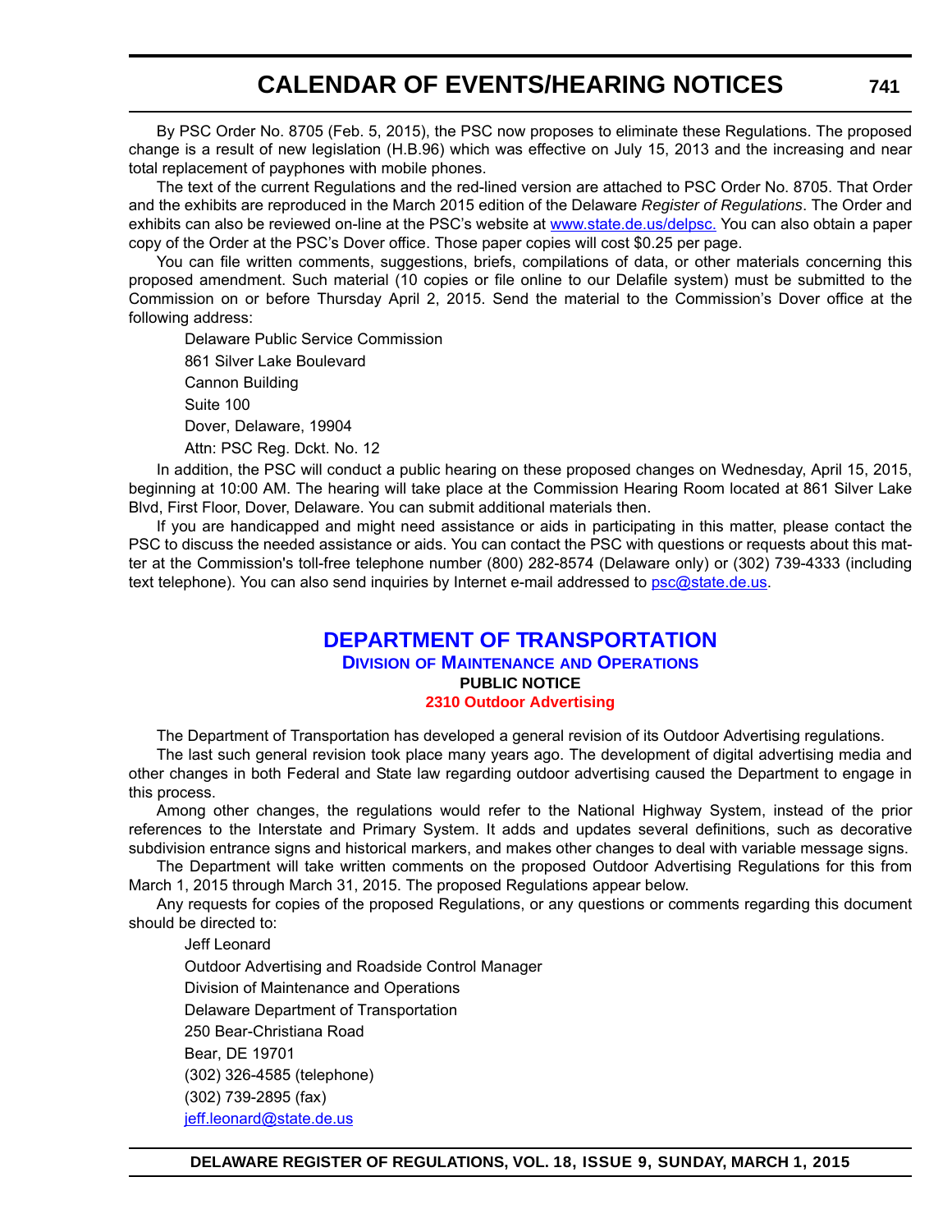By PSC Order No. 8705 (Feb. 5, 2015), the PSC now proposes to eliminate these Regulations. The proposed change is a result of new legislation (H.B.96) which was effective on July 15, 2013 and the increasing and near total replacement of payphones with mobile phones.

The text of the current Regulations and the red-lined version are attached to PSC Order No. 8705. That Order and the exhibits are reproduced in the March 2015 edition of the Delaware *Register of Regulations*. The Order and exhibits can also be reviewed on-line at the PSC's website at www.state.de.us/delpsc. You can also obtain a paper copy of the Order at the PSC's Dover office. Those paper copies will cost $0.25 per page.

You can file written comments, suggestions, briefs, compilations of data, or other materials concerning this proposed amendment. Such material (10 copies or file online to our Delafile system) must be submitted to the Commission on or before Thursday April 2, 2015. Send the material to the Commission's Dover office at the following address:

Delaware Public Service Commission
861 Silver Lake Boulevard
Cannon Building
Suite 100
Dover, Delaware, 19904
Attn: PSC Reg. Dckt. No. 12

In addition, the PSC will conduct a public hearing on these proposed changes on Wednesday, April 15, 2015, beginning at 10:00 AM. The hearing will take place at the Commission Hearing Room located at 861 Silver Lake Blvd, First Floor, Dover, Delaware. You can submit additional materials then.

If you are handicapped and might need assistance or aids in participating in this matter, please contact the PSC to discuss the needed assistance or aids. You can contact the PSC with questions or requests about this matter at the Commission's toll-free telephone number (800) 282-8574 (Delaware only) or (302) 739-4333 (including text telephone). You can also send inquiries by Internet e-mail addressed to psc@state.de.us.

## DEPARTMENT OF TRANSPORTATION

### Division of Maintenance and Operations

**PUBLIC NOTICE**

**2310 Outdoor Advertising**

The Department of Transportation has developed a general revision of its Outdoor Advertising regulations.

The last such general revision took place many years ago. The development of digital advertising media and other changes in both Federal and State law regarding outdoor advertising caused the Department to engage in this process.

Among other changes, the regulations would refer to the National Highway System, instead of the prior references to the Interstate and Primary System. It adds and updates several definitions, such as decorative subdivision entrance signs and historical markers, and makes other changes to deal with variable message signs.

The Department will take written comments on the proposed Outdoor Advertising Regulations for this from March 1, 2015 through March 31, 2015. The proposed Regulations appear below.

Any requests for copies of the proposed Regulations, or any questions or comments regarding this document should be directed to:

Jeff Leonard
Outdoor Advertising and Roadside Control Manager
Division of Maintenance and Operations
Delaware Department of Transportation
250 Bear-Christiana Road
Bear, DE 19701
(302) 326-4585 (telephone)
(302) 739-2895 (fax)
jeff.leonard@state.de.us